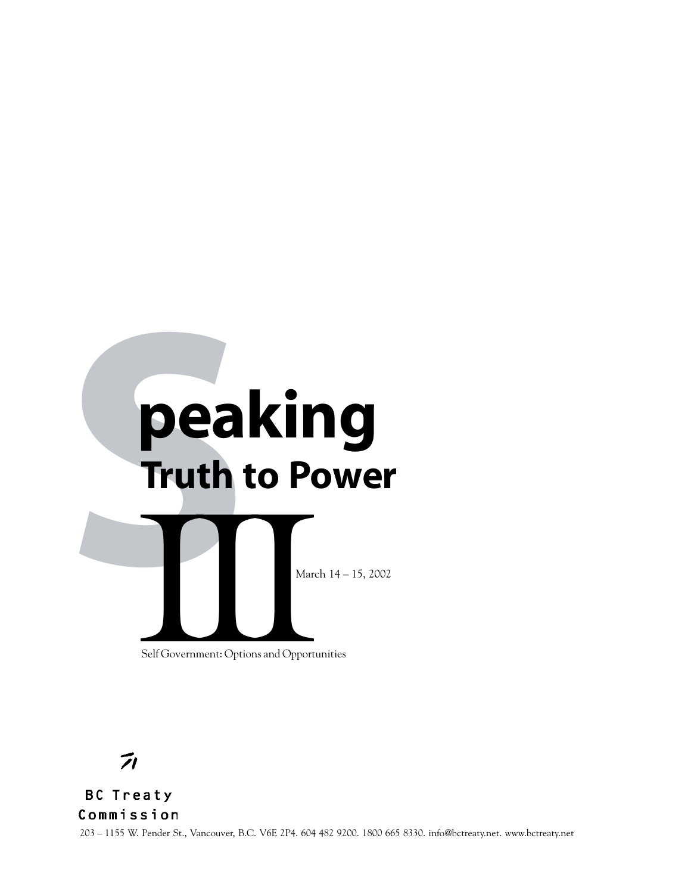# Speaking Truth to Power III

March 14 – 15, 2002

Self Government: Options and Opportunities

BC Treaty Commission

203 – 1155 W. Pender St., Vancouver, B.C. V6E 2P4. 604 482 9200. 1800 665 8330. info@bctreaty.net. www.bctreaty.net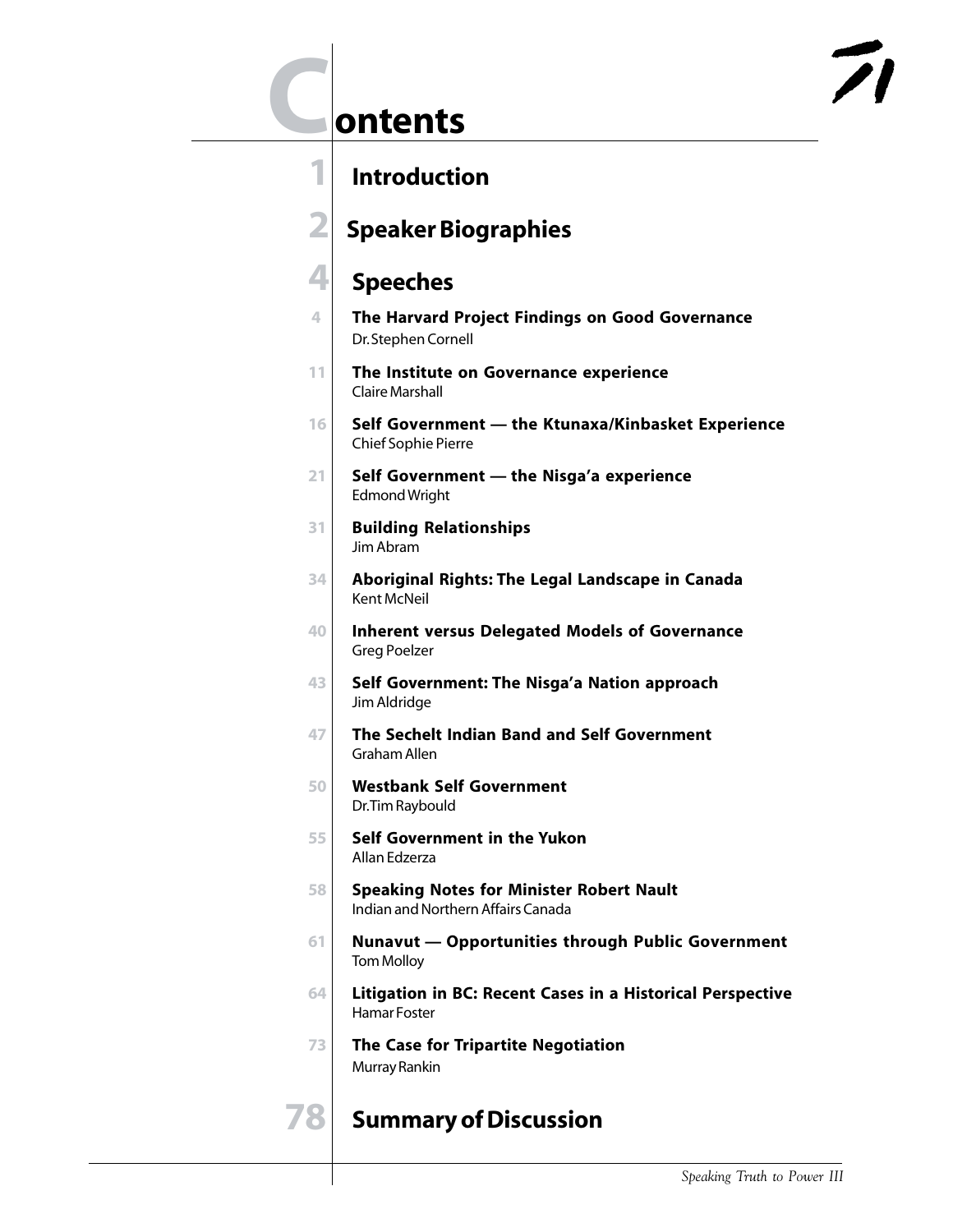# Contents

1 **Introduction**

2 **Speaker Biographies**

4 **Speeches**

4 **The Harvard Project Findings on Good Governance**
Dr. Stephen Cornell

11 **The Institute on Governance experience**
Claire Marshall

16 **Self Government — the Ktunaxa/Kinbasket Experience**
Chief Sophie Pierre

21 **Self Government — the Nisga'a experience**
Edmond Wright

31 **Building Relationships**
Jim Abram

34 **Aboriginal Rights: The Legal Landscape in Canada**
Kent McNeil

40 **Inherent versus Delegated Models of Governance**
Greg Poelzer

43 **Self Government: The Nisga'a Nation approach**
Jim Aldridge

47 **The Sechelt Indian Band and Self Government**
Graham Allen

50 **Westbank Self Government**
Dr. Tim Raybould

55 **Self Government in the Yukon**
Allan Edzerza

58 **Speaking Notes for Minister Robert Nault**
Indian and Northern Affairs Canada

61 **Nunavut — Opportunities through Public Government**
Tom Molloy

64 **Litigation in BC: Recent Cases in a Historical Perspective**
Hamar Foster

73 **The Case for Tripartite Negotiation**
Murray Rankin

78 **Summary of Discussion**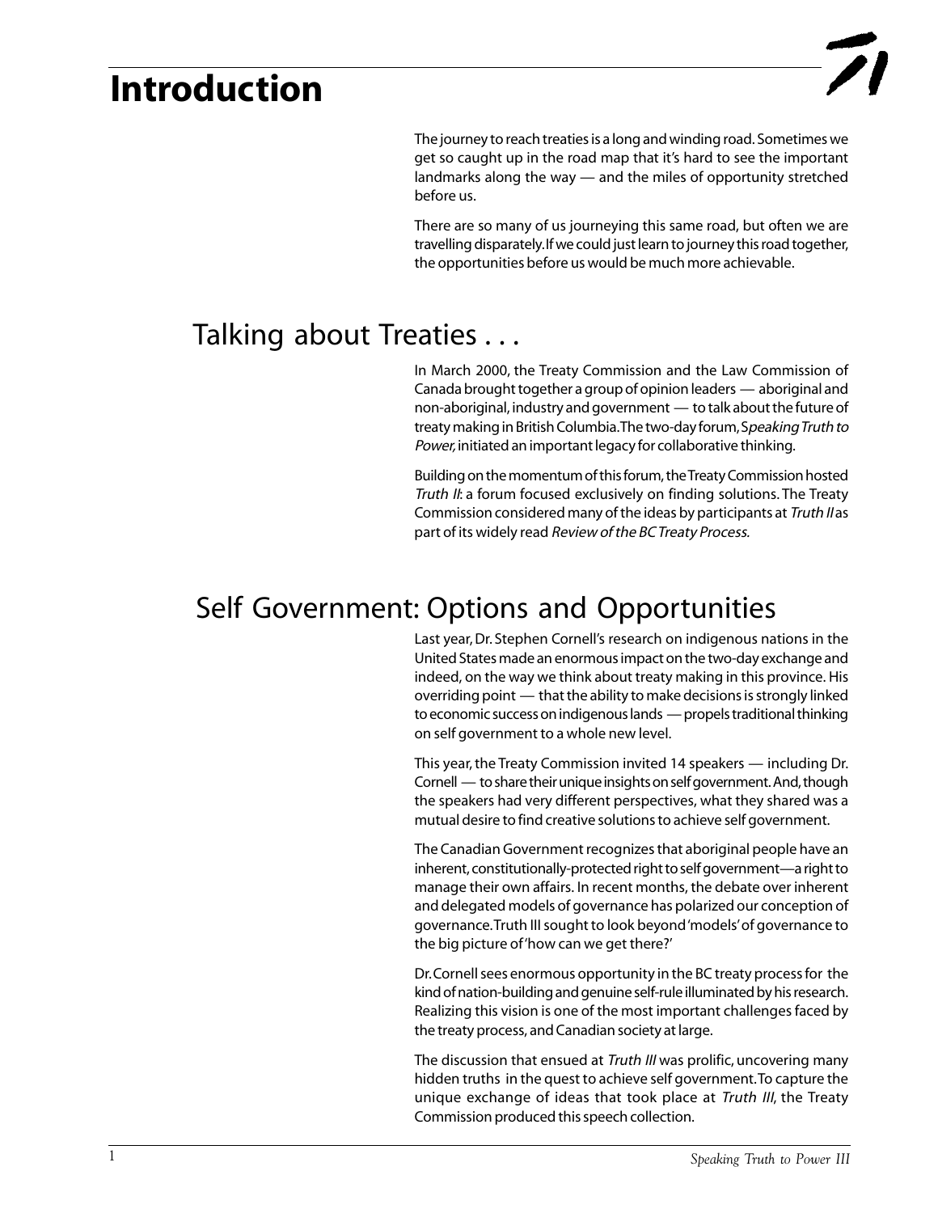# Introduction

The journey to reach treaties is a long and winding road. Sometimes we get so caught up in the road map that it's hard to see the important landmarks along the way — and the miles of opportunity stretched before us.

There are so many of us journeying this same road, but often we are travelling disparately. If we could just learn to journey this road together, the opportunities before us would be much more achievable.

## Talking about Treaties . . .

In March 2000, the Treaty Commission and the Law Commission of Canada brought together a group of opinion leaders — aboriginal and non-aboriginal, industry and government — to talk about the future of treaty making in British Columbia. The two-day forum, *Speaking Truth to Power,* initiated an important legacy for collaborative thinking.

Building on the momentum of this forum, the Treaty Commission hosted *Truth II*: a forum focused exclusively on finding solutions. The Treaty Commission considered many of the ideas by participants at *Truth II* as part of its widely read *Review of the BC Treaty Process.*

## Self Government: Options and Opportunities

Last year, Dr. Stephen Cornell's research on indigenous nations in the United States made an enormous impact on the two-day exchange and indeed, on the way we think about treaty making in this province. His overriding point — that the ability to make decisions is strongly linked to economic success on indigenous lands — propels traditional thinking on self government to a whole new level.

This year, the Treaty Commission invited 14 speakers — including Dr. Cornell — to share their unique insights on self government. And, though the speakers had very different perspectives, what they shared was a mutual desire to find creative solutions to achieve self government.

The Canadian Government recognizes that aboriginal people have an inherent, constitutionally-protected right to self government—a right to manage their own affairs. In recent months, the debate over inherent and delegated models of governance has polarized our conception of governance. Truth III sought to look beyond 'models' of governance to the big picture of 'how can we get there?'

Dr. Cornell sees enormous opportunity in the BC treaty process for the kind of nation-building and genuine self-rule illuminated by his research. Realizing this vision is one of the most important challenges faced by the treaty process, and Canadian society at large.

The discussion that ensued at *Truth III* was prolific, uncovering many hidden truths in the quest to achieve self government. To capture the unique exchange of ideas that took place at *Truth III*, the Treaty Commission produced this speech collection.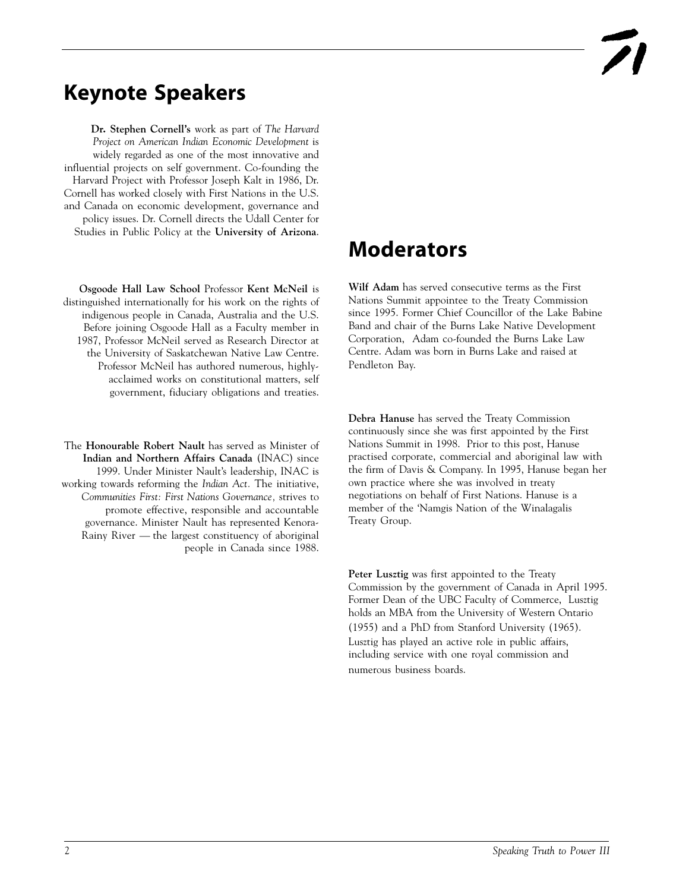## Keynote Speakers

**Dr. Stephen Cornell's** work as part of *The Harvard Project on American Indian Economic Development* is widely regarded as one of the most innovative and influential projects on self government. Co-founding the Harvard Project with Professor Joseph Kalt in 1986, Dr. Cornell has worked closely with First Nations in the U.S. and Canada on economic development, governance and policy issues. Dr. Cornell directs the Udall Center for Studies in Public Policy at the **University of Arizona**.

**Osgoode Hall Law School** Professor **Kent McNeil** is distinguished internationally for his work on the rights of indigenous people in Canada, Australia and the U.S. Before joining Osgoode Hall as a Faculty member in 1987, Professor McNeil served as Research Director at the University of Saskatchewan Native Law Centre. Professor McNeil has authored numerous, highly-acclaimed works on constitutional matters, self government, fiduciary obligations and treaties.

The **Honourable Robert Nault** has served as Minister of **Indian and Northern Affairs Canada** (INAC) since 1999. Under Minister Nault's leadership, INAC is working towards reforming the *Indian Act.* The initiative, *Communities First: First Nations Governance,* strives to promote effective, responsible and accountable governance. Minister Nault has represented Kenora-Rainy River — the largest constituency of aboriginal people in Canada since 1988.

## Moderators

**Wilf Adam** has served consecutive terms as the First Nations Summit appointee to the Treaty Commission since 1995. Former Chief Councillor of the Lake Babine Band and chair of the Burns Lake Native Development Corporation, Adam co-founded the Burns Lake Law Centre. Adam was born in Burns Lake and raised at Pendleton Bay.

**Debra Hanuse** has served the Treaty Commission continuously since she was first appointed by the First Nations Summit in 1998. Prior to this post, Hanuse practised corporate, commercial and aboriginal law with the firm of Davis & Company. In 1995, Hanuse began her own practice where she was involved in treaty negotiations on behalf of First Nations. Hanuse is a member of the 'Namgis Nation of the Winalagalis Treaty Group.

**Peter Lusztig** was first appointed to the Treaty Commission by the government of Canada in April 1995. Former Dean of the UBC Faculty of Commerce, Lusztig holds an MBA from the University of Western Ontario (1955) and a PhD from Stanford University (1965). Lusztig has played an active role in public affairs, including service with one royal commission and numerous business boards.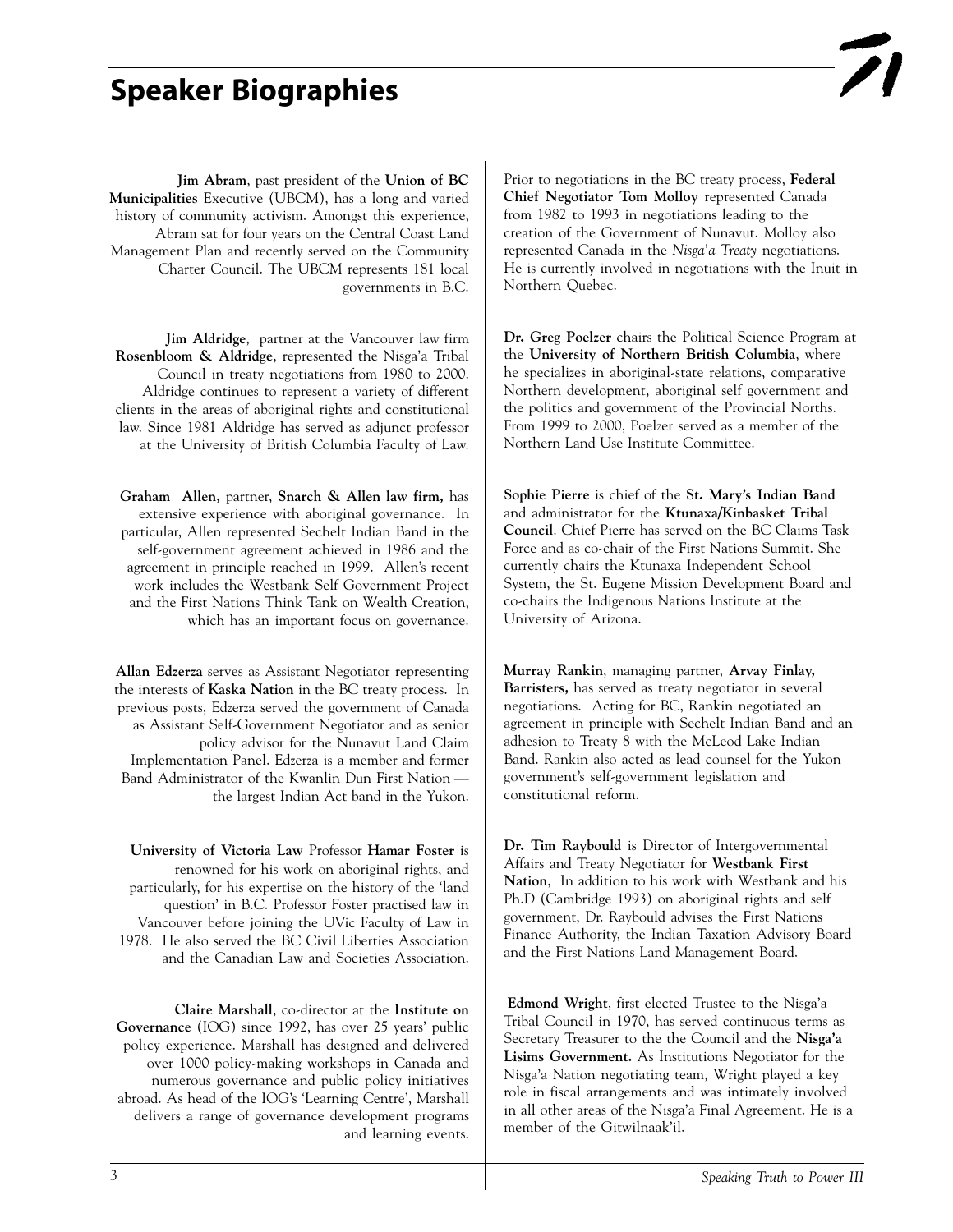# Speaker Biographies

**Jim Abram**, past president of the **Union of BC Municipalities** Executive (UBCM), has a long and varied history of community activism. Amongst this experience, Abram sat for four years on the Central Coast Land Management Plan and recently served on the Community Charter Council. The UBCM represents 181 local governments in B.C.

**Jim Aldridge**, partner at the Vancouver law firm **Rosenbloom & Aldridge**, represented the Nisga'a Tribal Council in treaty negotiations from 1980 to 2000. Aldridge continues to represent a variety of different clients in the areas of aboriginal rights and constitutional law. Since 1981 Aldridge has served as adjunct professor at the University of British Columbia Faculty of Law.

**Graham Allen,** partner, **Snarch & Allen law firm,** has extensive experience with aboriginal governance. In particular, Allen represented Sechelt Indian Band in the self-government agreement achieved in 1986 and the agreement in principle reached in 1999. Allen's recent work includes the Westbank Self Government Project and the First Nations Think Tank on Wealth Creation, which has an important focus on governance.

**Allan Edzerza** serves as Assistant Negotiator representing the interests of **Kaska Nation** in the BC treaty process. In previous posts, Edzerza served the government of Canada as Assistant Self-Government Negotiator and as senior policy advisor for the Nunavut Land Claim Implementation Panel. Edzerza is a member and former Band Administrator of the Kwanlin Dun First Nation — the largest Indian Act band in the Yukon.

**University of Victoria Law** Professor **Hamar Foster** is renowned for his work on aboriginal rights, and particularly, for his expertise on the history of the 'land question' in B.C. Professor Foster practised law in Vancouver before joining the UVic Faculty of Law in 1978. He also served the BC Civil Liberties Association and the Canadian Law and Societies Association.

**Claire Marshall**, co-director at the **Institute on Governance** (IOG) since 1992, has over 25 years' public policy experience. Marshall has designed and delivered over 1000 policy-making workshops in Canada and numerous governance and public policy initiatives abroad. As head of the IOG's 'Learning Centre', Marshall delivers a range of governance development programs and learning events.

Prior to negotiations in the BC treaty process, **Federal Chief Negotiator Tom Molloy** represented Canada from 1982 to 1993 in negotiations leading to the creation of the Government of Nunavut. Molloy also represented Canada in the *Nisga'a Treaty* negotiations. He is currently involved in negotiations with the Inuit in Northern Quebec.

**Dr. Greg Poelzer** chairs the Political Science Program at the **University of Northern British Columbia**, where he specializes in aboriginal-state relations, comparative Northern development, aboriginal self government and the politics and government of the Provincial Norths. From 1999 to 2000, Poelzer served as a member of the Northern Land Use Institute Committee.

**Sophie Pierre** is chief of the **St. Mary's Indian Band** and administrator for the **Ktunaxa/Kinbasket Tribal Council**. Chief Pierre has served on the BC Claims Task Force and as co-chair of the First Nations Summit. She currently chairs the Ktunaxa Independent School System, the St. Eugene Mission Development Board and co-chairs the Indigenous Nations Institute at the University of Arizona.

**Murray Rankin**, managing partner, **Arvay Finlay, Barristers,** has served as treaty negotiator in several negotiations. Acting for BC, Rankin negotiated an agreement in principle with Sechelt Indian Band and an adhesion to Treaty 8 with the McLeod Lake Indian Band. Rankin also acted as lead counsel for the Yukon government's self-government legislation and constitutional reform.

**Dr. Tim Raybould** is Director of Intergovernmental Affairs and Treaty Negotiator for **Westbank First Nation**, In addition to his work with Westbank and his Ph.D (Cambridge 1993) on aboriginal rights and self government, Dr. Raybould advises the First Nations Finance Authority, the Indian Taxation Advisory Board and the First Nations Land Management Board.

**Edmond Wright**, first elected Trustee to the Nisga'a Tribal Council in 1970, has served continuous terms as Secretary Treasurer to the the Council and the **Nisga'a Lisims Government.** As Institutions Negotiator for the Nisga'a Nation negotiating team, Wright played a key role in fiscal arrangements and was intimately involved in all other areas of the Nisga'a Final Agreement. He is a member of the Gitwilnaak'il.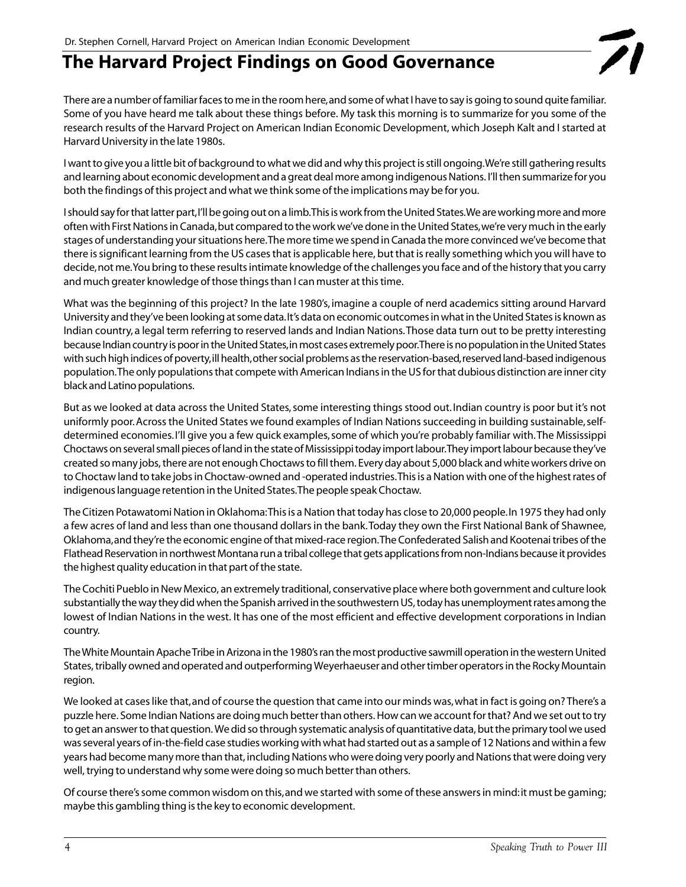Dr. Stephen Cornell, Harvard Project on American Indian Economic Development

# The Harvard Project Findings on Good Governance

There are a number of familiar faces to me in the room here, and some of what I have to say is going to sound quite familiar. Some of you have heard me talk about these things before. My task this morning is to summarize for you some of the research results of the Harvard Project on American Indian Economic Development, which Joseph Kalt and I started at Harvard University in the late 1980s.

I want to give you a little bit of background to what we did and why this project is still ongoing. We're still gathering results and learning about economic development and a great deal more among indigenous Nations. I'll then summarize for you both the findings of this project and what we think some of the implications may be for you.

I should say for that latter part, I'll be going out on a limb. This is work from the United States. We are working more and more often with First Nations in Canada, but compared to the work we've done in the United States, we're very much in the early stages of understanding your situations here. The more time we spend in Canada the more convinced we've become that there is significant learning from the US cases that is applicable here, but that is really something which you will have to decide, not me. You bring to these results intimate knowledge of the challenges you face and of the history that you carry and much greater knowledge of those things than I can muster at this time.

What was the beginning of this project? In the late 1980's, imagine a couple of nerd academics sitting around Harvard University and they've been looking at some data. It's data on economic outcomes in what in the United States is known as Indian country, a legal term referring to reserved lands and Indian Nations. Those data turn out to be pretty interesting because Indian country is poor in the United States, in most cases extremely poor. There is no population in the United States with such high indices of poverty, ill health, other social problems as the reservation-based, reserved land-based indigenous population. The only populations that compete with American Indians in the US for that dubious distinction are inner city black and Latino populations.

But as we looked at data across the United States, some interesting things stood out. Indian country is poor but it's not uniformly poor. Across the United States we found examples of Indian Nations succeeding in building sustainable, self-determined economies. I'll give you a few quick examples, some of which you're probably familiar with. The Mississippi Choctaws on several small pieces of land in the state of Mississippi today import labour. They import labour because they've created so many jobs, there are not enough Choctaws to fill them. Every day about 5,000 black and white workers drive on to Choctaw land to take jobs in Choctaw-owned and -operated industries. This is a Nation with one of the highest rates of indigenous language retention in the United States. The people speak Choctaw.

The Citizen Potawatomi Nation in Oklahoma: This is a Nation that today has close to 20,000 people. In 1975 they had only a few acres of land and less than one thousand dollars in the bank. Today they own the First National Bank of Shawnee, Oklahoma, and they're the economic engine of that mixed-race region. The Confederated Salish and Kootenai tribes of the Flathead Reservation in northwest Montana run a tribal college that gets applications from non-Indians because it provides the highest quality education in that part of the state.

The Cochiti Pueblo in New Mexico, an extremely traditional, conservative place where both government and culture look substantially the way they did when the Spanish arrived in the southwestern US, today has unemployment rates among the lowest of Indian Nations in the west. It has one of the most efficient and effective development corporations in Indian country.

The White Mountain Apache Tribe in Arizona in the 1980's ran the most productive sawmill operation in the western United States, tribally owned and operated and outperforming Weyerhaeuser and other timber operators in the Rocky Mountain region.

We looked at cases like that, and of course the question that came into our minds was, what in fact is going on? There's a puzzle here. Some Indian Nations are doing much better than others. How can we account for that? And we set out to try to get an answer to that question. We did so through systematic analysis of quantitative data, but the primary tool we used was several years of in-the-field case studies working with what had started out as a sample of 12 Nations and within a few years had become many more than that, including Nations who were doing very poorly and Nations that were doing very well, trying to understand why some were doing so much better than others.

Of course there's some common wisdom on this, and we started with some of these answers in mind: it must be gaming; maybe this gambling thing is the key to economic development.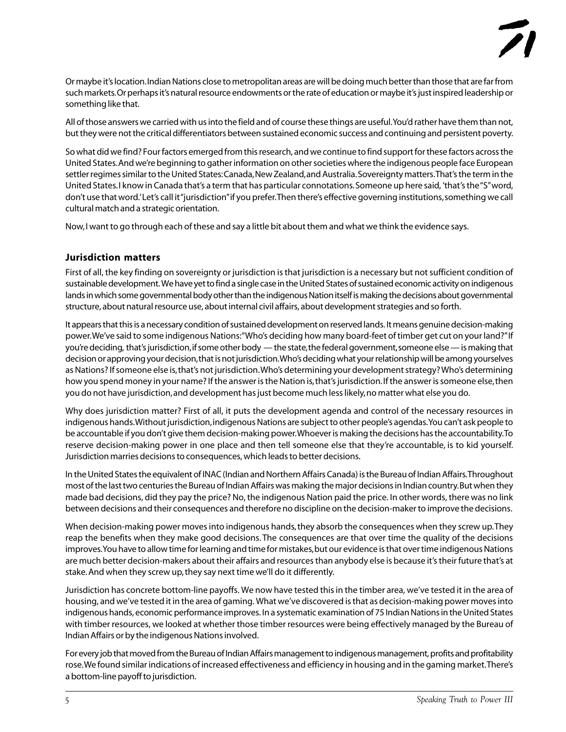Or maybe it's location. Indian Nations close to metropolitan areas are will be doing much better than those that are far from such markets. Or perhaps it's natural resource endowments or the rate of education or maybe it's just inspired leadership or something like that.

All of those answers we carried with us into the field and of course these things are useful. You'd rather have them than not, but they were not the critical differentiators between sustained economic success and continuing and persistent poverty.

So what did we find? Four factors emerged from this research, and we continue to find support for these factors across the United States. And we're beginning to gather information on other societies where the indigenous people face European settler regimes similar to the United States: Canada, New Zealand, and Australia. Sovereignty matters. That's the term in the United States. I know in Canada that's a term that has particular connotations. Someone up here said, 'that's the "S" word, don't use that word.' Let's call it "jurisdiction" if you prefer. Then there's effective governing institutions, something we call cultural match and a strategic orientation.

Now, I want to go through each of these and say a little bit about them and what we think the evidence says.

### Jurisdiction matters

First of all, the key finding on sovereignty or jurisdiction is that jurisdiction is a necessary but not sufficient condition of sustainable development. We have yet to find a single case in the United States of sustained economic activity on indigenous lands in which some governmental body other than the indigenous Nation itself is making the decisions about governmental structure, about natural resource use, about internal civil affairs, about development strategies and so forth.

It appears that this is a necessary condition of sustained development on reserved lands. It means genuine decision-making power. We've said to some indigenous Nations: "Who's deciding how many board-feet of timber get cut on your land?" If you're deciding, that's jurisdiction, if some other body — the state, the federal government, someone else — is making that decision or approving your decision, that is not jurisdiction. Who's deciding what your relationship will be among yourselves as Nations? If someone else is, that's not jurisdiction. Who's determining your development strategy? Who's determining how you spend money in your name? If the answer is the Nation is, that's jurisdiction. If the answer is someone else, then you do not have jurisdiction, and development has just become much less likely, no matter what else you do.

Why does jurisdiction matter? First of all, it puts the development agenda and control of the necessary resources in indigenous hands. Without jurisdiction, indigenous Nations are subject to other people's agendas. You can't ask people to be accountable if you don't give them decision-making power. Whoever is making the decisions has the accountability. To reserve decision-making power in one place and then tell someone else that they're accountable, is to kid yourself. Jurisdiction marries decisions to consequences, which leads to better decisions.

In the United States the equivalent of INAC (Indian and Northern Affairs Canada) is the Bureau of Indian Affairs. Throughout most of the last two centuries the Bureau of Indian Affairs was making the major decisions in Indian country. But when they made bad decisions, did they pay the price? No, the indigenous Nation paid the price. In other words, there was no link between decisions and their consequences and therefore no discipline on the decision-maker to improve the decisions.

When decision-making power moves into indigenous hands, they absorb the consequences when they screw up. They reap the benefits when they make good decisions. The consequences are that over time the quality of the decisions improves. You have to allow time for learning and time for mistakes, but our evidence is that over time indigenous Nations are much better decision-makers about their affairs and resources than anybody else is because it's their future that's at stake. And when they screw up, they say next time we'll do it differently.

Jurisdiction has concrete bottom-line payoffs. We now have tested this in the timber area, we've tested it in the area of housing, and we've tested it in the area of gaming. What we've discovered is that as decision-making power moves into indigenous hands, economic performance improves. In a systematic examination of 75 Indian Nations in the United States with timber resources, we looked at whether those timber resources were being effectively managed by the Bureau of Indian Affairs or by the indigenous Nations involved.

For every job that moved from the Bureau of Indian Affairs management to indigenous management, profits and profitability rose. We found similar indications of increased effectiveness and efficiency in housing and in the gaming market. There's a bottom-line payoff to jurisdiction.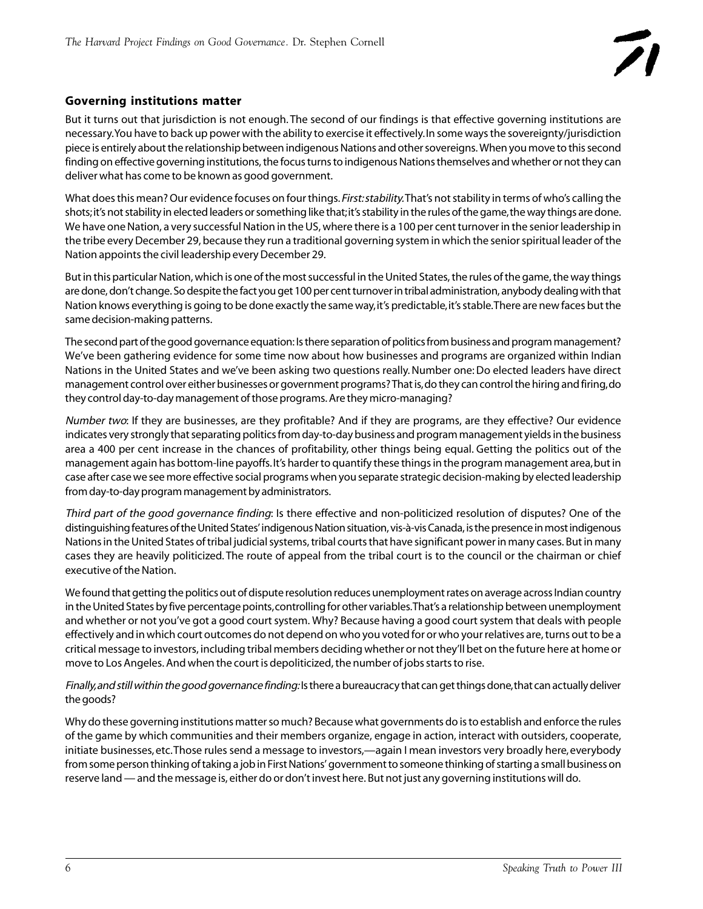## Governing institutions matter

But it turns out that jurisdiction is not enough. The second of our findings is that effective governing institutions are necessary. You have to back up power with the ability to exercise it effectively. In some ways the sovereignty/jurisdiction piece is entirely about the relationship between indigenous Nations and other sovereigns. When you move to this second finding on effective governing institutions, the focus turns to indigenous Nations themselves and whether or not they can deliver what has come to be known as good government.

What does this mean? Our evidence focuses on four things. *First: stability.* That's not stability in terms of who's calling the shots; it's not stability in elected leaders or something like that; it's stability in the rules of the game, the way things are done. We have one Nation, a very successful Nation in the US, where there is a 100 per cent turnover in the senior leadership in the tribe every December 29, because they run a traditional governing system in which the senior spiritual leader of the Nation appoints the civil leadership every December 29.

But in this particular Nation, which is one of the most successful in the United States, the rules of the game, the way things are done, don't change. So despite the fact you get 100 per cent turnover in tribal administration, anybody dealing with that Nation knows everything is going to be done exactly the same way, it's predictable, it's stable. There are new faces but the same decision-making patterns.

The second part of the good governance equation: Is there separation of politics from business and program management? We've been gathering evidence for some time now about how businesses and programs are organized within Indian Nations in the United States and we've been asking two questions really. Number one: Do elected leaders have direct management control over either businesses or government programs? That is, do they can control the hiring and firing, do they control day-to-day management of those programs. Are they micro-managing?

*Number two*: If they are businesses, are they profitable? And if they are programs, are they effective? Our evidence indicates very strongly that separating politics from day-to-day business and program management yields in the business area a 400 per cent increase in the chances of profitability, other things being equal. Getting the politics out of the management again has bottom-line payoffs. It's harder to quantify these things in the program management area, but in case after case we see more effective social programs when you separate strategic decision-making by elected leadership from day-to-day program management by administrators.

*Third part of the good governance finding*: Is there effective and non-politicized resolution of disputes? One of the distinguishing features of the United States' indigenous Nation situation, vis-à-vis Canada, is the presence in most indigenous Nations in the United States of tribal judicial systems, tribal courts that have significant power in many cases. But in many cases they are heavily politicized. The route of appeal from the tribal court is to the council or the chairman or chief executive of the Nation.

We found that getting the politics out of dispute resolution reduces unemployment rates on average across Indian country in the United States by five percentage points, controlling for other variables. That's a relationship between unemployment and whether or not you've got a good court system. Why? Because having a good court system that deals with people effectively and in which court outcomes do not depend on who you voted for or who your relatives are, turns out to be a critical message to investors, including tribal members deciding whether or not they'll bet on the future here at home or move to Los Angeles. And when the court is depoliticized, the number of jobs starts to rise.

*Finally, and still within the good governance finding:* Is there a bureaucracy that can get things done, that can actually deliver the goods?

Why do these governing institutions matter so much? Because what governments do is to establish and enforce the rules of the game by which communities and their members organize, engage in action, interact with outsiders, cooperate, initiate businesses, etc. Those rules send a message to investors,—again I mean investors very broadly here, everybody from some person thinking of taking a job in First Nations' government to someone thinking of starting a small business on reserve land — and the message is, either do or don't invest here. But not just any governing institutions will do.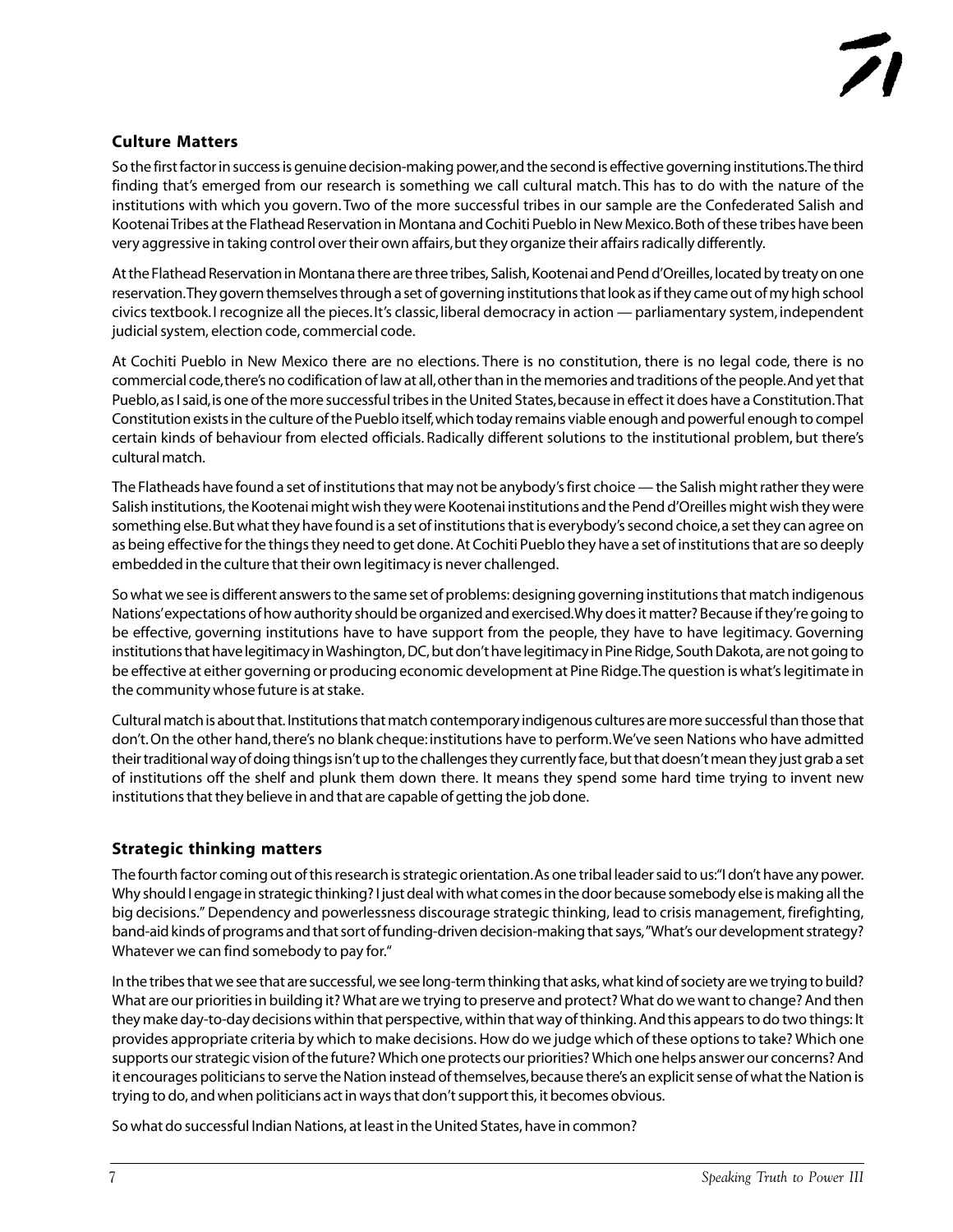## Culture Matters

So the first factor in success is genuine decision-making power, and the second is effective governing institutions. The third finding that's emerged from our research is something we call cultural match. This has to do with the nature of the institutions with which you govern. Two of the more successful tribes in our sample are the Confederated Salish and Kootenai Tribes at the Flathead Reservation in Montana and Cochiti Pueblo in New Mexico. Both of these tribes have been very aggressive in taking control over their own affairs, but they organize their affairs radically differently.

At the Flathead Reservation in Montana there are three tribes, Salish, Kootenai and Pend d'Oreilles, located by treaty on one reservation. They govern themselves through a set of governing institutions that look as if they came out of my high school civics textbook. I recognize all the pieces. It's classic, liberal democracy in action — parliamentary system, independent judicial system, election code, commercial code.

At Cochiti Pueblo in New Mexico there are no elections. There is no constitution, there is no legal code, there is no commercial code, there's no codification of law at all, other than in the memories and traditions of the people. And yet that Pueblo, as I said, is one of the more successful tribes in the United States, because in effect it does have a Constitution. That Constitution exists in the culture of the Pueblo itself, which today remains viable enough and powerful enough to compel certain kinds of behaviour from elected officials. Radically different solutions to the institutional problem, but there's cultural match.

The Flatheads have found a set of institutions that may not be anybody's first choice — the Salish might rather they were Salish institutions, the Kootenai might wish they were Kootenai institutions and the Pend d'Oreilles might wish they were something else. But what they have found is a set of institutions that is everybody's second choice, a set they can agree on as being effective for the things they need to get done. At Cochiti Pueblo they have a set of institutions that are so deeply embedded in the culture that their own legitimacy is never challenged.

So what we see is different answers to the same set of problems: designing governing institutions that match indigenous Nations' expectations of how authority should be organized and exercised. Why does it matter? Because if they're going to be effective, governing institutions have to have support from the people, they have to have legitimacy. Governing institutions that have legitimacy in Washington, DC, but don't have legitimacy in Pine Ridge, South Dakota, are not going to be effective at either governing or producing economic development at Pine Ridge. The question is what's legitimate in the community whose future is at stake.

Cultural match is about that. Institutions that match contemporary indigenous cultures are more successful than those that don't. On the other hand, there's no blank cheque: institutions have to perform. We've seen Nations who have admitted their traditional way of doing things isn't up to the challenges they currently face, but that doesn't mean they just grab a set of institutions off the shelf and plunk them down there. It means they spend some hard time trying to invent new institutions that they believe in and that are capable of getting the job done.

## Strategic thinking matters

The fourth factor coming out of this research is strategic orientation. As one tribal leader said to us: "I don't have any power. Why should I engage in strategic thinking? I just deal with what comes in the door because somebody else is making all the big decisions." Dependency and powerlessness discourage strategic thinking, lead to crisis management, firefighting, band-aid kinds of programs and that sort of funding-driven decision-making that says, "What's our development strategy? Whatever we can find somebody to pay for."

In the tribes that we see that are successful, we see long-term thinking that asks, what kind of society are we trying to build? What are our priorities in building it? What are we trying to preserve and protect? What do we want to change? And then they make day-to-day decisions within that perspective, within that way of thinking. And this appears to do two things: It provides appropriate criteria by which to make decisions. How do we judge which of these options to take? Which one supports our strategic vision of the future? Which one protects our priorities? Which one helps answer our concerns? And it encourages politicians to serve the Nation instead of themselves, because there's an explicit sense of what the Nation is trying to do, and when politicians act in ways that don't support this, it becomes obvious.

So what do successful Indian Nations, at least in the United States, have in common?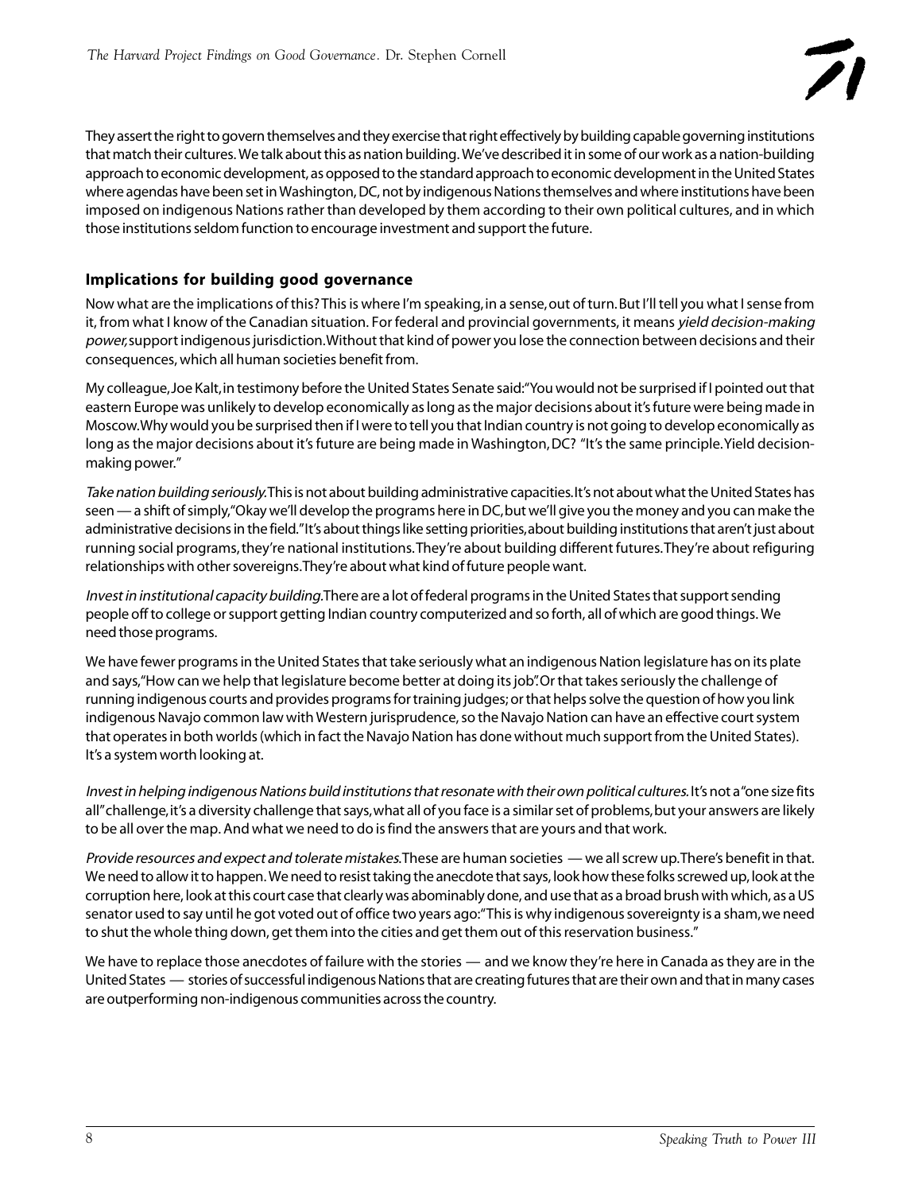They assert the right to govern themselves and they exercise that right effectively by building capable governing institutions that match their cultures. We talk about this as nation building. We've described it in some of our work as a nation-building approach to economic development, as opposed to the standard approach to economic development in the United States where agendas have been set in Washington, DC, not by indigenous Nations themselves and where institutions have been imposed on indigenous Nations rather than developed by them according to their own political cultures, and in which those institutions seldom function to encourage investment and support the future.

### Implications for building good governance

Now what are the implications of this? This is where I'm speaking, in a sense, out of turn. But I'll tell you what I sense from it, from what I know of the Canadian situation. For federal and provincial governments, it means *yield decision-making power,* support indigenous jurisdiction. Without that kind of power you lose the connection between decisions and their consequences, which all human societies benefit from.

My colleague, Joe Kalt, in testimony before the United States Senate said: "You would not be surprised if I pointed out that eastern Europe was unlikely to develop economically as long as the major decisions about it's future were being made in Moscow. Why would you be surprised then if I were to tell you that Indian country is not going to develop economically as long as the major decisions about it's future are being made in Washington, DC? "It's the same principle. Yield decision-making power."

*Take nation building seriously.* This is not about building administrative capacities. It's not about what the United States has seen — a shift of simply, "Okay we'll develop the programs here in DC, but we'll give you the money and you can make the administrative decisions in the field." It's about things like setting priorities, about building institutions that aren't just about running social programs, they're national institutions. They're about building different futures. They're about refiguring relationships with other sovereigns. They're about what kind of future people want.

*Invest in institutional capacity building.* There are a lot of federal programs in the United States that support sending people off to college or support getting Indian country computerized and so forth, all of which are good things. We need those programs.

We have fewer programs in the United States that take seriously what an indigenous Nation legislature has on its plate and says, "How can we help that legislature become better at doing its job". Or that takes seriously the challenge of running indigenous courts and provides programs for training judges; or that helps solve the question of how you link indigenous Navajo common law with Western jurisprudence, so the Navajo Nation can have an effective court system that operates in both worlds (which in fact the Navajo Nation has done without much support from the United States). It's a system worth looking at.

*Invest in helping indigenous Nations build institutions that resonate with their own political cultures.* It's not a "one size fits all" challenge, it's a diversity challenge that says, what all of you face is a similar set of problems, but your answers are likely to be all over the map. And what we need to do is find the answers that are yours and that work.

*Provide resources and expect and tolerate mistakes.* These are human societies — we all screw up. There's benefit in that. We need to allow it to happen. We need to resist taking the anecdote that says, look how these folks screwed up, look at the corruption here, look at this court case that clearly was abominably done, and use that as a broad brush with which, as a US senator used to say until he got voted out of office two years ago: "This is why indigenous sovereignty is a sham, we need to shut the whole thing down, get them into the cities and get them out of this reservation business."

We have to replace those anecdotes of failure with the stories — and we know they're here in Canada as they are in the United States — stories of successful indigenous Nations that are creating futures that are their own and that in many cases are outperforming non-indigenous communities across the country.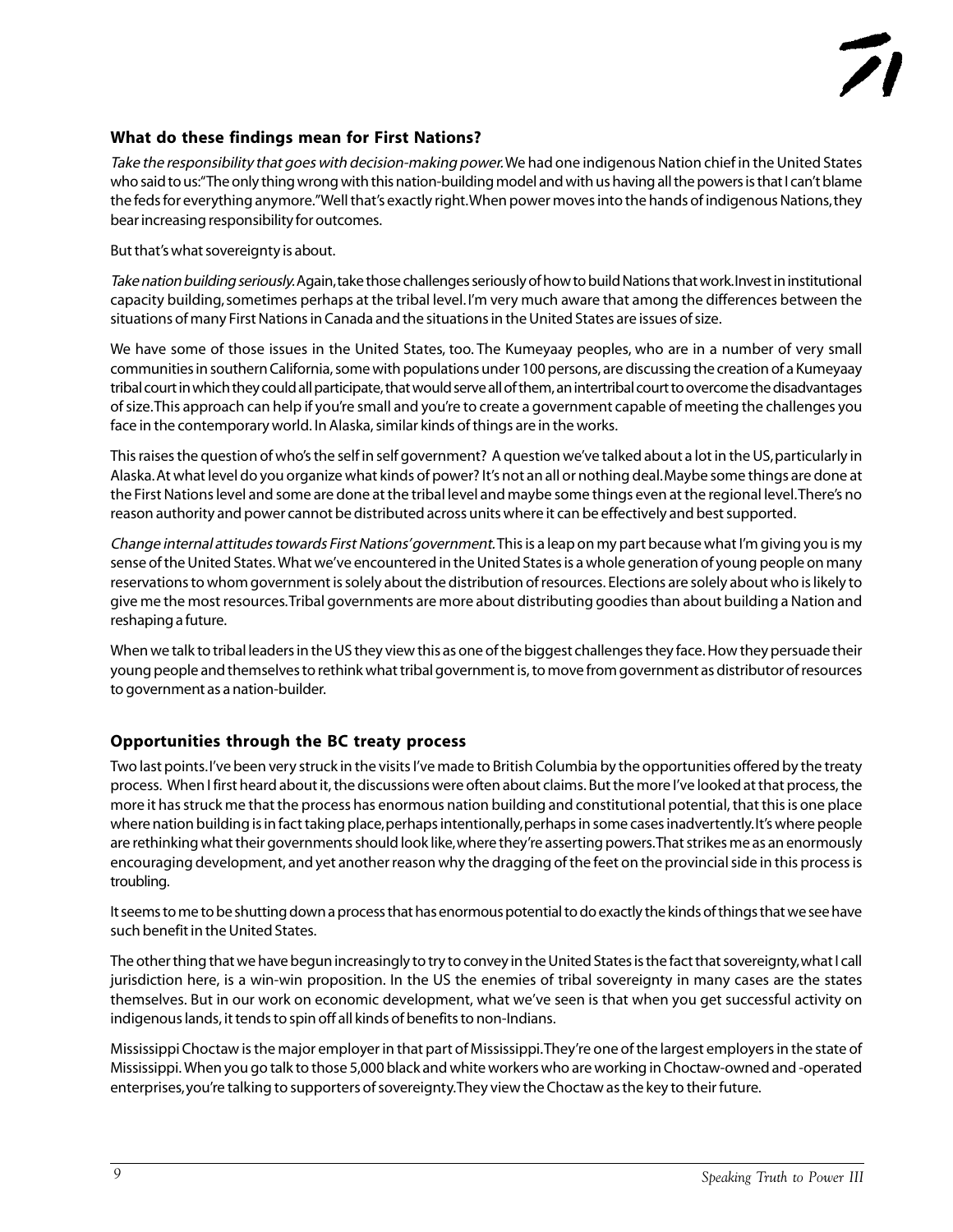### What do these findings mean for First Nations?

*Take the responsibility that goes with decision-making power.* We had one indigenous Nation chief in the United States who said to us: "The only thing wrong with this nation-building model and with us having all the powers is that I can't blame the feds for everything anymore." Well that's exactly right. When power moves into the hands of indigenous Nations, they bear increasing responsibility for outcomes.

But that's what sovereignty is about.

*Take nation building seriously.* Again, take those challenges seriously of how to build Nations that work. Invest in institutional capacity building, sometimes perhaps at the tribal level. I'm very much aware that among the differences between the situations of many First Nations in Canada and the situations in the United States are issues of size.

We have some of those issues in the United States, too. The Kumeyaay peoples, who are in a number of very small communities in southern California, some with populations under 100 persons, are discussing the creation of a Kumeyaay tribal court in which they could all participate, that would serve all of them, an intertribal court to overcome the disadvantages of size. This approach can help if you're small and you're to create a government capable of meeting the challenges you face in the contemporary world. In Alaska, similar kinds of things are in the works.

This raises the question of who's the self in self government? A question we've talked about a lot in the US, particularly in Alaska. At what level do you organize what kinds of power? It's not an all or nothing deal. Maybe some things are done at the First Nations level and some are done at the tribal level and maybe some things even at the regional level. There's no reason authority and power cannot be distributed across units where it can be effectively and best supported.

*Change internal attitudes towards First Nations' government.* This is a leap on my part because what I'm giving you is my sense of the United States. What we've encountered in the United States is a whole generation of young people on many reservations to whom government is solely about the distribution of resources. Elections are solely about who is likely to give me the most resources. Tribal governments are more about distributing goodies than about building a Nation and reshaping a future.

When we talk to tribal leaders in the US they view this as one of the biggest challenges they face. How they persuade their young people and themselves to rethink what tribal government is, to move from government as distributor of resources to government as a nation-builder.

### Opportunities through the BC treaty process

Two last points. I've been very struck in the visits I've made to British Columbia by the opportunities offered by the treaty process. When I first heard about it, the discussions were often about claims. But the more I've looked at that process, the more it has struck me that the process has enormous nation building and constitutional potential, that this is one place where nation building is in fact taking place, perhaps intentionally, perhaps in some cases inadvertently. It's where people are rethinking what their governments should look like, where they're asserting powers. That strikes me as an enormously encouraging development, and yet another reason why the dragging of the feet on the provincial side in this process is troubling.

It seems to me to be shutting down a process that has enormous potential to do exactly the kinds of things that we see have such benefit in the United States.

The other thing that we have begun increasingly to try to convey in the United States is the fact that sovereignty, what I call jurisdiction here, is a win-win proposition. In the US the enemies of tribal sovereignty in many cases are the states themselves. But in our work on economic development, what we've seen is that when you get successful activity on indigenous lands, it tends to spin off all kinds of benefits to non-Indians.

Mississippi Choctaw is the major employer in that part of Mississippi. They're one of the largest employers in the state of Mississippi. When you go talk to those 5,000 black and white workers who are working in Choctaw-owned and -operated enterprises, you're talking to supporters of sovereignty. They view the Choctaw as the key to their future.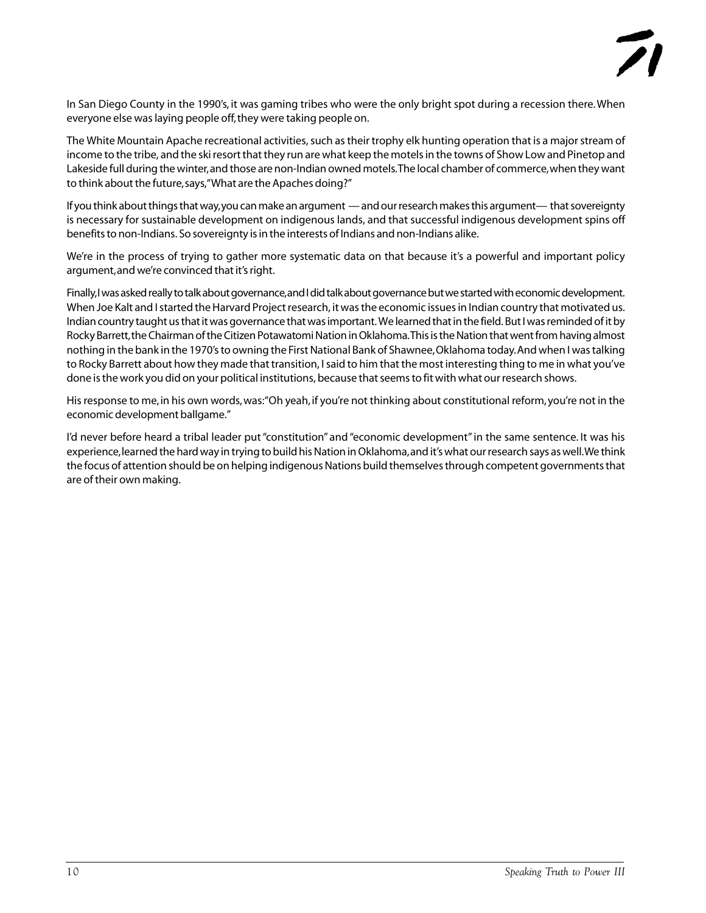In San Diego County in the 1990's, it was gaming tribes who were the only bright spot during a recession there. When everyone else was laying people off, they were taking people on.

The White Mountain Apache recreational activities, such as their trophy elk hunting operation that is a major stream of income to the tribe, and the ski resort that they run are what keep the motels in the towns of Show Low and Pinetop and Lakeside full during the winter, and those are non-Indian owned motels. The local chamber of commerce, when they want to think about the future, says, "What are the Apaches doing?"

If you think about things that way, you can make an argument — and our research makes this argument— that sovereignty is necessary for sustainable development on indigenous lands, and that successful indigenous development spins off benefits to non-Indians. So sovereignty is in the interests of Indians and non-Indians alike.

We're in the process of trying to gather more systematic data on that because it's a powerful and important policy argument, and we're convinced that it's right.

Finally, I was asked really to talk about governance, and I did talk about governance but we started with economic development. When Joe Kalt and I started the Harvard Project research, it was the economic issues in Indian country that motivated us. Indian country taught us that it was governance that was important. We learned that in the field. But I was reminded of it by Rocky Barrett, the Chairman of the Citizen Potawatomi Nation in Oklahoma. This is the Nation that went from having almost nothing in the bank in the 1970's to owning the First National Bank of Shawnee, Oklahoma today. And when I was talking to Rocky Barrett about how they made that transition, I said to him that the most interesting thing to me in what you've done is the work you did on your political institutions, because that seems to fit with what our research shows.

His response to me, in his own words, was: "Oh yeah, if you're not thinking about constitutional reform, you're not in the economic development ballgame."

I'd never before heard a tribal leader put "constitution" and "economic development" in the same sentence. It was his experience, learned the hard way in trying to build his Nation in Oklahoma, and it's what our research says as well. We think the focus of attention should be on helping indigenous Nations build themselves through competent governments that are of their own making.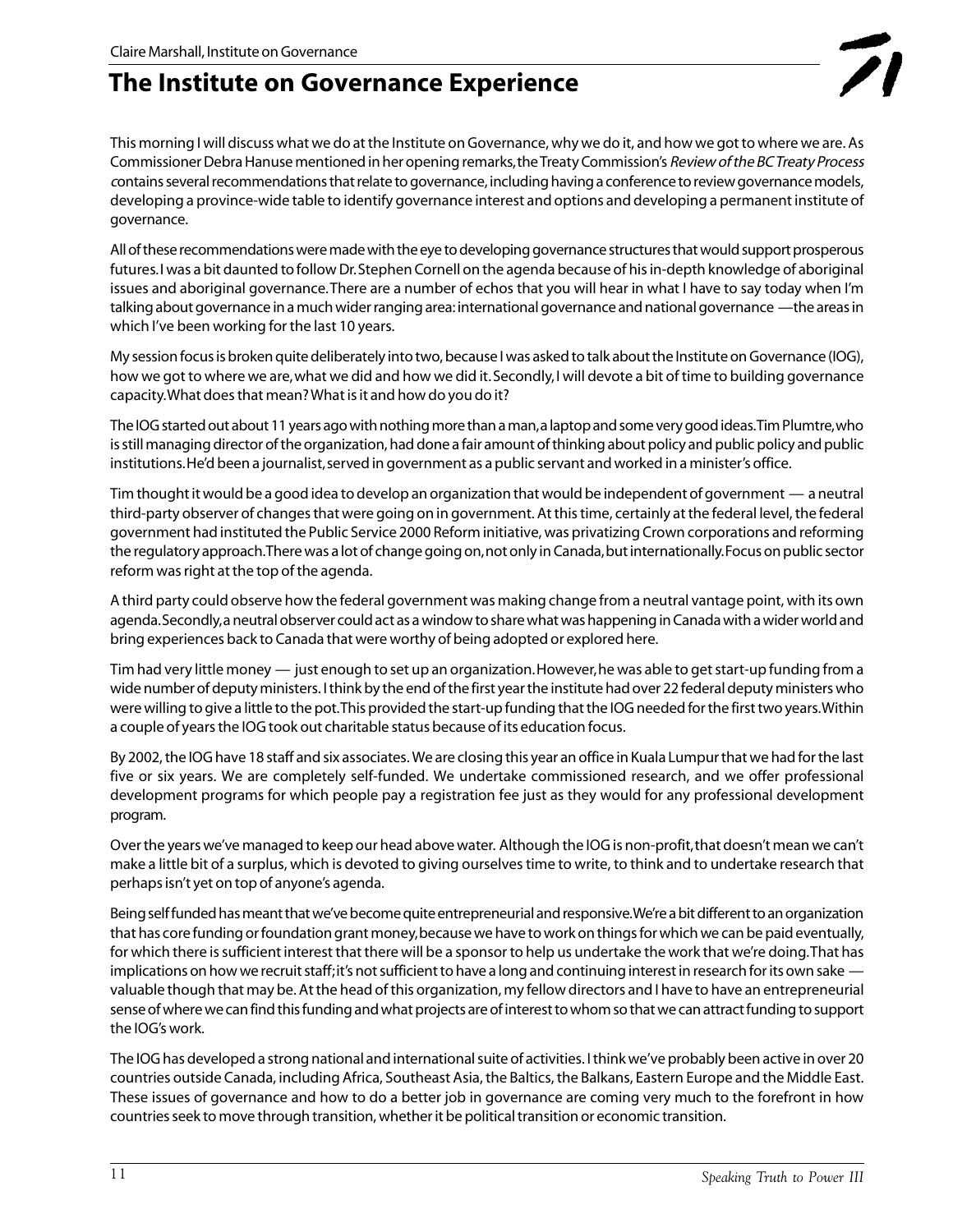Claire Marshall, Institute on Governance

# The Institute on Governance Experience

This morning I will discuss what we do at the Institute on Governance, why we do it, and how we got to where we are. As Commissioner Debra Hanuse mentioned in her opening remarks, the Treaty Commission's *Review of the BC Treaty Process* contains several recommendations that relate to governance, including having a conference to review governance models, developing a province-wide table to identify governance interest and options and developing a permanent institute of governance.

All of these recommendations were made with the eye to developing governance structures that would support prosperous futures. I was a bit daunted to follow Dr. Stephen Cornell on the agenda because of his in-depth knowledge of aboriginal issues and aboriginal governance. There are a number of echos that you will hear in what I have to say today when I'm talking about governance in a much wider ranging area: international governance and national governance — the areas in which I've been working for the last 10 years.

My session focus is broken quite deliberately into two, because I was asked to talk about the Institute on Governance (IOG), how we got to where we are, what we did and how we did it. Secondly, I will devote a bit of time to building governance capacity. What does that mean? What is it and how do you do it?

The IOG started out about 11 years ago with nothing more than a man, a laptop and some very good ideas. Tim Plumtre, who is still managing director of the organization, had done a fair amount of thinking about policy and public policy and public institutions. He'd been a journalist, served in government as a public servant and worked in a minister's office.

Tim thought it would be a good idea to develop an organization that would be independent of government — a neutral third-party observer of changes that were going on in government. At this time, certainly at the federal level, the federal government had instituted the Public Service 2000 Reform initiative, was privatizing Crown corporations and reforming the regulatory approach. There was a lot of change going on, not only in Canada, but internationally. Focus on public sector reform was right at the top of the agenda.

A third party could observe how the federal government was making change from a neutral vantage point, with its own agenda. Secondly, a neutral observer could act as a window to share what was happening in Canada with a wider world and bring experiences back to Canada that were worthy of being adopted or explored here.

Tim had very little money — just enough to set up an organization. However, he was able to get start-up funding from a wide number of deputy ministers. I think by the end of the first year the institute had over 22 federal deputy ministers who were willing to give a little to the pot. This provided the start-up funding that the IOG needed for the first two years. Within a couple of years the IOG took out charitable status because of its education focus.

By 2002, the IOG have 18 staff and six associates. We are closing this year an office in Kuala Lumpur that we had for the last five or six years. We are completely self-funded. We undertake commissioned research, and we offer professional development programs for which people pay a registration fee just as they would for any professional development program.

Over the years we've managed to keep our head above water. Although the IOG is non-profit, that doesn't mean we can't make a little bit of a surplus, which is devoted to giving ourselves time to write, to think and to undertake research that perhaps isn't yet on top of anyone's agenda.

Being self funded has meant that we've become quite entrepreneurial and responsive. We're a bit different to an organization that has core funding or foundation grant money, because we have to work on things for which we can be paid eventually, for which there is sufficient interest that there will be a sponsor to help us undertake the work that we're doing. That has implications on how we recruit staff; it's not sufficient to have a long and continuing interest in research for its own sake — valuable though that may be. At the head of this organization, my fellow directors and I have to have an entrepreneurial sense of where we can find this funding and what projects are of interest to whom so that we can attract funding to support the IOG's work.

The IOG has developed a strong national and international suite of activities. I think we've probably been active in over 20 countries outside Canada, including Africa, Southeast Asia, the Baltics, the Balkans, Eastern Europe and the Middle East. These issues of governance and how to do a better job in governance are coming very much to the forefront in how countries seek to move through transition, whether it be political transition or economic transition.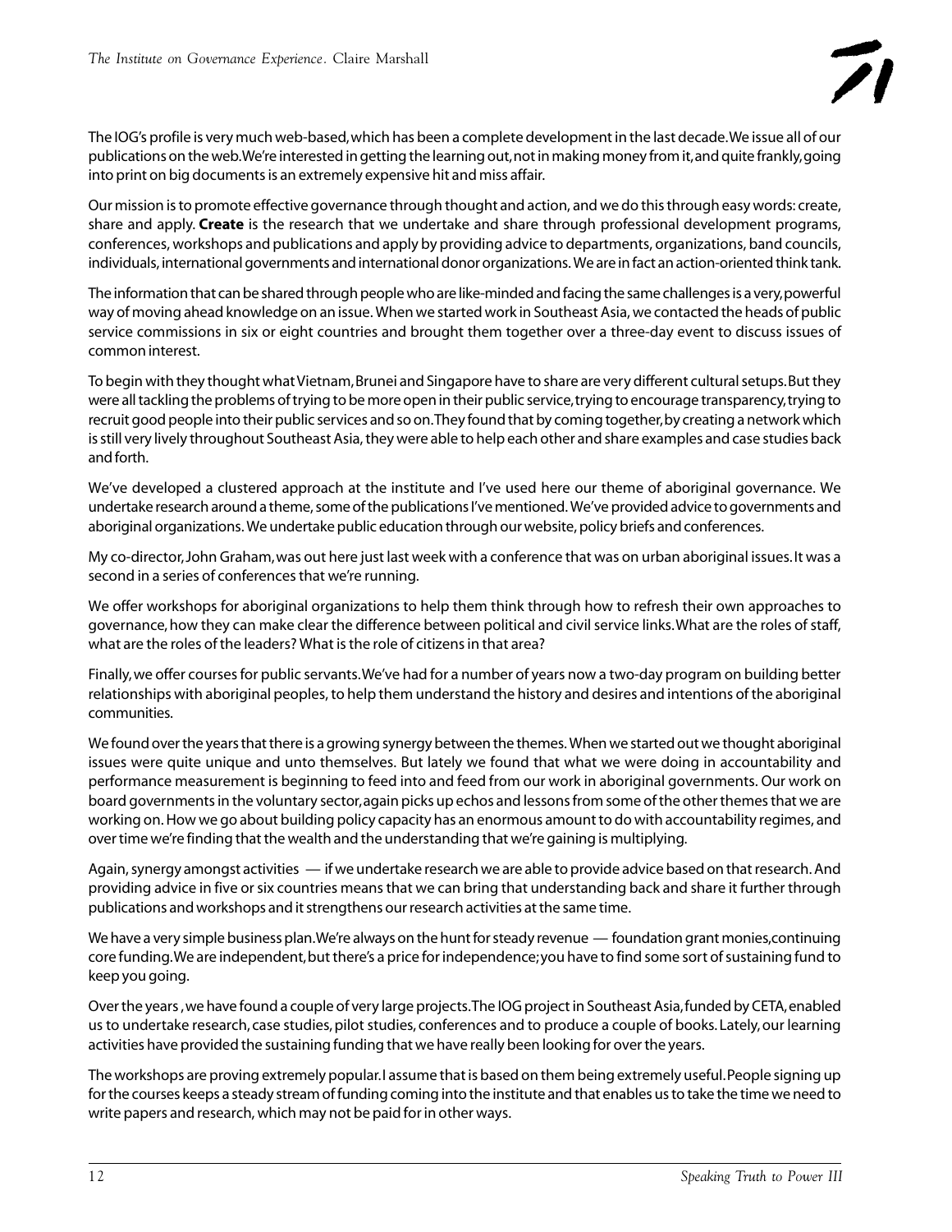The IOG's profile is very much web-based, which has been a complete development in the last decade. We issue all of our publications on the web. We're interested in getting the learning out, not in making money from it, and quite frankly, going into print on big documents is an extremely expensive hit and miss affair.

Our mission is to promote effective governance through thought and action, and we do this through easy words: create, share and apply. **Create** is the research that we undertake and share through professional development programs, conferences, workshops and publications and apply by providing advice to departments, organizations, band councils, individuals, international governments and international donor organizations. We are in fact an action-oriented think tank.

The information that can be shared through people who are like-minded and facing the same challenges is a very, powerful way of moving ahead knowledge on an issue. When we started work in Southeast Asia, we contacted the heads of public service commissions in six or eight countries and brought them together over a three-day event to discuss issues of common interest.

To begin with they thought what Vietnam, Brunei and Singapore have to share are very different cultural setups. But they were all tackling the problems of trying to be more open in their public service, trying to encourage transparency, trying to recruit good people into their public services and so on. They found that by coming together, by creating a network which is still very lively throughout Southeast Asia, they were able to help each other and share examples and case studies back and forth.

We've developed a clustered approach at the institute and I've used here our theme of aboriginal governance. We undertake research around a theme, some of the publications I've mentioned. We've provided advice to governments and aboriginal organizations. We undertake public education through our website, policy briefs and conferences.

My co-director, John Graham, was out here just last week with a conference that was on urban aboriginal issues. It was a second in a series of conferences that we're running.

We offer workshops for aboriginal organizations to help them think through how to refresh their own approaches to governance, how they can make clear the difference between political and civil service links. What are the roles of staff, what are the roles of the leaders? What is the role of citizens in that area?

Finally, we offer courses for public servants. We've had for a number of years now a two-day program on building better relationships with aboriginal peoples, to help them understand the history and desires and intentions of the aboriginal communities.

We found over the years that there is a growing synergy between the themes. When we started out we thought aboriginal issues were quite unique and unto themselves. But lately we found that what we were doing in accountability and performance measurement is beginning to feed into and feed from our work in aboriginal governments. Our work on board governments in the voluntary sector, again picks up echos and lessons from some of the other themes that we are working on. How we go about building policy capacity has an enormous amount to do with accountability regimes, and over time we're finding that the wealth and the understanding that we're gaining is multiplying.

Again, synergy amongst activities — if we undertake research we are able to provide advice based on that research. And providing advice in five or six countries means that we can bring that understanding back and share it further through publications and workshops and it strengthens our research activities at the same time.

We have a very simple business plan. We're always on the hunt for steady revenue — foundation grant monies, continuing core funding. We are independent, but there's a price for independence; you have to find some sort of sustaining fund to keep you going.

Over the years, we have found a couple of very large projects. The IOG project in Southeast Asia, funded by CETA, enabled us to undertake research, case studies, pilot studies, conferences and to produce a couple of books. Lately, our learning activities have provided the sustaining funding that we have really been looking for over the years.

The workshops are proving extremely popular. I assume that is based on them being extremely useful. People signing up for the courses keeps a steady stream of funding coming into the institute and that enables us to take the time we need to write papers and research, which may not be paid for in other ways.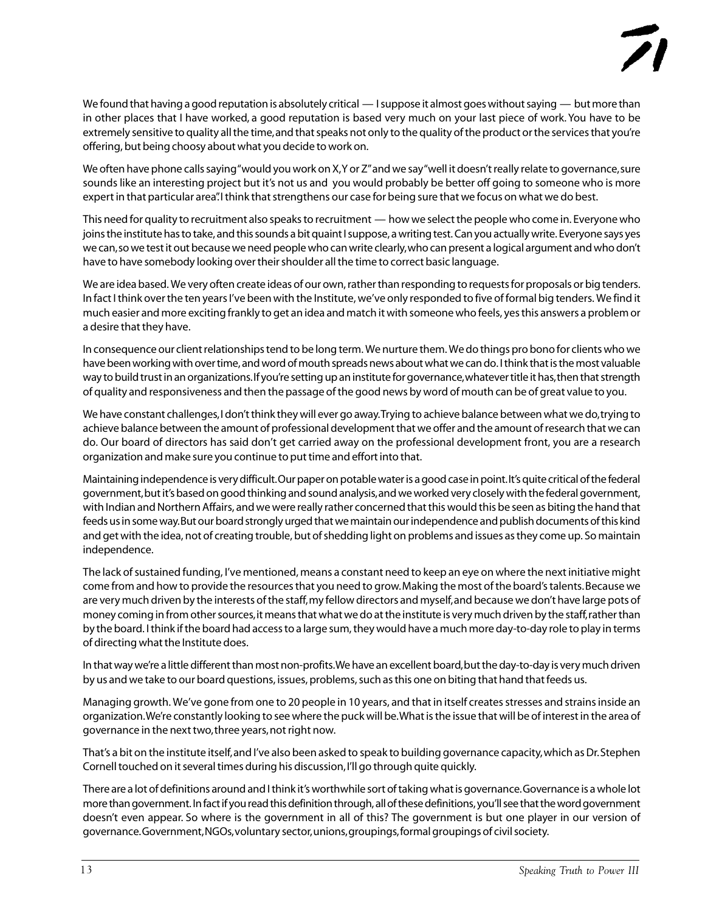We found that having a good reputation is absolutely critical — I suppose it almost goes without saying — but more than in other places that I have worked, a good reputation is based very much on your last piece of work. You have to be extremely sensitive to quality all the time, and that speaks not only to the quality of the product or the services that you're offering, but being choosy about what you decide to work on.

We often have phone calls saying "would you work on X, Y or Z" and we say "well it doesn't really relate to governance, sure sounds like an interesting project but it's not us and you would probably be better off going to someone who is more expert in that particular area". I think that strengthens our case for being sure that we focus on what we do best.

This need for quality to recruitment also speaks to recruitment — how we select the people who come in. Everyone who joins the institute has to take, and this sounds a bit quaint I suppose, a writing test. Can you actually write. Everyone says yes we can, so we test it out because we need people who can write clearly, who can present a logical argument and who don't have to have somebody looking over their shoulder all the time to correct basic language.

We are idea based. We very often create ideas of our own, rather than responding to requests for proposals or big tenders. In fact I think over the ten years I've been with the Institute, we've only responded to five of formal big tenders. We find it much easier and more exciting frankly to get an idea and match it with someone who feels, yes this answers a problem or a desire that they have.

In consequence our client relationships tend to be long term. We nurture them. We do things pro bono for clients who we have been working with over time, and word of mouth spreads news about what we can do. I think that is the most valuable way to build trust in an organizations. If you're setting up an institute for governance, whatever title it has, then that strength of quality and responsiveness and then the passage of the good news by word of mouth can be of great value to you.

We have constant challenges, I don't think they will ever go away. Trying to achieve balance between what we do, trying to achieve balance between the amount of professional development that we offer and the amount of research that we can do. Our board of directors has said don't get carried away on the professional development front, you are a research organization and make sure you continue to put time and effort into that.

Maintaining independence is very difficult. Our paper on potable water is a good case in point. It's quite critical of the federal government, but it's based on good thinking and sound analysis, and we worked very closely with the federal government, with Indian and Northern Affairs, and we were really rather concerned that this would this be seen as biting the hand that feeds us in some way. But our board strongly urged that we maintain our independence and publish documents of this kind and get with the idea, not of creating trouble, but of shedding light on problems and issues as they come up. So maintain independence.

The lack of sustained funding, I've mentioned, means a constant need to keep an eye on where the next initiative might come from and how to provide the resources that you need to grow. Making the most of the board's talents. Because we are very much driven by the interests of the staff, my fellow directors and myself, and because we don't have large pots of money coming in from other sources, it means that what we do at the institute is very much driven by the staff, rather than by the board. I think if the board had access to a large sum, they would have a much more day-to-day role to play in terms of directing what the Institute does.

In that way we're a little different than most non-profits. We have an excellent board, but the day-to-day is very much driven by us and we take to our board questions, issues, problems, such as this one on biting that hand that feeds us.

Managing growth. We've gone from one to 20 people in 10 years, and that in itself creates stresses and strains inside an organization. We're constantly looking to see where the puck will be. What is the issue that will be of interest in the area of governance in the next two, three years, not right now.

That's a bit on the institute itself, and I've also been asked to speak to building governance capacity, which as Dr. Stephen Cornell touched on it several times during his discussion, I'll go through quite quickly.

There are a lot of definitions around and I think it's worthwhile sort of taking what is governance. Governance is a whole lot more than government. In fact if you read this definition through, all of these definitions, you'll see that the word government doesn't even appear. So where is the government in all of this? The government is but one player in our version of governance. Government, NGOs, voluntary sector, unions, groupings, formal groupings of civil society.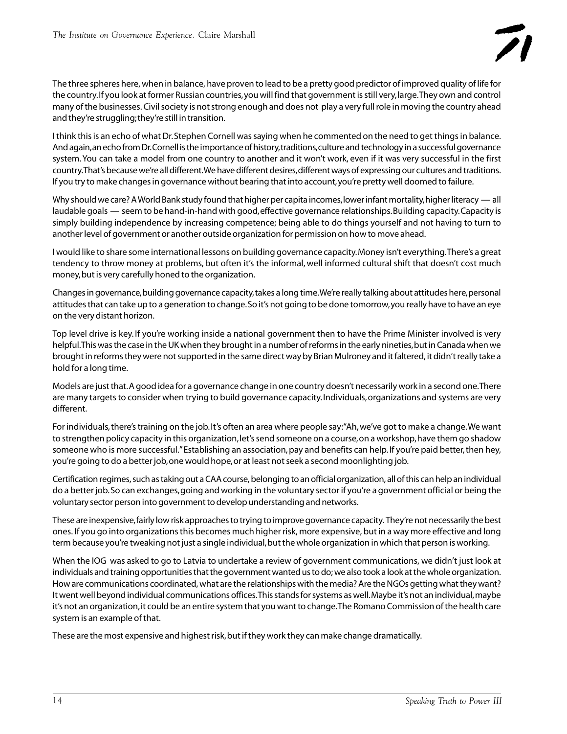The three spheres here, when in balance, have proven to lead to be a pretty good predictor of improved quality of life for the country. If you look at former Russian countries, you will find that government is still very, large. They own and control many of the businesses. Civil society is not strong enough and does not play a very full role in moving the country ahead and they're struggling; they're still in transition.

I think this is an echo of what Dr. Stephen Cornell was saying when he commented on the need to get things in balance. And again, an echo from Dr. Cornell is the importance of history, traditions, culture and technology in a successful governance system. You can take a model from one country to another and it won't work, even if it was very successful in the first country. That's because we're all different. We have different desires, different ways of expressing our cultures and traditions. If you try to make changes in governance without bearing that into account, you're pretty well doomed to failure.

Why should we care? A World Bank study found that higher per capita incomes, lower infant mortality, higher literacy — all laudable goals — seem to be hand-in-hand with good, effective governance relationships. Building capacity. Capacity is simply building independence by increasing competence; being able to do things yourself and not having to turn to another level of government or another outside organization for permission on how to move ahead.

I would like to share some international lessons on building governance capacity. Money isn't everything. There's a great tendency to throw money at problems, but often it's the informal, well informed cultural shift that doesn't cost much money, but is very carefully honed to the organization.

Changes in governance, building governance capacity, takes a long time. We're really talking about attitudes here, personal attitudes that can take up to a generation to change. So it's not going to be done tomorrow, you really have to have an eye on the very distant horizon.

Top level drive is key. If you're working inside a national government then to have the Prime Minister involved is very helpful. This was the case in the UK when they brought in a number of reforms in the early nineties, but in Canada when we brought in reforms they were not supported in the same direct way by Brian Mulroney and it faltered, it didn't really take a hold for a long time.

Models are just that. A good idea for a governance change in one country doesn't necessarily work in a second one. There are many targets to consider when trying to build governance capacity. Individuals, organizations and systems are very different.

For individuals, there's training on the job. It's often an area where people say: "Ah, we've got to make a change. We want to strengthen policy capacity in this organization, let's send someone on a course, on a workshop, have them go shadow someone who is more successful." Establishing an association, pay and benefits can help. If you're paid better, then hey, you're going to do a better job, one would hope, or at least not seek a second moonlighting job.

Certification regimes, such as taking out a CAA course, belonging to an official organization, all of this can help an individual do a better job. So can exchanges, going and working in the voluntary sector if you're a government official or being the voluntary sector person into government to develop understanding and networks.

These are inexpensive, fairly low risk approaches to trying to improve governance capacity. They're not necessarily the best ones. If you go into organizations this becomes much higher risk, more expensive, but in a way more effective and long term because you're tweaking not just a single individual, but the whole organization in which that person is working.

When the IOG was asked to go to Latvia to undertake a review of government communications, we didn't just look at individuals and training opportunities that the government wanted us to do; we also took a look at the whole organization. How are communications coordinated, what are the relationships with the media? Are the NGOs getting what they want? It went well beyond individual communications offices. This stands for systems as well. Maybe it's not an individual, maybe it's not an organization, it could be an entire system that you want to change. The Romano Commission of the health care system is an example of that.

These are the most expensive and highest risk, but if they work they can make change dramatically.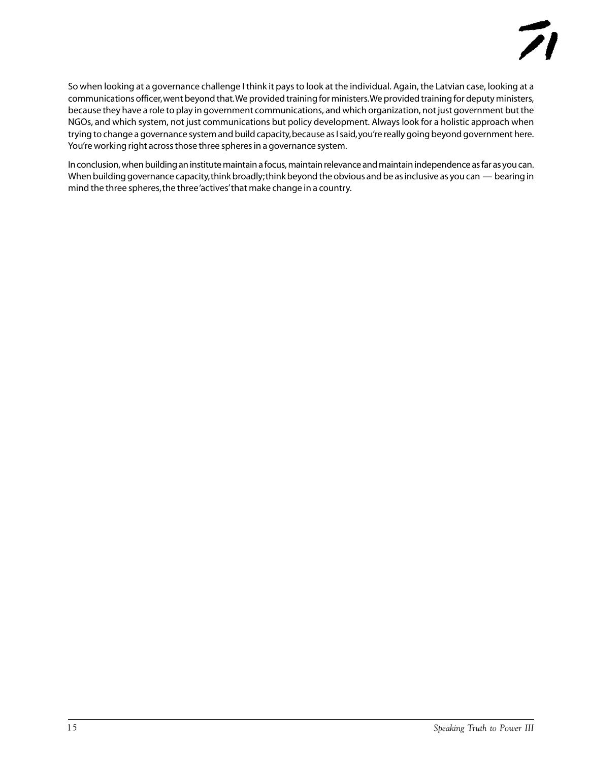So when looking at a governance challenge I think it pays to look at the individual. Again, the Latvian case, looking at a communications officer, went beyond that. We provided training for ministers. We provided training for deputy ministers, because they have a role to play in government communications, and which organization, not just government but the NGOs, and which system, not just communications but policy development. Always look for a holistic approach when trying to change a governance system and build capacity, because as I said, you're really going beyond government here. You're working right across those three spheres in a governance system.

In conclusion, when building an institute maintain a focus, maintain relevance and maintain independence as far as you can. When building governance capacity, think broadly; think beyond the obvious and be as inclusive as you can — bearing in mind the three spheres, the three 'actives' that make change in a country.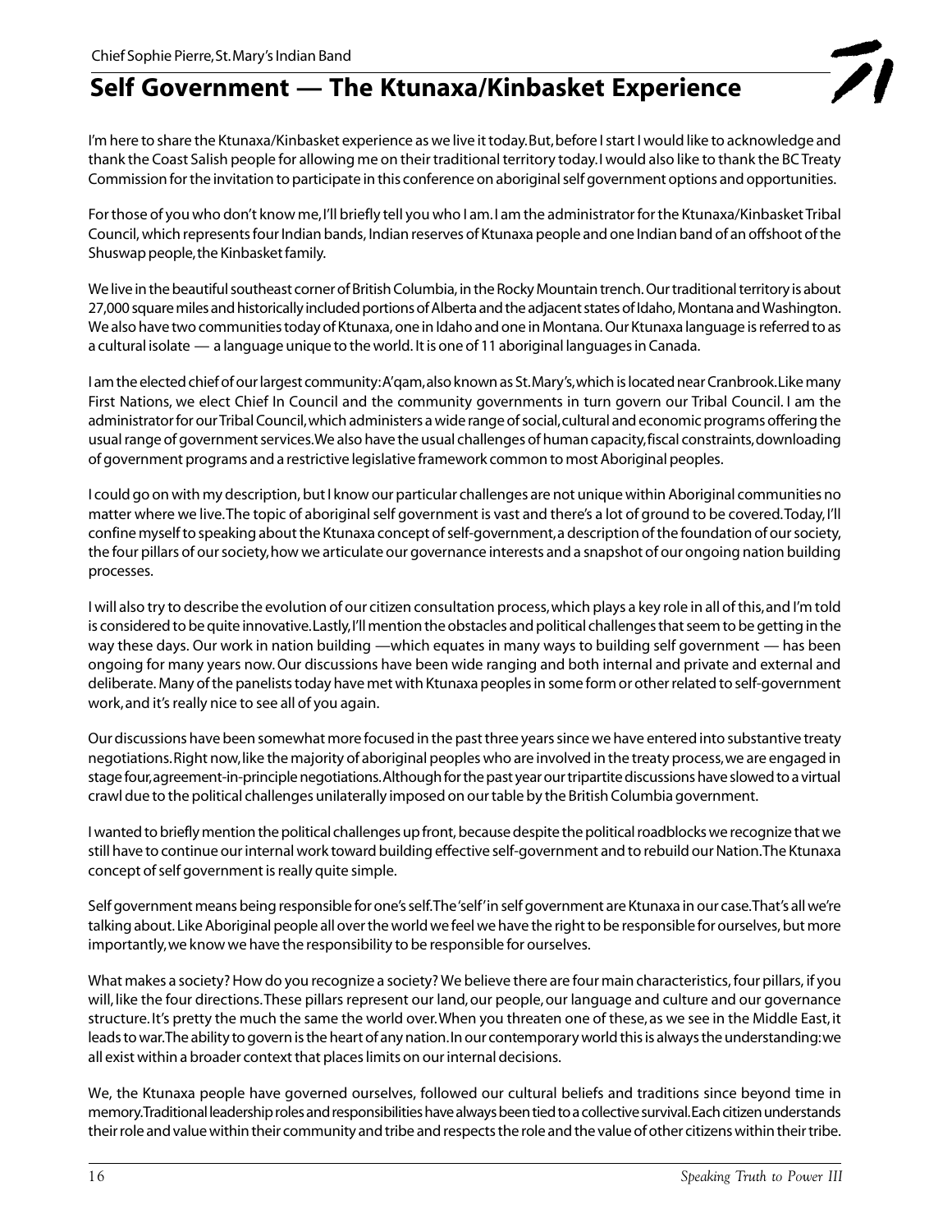Chief Sophie Pierre, St. Mary's Indian Band

# Self Government — The Ktunaxa/Kinbasket Experience

I'm here to share the Ktunaxa/Kinbasket experience as we live it today. But, before I start I would like to acknowledge and thank the Coast Salish people for allowing me on their traditional territory today. I would also like to thank the BC Treaty Commission for the invitation to participate in this conference on aboriginal self government options and opportunities.

For those of you who don't know me, I'll briefly tell you who I am. I am the administrator for the Ktunaxa/Kinbasket Tribal Council, which represents four Indian bands, Indian reserves of Ktunaxa people and one Indian band of an offshoot of the Shuswap people, the Kinbasket family.

We live in the beautiful southeast corner of British Columbia, in the Rocky Mountain trench. Our traditional territory is about 27,000 square miles and historically included portions of Alberta and the adjacent states of Idaho, Montana and Washington. We also have two communities today of Ktunaxa, one in Idaho and one in Montana. Our Ktunaxa language is referred to as a cultural isolate — a language unique to the world. It is one of 11 aboriginal languages in Canada.

I am the elected chief of our largest community: A'qam, also known as St. Mary's, which is located near Cranbrook. Like many First Nations, we elect Chief In Council and the community governments in turn govern our Tribal Council. I am the administrator for our Tribal Council, which administers a wide range of social, cultural and economic programs offering the usual range of government services. We also have the usual challenges of human capacity, fiscal constraints, downloading of government programs and a restrictive legislative framework common to most Aboriginal peoples.

I could go on with my description, but I know our particular challenges are not unique within Aboriginal communities no matter where we live. The topic of aboriginal self government is vast and there's a lot of ground to be covered. Today, I'll confine myself to speaking about the Ktunaxa concept of self-government, a description of the foundation of our society, the four pillars of our society, how we articulate our governance interests and a snapshot of our ongoing nation building processes.

I will also try to describe the evolution of our citizen consultation process, which plays a key role in all of this, and I'm told is considered to be quite innovative. Lastly, I'll mention the obstacles and political challenges that seem to be getting in the way these days. Our work in nation building —which equates in many ways to building self government — has been ongoing for many years now. Our discussions have been wide ranging and both internal and private and external and deliberate. Many of the panelists today have met with Ktunaxa peoples in some form or other related to self-government work, and it's really nice to see all of you again.

Our discussions have been somewhat more focused in the past three years since we have entered into substantive treaty negotiations. Right now, like the majority of aboriginal peoples who are involved in the treaty process, we are engaged in stage four, agreement-in-principle negotiations. Although for the past year our tripartite discussions have slowed to a virtual crawl due to the political challenges unilaterally imposed on our table by the British Columbia government.

I wanted to briefly mention the political challenges up front, because despite the political roadblocks we recognize that we still have to continue our internal work toward building effective self-government and to rebuild our Nation. The Ktunaxa concept of self government is really quite simple.

Self government means being responsible for one's self. The 'self' in self government are Ktunaxa in our case. That's all we're talking about. Like Aboriginal people all over the world we feel we have the right to be responsible for ourselves, but more importantly, we know we have the responsibility to be responsible for ourselves.

What makes a society? How do you recognize a society? We believe there are four main characteristics, four pillars, if you will, like the four directions. These pillars represent our land, our people, our language and culture and our governance structure. It's pretty the much the same the world over. When you threaten one of these, as we see in the Middle East, it leads to war. The ability to govern is the heart of any nation. In our contemporary world this is always the understanding: we all exist within a broader context that places limits on our internal decisions.

We, the Ktunaxa people have governed ourselves, followed our cultural beliefs and traditions since beyond time in memory. Traditional leadership roles and responsibilities have always been tied to a collective survival. Each citizen understands their role and value within their community and tribe and respects the role and the value of other citizens within their tribe.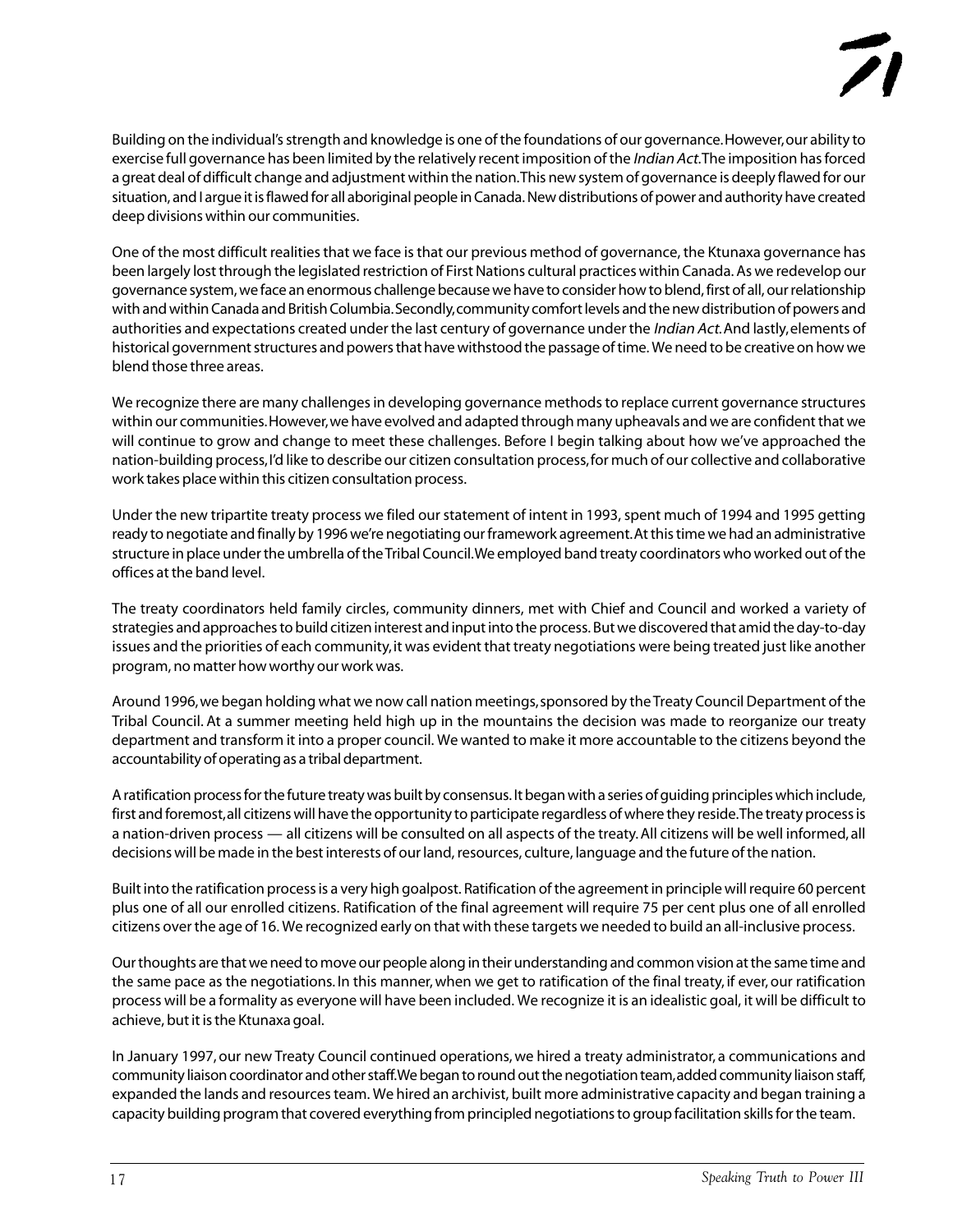Building on the individual's strength and knowledge is one of the foundations of our governance. However, our ability to exercise full governance has been limited by the relatively recent imposition of the *Indian Act*. The imposition has forced a great deal of difficult change and adjustment within the nation. This new system of governance is deeply flawed for our situation, and I argue it is flawed for all aboriginal people in Canada. New distributions of power and authority have created deep divisions within our communities.

One of the most difficult realities that we face is that our previous method of governance, the Ktunaxa governance has been largely lost through the legislated restriction of First Nations cultural practices within Canada. As we redevelop our governance system, we face an enormous challenge because we have to consider how to blend, first of all, our relationship with and within Canada and British Columbia. Secondly, community comfort levels and the new distribution of powers and authorities and expectations created under the last century of governance under the *Indian Act*. And lastly, elements of historical government structures and powers that have withstood the passage of time. We need to be creative on how we blend those three areas.

We recognize there are many challenges in developing governance methods to replace current governance structures within our communities. However, we have evolved and adapted through many upheavals and we are confident that we will continue to grow and change to meet these challenges. Before I begin talking about how we've approached the nation-building process, I'd like to describe our citizen consultation process, for much of our collective and collaborative work takes place within this citizen consultation process.

Under the new tripartite treaty process we filed our statement of intent in 1993, spent much of 1994 and 1995 getting ready to negotiate and finally by 1996 we're negotiating our framework agreement. At this time we had an administrative structure in place under the umbrella of the Tribal Council. We employed band treaty coordinators who worked out of the offices at the band level.

The treaty coordinators held family circles, community dinners, met with Chief and Council and worked a variety of strategies and approaches to build citizen interest and input into the process. But we discovered that amid the day-to-day issues and the priorities of each community, it was evident that treaty negotiations were being treated just like another program, no matter how worthy our work was.

Around 1996, we began holding what we now call nation meetings, sponsored by the Treaty Council Department of the Tribal Council. At a summer meeting held high up in the mountains the decision was made to reorganize our treaty department and transform it into a proper council. We wanted to make it more accountable to the citizens beyond the accountability of operating as a tribal department.

A ratification process for the future treaty was built by consensus. It began with a series of guiding principles which include, first and foremost, all citizens will have the opportunity to participate regardless of where they reside. The treaty process is a nation-driven process — all citizens will be consulted on all aspects of the treaty. All citizens will be well informed, all decisions will be made in the best interests of our land, resources, culture, language and the future of the nation.

Built into the ratification process is a very high goalpost. Ratification of the agreement in principle will require 60 percent plus one of all our enrolled citizens. Ratification of the final agreement will require 75 per cent plus one of all enrolled citizens over the age of 16. We recognized early on that with these targets we needed to build an all-inclusive process.

Our thoughts are that we need to move our people along in their understanding and common vision at the same time and the same pace as the negotiations. In this manner, when we get to ratification of the final treaty, if ever, our ratification process will be a formality as everyone will have been included. We recognize it is an idealistic goal, it will be difficult to achieve, but it is the Ktunaxa goal.

In January 1997, our new Treaty Council continued operations, we hired a treaty administrator, a communications and community liaison coordinator and other staff. We began to round out the negotiation team, added community liaison staff, expanded the lands and resources team. We hired an archivist, built more administrative capacity and began training a capacity building program that covered everything from principled negotiations to group facilitation skills for the team.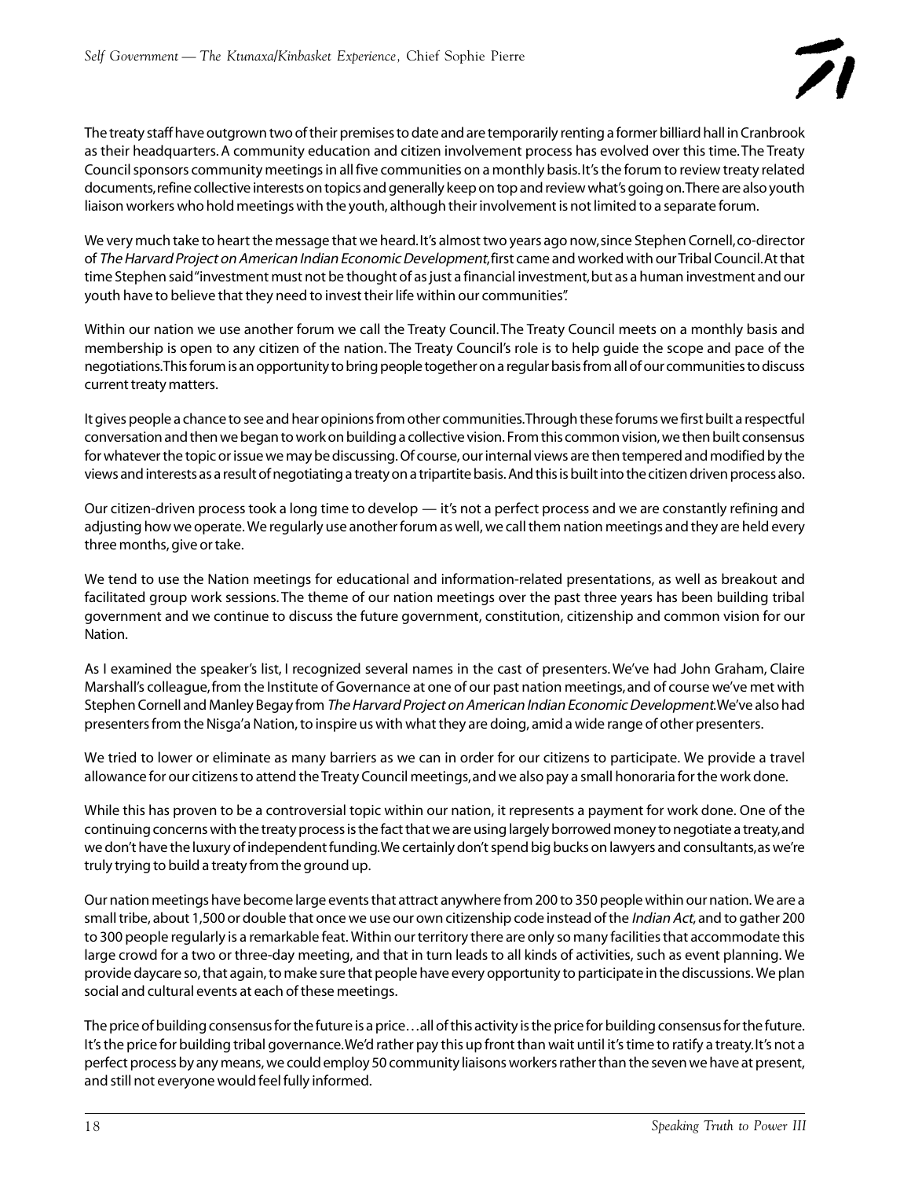The treaty staff have outgrown two of their premises to date and are temporarily renting a former billiard hall in Cranbrook as their headquarters. A community education and citizen involvement process has evolved over this time. The Treaty Council sponsors community meetings in all five communities on a monthly basis. It's the forum to review treaty related documents, refine collective interests on topics and generally keep on top and review what's going on. There are also youth liaison workers who hold meetings with the youth, although their involvement is not limited to a separate forum.

We very much take to heart the message that we heard. It's almost two years ago now, since Stephen Cornell, co-director of *The Harvard Project on American Indian Economic Development*, first came and worked with our Tribal Council. At that time Stephen said "investment must not be thought of as just a financial investment, but as a human investment and our youth have to believe that they need to invest their life within our communities".

Within our nation we use another forum we call the Treaty Council. The Treaty Council meets on a monthly basis and membership is open to any citizen of the nation. The Treaty Council's role is to help guide the scope and pace of the negotiations. This forum is an opportunity to bring people together on a regular basis from all of our communities to discuss current treaty matters.

It gives people a chance to see and hear opinions from other communities. Through these forums we first built a respectful conversation and then we began to work on building a collective vision. From this common vision, we then built consensus for whatever the topic or issue we may be discussing. Of course, our internal views are then tempered and modified by the views and interests as a result of negotiating a treaty on a tripartite basis. And this is built into the citizen driven process also.

Our citizen-driven process took a long time to develop — it's not a perfect process and we are constantly refining and adjusting how we operate. We regularly use another forum as well, we call them nation meetings and they are held every three months, give or take.

We tend to use the Nation meetings for educational and information-related presentations, as well as breakout and facilitated group work sessions. The theme of our nation meetings over the past three years has been building tribal government and we continue to discuss the future government, constitution, citizenship and common vision for our Nation.

As I examined the speaker's list, I recognized several names in the cast of presenters. We've had John Graham, Claire Marshall's colleague, from the Institute of Governance at one of our past nation meetings, and of course we've met with Stephen Cornell and Manley Begay from *The Harvard Project on American Indian Economic Development*. We've also had presenters from the Nisga'a Nation, to inspire us with what they are doing, amid a wide range of other presenters.

We tried to lower or eliminate as many barriers as we can in order for our citizens to participate. We provide a travel allowance for our citizens to attend the Treaty Council meetings, and we also pay a small honoraria for the work done.

While this has proven to be a controversial topic within our nation, it represents a payment for work done. One of the continuing concerns with the treaty process is the fact that we are using largely borrowed money to negotiate a treaty, and we don't have the luxury of independent funding. We certainly don't spend big bucks on lawyers and consultants, as we're truly trying to build a treaty from the ground up.

Our nation meetings have become large events that attract anywhere from 200 to 350 people within our nation. We are a small tribe, about 1,500 or double that once we use our own citizenship code instead of the *Indian Act*, and to gather 200 to 300 people regularly is a remarkable feat. Within our territory there are only so many facilities that accommodate this large crowd for a two or three-day meeting, and that in turn leads to all kinds of activities, such as event planning. We provide daycare so, that again, to make sure that people have every opportunity to participate in the discussions. We plan social and cultural events at each of these meetings.

The price of building consensus for the future is a price…all of this activity is the price for building consensus for the future. It's the price for building tribal governance. We'd rather pay this up front than wait until it's time to ratify a treaty. It's not a perfect process by any means, we could employ 50 community liaisons workers rather than the seven we have at present, and still not everyone would feel fully informed.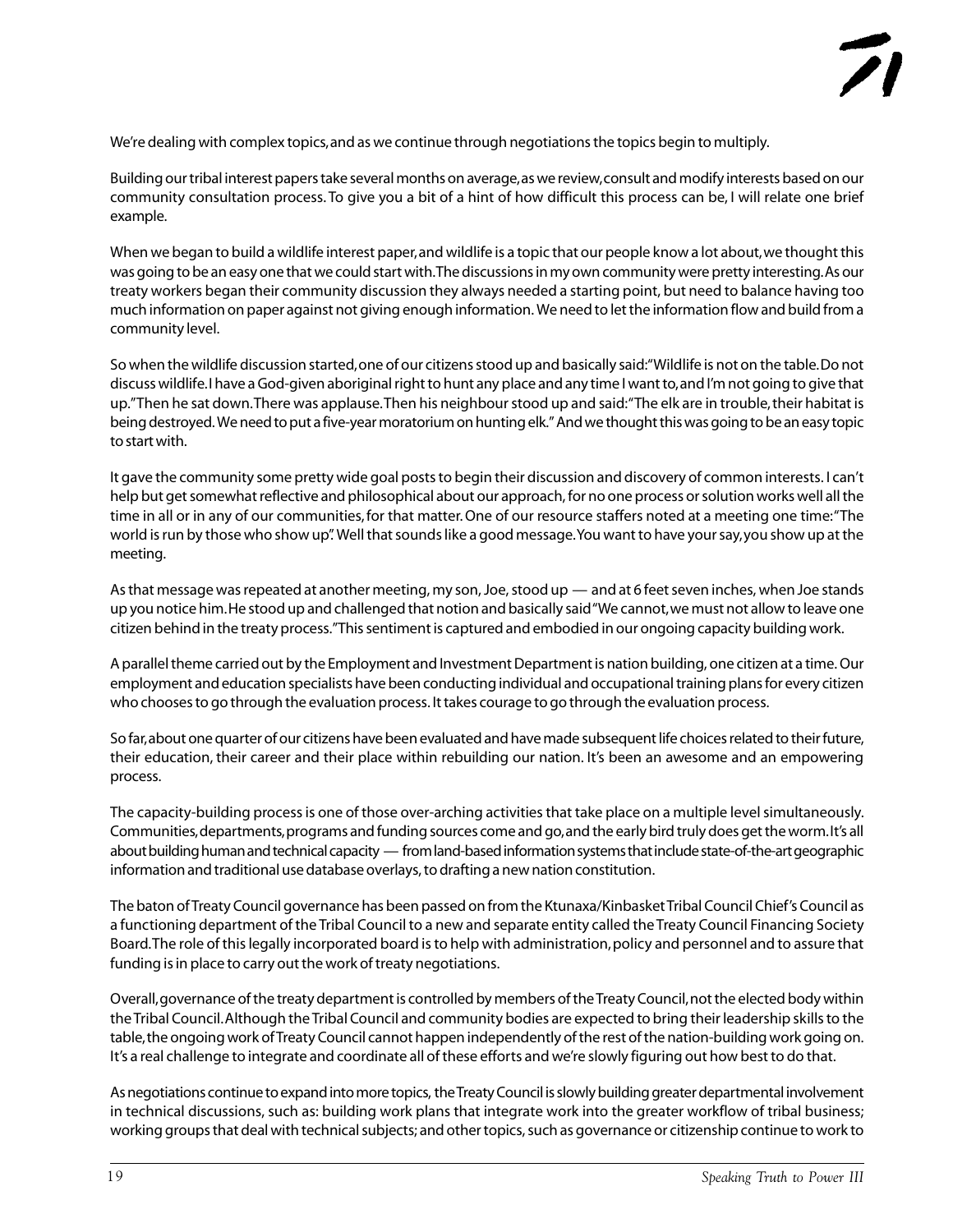We're dealing with complex topics, and as we continue through negotiations the topics begin to multiply.

Building our tribal interest papers take several months on average, as we review, consult and modify interests based on our community consultation process. To give you a bit of a hint of how difficult this process can be, I will relate one brief example.

When we began to build a wildlife interest paper, and wildlife is a topic that our people know a lot about, we thought this was going to be an easy one that we could start with. The discussions in my own community were pretty interesting. As our treaty workers began their community discussion they always needed a starting point, but need to balance having too much information on paper against not giving enough information. We need to let the information flow and build from a community level.

So when the wildlife discussion started, one of our citizens stood up and basically said: "Wildlife is not on the table. Do not discuss wildlife. I have a God-given aboriginal right to hunt any place and any time I want to, and I'm not going to give that up." Then he sat down. There was applause. Then his neighbour stood up and said: "The elk are in trouble, their habitat is being destroyed. We need to put a five-year moratorium on hunting elk." And we thought this was going to be an easy topic to start with.

It gave the community some pretty wide goal posts to begin their discussion and discovery of common interests. I can't help but get somewhat reflective and philosophical about our approach, for no one process or solution works well all the time in all or in any of our communities, for that matter. One of our resource staffers noted at a meeting one time: "The world is run by those who show up". Well that sounds like a good message. You want to have your say, you show up at the meeting.

As that message was repeated at another meeting, my son, Joe, stood up — and at 6 feet seven inches, when Joe stands up you notice him. He stood up and challenged that notion and basically said "We cannot, we must not allow to leave one citizen behind in the treaty process." This sentiment is captured and embodied in our ongoing capacity building work.

A parallel theme carried out by the Employment and Investment Department is nation building, one citizen at a time. Our employment and education specialists have been conducting individual and occupational training plans for every citizen who chooses to go through the evaluation process. It takes courage to go through the evaluation process.

So far, about one quarter of our citizens have been evaluated and have made subsequent life choices related to their future, their education, their career and their place within rebuilding our nation. It's been an awesome and an empowering process.

The capacity-building process is one of those over-arching activities that take place on a multiple level simultaneously. Communities, departments, programs and funding sources come and go, and the early bird truly does get the worm. It's all about building human and technical capacity — from land-based information systems that include state-of-the-art geographic information and traditional use database overlays, to drafting a new nation constitution.

The baton of Treaty Council governance has been passed on from the Ktunaxa/Kinbasket Tribal Council Chief's Council as a functioning department of the Tribal Council to a new and separate entity called the Treaty Council Financing Society Board. The role of this legally incorporated board is to help with administration, policy and personnel and to assure that funding is in place to carry out the work of treaty negotiations.

Overall, governance of the treaty department is controlled by members of the Treaty Council, not the elected body within the Tribal Council. Although the Tribal Council and community bodies are expected to bring their leadership skills to the table, the ongoing work of Treaty Council cannot happen independently of the rest of the nation-building work going on. It's a real challenge to integrate and coordinate all of these efforts and we're slowly figuring out how best to do that.

As negotiations continue to expand into more topics, the Treaty Council is slowly building greater departmental involvement in technical discussions, such as: building work plans that integrate work into the greater workflow of tribal business; working groups that deal with technical subjects; and other topics, such as governance or citizenship continue to work to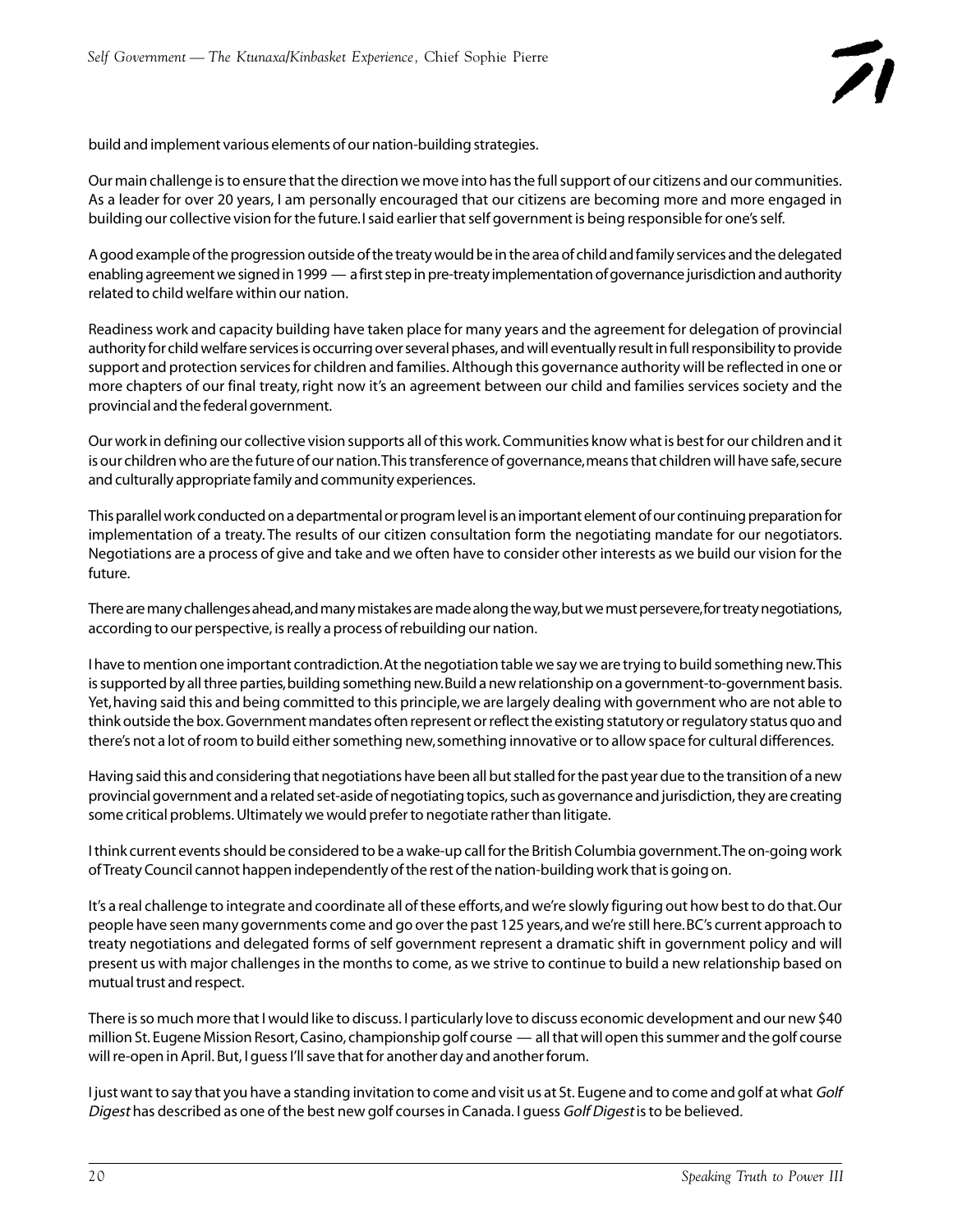build and implement various elements of our nation-building strategies.

Our main challenge is to ensure that the direction we move into has the full support of our citizens and our communities. As a leader for over 20 years, I am personally encouraged that our citizens are becoming more and more engaged in building our collective vision for the future. I said earlier that self government is being responsible for one's self.

A good example of the progression outside of the treaty would be in the area of child and family services and the delegated enabling agreement we signed in 1999 — a first step in pre-treaty implementation of governance jurisdiction and authority related to child welfare within our nation.

Readiness work and capacity building have taken place for many years and the agreement for delegation of provincial authority for child welfare services is occurring over several phases, and will eventually result in full responsibility to provide support and protection services for children and families. Although this governance authority will be reflected in one or more chapters of our final treaty, right now it's an agreement between our child and families services society and the provincial and the federal government.

Our work in defining our collective vision supports all of this work. Communities know what is best for our children and it is our children who are the future of our nation. This transference of governance, means that children will have safe, secure and culturally appropriate family and community experiences.

This parallel work conducted on a departmental or program level is an important element of our continuing preparation for implementation of a treaty. The results of our citizen consultation form the negotiating mandate for our negotiators. Negotiations are a process of give and take and we often have to consider other interests as we build our vision for the future.

There are many challenges ahead, and many mistakes are made along the way, but we must persevere, for treaty negotiations, according to our perspective, is really a process of rebuilding our nation.

I have to mention one important contradiction. At the negotiation table we say we are trying to build something new. This is supported by all three parties, building something new. Build a new relationship on a government-to-government basis. Yet, having said this and being committed to this principle, we are largely dealing with government who are not able to think outside the box. Government mandates often represent or reflect the existing statutory or regulatory status quo and there's not a lot of room to build either something new, something innovative or to allow space for cultural differences.

Having said this and considering that negotiations have been all but stalled for the past year due to the transition of a new provincial government and a related set-aside of negotiating topics, such as governance and jurisdiction, they are creating some critical problems. Ultimately we would prefer to negotiate rather than litigate.

I think current events should be considered to be a wake-up call for the British Columbia government. The on-going work of Treaty Council cannot happen independently of the rest of the nation-building work that is going on.

It's a real challenge to integrate and coordinate all of these efforts, and we're slowly figuring out how best to do that. Our people have seen many governments come and go over the past 125 years, and we're still here. BC's current approach to treaty negotiations and delegated forms of self government represent a dramatic shift in government policy and will present us with major challenges in the months to come, as we strive to continue to build a new relationship based on mutual trust and respect.

There is so much more that I would like to discuss. I particularly love to discuss economic development and our new $40 million St. Eugene Mission Resort, Casino, championship golf course — all that will open this summer and the golf course will re-open in April. But, I guess I'll save that for another day and another forum.

I just want to say that you have a standing invitation to come and visit us at St. Eugene and to come and golf at what *Golf Digest* has described as one of the best new golf courses in Canada. I guess *Golf Digest* is to be believed.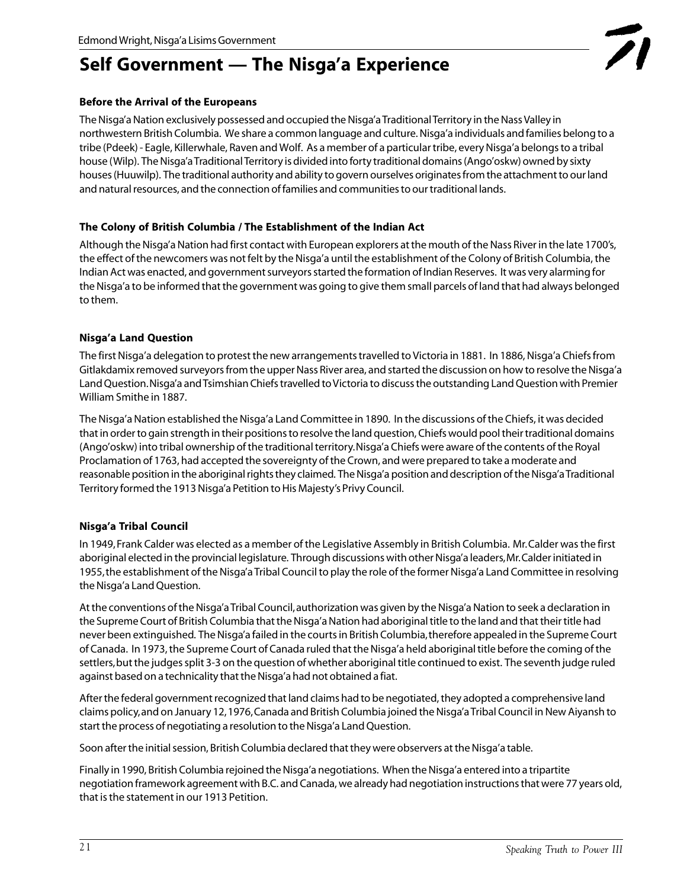Edmond Wright, Nisga'a Lisims Government

# Self Government — The Nisga'a Experience

### Before the Arrival of the Europeans

The Nisga'a Nation exclusively possessed and occupied the Nisga'a Traditional Territory in the Nass Valley in northwestern British Columbia. We share a common language and culture. Nisga'a individuals and families belong to a tribe (Pdeek) - Eagle, Killerwhale, Raven and Wolf. As a member of a particular tribe, every Nisga'a belongs to a tribal house (Wilp). The Nisga'a Traditional Territory is divided into forty traditional domains (Ango'oskw) owned by sixty houses (Huuwilp). The traditional authority and ability to govern ourselves originates from the attachment to our land and natural resources, and the connection of families and communities to our traditional lands.

### The Colony of British Columbia / The Establishment of the Indian Act

Although the Nisga'a Nation had first contact with European explorers at the mouth of the Nass River in the late 1700's, the effect of the newcomers was not felt by the Nisga'a until the establishment of the Colony of British Columbia, the Indian Act was enacted, and government surveyors started the formation of Indian Reserves. It was very alarming for the Nisga'a to be informed that the government was going to give them small parcels of land that had always belonged to them.

### Nisga'a Land Question

The first Nisga'a delegation to protest the new arrangements travelled to Victoria in 1881. In 1886, Nisga'a Chiefs from Gitlakdamix removed surveyors from the upper Nass River area, and started the discussion on how to resolve the Nisga'a Land Question. Nisga'a and Tsimshian Chiefs travelled to Victoria to discuss the outstanding Land Question with Premier William Smithe in 1887.

The Nisga'a Nation established the Nisga'a Land Committee in 1890. In the discussions of the Chiefs, it was decided that in order to gain strength in their positions to resolve the land question, Chiefs would pool their traditional domains (Ango'oskw) into tribal ownership of the traditional territory. Nisga'a Chiefs were aware of the contents of the Royal Proclamation of 1763, had accepted the sovereignty of the Crown, and were prepared to take a moderate and reasonable position in the aboriginal rights they claimed. The Nisga'a position and description of the Nisga'a Traditional Territory formed the 1913 Nisga'a Petition to His Majesty's Privy Council.

### Nisga'a Tribal Council

In 1949, Frank Calder was elected as a member of the Legislative Assembly in British Columbia. Mr. Calder was the first aboriginal elected in the provincial legislature. Through discussions with other Nisga'a leaders, Mr. Calder initiated in 1955, the establishment of the Nisga'a Tribal Council to play the role of the former Nisga'a Land Committee in resolving the Nisga'a Land Question.

At the conventions of the Nisga'a Tribal Council, authorization was given by the Nisga'a Nation to seek a declaration in the Supreme Court of British Columbia that the Nisga'a Nation had aboriginal title to the land and that their title had never been extinguished. The Nisga'a failed in the courts in British Columbia, therefore appealed in the Supreme Court of Canada. In 1973, the Supreme Court of Canada ruled that the Nisga'a held aboriginal title before the coming of the settlers, but the judges split 3-3 on the question of whether aboriginal title continued to exist. The seventh judge ruled against based on a technicality that the Nisga'a had not obtained a fiat.

After the federal government recognized that land claims had to be negotiated, they adopted a comprehensive land claims policy, and on January 12, 1976, Canada and British Columbia joined the Nisga'a Tribal Council in New Aiyansh to start the process of negotiating a resolution to the Nisga'a Land Question.

Soon after the initial session, British Columbia declared that they were observers at the Nisga'a table.

Finally in 1990, British Columbia rejoined the Nisga'a negotiations. When the Nisga'a entered into a tripartite negotiation framework agreement with B.C. and Canada, we already had negotiation instructions that were 77 years old, that is the statement in our 1913 Petition.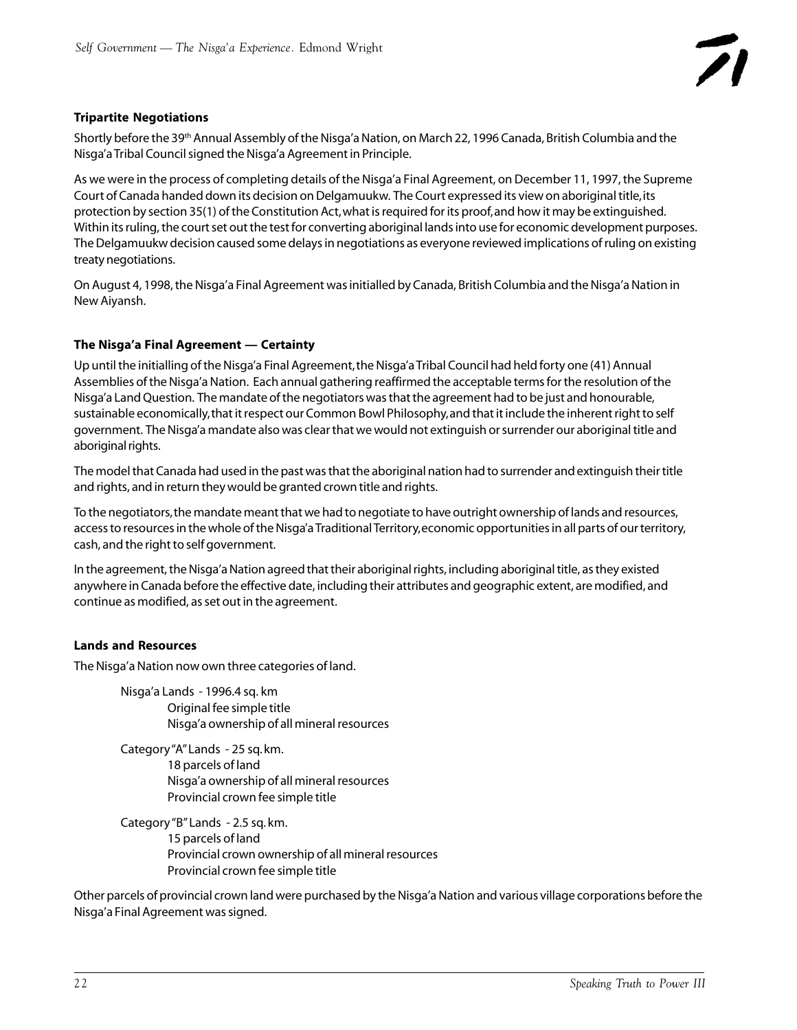## Tripartite Negotiations

Shortly before the 39th Annual Assembly of the Nisga'a Nation, on March 22, 1996 Canada, British Columbia and the Nisga'a Tribal Council signed the Nisga'a Agreement in Principle.

As we were in the process of completing details of the Nisga'a Final Agreement, on December 11, 1997, the Supreme Court of Canada handed down its decision on Delgamuukw. The Court expressed its view on aboriginal title, its protection by section 35(1) of the Constitution Act, what is required for its proof, and how it may be extinguished. Within its ruling, the court set out the test for converting aboriginal lands into use for economic development purposes. The Delgamuukw decision caused some delays in negotiations as everyone reviewed implications of ruling on existing treaty negotiations.

On August 4, 1998, the Nisga'a Final Agreement was initialled by Canada, British Columbia and the Nisga'a Nation in New Aiyansh.

## The Nisga'a Final Agreement — Certainty

Up until the initialling of the Nisga'a Final Agreement, the Nisga'a Tribal Council had held forty one (41) Annual Assemblies of the Nisga'a Nation. Each annual gathering reaffirmed the acceptable terms for the resolution of the Nisga'a Land Question. The mandate of the negotiators was that the agreement had to be just and honourable, sustainable economically, that it respect our Common Bowl Philosophy, and that it include the inherent right to self government. The Nisga'a mandate also was clear that we would not extinguish or surrender our aboriginal title and aboriginal rights.

The model that Canada had used in the past was that the aboriginal nation had to surrender and extinguish their title and rights, and in return they would be granted crown title and rights.

To the negotiators, the mandate meant that we had to negotiate to have outright ownership of lands and resources, access to resources in the whole of the Nisga'a Traditional Territory, economic opportunities in all parts of our territory, cash, and the right to self government.

In the agreement, the Nisga'a Nation agreed that their aboriginal rights, including aboriginal title, as they existed anywhere in Canada before the effective date, including their attributes and geographic extent, are modified, and continue as modified, as set out in the agreement.

## Lands and Resources

The Nisga'a Nation now own three categories of land.

Nisga'a Lands - 1996.4 sq. km
- Original fee simple title
- Nisga'a ownership of all mineral resources

Category "A" Lands - 25 sq. km.
- 18 parcels of land
- Nisga'a ownership of all mineral resources
- Provincial crown fee simple title

Category "B" Lands - 2.5 sq. km.
- 15 parcels of land
- Provincial crown ownership of all mineral resources
- Provincial crown fee simple title

Other parcels of provincial crown land were purchased by the Nisga'a Nation and various village corporations before the Nisga'a Final Agreement was signed.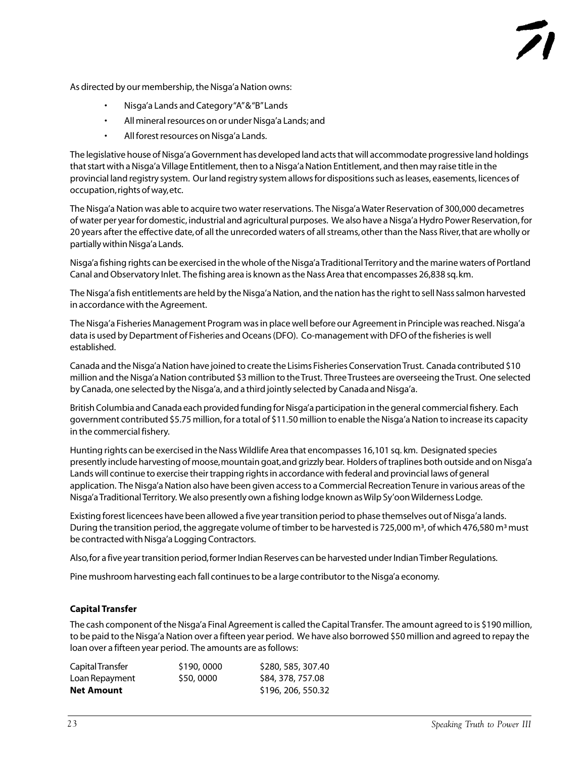As directed by our membership, the Nisga'a Nation owns:

- Nisga'a Lands and Category "A" & "B" Lands
- All mineral resources on or under Nisga'a Lands; and
- All forest resources on Nisga'a Lands.

The legislative house of Nisga'a Government has developed land acts that will accommodate progressive land holdings that start with a Nisga'a Village Entitlement, then to a Nisga'a Nation Entitlement, and then may raise title in the provincial land registry system. Our land registry system allows for dispositions such as leases, easements, licences of occupation, rights of way, etc.

The Nisga'a Nation was able to acquire two water reservations. The Nisga'a Water Reservation of 300,000 decametres of water per year for domestic, industrial and agricultural purposes. We also have a Nisga'a Hydro Power Reservation, for 20 years after the effective date, of all the unrecorded waters of all streams, other than the Nass River, that are wholly or partially within Nisga'a Lands.

Nisga'a fishing rights can be exercised in the whole of the Nisga'a Traditional Territory and the marine waters of Portland Canal and Observatory Inlet. The fishing area is known as the Nass Area that encompasses 26,838 sq. km.

The Nisga'a fish entitlements are held by the Nisga'a Nation, and the nation has the right to sell Nass salmon harvested in accordance with the Agreement.

The Nisga'a Fisheries Management Program was in place well before our Agreement in Principle was reached. Nisga'a data is used by Department of Fisheries and Oceans (DFO). Co-management with DFO of the fisheries is well established.

Canada and the Nisga'a Nation have joined to create the Lisims Fisheries Conservation Trust. Canada contributed $10 million and the Nisga'a Nation contributed $3 million to the Trust. Three Trustees are overseeing the Trust. One selected by Canada, one selected by the Nisga'a, and a third jointly selected by Canada and Nisga'a.

British Columbia and Canada each provided funding for Nisga'a participation in the general commercial fishery. Each government contributed $5.75 million, for a total of $11.50 million to enable the Nisga'a Nation to increase its capacity in the commercial fishery.

Hunting rights can be exercised in the Nass Wildlife Area that encompasses 16,101 sq. km. Designated species presently include harvesting of moose, mountain goat, and grizzly bear. Holders of traplines both outside and on Nisga'a Lands will continue to exercise their trapping rights in accordance with federal and provincial laws of general application. The Nisga'a Nation also have been given access to a Commercial Recreation Tenure in various areas of the Nisga'a Traditional Territory. We also presently own a fishing lodge known as Wilp Sy'oon Wilderness Lodge.

Existing forest licencees have been allowed a five year transition period to phase themselves out of Nisga'a lands. During the transition period, the aggregate volume of timber to be harvested is 725,000 $m^3$, of which 476,580 $m^3$ must be contracted with Nisga'a Logging Contractors.

Also, for a five year transition period, former Indian Reserves can be harvested under Indian Timber Regulations.

Pine mushroom harvesting each fall continues to be a large contributor to the Nisga'a economy.

**Capital Transfer**

The cash component of the Nisga'a Final Agreement is called the Capital Transfer. The amount agreed to is $190 million, to be paid to the Nisga'a Nation over a fifteen year period. We have also borrowed $50 million and agreed to repay the loan over a fifteen year period. The amounts are as follows:

| | | |
|---|---|---|
| Capital Transfer | $190, 0000 | $280, 585, 307.40 |
| Loan Repayment | $50, 0000 | $84, 378, 757.08 |
| **Net Amount** | | $196, 206, 550.32 |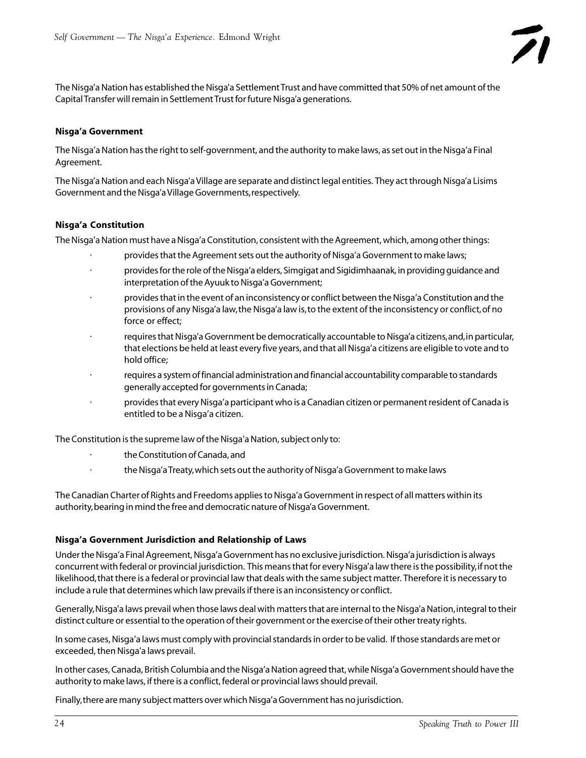The Nisga'a Nation has established the Nisga'a Settlement Trust and have committed that 50% of net amount of the Capital Transfer will remain in Settlement Trust for future Nisga'a generations.

### Nisga'a Government

The Nisga'a Nation has the right to self-government, and the authority to make laws, as set out in the Nisga'a Final Agreement.

The Nisga'a Nation and each Nisga'a Village are separate and distinct legal entities. They act through Nisga'a Lisims Government and the Nisga'a Village Governments, respectively.

### Nisga'a Constitution

The Nisga'a Nation must have a Nisga'a Constitution, consistent with the Agreement, which, among other things:

- provides that the Agreement sets out the authority of Nisga'a Government to make laws;
- provides for the role of the Nisga'a elders, Simgigat and Sigidimhaanak, in providing guidance and interpretation of the Ayuuk to Nisga'a Government;
- provides that in the event of an inconsistency or conflict between the Nisga'a Constitution and the provisions of any Nisga'a law, the Nisga'a law is, to the extent of the inconsistency or conflict, of no force or effect;
- requires that Nisga'a Government be democratically accountable to Nisga'a citizens, and, in particular, that elections be held at least every five years, and that all Nisga'a citizens are eligible to vote and to hold office;
- requires a system of financial administration and financial accountability comparable to standards generally accepted for governments in Canada;
- provides that every Nisga'a participant who is a Canadian citizen or permanent resident of Canada is entitled to be a Nisga'a citizen.

The Constitution is the supreme law of the Nisga'a Nation, subject only to:

- the Constitution of Canada, and
- the Nisga'a Treaty, which sets out the authority of Nisga'a Government to make laws

The Canadian Charter of Rights and Freedoms applies to Nisga'a Government in respect of all matters within its authority, bearing in mind the free and democratic nature of Nisga'a Government.

### Nisga'a Government Jurisdiction and Relationship of Laws

Under the Nisga'a Final Agreement, Nisga'a Government has no exclusive jurisdiction. Nisga'a jurisdiction is always concurrent with federal or provincial jurisdiction. This means that for every Nisga'a law there is the possibility, if not the likelihood, that there is a federal or provincial law that deals with the same subject matter. Therefore it is necessary to include a rule that determines which law prevails if there is an inconsistency or conflict.

Generally, Nisga'a laws prevail when those laws deal with matters that are internal to the Nisga'a Nation, integral to their distinct culture or essential to the operation of their government or the exercise of their other treaty rights.

In some cases, Nisga'a laws must comply with provincial standards in order to be valid. If those standards are met or exceeded, then Nisga'a laws prevail.

In other cases, Canada, British Columbia and the Nisga'a Nation agreed that, while Nisga'a Government should have the authority to make laws, if there is a conflict, federal or provincial laws should prevail.

Finally, there are many subject matters over which Nisga'a Government has no jurisdiction.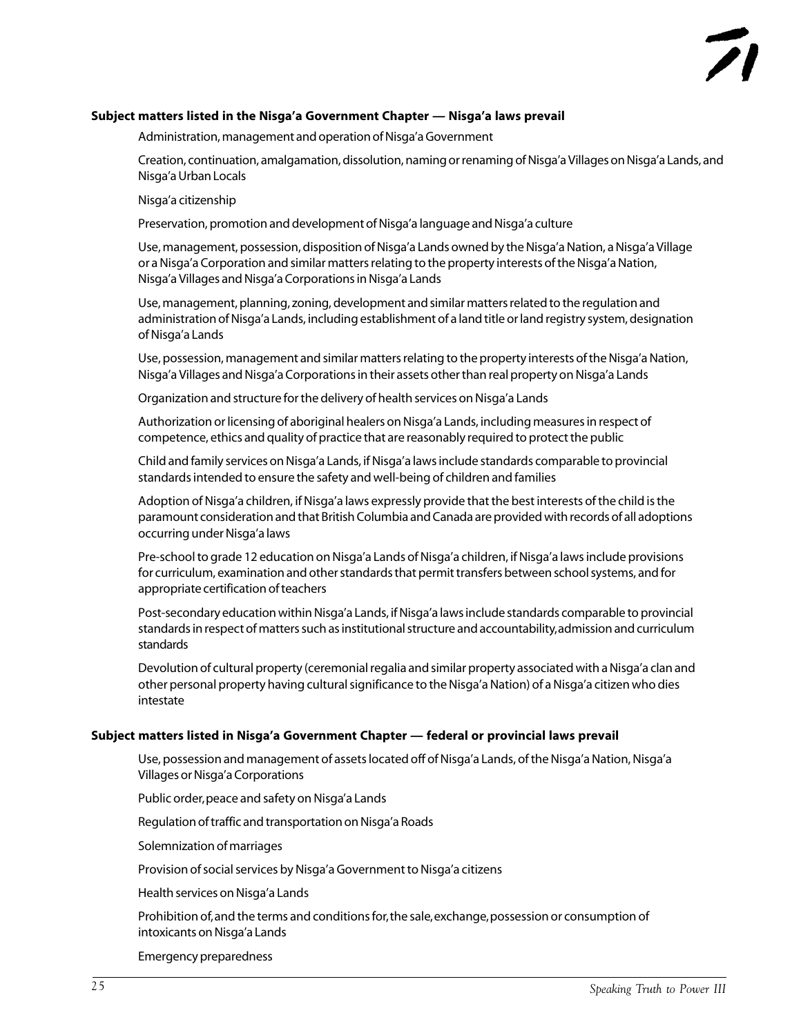**Subject matters listed in the Nisga'a Government Chapter — Nisga'a laws prevail**

Administration, management and operation of Nisga'a Government

Creation, continuation, amalgamation, dissolution, naming or renaming of Nisga'a Villages on Nisga'a Lands, and Nisga'a Urban Locals

Nisga'a citizenship

Preservation, promotion and development of Nisga'a language and Nisga'a culture

Use, management, possession, disposition of Nisga'a Lands owned by the Nisga'a Nation, a Nisga'a Village or a Nisga'a Corporation and similar matters relating to the property interests of the Nisga'a Nation, Nisga'a Villages and Nisga'a Corporations in Nisga'a Lands

Use, management, planning, zoning, development and similar matters related to the regulation and administration of Nisga'a Lands, including establishment of a land title or land registry system, designation of Nisga'a Lands

Use, possession, management and similar matters relating to the property interests of the Nisga'a Nation, Nisga'a Villages and Nisga'a Corporations in their assets other than real property on Nisga'a Lands

Organization and structure for the delivery of health services on Nisga'a Lands

Authorization or licensing of aboriginal healers on Nisga'a Lands, including measures in respect of competence, ethics and quality of practice that are reasonably required to protect the public

Child and family services on Nisga'a Lands, if Nisga'a laws include standards comparable to provincial standards intended to ensure the safety and well-being of children and families

Adoption of Nisga'a children, if Nisga'a laws expressly provide that the best interests of the child is the paramount consideration and that British Columbia and Canada are provided with records of all adoptions occurring under Nisga'a laws

Pre-school to grade 12 education on Nisga'a Lands of Nisga'a children, if Nisga'a laws include provisions for curriculum, examination and other standards that permit transfers between school systems, and for appropriate certification of teachers

Post-secondary education within Nisga'a Lands, if Nisga'a laws include standards comparable to provincial standards in respect of matters such as institutional structure and accountability, admission and curriculum standards

Devolution of cultural property (ceremonial regalia and similar property associated with a Nisga'a clan and other personal property having cultural significance to the Nisga'a Nation) of a Nisga'a citizen who dies intestate

**Subject matters listed in Nisga'a Government Chapter — federal or provincial laws prevail**

Use, possession and management of assets located off of Nisga'a Lands, of the Nisga'a Nation, Nisga'a Villages or Nisga'a Corporations

Public order, peace and safety on Nisga'a Lands

Regulation of traffic and transportation on Nisga'a Roads

Solemnization of marriages

Provision of social services by Nisga'a Government to Nisga'a citizens

Health services on Nisga'a Lands

Prohibition of, and the terms and conditions for, the sale, exchange, possession or consumption of intoxicants on Nisga'a Lands

Emergency preparedness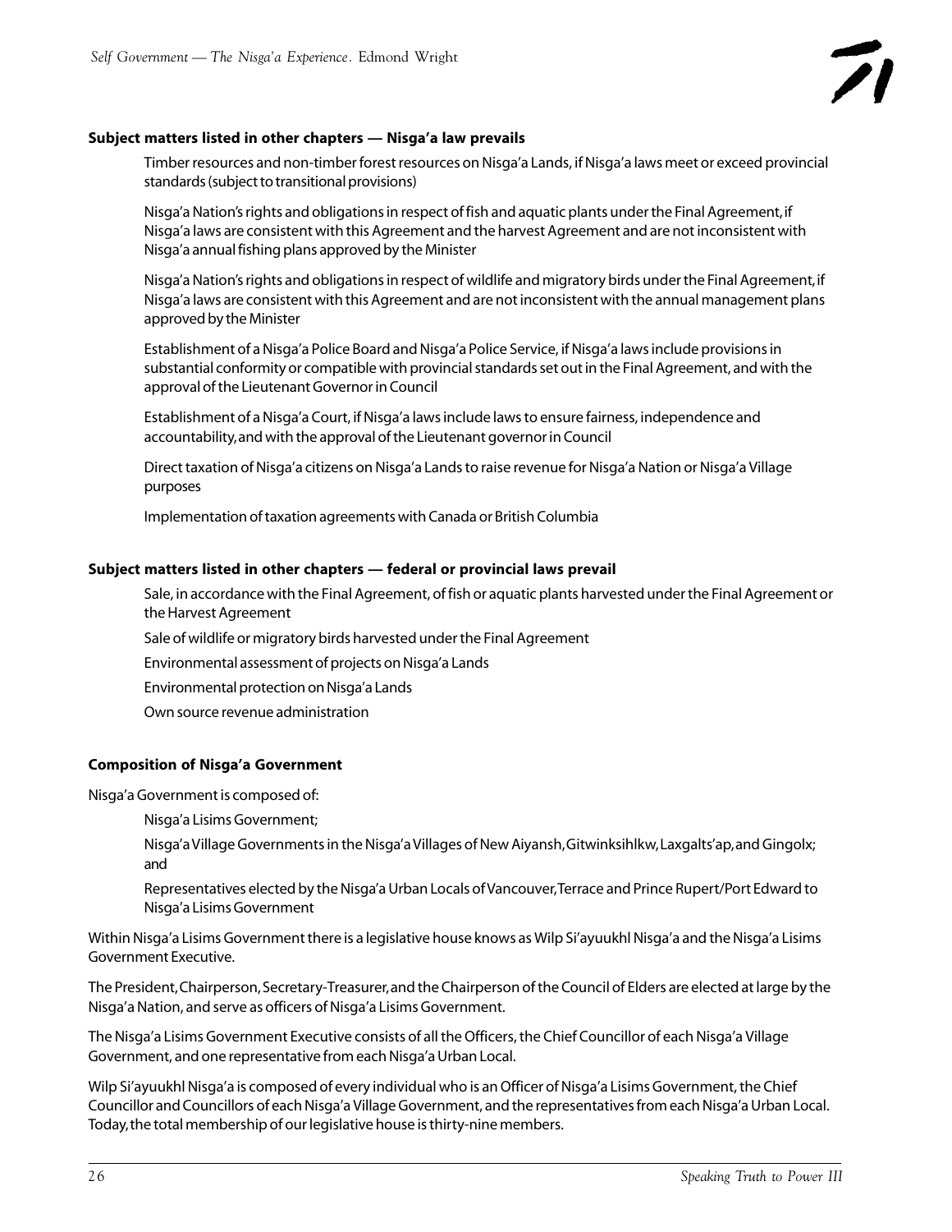**Subject matters listed in other chapters — Nisga'a law prevails**

Timber resources and non-timber forest resources on Nisga'a Lands, if Nisga'a laws meet or exceed provincial standards (subject to transitional provisions)

Nisga'a Nation's rights and obligations in respect of fish and aquatic plants under the Final Agreement, if Nisga'a laws are consistent with this Agreement and the harvest Agreement and are not inconsistent with Nisga'a annual fishing plans approved by the Minister

Nisga'a Nation's rights and obligations in respect of wildlife and migratory birds under the Final Agreement, if Nisga'a laws are consistent with this Agreement and are not inconsistent with the annual management plans approved by the Minister

Establishment of a Nisga'a Police Board and Nisga'a Police Service, if Nisga'a laws include provisions in substantial conformity or compatible with provincial standards set out in the Final Agreement, and with the approval of the Lieutenant Governor in Council

Establishment of a Nisga'a Court, if Nisga'a laws include laws to ensure fairness, independence and accountability, and with the approval of the Lieutenant governor in Council

Direct taxation of Nisga'a citizens on Nisga'a Lands to raise revenue for Nisga'a Nation or Nisga'a Village purposes

Implementation of taxation agreements with Canada or British Columbia

**Subject matters listed in other chapters — federal or provincial laws prevail**

Sale, in accordance with the Final Agreement, of fish or aquatic plants harvested under the Final Agreement or the Harvest Agreement

Sale of wildlife or migratory birds harvested under the Final Agreement

Environmental assessment of projects on Nisga'a Lands

Environmental protection on Nisga'a Lands

Own source revenue administration

**Composition of Nisga'a Government**

Nisga'a Government is composed of:

Nisga'a Lisims Government;

Nisga'a Village Governments in the Nisga'a Villages of New Aiyansh, Gitwinksihlkw, Laxgalts'ap, and Gingolx; and

Representatives elected by the Nisga'a Urban Locals of Vancouver, Terrace and Prince Rupert/Port Edward to Nisga'a Lisims Government

Within Nisga'a Lisims Government there is a legislative house knows as Wilp Si'ayuukhl Nisga'a and the Nisga'a Lisims Government Executive.

The President, Chairperson, Secretary-Treasurer, and the Chairperson of the Council of Elders are elected at large by the Nisga'a Nation, and serve as officers of Nisga'a Lisims Government.

The Nisga'a Lisims Government Executive consists of all the Officers, the Chief Councillor of each Nisga'a Village Government, and one representative from each Nisga'a Urban Local.

Wilp Si'ayuukhl Nisga'a is composed of every individual who is an Officer of Nisga'a Lisims Government, the Chief Councillor and Councillors of each Nisga'a Village Government, and the representatives from each Nisga'a Urban Local. Today, the total membership of our legislative house is thirty-nine members.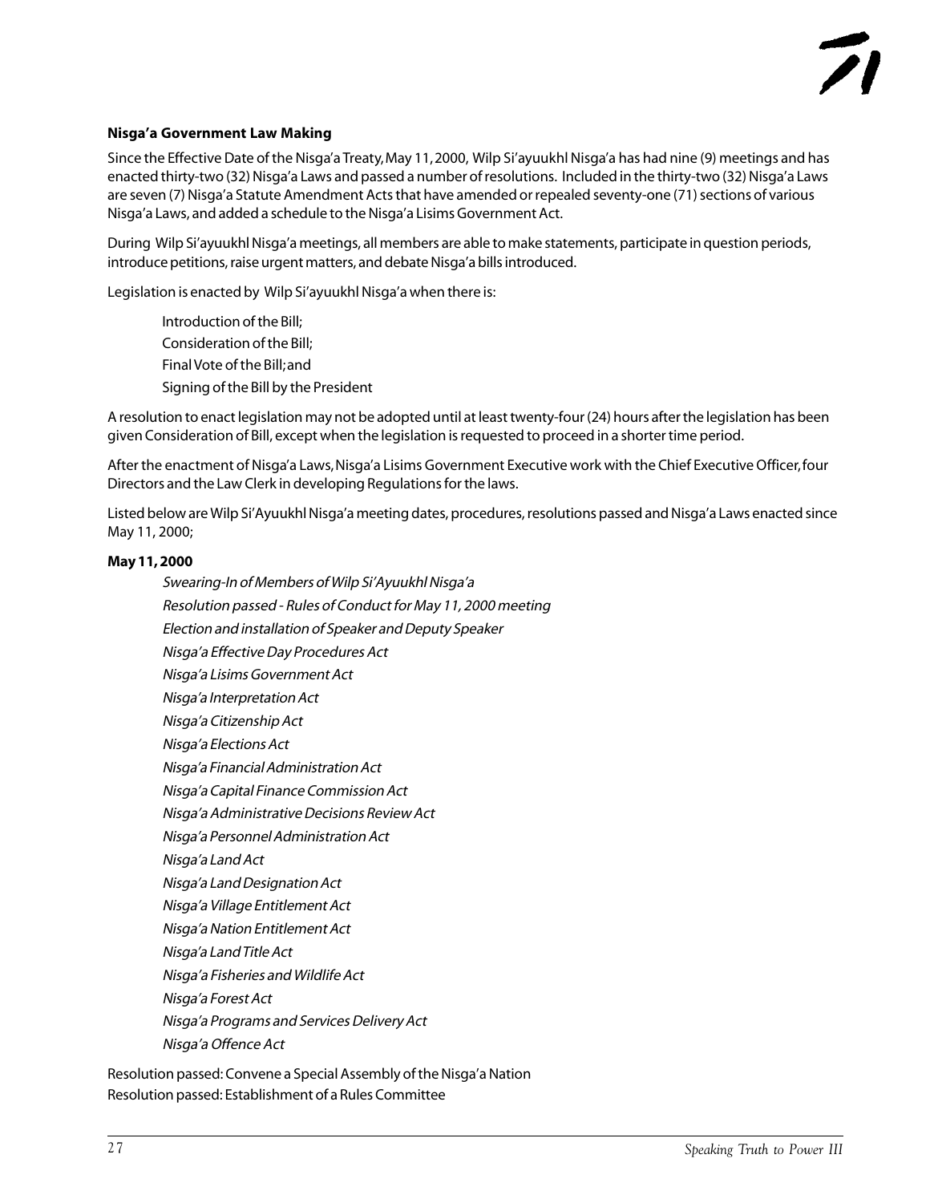**Nisga'a Government Law Making**

Since the Effective Date of the Nisga'a Treaty, May 11, 2000, Wilp Si'ayuukhl Nisga'a has had nine (9) meetings and has enacted thirty-two (32) Nisga'a Laws and passed a number of resolutions. Included in the thirty-two (32) Nisga'a Laws are seven (7) Nisga'a Statute Amendment Acts that have amended or repealed seventy-one (71) sections of various Nisga'a Laws, and added a schedule to the Nisga'a Lisims Government Act.

During Wilp Si'ayuukhl Nisga'a meetings, all members are able to make statements, participate in question periods, introduce petitions, raise urgent matters, and debate Nisga'a bills introduced.

Legislation is enacted by Wilp Si'ayuukhl Nisga'a when there is:

- Introduction of the Bill;
- Consideration of the Bill;
- Final Vote of the Bill; and
- Signing of the Bill by the President

A resolution to enact legislation may not be adopted until at least twenty-four (24) hours after the legislation has been given Consideration of Bill, except when the legislation is requested to proceed in a shorter time period.

After the enactment of Nisga'a Laws, Nisga'a Lisims Government Executive work with the Chief Executive Officer, four Directors and the Law Clerk in developing Regulations for the laws.

Listed below are Wilp Si'Ayuukhl Nisga'a meeting dates, procedures, resolutions passed and Nisga'a Laws enacted since May 11, 2000;

**May 11, 2000**

- *Swearing-In of Members of Wilp Si'Ayuukhl Nisga'a*
- *Resolution passed - Rules of Conduct for May 11, 2000 meeting*
- *Election and installation of Speaker and Deputy Speaker*
- *Nisga'a Effective Day Procedures Act*
- *Nisga'a Lisims Government Act*
- *Nisga'a Interpretation Act*
- *Nisga'a Citizenship Act*
- *Nisga'a Elections Act*
- *Nisga'a Financial Administration Act*
- *Nisga'a Capital Finance Commission Act*
- *Nisga'a Administrative Decisions Review Act*
- *Nisga'a Personnel Administration Act*
- *Nisga'a Land Act*
- *Nisga'a Land Designation Act*
- *Nisga'a Village Entitlement Act*
- *Nisga'a Nation Entitlement Act*
- *Nisga'a Land Title Act*
- *Nisga'a Fisheries and Wildlife Act*
- *Nisga'a Forest Act*
- *Nisga'a Programs and Services Delivery Act*
- *Nisga'a Offence Act*

Resolution passed: Convene a Special Assembly of the Nisga'a Nation
Resolution passed: Establishment of a Rules Committee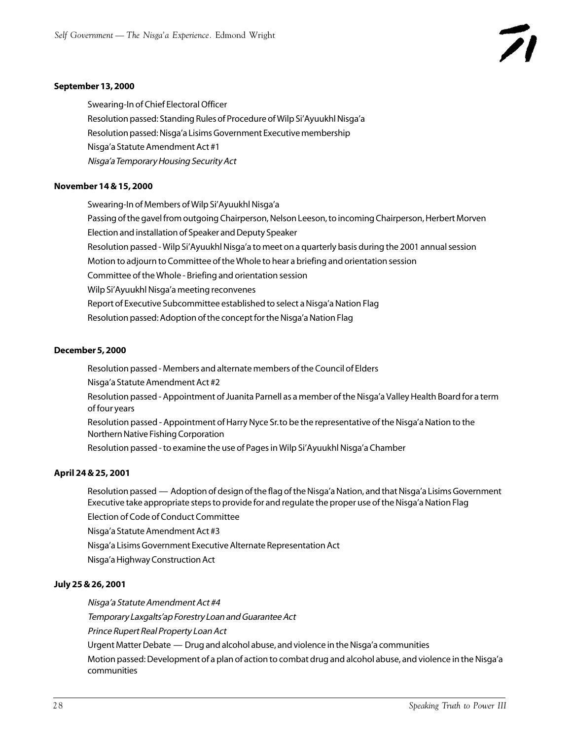**September 13, 2000**

Swearing-In of Chief Electoral Officer

Resolution passed: Standing Rules of Procedure of Wilp Si'Ayuukhl Nisga'a

Resolution passed: Nisga'a Lisims Government Executive membership

Nisga'a Statute Amendment Act #1

*Nisga'a Temporary Housing Security Act*

**November 14 & 15, 2000**

Swearing-In of Members of Wilp Si'Ayuukhl Nisga'a

Passing of the gavel from outgoing Chairperson, Nelson Leeson, to incoming Chairperson, Herbert Morven

Election and installation of Speaker and Deputy Speaker

Resolution passed - Wilp Si'Ayuukhl Nisga'a to meet on a quarterly basis during the 2001 annual session

Motion to adjourn to Committee of the Whole to hear a briefing and orientation session

Committee of the Whole - Briefing and orientation session

Wilp Si'Ayuukhl Nisga'a meeting reconvenes

Report of Executive Subcommittee established to select a Nisga'a Nation Flag

Resolution passed: Adoption of the concept for the Nisga'a Nation Flag

**December 5, 2000**

Resolution passed - Members and alternate members of the Council of Elders

Nisga'a Statute Amendment Act #2

Resolution passed - Appointment of Juanita Parnell as a member of the Nisga'a Valley Health Board for a term of four years

Resolution passed - Appointment of Harry Nyce Sr. to be the representative of the Nisga'a Nation to the Northern Native Fishing Corporation

Resolution passed - to examine the use of Pages in Wilp Si'Ayuukhl Nisga'a Chamber

**April 24 & 25, 2001**

Resolution passed — Adoption of design of the flag of the Nisga'a Nation, and that Nisga'a Lisims Government Executive take appropriate steps to provide for and regulate the proper use of the Nisga'a Nation Flag

Election of Code of Conduct Committee

Nisga'a Statute Amendment Act #3

Nisga'a Lisims Government Executive Alternate Representation Act

Nisga'a Highway Construction Act

**July 25 & 26, 2001**

*Nisga'a Statute Amendment Act #4*

*Temporary Laxgalts'ap Forestry Loan and Guarantee Act*

*Prince Rupert Real Property Loan Act*

Urgent Matter Debate — Drug and alcohol abuse, and violence in the Nisga'a communities

Motion passed: Development of a plan of action to combat drug and alcohol abuse, and violence in the Nisga'a communities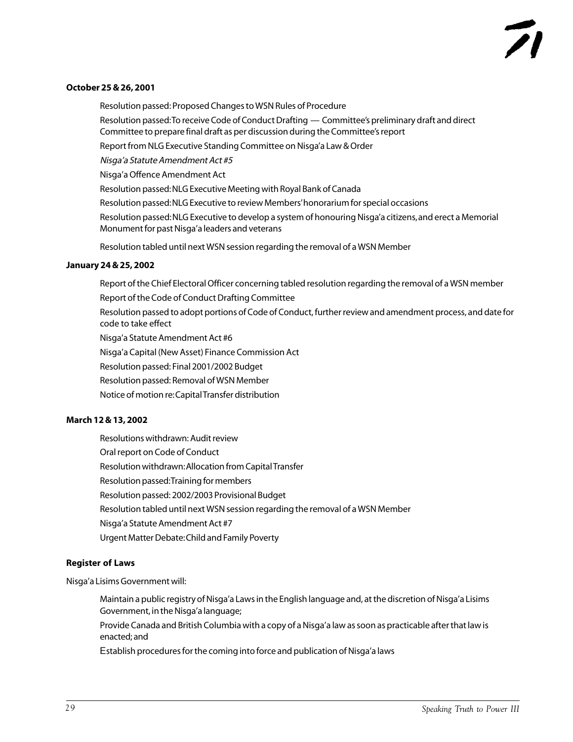**October 25 & 26, 2001**

Resolution passed: Proposed Changes to WSN Rules of Procedure

Resolution passed: To receive Code of Conduct Drafting — Committee's preliminary draft and direct Committee to prepare final draft as per discussion during the Committee's report

Report from NLG Executive Standing Committee on Nisga'a Law & Order

*Nisga'a Statute Amendment Act #5*

Nisga'a Offence Amendment Act

Resolution passed: NLG Executive Meeting with Royal Bank of Canada

Resolution passed: NLG Executive to review Members' honorarium for special occasions

Resolution passed: NLG Executive to develop a system of honouring Nisga'a citizens, and erect a Memorial Monument for past Nisga'a leaders and veterans

Resolution tabled until next WSN session regarding the removal of a WSN Member

**January 24 & 25, 2002**

Report of the Chief Electoral Officer concerning tabled resolution regarding the removal of a WSN member

Report of the Code of Conduct Drafting Committee

Resolution passed to adopt portions of Code of Conduct, further review and amendment process, and date for code to take effect

Nisga'a Statute Amendment Act #6

Nisga'a Capital (New Asset) Finance Commission Act

Resolution passed: Final 2001/2002 Budget

Resolution passed: Removal of WSN Member

Notice of motion re: Capital Transfer distribution

**March 12 & 13, 2002**

Resolutions withdrawn: Audit review

Oral report on Code of Conduct

Resolution withdrawn: Allocation from Capital Transfer

Resolution passed: Training for members

Resolution passed: 2002/2003 Provisional Budget

Resolution tabled until next WSN session regarding the removal of a WSN Member

Nisga'a Statute Amendment Act #7

Urgent Matter Debate: Child and Family Poverty

**Register of Laws**

Nisga'a Lisims Government will:

Maintain a public registry of Nisga'a Laws in the English language and, at the discretion of Nisga'a Lisims Government, in the Nisga'a language;

Provide Canada and British Columbia with a copy of a Nisga'a law as soon as practicable after that law is enacted; and

Establish procedures for the coming into force and publication of Nisga'a laws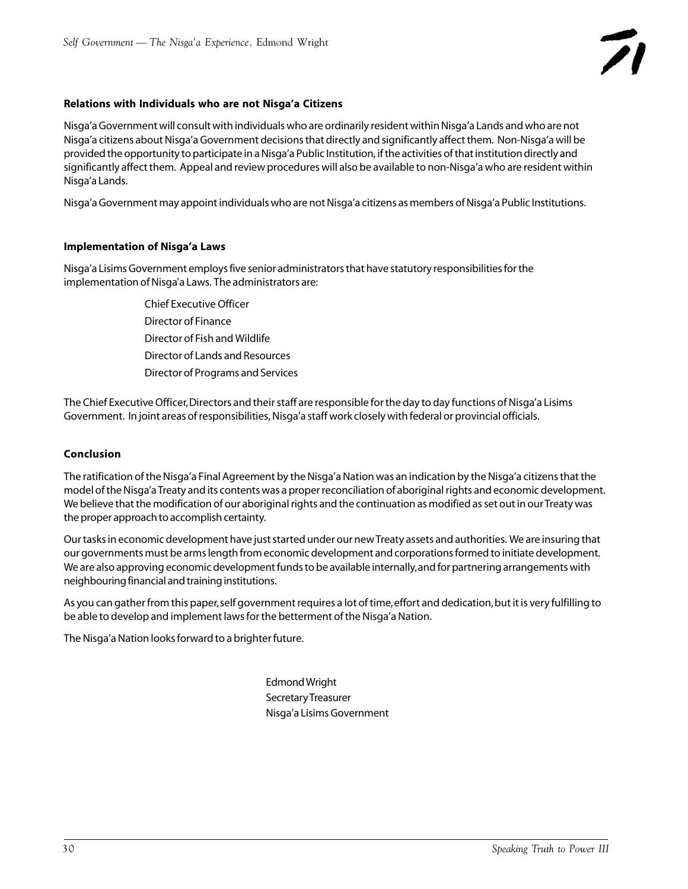### Relations with Individuals who are not Nisga'a Citizens

Nisga'a Government will consult with individuals who are ordinarily resident within Nisga'a Lands and who are not Nisga'a citizens about Nisga'a Government decisions that directly and significantly affect them. Non-Nisga'a will be provided the opportunity to participate in a Nisga'a Public Institution, if the activities of that institution directly and significantly affect them. Appeal and review procedures will also be available to non-Nisga'a who are resident within Nisga'a Lands.

Nisga'a Government may appoint individuals who are not Nisga'a citizens as members of Nisga'a Public Institutions.

### Implementation of Nisga'a Laws

Nisga'a Lisims Government employs five senior administrators that have statutory responsibilities for the implementation of Nisga'a Laws. The administrators are:

- Chief Executive Officer
- Director of Finance
- Director of Fish and Wildlife
- Director of Lands and Resources
- Director of Programs and Services

The Chief Executive Officer, Directors and their staff are responsible for the day to day functions of Nisga'a Lisims Government. In joint areas of responsibilities, Nisga'a staff work closely with federal or provincial officials.

### Conclusion

The ratification of the Nisga'a Final Agreement by the Nisga'a Nation was an indication by the Nisga'a citizens that the model of the Nisga'a Treaty and its contents was a proper reconciliation of aboriginal rights and economic development. We believe that the modification of our aboriginal rights and the continuation as modified as set out in our Treaty was the proper approach to accomplish certainty.

Our tasks in economic development have just started under our new Treaty assets and authorities. We are insuring that our governments must be arms length from economic development and corporations formed to initiate development. We are also approving economic development funds to be available internally, and for partnering arrangements with neighbouring financial and training institutions.

As you can gather from this paper, self government requires a lot of time, effort and dedication, but it is very fulfilling to be able to develop and implement laws for the betterment of the Nisga'a Nation.

The Nisga'a Nation looks forward to a brighter future.

Edmond Wright
Secretary Treasurer
Nisga'a Lisims Government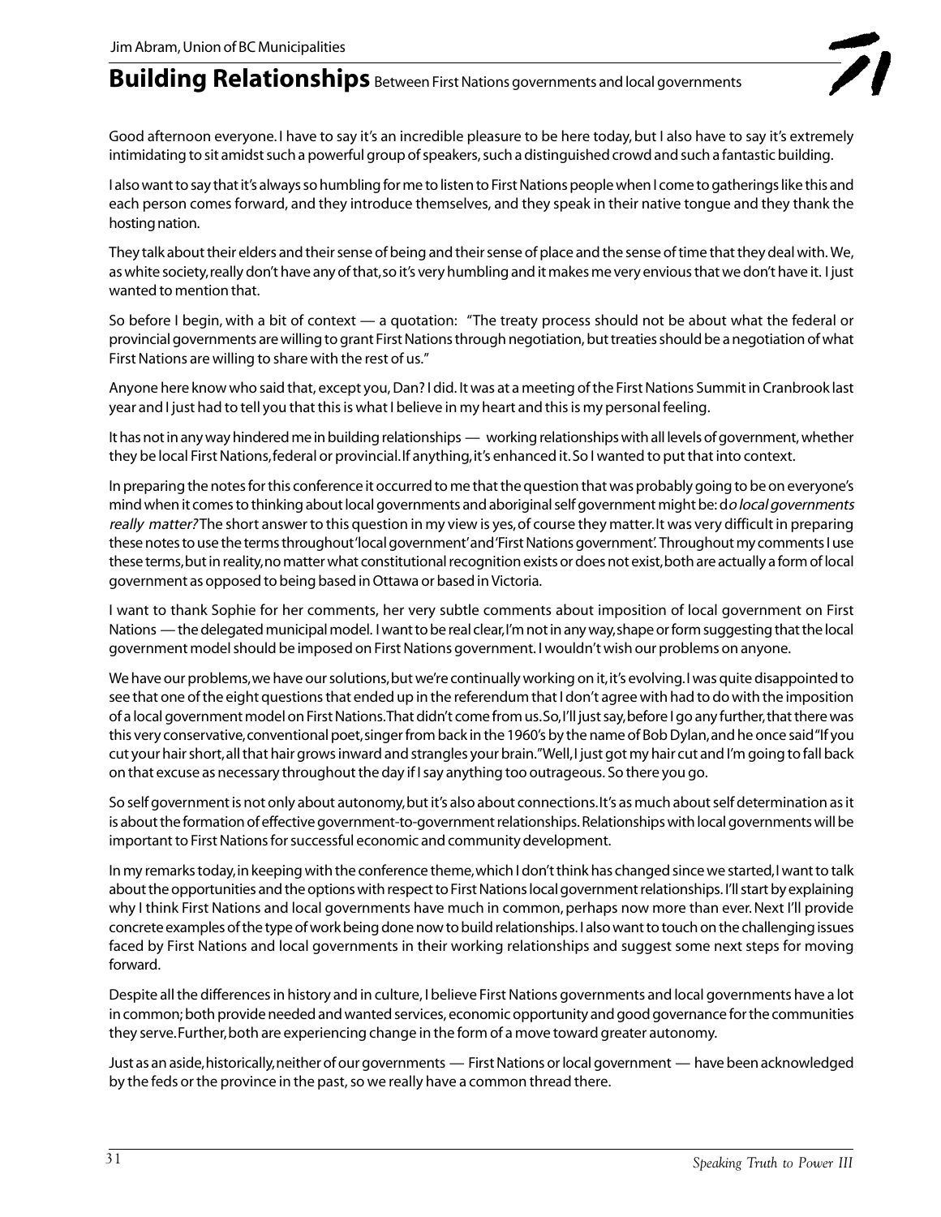Jim Abram, Union of BC Municipalities

## **Building Relationships** Between First Nations governments and local governments

Good afternoon everyone. I have to say it's an incredible pleasure to be here today, but I also have to say it's extremely intimidating to sit amidst such a powerful group of speakers, such a distinguished crowd and such a fantastic building.

I also want to say that it's always so humbling for me to listen to First Nations people when I come to gatherings like this and each person comes forward, and they introduce themselves, and they speak in their native tongue and they thank the hosting nation.

They talk about their elders and their sense of being and their sense of place and the sense of time that they deal with. We, as white society, really don't have any of that, so it's very humbling and it makes me very envious that we don't have it. I just wanted to mention that.

So before I begin, with a bit of context — a quotation: "The treaty process should not be about what the federal or provincial governments are willing to grant First Nations through negotiation, but treaties should be a negotiation of what First Nations are willing to share with the rest of us."

Anyone here know who said that, except you, Dan? I did. It was at a meeting of the First Nations Summit in Cranbrook last year and I just had to tell you that this is what I believe in my heart and this is my personal feeling.

It has not in any way hindered me in building relationships — working relationships with all levels of government, whether they be local First Nations, federal or provincial. If anything, it's enhanced it. So I wanted to put that into context.

In preparing the notes for this conference it occurred to me that the question that was probably going to be on everyone's mind when it comes to thinking about local governments and aboriginal self government might be: d*o local governments really matter?* The short answer to this question in my view is yes, of course they matter. It was very difficult in preparing these notes to use the terms throughout 'local government' and 'First Nations government'. Throughout my comments I use these terms, but in reality, no matter what constitutional recognition exists or does not exist, both are actually a form of local government as opposed to being based in Ottawa or based in Victoria.

I want to thank Sophie for her comments, her very subtle comments about imposition of local government on First Nations — the delegated municipal model. I want to be real clear, I'm not in any way, shape or form suggesting that the local government model should be imposed on First Nations government. I wouldn't wish our problems on anyone.

We have our problems, we have our solutions, but we're continually working on it, it's evolving. I was quite disappointed to see that one of the eight questions that ended up in the referendum that I don't agree with had to do with the imposition of a local government model on First Nations. That didn't come from us. So, I'll just say, before I go any further, that there was this very conservative, conventional poet, singer from back in the 1960's by the name of Bob Dylan, and he once said "If you cut your hair short, all that hair grows inward and strangles your brain." Well, I just got my hair cut and I'm going to fall back on that excuse as necessary throughout the day if I say anything too outrageous. So there you go.

So self government is not only about autonomy, but it's also about connections. It's as much about self determination as it is about the formation of effective government-to-government relationships. Relationships with local governments will be important to First Nations for successful economic and community development.

In my remarks today, in keeping with the conference theme, which I don't think has changed since we started, I want to talk about the opportunities and the options with respect to First Nations local government relationships. I'll start by explaining why I think First Nations and local governments have much in common, perhaps now more than ever. Next I'll provide concrete examples of the type of work being done now to build relationships. I also want to touch on the challenging issues faced by First Nations and local governments in their working relationships and suggest some next steps for moving forward.

Despite all the differences in history and in culture, I believe First Nations governments and local governments have a lot in common; both provide needed and wanted services, economic opportunity and good governance for the communities they serve. Further, both are experiencing change in the form of a move toward greater autonomy.

Just as an aside, historically, neither of our governments — First Nations or local government — have been acknowledged by the feds or the province in the past, so we really have a common thread there.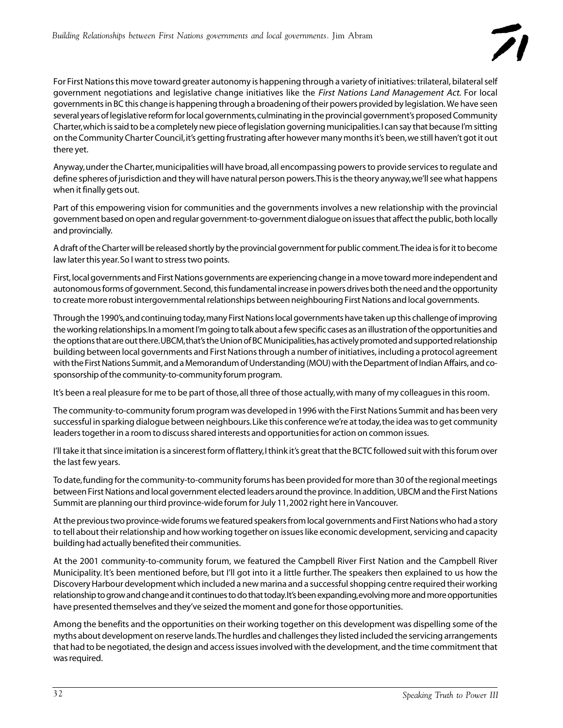For First Nations this move toward greater autonomy is happening through a variety of initiatives: trilateral, bilateral self government negotiations and legislative change initiatives like the *First Nations Land Management Act*. For local governments in BC this change is happening through a broadening of their powers provided by legislation. We have seen several years of legislative reform for local governments, culminating in the provincial government's proposed Community Charter, which is said to be a completely new piece of legislation governing municipalities. I can say that because I'm sitting on the Community Charter Council, it's getting frustrating after however many months it's been, we still haven't got it out there yet.

Anyway, under the Charter, municipalities will have broad, all encompassing powers to provide services to regulate and define spheres of jurisdiction and they will have natural person powers. This is the theory anyway, we'll see what happens when it finally gets out.

Part of this empowering vision for communities and the governments involves a new relationship with the provincial government based on open and regular government-to-government dialogue on issues that affect the public, both locally and provincially.

A draft of the Charter will be released shortly by the provincial government for public comment. The idea is for it to become law later this year. So I want to stress two points.

First, local governments and First Nations governments are experiencing change in a move toward more independent and autonomous forms of government. Second, this fundamental increase in powers drives both the need and the opportunity to create more robust intergovernmental relationships between neighbouring First Nations and local governments.

Through the 1990's, and continuing today, many First Nations local governments have taken up this challenge of improving the working relationships. In a moment I'm going to talk about a few specific cases as an illustration of the opportunities and the options that are out there. UBCM, that's the Union of BC Municipalities, has actively promoted and supported relationship building between local governments and First Nations through a number of initiatives, including a protocol agreement with the First Nations Summit, and a Memorandum of Understanding (MOU) with the Department of Indian Affairs, and co-sponsorship of the community-to-community forum program.

It's been a real pleasure for me to be part of those, all three of those actually, with many of my colleagues in this room.

The community-to-community forum program was developed in 1996 with the First Nations Summit and has been very successful in sparking dialogue between neighbours. Like this conference we're at today, the idea was to get community leaders together in a room to discuss shared interests and opportunities for action on common issues.

I'll take it that since imitation is a sincerest form of flattery, I think it's great that the BCTC followed suit with this forum over the last few years.

To date, funding for the community-to-community forums has been provided for more than 30 of the regional meetings between First Nations and local government elected leaders around the province. In addition, UBCM and the First Nations Summit are planning our third province-wide forum for July 11, 2002 right here in Vancouver.

At the previous two province-wide forums we featured speakers from local governments and First Nations who had a story to tell about their relationship and how working together on issues like economic development, servicing and capacity building had actually benefited their communities.

At the 2001 community-to-community forum, we featured the Campbell River First Nation and the Campbell River Municipality. It's been mentioned before, but I'll got into it a little further. The speakers then explained to us how the Discovery Harbour development which included a new marina and a successful shopping centre required their working relationship to grow and change and it continues to do that today. It's been expanding, evolving more and more opportunities have presented themselves and they've seized the moment and gone for those opportunities.

Among the benefits and the opportunities on their working together on this development was dispelling some of the myths about development on reserve lands. The hurdles and challenges they listed included the servicing arrangements that had to be negotiated, the design and access issues involved with the development, and the time commitment that was required.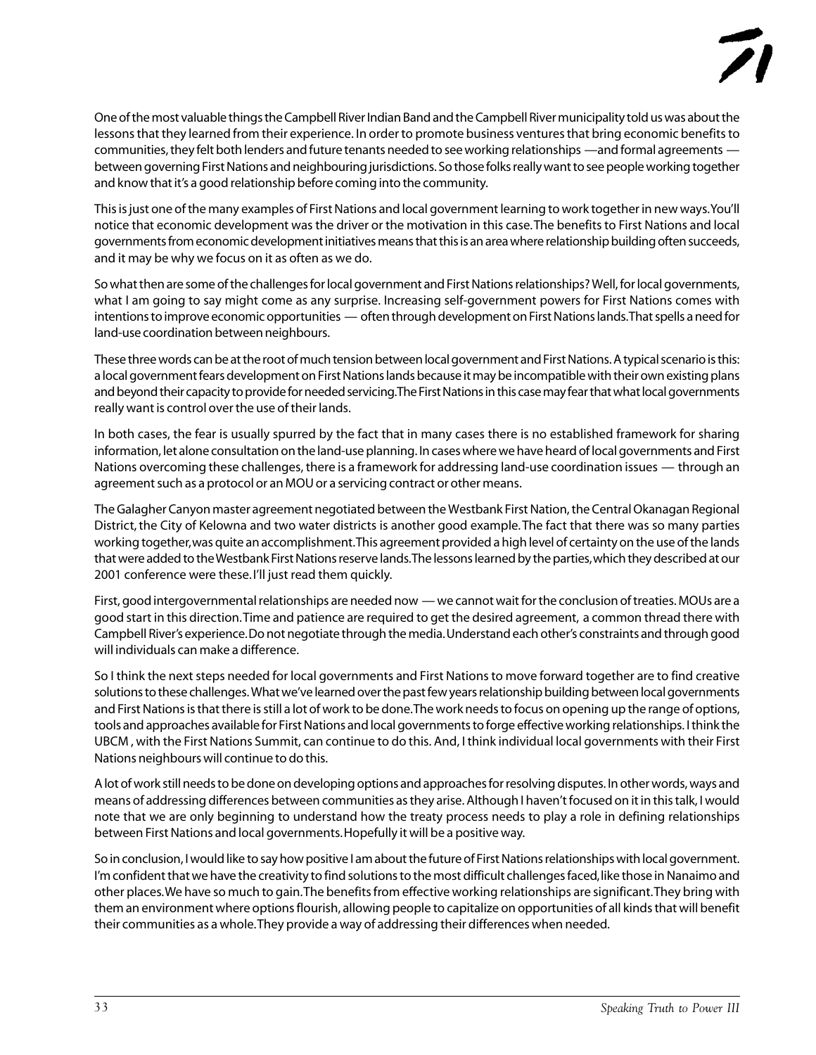One of the most valuable things the Campbell River Indian Band and the Campbell River municipality told us was about the lessons that they learned from their experience. In order to promote business ventures that bring economic benefits to communities, they felt both lenders and future tenants needed to see working relationships —and formal agreements — between governing First Nations and neighbouring jurisdictions. So those folks really want to see people working together and know that it's a good relationship before coming into the community.

This is just one of the many examples of First Nations and local government learning to work together in new ways. You'll notice that economic development was the driver or the motivation in this case. The benefits to First Nations and local governments from economic development initiatives means that this is an area where relationship building often succeeds, and it may be why we focus on it as often as we do.

So what then are some of the challenges for local government and First Nations relationships? Well, for local governments, what I am going to say might come as any surprise. Increasing self-government powers for First Nations comes with intentions to improve economic opportunities — often through development on First Nations lands. That spells a need for land-use coordination between neighbours.

These three words can be at the root of much tension between local government and First Nations. A typical scenario is this: a local government fears development on First Nations lands because it may be incompatible with their own existing plans and beyond their capacity to provide for needed servicing. The First Nations in this case may fear that what local governments really want is control over the use of their lands.

In both cases, the fear is usually spurred by the fact that in many cases there is no established framework for sharing information, let alone consultation on the land-use planning. In cases where we have heard of local governments and First Nations overcoming these challenges, there is a framework for addressing land-use coordination issues — through an agreement such as a protocol or an MOU or a servicing contract or other means.

The Galagher Canyon master agreement negotiated between the Westbank First Nation, the Central Okanagan Regional District, the City of Kelowna and two water districts is another good example. The fact that there was so many parties working together, was quite an accomplishment. This agreement provided a high level of certainty on the use of the lands that were added to the Westbank First Nations reserve lands. The lessons learned by the parties, which they described at our 2001 conference were these. I'll just read them quickly.

First, good intergovernmental relationships are needed now — we cannot wait for the conclusion of treaties. MOUs are a good start in this direction. Time and patience are required to get the desired agreement, a common thread there with Campbell River's experience. Do not negotiate through the media. Understand each other's constraints and through good will individuals can make a difference.

So I think the next steps needed for local governments and First Nations to move forward together are to find creative solutions to these challenges. What we've learned over the past few years relationship building between local governments and First Nations is that there is still a lot of work to be done. The work needs to focus on opening up the range of options, tools and approaches available for First Nations and local governments to forge effective working relationships. I think the UBCM , with the First Nations Summit, can continue to do this. And, I think individual local governments with their First Nations neighbours will continue to do this.

A lot of work still needs to be done on developing options and approaches for resolving disputes. In other words, ways and means of addressing differences between communities as they arise. Although I haven't focused on it in this talk, I would note that we are only beginning to understand how the treaty process needs to play a role in defining relationships between First Nations and local governments. Hopefully it will be a positive way.

So in conclusion, I would like to say how positive I am about the future of First Nations relationships with local government. I'm confident that we have the creativity to find solutions to the most difficult challenges faced, like those in Nanaimo and other places. We have so much to gain. The benefits from effective working relationships are significant. They bring with them an environment where options flourish, allowing people to capitalize on opportunities of all kinds that will benefit their communities as a whole. They provide a way of addressing their differences when needed.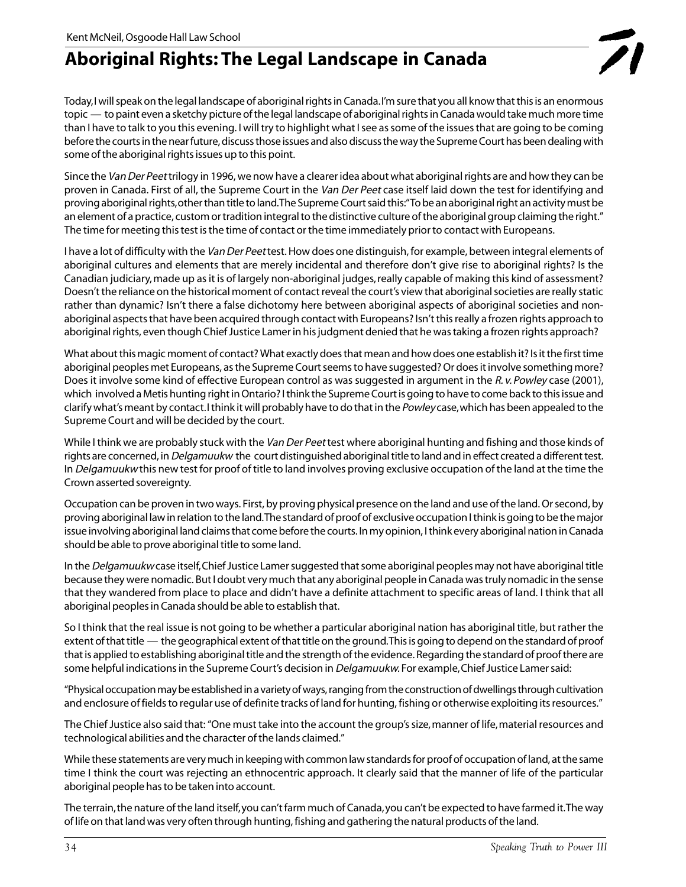Kent McNeil, Osgoode Hall Law School

# Aboriginal Rights: The Legal Landscape in Canada

Today, I will speak on the legal landscape of aboriginal rights in Canada. I'm sure that you all know that this is an enormous topic — to paint even a sketchy picture of the legal landscape of aboriginal rights in Canada would take much more time than I have to talk to you this evening. I will try to highlight what I see as some of the issues that are going to be coming before the courts in the near future, discuss those issues and also discuss the way the Supreme Court has been dealing with some of the aboriginal rights issues up to this point.

Since the *Van Der Peet* trilogy in 1996, we now have a clearer idea about what aboriginal rights are and how they can be proven in Canada. First of all, the Supreme Court in the *Van Der Peet* case itself laid down the test for identifying and proving aboriginal rights, other than title to land. The Supreme Court said this: "To be an aboriginal right an activity must be an element of a practice, custom or tradition integral to the distinctive culture of the aboriginal group claiming the right." The time for meeting this test is the time of contact or the time immediately prior to contact with Europeans.

I have a lot of difficulty with the *Van Der Peet* test. How does one distinguish, for example, between integral elements of aboriginal cultures and elements that are merely incidental and therefore don't give rise to aboriginal rights? Is the Canadian judiciary, made up as it is of largely non-aboriginal judges, really capable of making this kind of assessment? Doesn't the reliance on the historical moment of contact reveal the court's view that aboriginal societies are really static rather than dynamic? Isn't there a false dichotomy here between aboriginal aspects of aboriginal societies and non-aboriginal aspects that have been acquired through contact with Europeans? Isn't this really a frozen rights approach to aboriginal rights, even though Chief Justice Lamer in his judgment denied that he was taking a frozen rights approach?

What about this magic moment of contact? What exactly does that mean and how does one establish it? Is it the first time aboriginal peoples met Europeans, as the Supreme Court seems to have suggested? Or does it involve something more? Does it involve some kind of effective European control as was suggested in argument in the *R. v. Powley* case (2001), which involved a Metis hunting right in Ontario? I think the Supreme Court is going to have to come back to this issue and clarify what's meant by contact. I think it will probably have to do that in the *Powley* case, which has been appealed to the Supreme Court and will be decided by the court.

While I think we are probably stuck with the *Van Der Peet* test where aboriginal hunting and fishing and those kinds of rights are concerned, in *Delgamuukw* the court distinguished aboriginal title to land and in effect created a different test. In *Delgamuukw* this new test for proof of title to land involves proving exclusive occupation of the land at the time the Crown asserted sovereignty.

Occupation can be proven in two ways. First, by proving physical presence on the land and use of the land. Or second, by proving aboriginal law in relation to the land. The standard of proof of exclusive occupation I think is going to be the major issue involving aboriginal land claims that come before the courts. In my opinion, I think every aboriginal nation in Canada should be able to prove aboriginal title to some land.

In the *Delgamuukw* case itself, Chief Justice Lamer suggested that some aboriginal peoples may not have aboriginal title because they were nomadic. But I doubt very much that any aboriginal people in Canada was truly nomadic in the sense that they wandered from place to place and didn't have a definite attachment to specific areas of land. I think that all aboriginal peoples in Canada should be able to establish that.

So I think that the real issue is not going to be whether a particular aboriginal nation has aboriginal title, but rather the extent of that title — the geographical extent of that title on the ground. This is going to depend on the standard of proof that is applied to establishing aboriginal title and the strength of the evidence. Regarding the standard of proof there are some helpful indications in the Supreme Court's decision in *Delgamuukw*. For example, Chief Justice Lamer said:

"Physical occupation may be established in a variety of ways, ranging from the construction of dwellings through cultivation and enclosure of fields to regular use of definite tracks of land for hunting, fishing or otherwise exploiting its resources."

The Chief Justice also said that: "One must take into the account the group's size, manner of life, material resources and technological abilities and the character of the lands claimed."

While these statements are very much in keeping with common law standards for proof of occupation of land, at the same time I think the court was rejecting an ethnocentric approach. It clearly said that the manner of life of the particular aboriginal people has to be taken into account.

The terrain, the nature of the land itself, you can't farm much of Canada, you can't be expected to have farmed it. The way of life on that land was very often through hunting, fishing and gathering the natural products of the land.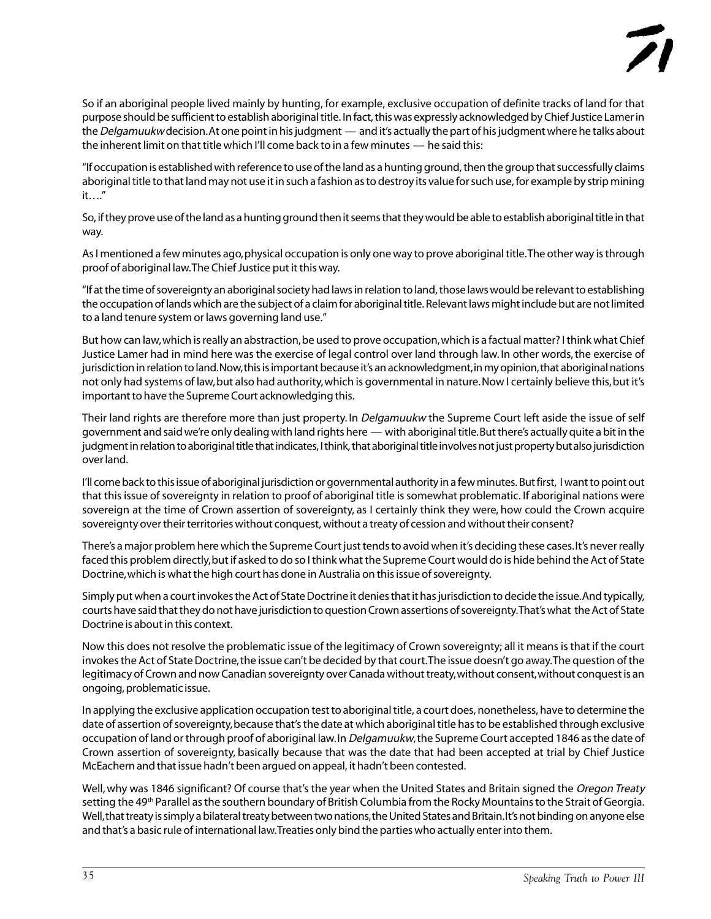So if an aboriginal people lived mainly by hunting, for example, exclusive occupation of definite tracks of land for that purpose should be sufficient to establish aboriginal title. In fact, this was expressly acknowledged by Chief Justice Lamer in the *Delgamuukw* decision. At one point in his judgment — and it's actually the part of his judgment where he talks about the inherent limit on that title which I'll come back to in a few minutes — he said this:

"If occupation is established with reference to use of the land as a hunting ground, then the group that successfully claims aboriginal title to that land may not use it in such a fashion as to destroy its value for such use, for example by strip mining it…."

So, if they prove use of the land as a hunting ground then it seems that they would be able to establish aboriginal title in that way.

As I mentioned a few minutes ago, physical occupation is only one way to prove aboriginal title. The other way is through proof of aboriginal law. The Chief Justice put it this way.

"If at the time of sovereignty an aboriginal society had laws in relation to land, those laws would be relevant to establishing the occupation of lands which are the subject of a claim for aboriginal title. Relevant laws might include but are not limited to a land tenure system or laws governing land use."

But how can law, which is really an abstraction, be used to prove occupation, which is a factual matter? I think what Chief Justice Lamer had in mind here was the exercise of legal control over land through law. In other words, the exercise of jurisdiction in relation to land. Now, this is important because it's an acknowledgment, in my opinion, that aboriginal nations not only had systems of law, but also had authority, which is governmental in nature. Now I certainly believe this, but it's important to have the Supreme Court acknowledging this.

Their land rights are therefore more than just property. In *Delgamuukw* the Supreme Court left aside the issue of self government and said we're only dealing with land rights here — with aboriginal title. But there's actually quite a bit in the judgment in relation to aboriginal title that indicates, I think, that aboriginal title involves not just property but also jurisdiction over land.

I'll come back to this issue of aboriginal jurisdiction or governmental authority in a few minutes. But first, I want to point out that this issue of sovereignty in relation to proof of aboriginal title is somewhat problematic. If aboriginal nations were sovereign at the time of Crown assertion of sovereignty, as I certainly think they were, how could the Crown acquire sovereignty over their territories without conquest, without a treaty of cession and without their consent?

There's a major problem here which the Supreme Court just tends to avoid when it's deciding these cases. It's never really faced this problem directly, but if asked to do so I think what the Supreme Court would do is hide behind the Act of State Doctrine, which is what the high court has done in Australia on this issue of sovereignty.

Simply put when a court invokes the Act of State Doctrine it denies that it has jurisdiction to decide the issue. And typically, courts have said that they do not have jurisdiction to question Crown assertions of sovereignty. That's what the Act of State Doctrine is about in this context.

Now this does not resolve the problematic issue of the legitimacy of Crown sovereignty; all it means is that if the court invokes the Act of State Doctrine, the issue can't be decided by that court. The issue doesn't go away. The question of the legitimacy of Crown and now Canadian sovereignty over Canada without treaty, without consent, without conquest is an ongoing, problematic issue.

In applying the exclusive application occupation test to aboriginal title, a court does, nonetheless, have to determine the date of assertion of sovereignty, because that's the date at which aboriginal title has to be established through exclusive occupation of land or through proof of aboriginal law. In *Delgamuukw*, the Supreme Court accepted 1846 as the date of Crown assertion of sovereignty, basically because that was the date that had been accepted at trial by Chief Justice McEachern and that issue hadn't been argued on appeal, it hadn't been contested.

Well, why was 1846 significant? Of course that's the year when the United States and Britain signed the *Oregon Treaty* setting the 49th Parallel as the southern boundary of British Columbia from the Rocky Mountains to the Strait of Georgia. Well, that treaty is simply a bilateral treaty between two nations, the United States and Britain. It's not binding on anyone else and that's a basic rule of international law. Treaties only bind the parties who actually enter into them.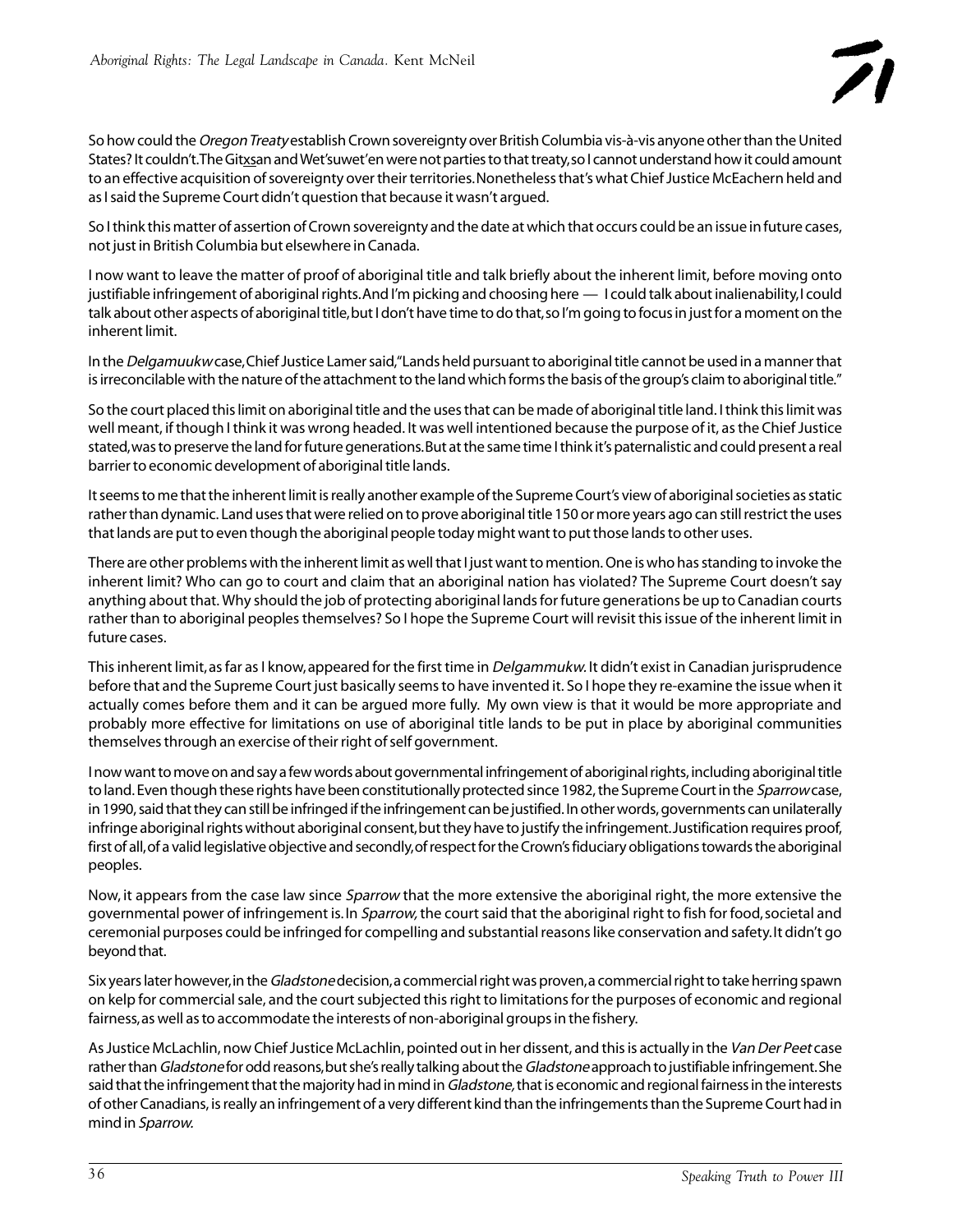So how could the *Oregon Treaty* establish Crown sovereignty over British Columbia vis-à-vis anyone other than the United States? It couldn't. The Gitxsan and Wet'suwet'en were not parties to that treaty, so I cannot understand how it could amount to an effective acquisition of sovereignty over their territories. Nonetheless that's what Chief Justice McEachern held and as I said the Supreme Court didn't question that because it wasn't argued.

So I think this matter of assertion of Crown sovereignty and the date at which that occurs could be an issue in future cases, not just in British Columbia but elsewhere in Canada.

I now want to leave the matter of proof of aboriginal title and talk briefly about the inherent limit, before moving onto justifiable infringement of aboriginal rights. And I'm picking and choosing here — I could talk about inalienability, I could talk about other aspects of aboriginal title, but I don't have time to do that, so I'm going to focus in just for a moment on the inherent limit.

In the *Delgamuukw* case, Chief Justice Lamer said, "Lands held pursuant to aboriginal title cannot be used in a manner that is irreconcilable with the nature of the attachment to the land which forms the basis of the group's claim to aboriginal title."

So the court placed this limit on aboriginal title and the uses that can be made of aboriginal title land. I think this limit was well meant, if though I think it was wrong headed. It was well intentioned because the purpose of it, as the Chief Justice stated, was to preserve the land for future generations. But at the same time I think it's paternalistic and could present a real barrier to economic development of aboriginal title lands.

It seems to me that the inherent limit is really another example of the Supreme Court's view of aboriginal societies as static rather than dynamic. Land uses that were relied on to prove aboriginal title 150 or more years ago can still restrict the uses that lands are put to even though the aboriginal people today might want to put those lands to other uses.

There are other problems with the inherent limit as well that I just want to mention. One is who has standing to invoke the inherent limit? Who can go to court and claim that an aboriginal nation has violated? The Supreme Court doesn't say anything about that. Why should the job of protecting aboriginal lands for future generations be up to Canadian courts rather than to aboriginal peoples themselves? So I hope the Supreme Court will revisit this issue of the inherent limit in future cases.

This inherent limit, as far as I know, appeared for the first time in *Delgammukw.* It didn't exist in Canadian jurisprudence before that and the Supreme Court just basically seems to have invented it. So I hope they re-examine the issue when it actually comes before them and it can be argued more fully. My own view is that it would be more appropriate and probably more effective for limitations on use of aboriginal title lands to be put in place by aboriginal communities themselves through an exercise of their right of self government.

I now want to move on and say a few words about governmental infringement of aboriginal rights, including aboriginal title to land. Even though these rights have been constitutionally protected since 1982, the Supreme Court in the *Sparrow* case, in 1990, said that they can still be infringed if the infringement can be justified. In other words, governments can unilaterally infringe aboriginal rights without aboriginal consent, but they have to justify the infringement. Justification requires proof, first of all, of a valid legislative objective and secondly, of respect for the Crown's fiduciary obligations towards the aboriginal peoples.

Now, it appears from the case law since *Sparrow* that the more extensive the aboriginal right, the more extensive the governmental power of infringement is. In *Sparrow,* the court said that the aboriginal right to fish for food, societal and ceremonial purposes could be infringed for compelling and substantial reasons like conservation and safety. It didn't go beyond that.

Six years later however, in the *Gladstone* decision, a commercial right was proven, a commercial right to take herring spawn on kelp for commercial sale, and the court subjected this right to limitations for the purposes of economic and regional fairness, as well as to accommodate the interests of non-aboriginal groups in the fishery.

As Justice McLachlin, now Chief Justice McLachlin, pointed out in her dissent, and this is actually in the *Van Der Peet* case rather than *Gladstone* for odd reasons, but she's really talking about the *Gladstone* approach to justifiable infringement. She said that the infringement that the majority had in mind in *Gladstone,* that is economic and regional fairness in the interests of other Canadians, is really an infringement of a very different kind than the infringements than the Supreme Court had in mind in *Sparrow.*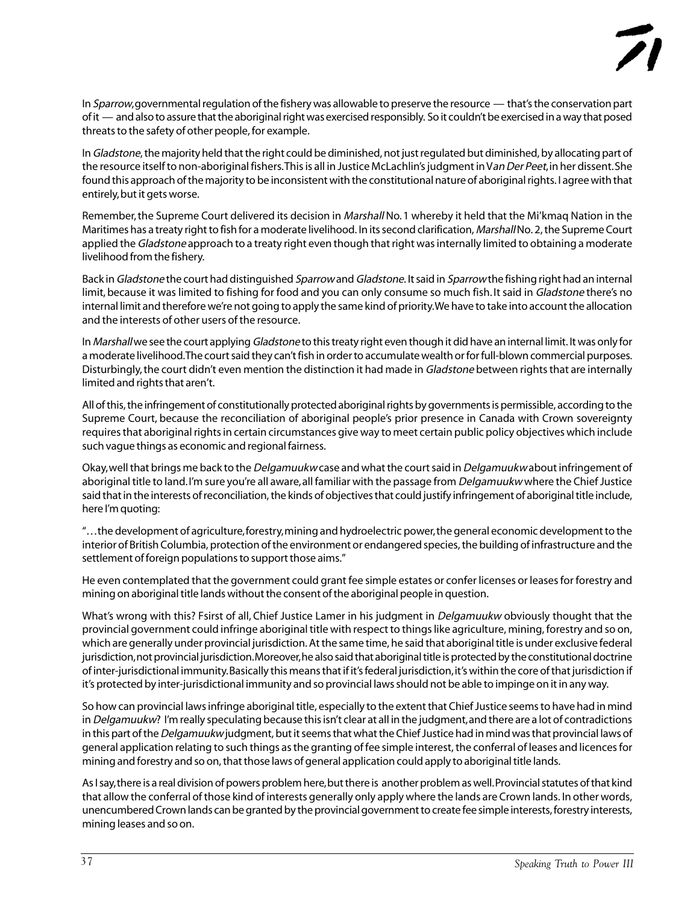In *Sparrow*, governmental regulation of the fishery was allowable to preserve the resource — that's the conservation part of it — and also to assure that the aboriginal right was exercised responsibly. So it couldn't be exercised in a way that posed threats to the safety of other people, for example.

In *Gladstone*, the majority held that the right could be diminished, not just regulated but diminished, by allocating part of the resource itself to non-aboriginal fishers. This is all in Justice McLachlin's judgment in V*an Der Peet*, in her dissent. She found this approach of the majority to be inconsistent with the constitutional nature of aboriginal rights. I agree with that entirely, but it gets worse.

Remember, the Supreme Court delivered its decision in *Marshall* No. 1 whereby it held that the Mi'kmaq Nation in the Maritimes has a treaty right to fish for a moderate livelihood. In its second clarification, *Marshall* No. 2, the Supreme Court applied the *Gladstone* approach to a treaty right even though that right was internally limited to obtaining a moderate livelihood from the fishery.

Back in *Gladstone* the court had distinguished *Sparrow* and *Gladstone*. It said in *Sparrow* the fishing right had an internal limit, because it was limited to fishing for food and you can only consume so much fish. It said in *Gladstone* there's no internal limit and therefore we're not going to apply the same kind of priority. We have to take into account the allocation and the interests of other users of the resource.

In *Marshall* we see the court applying *Gladstone* to this treaty right even though it did have an internal limit. It was only for a moderate livelihood. The court said they can't fish in order to accumulate wealth or for full-blown commercial purposes. Disturbingly, the court didn't even mention the distinction it had made in *Gladstone* between rights that are internally limited and rights that aren't.

All of this, the infringement of constitutionally protected aboriginal rights by governments is permissible, according to the Supreme Court, because the reconciliation of aboriginal people's prior presence in Canada with Crown sovereignty requires that aboriginal rights in certain circumstances give way to meet certain public policy objectives which include such vague things as economic and regional fairness.

Okay, well that brings me back to the *Delgamuukw* case and what the court said in *Delgamuukw* about infringement of aboriginal title to land. I'm sure you're all aware, all familiar with the passage from *Delgamuukw* where the Chief Justice said that in the interests of reconciliation, the kinds of objectives that could justify infringement of aboriginal title include, here I'm quoting:

"…the development of agriculture, forestry, mining and hydroelectric power, the general economic development to the interior of British Columbia, protection of the environment or endangered species, the building of infrastructure and the settlement of foreign populations to support those aims."

He even contemplated that the government could grant fee simple estates or confer licenses or leases for forestry and mining on aboriginal title lands without the consent of the aboriginal people in question.

What's wrong with this? Fsirst of all, Chief Justice Lamer in his judgment in *Delgamuukw* obviously thought that the provincial government could infringe aboriginal title with respect to things like agriculture, mining, forestry and so on, which are generally under provincial jurisdiction. At the same time, he said that aboriginal title is under exclusive federal jurisdiction, not provincial jurisdiction. Moreover, he also said that aboriginal title is protected by the constitutional doctrine of inter-jurisdictional immunity. Basically this means that if it's federal jurisdiction, it's within the core of that jurisdiction if it's protected by inter-jurisdictional immunity and so provincial laws should not be able to impinge on it in any way.

So how can provincial laws infringe aboriginal title, especially to the extent that Chief Justice seems to have had in mind in *Delgamuukw*? I'm really speculating because this isn't clear at all in the judgment, and there are a lot of contradictions in this part of the *Delgamuukw* judgment, but it seems that what the Chief Justice had in mind was that provincial laws of general application relating to such things as the granting of fee simple interest, the conferral of leases and licences for mining and forestry and so on, that those laws of general application could apply to aboriginal title lands.

As I say, there is a real division of powers problem here, but there is another problem as well. Provincial statutes of that kind that allow the conferral of those kind of interests generally only apply where the lands are Crown lands. In other words, unencumbered Crown lands can be granted by the provincial government to create fee simple interests, forestry interests, mining leases and so on.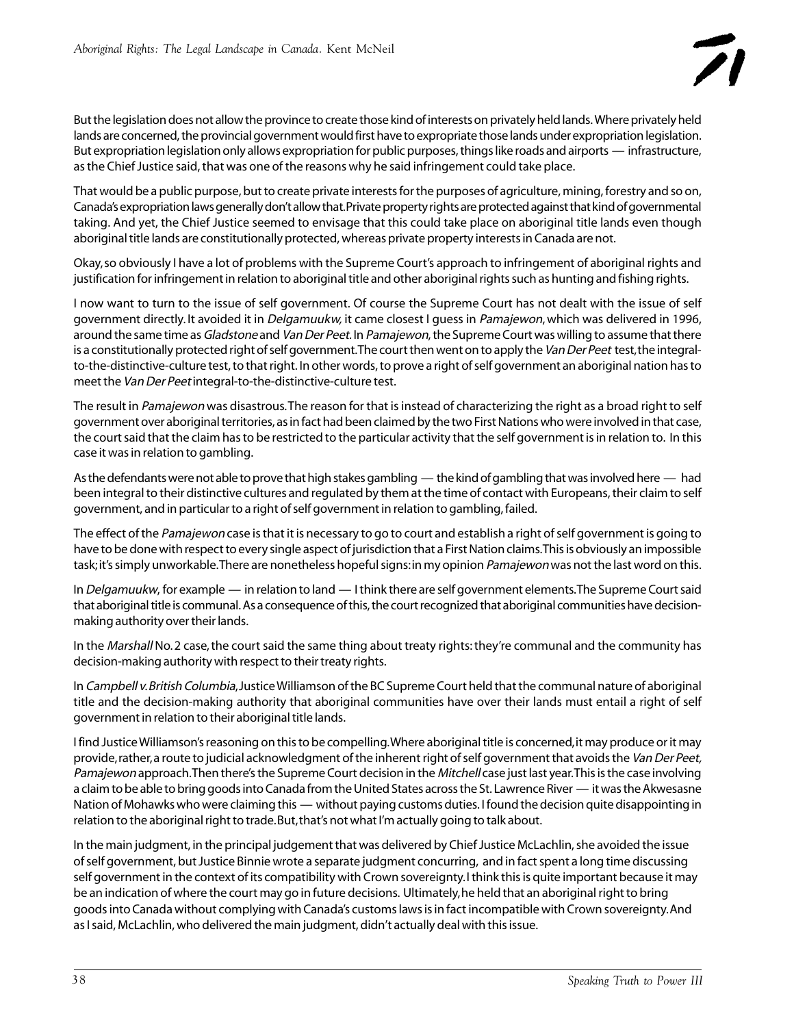But the legislation does not allow the province to create those kind of interests on privately held lands. Where privately held lands are concerned, the provincial government would first have to expropriate those lands under expropriation legislation. But expropriation legislation only allows expropriation for public purposes, things like roads and airports — infrastructure, as the Chief Justice said, that was one of the reasons why he said infringement could take place.

That would be a public purpose, but to create private interests for the purposes of agriculture, mining, forestry and so on, Canada's expropriation laws generally don't allow that. Private property rights are protected against that kind of governmental taking. And yet, the Chief Justice seemed to envisage that this could take place on aboriginal title lands even though aboriginal title lands are constitutionally protected, whereas private property interests in Canada are not.

Okay, so obviously I have a lot of problems with the Supreme Court's approach to infringement of aboriginal rights and justification for infringement in relation to aboriginal title and other aboriginal rights such as hunting and fishing rights.

I now want to turn to the issue of self government. Of course the Supreme Court has not dealt with the issue of self government directly. It avoided it in *Delgamuukw,* it came closest I guess in *Pamajewon*, which was delivered in 1996, around the same time as *Gladstone* and *Van Der Peet.* In *Pamajewon*, the Supreme Court was willing to assume that there is a constitutionally protected right of self government. The court then went on to apply the *Van Der Peet* test, the integral-to-the-distinctive-culture test, to that right. In other words, to prove a right of self government an aboriginal nation has to meet the *Van Der Peet* integral-to-the-distinctive-culture test.

The result in *Pamajewon* was disastrous. The reason for that is instead of characterizing the right as a broad right to self government over aboriginal territories, as in fact had been claimed by the two First Nations who were involved in that case, the court said that the claim has to be restricted to the particular activity that the self government is in relation to. In this case it was in relation to gambling.

As the defendants were not able to prove that high stakes gambling — the kind of gambling that was involved here — had been integral to their distinctive cultures and regulated by them at the time of contact with Europeans, their claim to self government, and in particular to a right of self government in relation to gambling, failed.

The effect of the *Pamajewon* case is that it is necessary to go to court and establish a right of self government is going to have to be done with respect to every single aspect of jurisdiction that a First Nation claims. This is obviously an impossible task; it's simply unworkable. There are nonetheless hopeful signs: in my opinion *Pamajewon* was not the last word on this.

In *Delgamuukw*, for example — in relation to land — I think there are self government elements. The Supreme Court said that aboriginal title is communal. As a consequence of this, the court recognized that aboriginal communities have decision-making authority over their lands.

In the *Marshall* No. 2 case, the court said the same thing about treaty rights: they're communal and the community has decision-making authority with respect to their treaty rights.

In *Campbell v. British Columbia*, Justice Williamson of the BC Supreme Court held that the communal nature of aboriginal title and the decision-making authority that aboriginal communities have over their lands must entail a right of self government in relation to their aboriginal title lands.

I find Justice Williamson's reasoning on this to be compelling. Where aboriginal title is concerned, it may produce or it may provide, rather, a route to judicial acknowledgment of the inherent right of self government that avoids the *Van Der Peet, Pamajewon* approach. Then there's the Supreme Court decision in the *Mitchell* case just last year. This is the case involving a claim to be able to bring goods into Canada from the United States across the St. Lawrence River — it was the Akwesasne Nation of Mohawks who were claiming this — without paying customs duties. I found the decision quite disappointing in relation to the aboriginal right to trade. But, that's not what I'm actually going to talk about.

In the main judgment, in the principal judgement that was delivered by Chief Justice McLachlin, she avoided the issue of self government, but Justice Binnie wrote a separate judgment concurring, and in fact spent a long time discussing self government in the context of its compatibility with Crown sovereignty. I think this is quite important because it may be an indication of where the court may go in future decisions. Ultimately, he held that an aboriginal right to bring goods into Canada without complying with Canada's customs laws is in fact incompatible with Crown sovereignty. And as I said, McLachlin, who delivered the main judgment, didn't actually deal with this issue.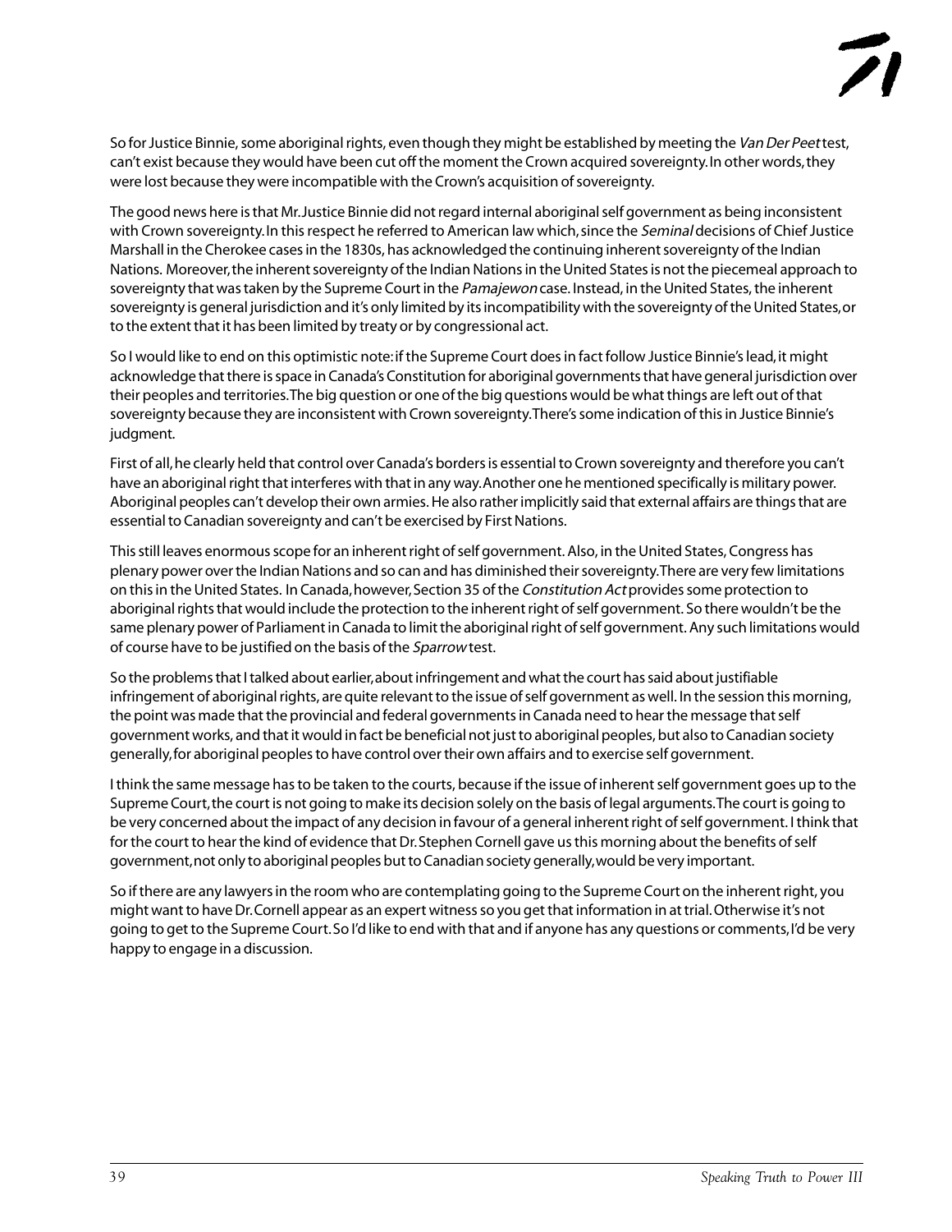So for Justice Binnie, some aboriginal rights, even though they might be established by meeting the *Van Der Peet* test, can't exist because they would have been cut off the moment the Crown acquired sovereignty. In other words, they were lost because they were incompatible with the Crown's acquisition of sovereignty.

The good news here is that Mr. Justice Binnie did not regard internal aboriginal self government as being inconsistent with Crown sovereignty. In this respect he referred to American law which, since the *Seminal* decisions of Chief Justice Marshall in the Cherokee cases in the 1830s, has acknowledged the continuing inherent sovereignty of the Indian Nations. Moreover, the inherent sovereignty of the Indian Nations in the United States is not the piecemeal approach to sovereignty that was taken by the Supreme Court in the *Pamajewon* case. Instead, in the United States, the inherent sovereignty is general jurisdiction and it's only limited by its incompatibility with the sovereignty of the United States, or to the extent that it has been limited by treaty or by congressional act.

So I would like to end on this optimistic note: if the Supreme Court does in fact follow Justice Binnie's lead, it might acknowledge that there is space in Canada's Constitution for aboriginal governments that have general jurisdiction over their peoples and territories. The big question or one of the big questions would be what things are left out of that sovereignty because they are inconsistent with Crown sovereignty. There's some indication of this in Justice Binnie's judgment.

First of all, he clearly held that control over Canada's borders is essential to Crown sovereignty and therefore you can't have an aboriginal right that interferes with that in any way. Another one he mentioned specifically is military power. Aboriginal peoples can't develop their own armies. He also rather implicitly said that external affairs are things that are essential to Canadian sovereignty and can't be exercised by First Nations.

This still leaves enormous scope for an inherent right of self government. Also, in the United States, Congress has plenary power over the Indian Nations and so can and has diminished their sovereignty. There are very few limitations on this in the United States. In Canada, however, Section 35 of the *Constitution Act* provides some protection to aboriginal rights that would include the protection to the inherent right of self government. So there wouldn't be the same plenary power of Parliament in Canada to limit the aboriginal right of self government. Any such limitations would of course have to be justified on the basis of the *Sparrow* test.

So the problems that I talked about earlier, about infringement and what the court has said about justifiable infringement of aboriginal rights, are quite relevant to the issue of self government as well. In the session this morning, the point was made that the provincial and federal governments in Canada need to hear the message that self government works, and that it would in fact be beneficial not just to aboriginal peoples, but also to Canadian society generally, for aboriginal peoples to have control over their own affairs and to exercise self government.

I think the same message has to be taken to the courts, because if the issue of inherent self government goes up to the Supreme Court, the court is not going to make its decision solely on the basis of legal arguments. The court is going to be very concerned about the impact of any decision in favour of a general inherent right of self government. I think that for the court to hear the kind of evidence that Dr. Stephen Cornell gave us this morning about the benefits of self government, not only to aboriginal peoples but to Canadian society generally, would be very important.

So if there are any lawyers in the room who are contemplating going to the Supreme Court on the inherent right, you might want to have Dr. Cornell appear as an expert witness so you get that information in at trial. Otherwise it's not going to get to the Supreme Court. So I'd like to end with that and if anyone has any questions or comments, I'd be very happy to engage in a discussion.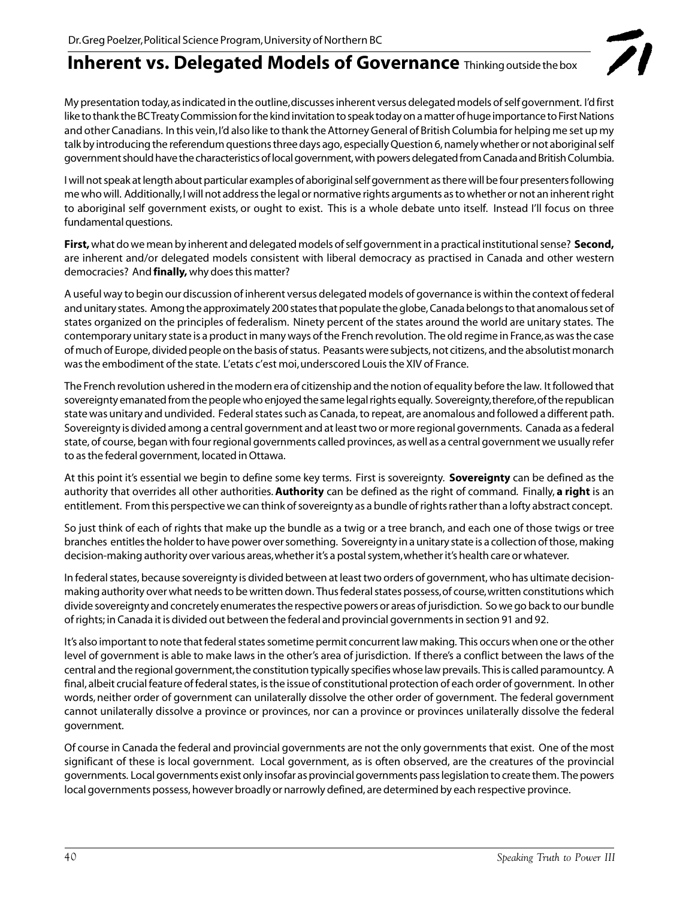Dr. Greg Poelzer, Political Science Program, University of Northern BC

# Inherent vs. Delegated Models of Governance

Thinking outside the box

My presentation today, as indicated in the outline, discusses inherent versus delegated models of self government. I'd first like to thank the BC Treaty Commission for the kind invitation to speak today on a matter of huge importance to First Nations and other Canadians. In this vein, I'd also like to thank the Attorney General of British Columbia for helping me set up my talk by introducing the referendum questions three days ago, especially Question 6, namely whether or not aboriginal self government should have the characteristics of local government, with powers delegated from Canada and British Columbia.

I will not speak at length about particular examples of aboriginal self government as there will be four presenters following me who will. Additionally, I will not address the legal or normative rights arguments as to whether or not an inherent right to aboriginal self government exists, or ought to exist. This is a whole debate unto itself. Instead I'll focus on three fundamental questions.

**First,** what do we mean by inherent and delegated models of self government in a practical institutional sense? **Second,** are inherent and/or delegated models consistent with liberal democracy as practised in Canada and other western democracies? And **finally,** why does this matter?

A useful way to begin our discussion of inherent versus delegated models of governance is within the context of federal and unitary states. Among the approximately 200 states that populate the globe, Canada belongs to that anomalous set of states organized on the principles of federalism. Ninety percent of the states around the world are unitary states. The contemporary unitary state is a product in many ways of the French revolution. The old regime in France, as was the case of much of Europe, divided people on the basis of status. Peasants were subjects, not citizens, and the absolutist monarch was the embodiment of the state. L'etats c'est moi, underscored Louis the XIV of France.

The French revolution ushered in the modern era of citizenship and the notion of equality before the law. It followed that sovereignty emanated from the people who enjoyed the same legal rights equally. Sovereignty, therefore, of the republican state was unitary and undivided. Federal states such as Canada, to repeat, are anomalous and followed a different path. Sovereignty is divided among a central government and at least two or more regional governments. Canada as a federal state, of course, began with four regional governments called provinces, as well as a central government we usually refer to as the federal government, located in Ottawa.

At this point it's essential we begin to define some key terms. First is sovereignty. **Sovereignty** can be defined as the authority that overrides all other authorities. **Authority** can be defined as the right of command. Finally, **a right** is an entitlement. From this perspective we can think of sovereignty as a bundle of rights rather than a lofty abstract concept.

So just think of each of rights that make up the bundle as a twig or a tree branch, and each one of those twigs or tree branches entitles the holder to have power over something. Sovereignty in a unitary state is a collection of those, making decision-making authority over various areas, whether it's a postal system, whether it's health care or whatever.

In federal states, because sovereignty is divided between at least two orders of government, who has ultimate decision-making authority over what needs to be written down. Thus federal states possess, of course, written constitutions which divide sovereignty and concretely enumerates the respective powers or areas of jurisdiction. So we go back to our bundle of rights; in Canada it is divided out between the federal and provincial governments in section 91 and 92.

It's also important to note that federal states sometime permit concurrent law making. This occurs when one or the other level of government is able to make laws in the other's area of jurisdiction. If there's a conflict between the laws of the central and the regional government, the constitution typically specifies whose law prevails. This is called paramountcy. A final, albeit crucial feature of federal states, is the issue of constitutional protection of each order of government. In other words, neither order of government can unilaterally dissolve the other order of government. The federal government cannot unilaterally dissolve a province or provinces, nor can a province or provinces unilaterally dissolve the federal government.

Of course in Canada the federal and provincial governments are not the only governments that exist. One of the most significant of these is local government. Local government, as is often observed, are the creatures of the provincial governments. Local governments exist only insofar as provincial governments pass legislation to create them. The powers local governments possess, however broadly or narrowly defined, are determined by each respective province.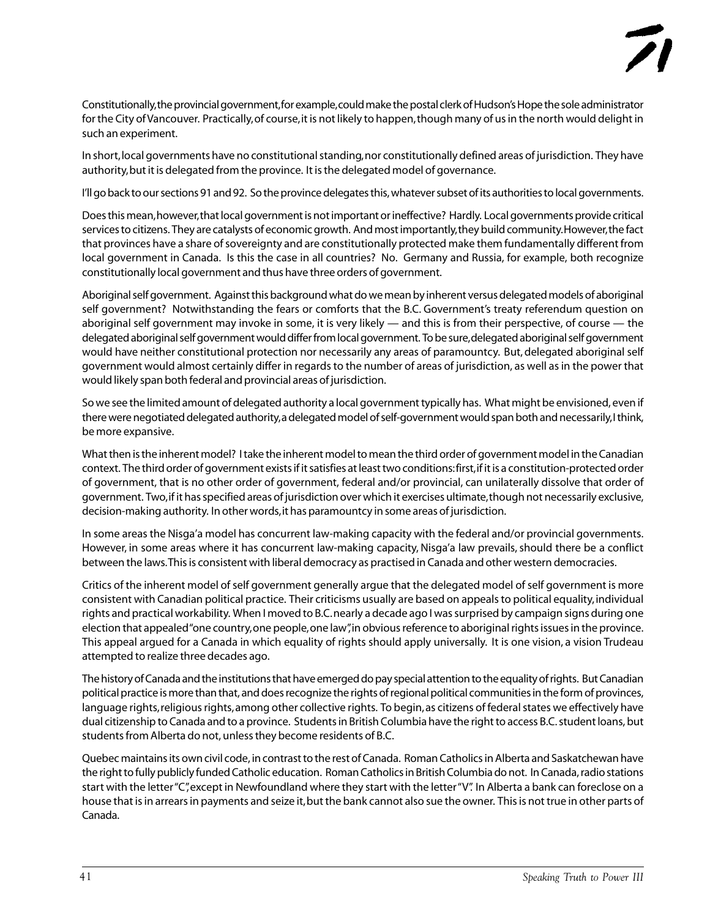Constitutionally, the provincial government, for example, could make the postal clerk of Hudson's Hope the sole administrator for the City of Vancouver. Practically, of course, it is not likely to happen, though many of us in the north would delight in such an experiment.

In short, local governments have no constitutional standing, nor constitutionally defined areas of jurisdiction. They have authority, but it is delegated from the province. It is the delegated model of governance.

I'll go back to our sections 91 and 92. So the province delegates this, whatever subset of its authorities to local governments.

Does this mean, however, that local government is not important or ineffective? Hardly. Local governments provide critical services to citizens. They are catalysts of economic growth. And most importantly, they build community. However, the fact that provinces have a share of sovereignty and are constitutionally protected make them fundamentally different from local government in Canada. Is this the case in all countries? No. Germany and Russia, for example, both recognize constitutionally local government and thus have three orders of government.

Aboriginal self government. Against this background what do we mean by inherent versus delegated models of aboriginal self government? Notwithstanding the fears or comforts that the B.C. Government's treaty referendum question on aboriginal self government may invoke in some, it is very likely — and this is from their perspective, of course — the delegated aboriginal self government would differ from local government. To be sure, delegated aboriginal self government would have neither constitutional protection nor necessarily any areas of paramountcy. But, delegated aboriginal self government would almost certainly differ in regards to the number of areas of jurisdiction, as well as in the power that would likely span both federal and provincial areas of jurisdiction.

So we see the limited amount of delegated authority a local government typically has. What might be envisioned, even if there were negotiated delegated authority, a delegated model of self-government would span both and necessarily, I think, be more expansive.

What then is the inherent model? I take the inherent model to mean the third order of government model in the Canadian context. The third order of government exists if it satisfies at least two conditions: first, if it is a constitution-protected order of government, that is no other order of government, federal and/or provincial, can unilaterally dissolve that order of government. Two, if it has specified areas of jurisdiction over which it exercises ultimate, though not necessarily exclusive, decision-making authority. In other words, it has paramountcy in some areas of jurisdiction.

In some areas the Nisga'a model has concurrent law-making capacity with the federal and/or provincial governments. However, in some areas where it has concurrent law-making capacity, Nisga'a law prevails, should there be a conflict between the laws. This is consistent with liberal democracy as practised in Canada and other western democracies.

Critics of the inherent model of self government generally argue that the delegated model of self government is more consistent with Canadian political practice. Their criticisms usually are based on appeals to political equality, individual rights and practical workability. When I moved to B.C. nearly a decade ago I was surprised by campaign signs during one election that appealed "one country, one people, one law", in obvious reference to aboriginal rights issues in the province. This appeal argued for a Canada in which equality of rights should apply universally. It is one vision, a vision Trudeau attempted to realize three decades ago.

The history of Canada and the institutions that have emerged do pay special attention to the equality of rights. But Canadian political practice is more than that, and does recognize the rights of regional political communities in the form of provinces, language rights, religious rights, among other collective rights. To begin, as citizens of federal states we effectively have dual citizenship to Canada and to a province. Students in British Columbia have the right to access B.C. student loans, but students from Alberta do not, unless they become residents of B.C.

Quebec maintains its own civil code, in contrast to the rest of Canada. Roman Catholics in Alberta and Saskatchewan have the right to fully publicly funded Catholic education. Roman Catholics in British Columbia do not. In Canada, radio stations start with the letter "C", except in Newfoundland where they start with the letter "V". In Alberta a bank can foreclose on a house that is in arrears in payments and seize it, but the bank cannot also sue the owner. This is not true in other parts of Canada.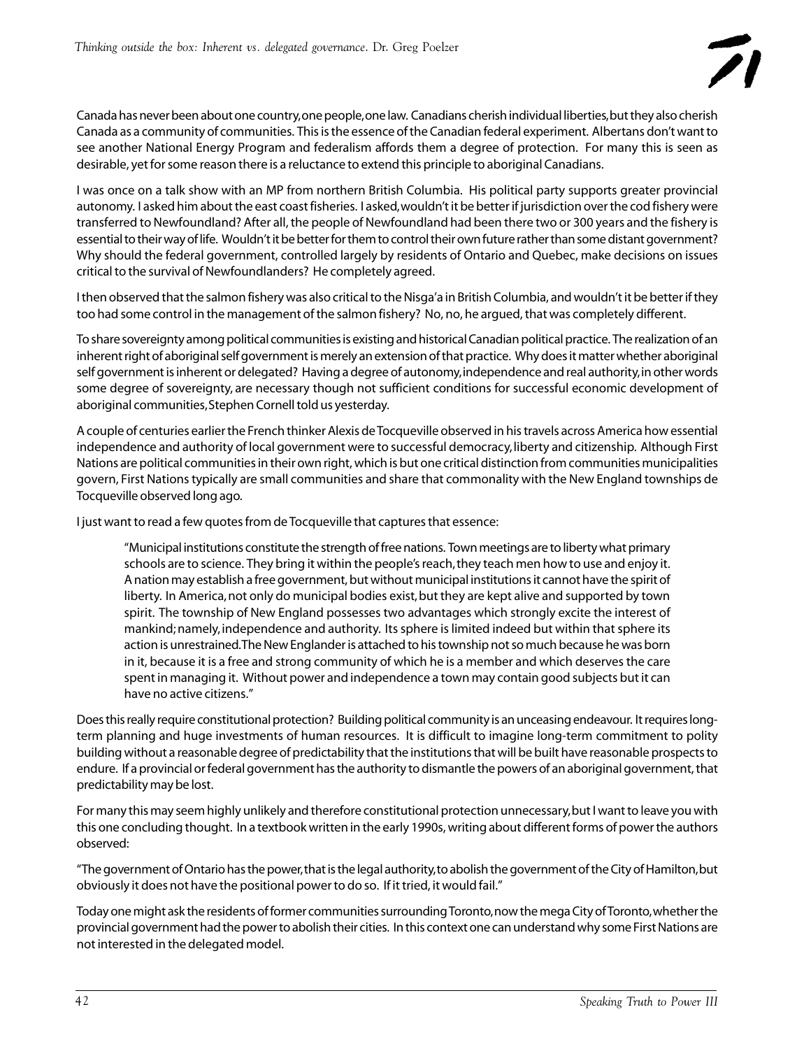Canada has never been about one country, one people, one law. Canadians cherish individual liberties, but they also cherish Canada as a community of communities. This is the essence of the Canadian federal experiment. Albertans don't want to see another National Energy Program and federalism affords them a degree of protection. For many this is seen as desirable, yet for some reason there is a reluctance to extend this principle to aboriginal Canadians.

I was once on a talk show with an MP from northern British Columbia. His political party supports greater provincial autonomy. I asked him about the east coast fisheries. I asked, wouldn't it be better if jurisdiction over the cod fishery were transferred to Newfoundland? After all, the people of Newfoundland had been there two or 300 years and the fishery is essential to their way of life. Wouldn't it be better for them to control their own future rather than some distant government? Why should the federal government, controlled largely by residents of Ontario and Quebec, make decisions on issues critical to the survival of Newfoundlanders? He completely agreed.

I then observed that the salmon fishery was also critical to the Nisga'a in British Columbia, and wouldn't it be better if they too had some control in the management of the salmon fishery? No, no, he argued, that was completely different.

To share sovereignty among political communities is existing and historical Canadian political practice. The realization of an inherent right of aboriginal self government is merely an extension of that practice. Why does it matter whether aboriginal self government is inherent or delegated? Having a degree of autonomy, independence and real authority, in other words some degree of sovereignty, are necessary though not sufficient conditions for successful economic development of aboriginal communities, Stephen Cornell told us yesterday.

A couple of centuries earlier the French thinker Alexis de Tocqueville observed in his travels across America how essential independence and authority of local government were to successful democracy, liberty and citizenship. Although First Nations are political communities in their own right, which is but one critical distinction from communities municipalities govern, First Nations typically are small communities and share that commonality with the New England townships de Tocqueville observed long ago.

I just want to read a few quotes from de Tocqueville that captures that essence:

> "Municipal institutions constitute the strength of free nations. Town meetings are to liberty what primary schools are to science. They bring it within the people's reach, they teach men how to use and enjoy it. A nation may establish a free government, but without municipal institutions it cannot have the spirit of liberty. In America, not only do municipal bodies exist, but they are kept alive and supported by town spirit. The township of New England possesses two advantages which strongly excite the interest of mankind; namely, independence and authority. Its sphere is limited indeed but within that sphere its action is unrestrained. The New Englander is attached to his township not so much because he was born in it, because it is a free and strong community of which he is a member and which deserves the care spent in managing it. Without power and independence a town may contain good subjects but it can have no active citizens."

Does this really require constitutional protection? Building political community is an unceasing endeavour. It requires long-term planning and huge investments of human resources. It is difficult to imagine long-term commitment to polity building without a reasonable degree of predictability that the institutions that will be built have reasonable prospects to endure. If a provincial or federal government has the authority to dismantle the powers of an aboriginal government, that predictability may be lost.

For many this may seem highly unlikely and therefore constitutional protection unnecessary, but I want to leave you with this one concluding thought. In a textbook written in the early 1990s, writing about different forms of power the authors observed:

"The government of Ontario has the power, that is the legal authority, to abolish the government of the City of Hamilton, but obviously it does not have the positional power to do so. If it tried, it would fail."

Today one might ask the residents of former communities surrounding Toronto, now the mega City of Toronto, whether the provincial government had the power to abolish their cities. In this context one can understand why some First Nations are not interested in the delegated model.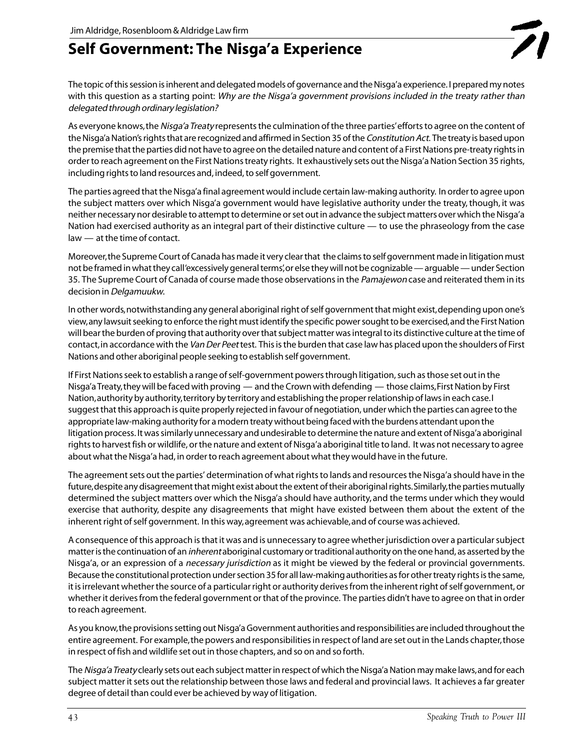Jim Aldridge, Rosenbloom & Aldridge Law firm

# Self Government: The Nisga'a Experience

The topic of this session is inherent and delegated models of governance and the Nisga'a experience. I prepared my notes with this question as a starting point: *Why are the Nisga'a government provisions included in the treaty rather than delegated through ordinary legislation?*

As everyone knows, the *Nisga'a Treaty* represents the culmination of the three parties' efforts to agree on the content of the Nisga'a Nation's rights that are recognized and affirmed in Section 35 of the *Constitution Act*. The treaty is based upon the premise that the parties did not have to agree on the detailed nature and content of a First Nations pre-treaty rights in order to reach agreement on the First Nations treaty rights. It exhaustively sets out the Nisga'a Nation Section 35 rights, including rights to land resources and, indeed, to self government.

The parties agreed that the Nisga'a final agreement would include certain law-making authority. In order to agree upon the subject matters over which Nisga'a government would have legislative authority under the treaty, though, it was neither necessary nor desirable to attempt to determine or set out in advance the subject matters over which the Nisga'a Nation had exercised authority as an integral part of their distinctive culture — to use the phraseology from the case law — at the time of contact.

Moreover, the Supreme Court of Canada has made it very clear that the claims to self government made in litigation must not be framed in what they call 'excessively general terms', or else they will not be cognizable — arguable — under Section 35. The Supreme Court of Canada of course made those observations in the *Pamajewon* case and reiterated them in its decision in *Delgamuukw*.

In other words, notwithstanding any general aboriginal right of self government that might exist, depending upon one's view, any lawsuit seeking to enforce the right must identify the specific power sought to be exercised, and the First Nation will bear the burden of proving that authority over that subject matter was integral to its distinctive culture at the time of contact, in accordance with the *Van Der Peet* test. This is the burden that case law has placed upon the shoulders of First Nations and other aboriginal people seeking to establish self government.

If First Nations seek to establish a range of self-government powers through litigation, such as those set out in the Nisga'a Treaty, they will be faced with proving — and the Crown with defending — those claims, First Nation by First Nation, authority by authority, territory by territory and establishing the proper relationship of laws in each case. I suggest that this approach is quite properly rejected in favour of negotiation, under which the parties can agree to the appropriate law-making authority for a modern treaty without being faced with the burdens attendant upon the litigation process. It was similarly unnecessary and undesirable to determine the nature and extent of Nisga'a aboriginal rights to harvest fish or wildlife, or the nature and extent of Nisga'a aboriginal title to land. It was not necessary to agree about what the Nisga'a had, in order to reach agreement about what they would have in the future.

The agreement sets out the parties' determination of what rights to lands and resources the Nisga'a should have in the future, despite any disagreement that might exist about the extent of their aboriginal rights. Similarly, the parties mutually determined the subject matters over which the Nisga'a should have authority, and the terms under which they would exercise that authority, despite any disagreements that might have existed between them about the extent of the inherent right of self government. In this way, agreement was achievable, and of course was achieved.

A consequence of this approach is that it was and is unnecessary to agree whether jurisdiction over a particular subject matter is the continuation of an *inherent* aboriginal customary or traditional authority on the one hand, as asserted by the Nisga'a, or an expression of a *necessary jurisdiction* as it might be viewed by the federal or provincial governments. Because the constitutional protection under section 35 for all law-making authorities as for other treaty rights is the same, it is irrelevant whether the source of a particular right or authority derives from the inherent right of self government, or whether it derives from the federal government or that of the province. The parties didn't have to agree on that in order to reach agreement.

As you know, the provisions setting out Nisga'a Government authorities and responsibilities are included throughout the entire agreement. For example, the powers and responsibilities in respect of land are set out in the Lands chapter, those in respect of fish and wildlife set out in those chapters, and so on and so forth.

The *Nisga'a Treaty* clearly sets out each subject matter in respect of which the Nisga'a Nation may make laws, and for each subject matter it sets out the relationship between those laws and federal and provincial laws. It achieves a far greater degree of detail than could ever be achieved by way of litigation.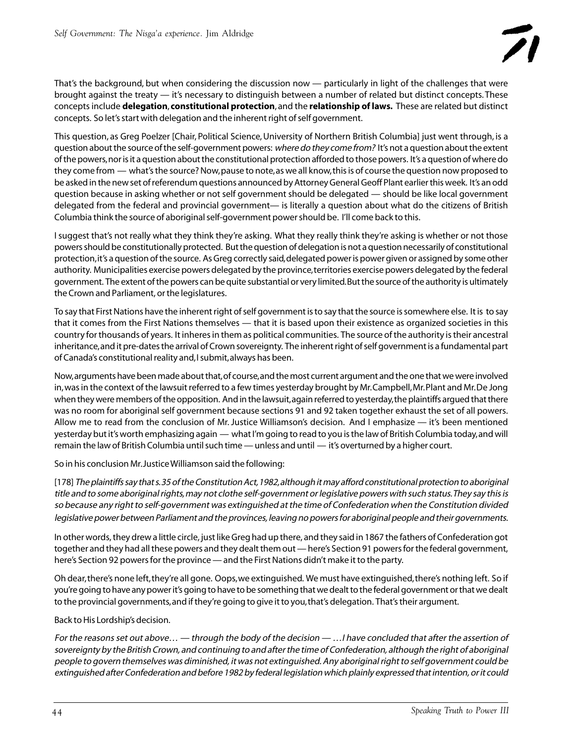That's the background, but when considering the discussion now — particularly in light of the challenges that were brought against the treaty — it's necessary to distinguish between a number of related but distinct concepts. These concepts include **delegation**, **constitutional protection**, and the **relationship of laws.** These are related but distinct concepts. So let's start with delegation and the inherent right of self government.

This question, as Greg Poelzer [Chair, Political Science, University of Northern British Columbia] just went through, is a question about the source of the self-government powers: *where do they come from?* It's not a question about the extent of the powers, nor is it a question about the constitutional protection afforded to those powers. It's a question of where do they come from — what's the source? Now, pause to note, as we all know, this is of course the question now proposed to be asked in the new set of referendum questions announced by Attorney General Geoff Plant earlier this week. It's an odd question because in asking whether or not self government should be delegated — should be like local government delegated from the federal and provincial government— is literally a question about what do the citizens of British Columbia think the source of aboriginal self-government power should be. I'll come back to this.

I suggest that's not really what they think they're asking. What they really think they're asking is whether or not those powers should be constitutionally protected. But the question of delegation is not a question necessarily of constitutional protection, it's a question of the source. As Greg correctly said, delegated power is power given or assigned by some other authority. Municipalities exercise powers delegated by the province, territories exercise powers delegated by the federal government. The extent of the powers can be quite substantial or very limited. But the source of the authority is ultimately the Crown and Parliament, or the legislatures.

To say that First Nations have the inherent right of self government is to say that the source is somewhere else. It is to say that it comes from the First Nations themselves — that it is based upon their existence as organized societies in this country for thousands of years. It inheres in them as political communities. The source of the authority is their ancestral inheritance, and it pre-dates the arrival of Crown sovereignty. The inherent right of self government is a fundamental part of Canada's constitutional reality and, I submit, always has been.

Now, arguments have been made about that, of course, and the most current argument and the one that we were involved in, was in the context of the lawsuit referred to a few times yesterday brought by Mr. Campbell, Mr. Plant and Mr. De Jong when they were members of the opposition. And in the lawsuit, again referred to yesterday, the plaintiffs argued that there was no room for aboriginal self government because sections 91 and 92 taken together exhaust the set of all powers. Allow me to read from the conclusion of Mr. Justice Williamson's decision. And I emphasize — it's been mentioned yesterday but it's worth emphasizing again — what I'm going to read to you is the law of British Columbia today, and will remain the law of British Columbia until such time — unless and until — it's overturned by a higher court.

So in his conclusion Mr. Justice Williamson said the following:

[178] *The plaintiffs say that s. 35 of the Constitution Act, 1982, although it may afford constitutional protection to aboriginal title and to some aboriginal rights, may not clothe self-government or legislative powers with such status. They say this is so because any right to self-government was extinguished at the time of Confederation when the Constitution divided legislative power between Parliament and the provinces, leaving no powers for aboriginal people and their governments.*

In other words, they drew a little circle, just like Greg had up there, and they said in 1867 the fathers of Confederation got together and they had all these powers and they dealt them out — here's Section 91 powers for the federal government, here's Section 92 powers for the province — and the First Nations didn't make it to the party.

Oh dear, there's none left, they're all gone. Oops, we extinguished. We must have extinguished, there's nothing left. So if you're going to have any power it's going to have to be something that we dealt to the federal government or that we dealt to the provincial governments, and if they're going to give it to you, that's delegation. That's their argument.

Back to His Lordship's decision.

*For the reasons set out above…* — through the body of the decision — *…I have concluded that after the assertion of sovereignty by the British Crown, and continuing to and after the time of Confederation, although the right of aboriginal people to govern themselves was diminished, it was not extinguished. Any aboriginal right to self government could be extinguished after Confederation and before 1982 by federal legislation which plainly expressed that intention, or it could*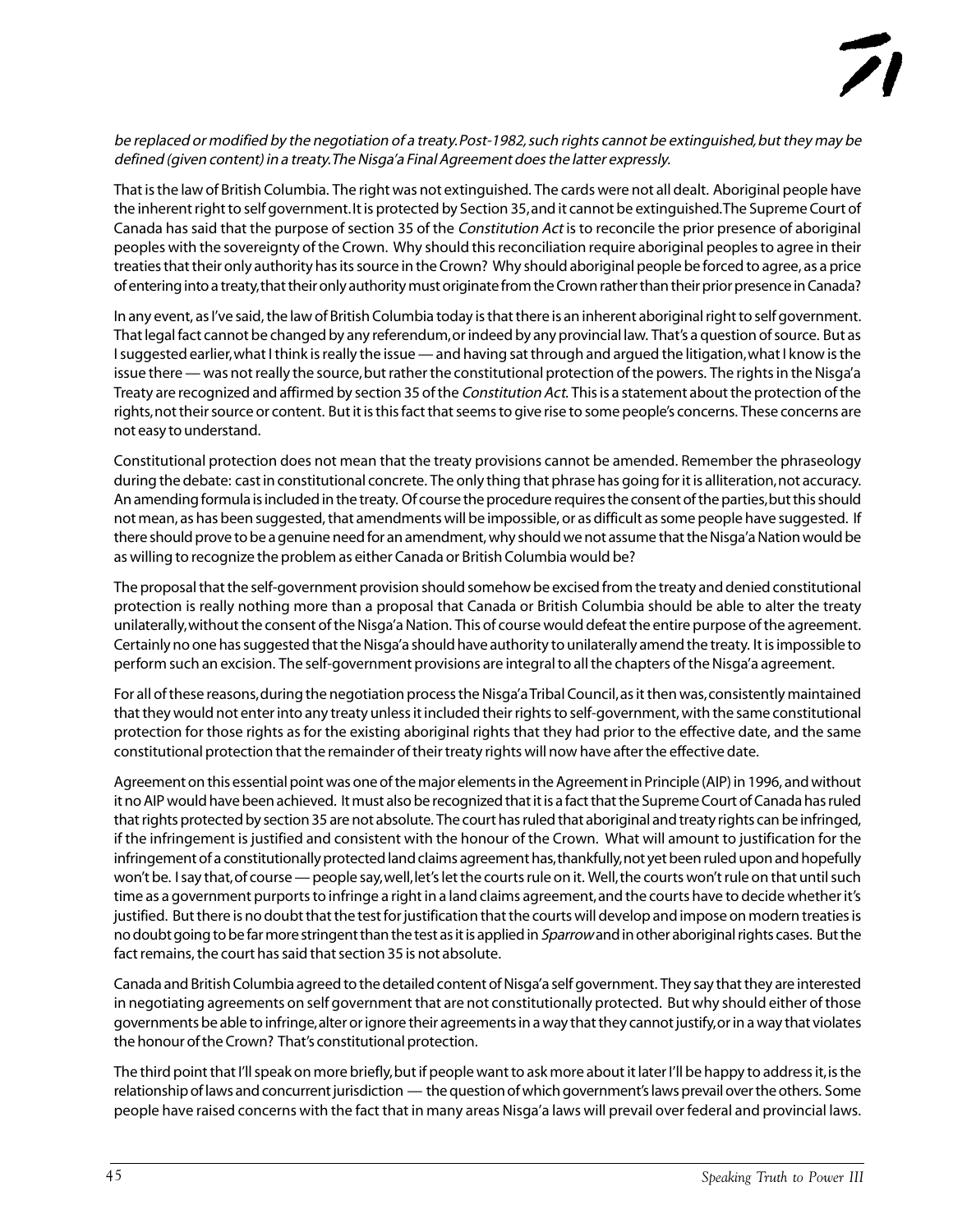*be replaced or modified by the negotiation of a treaty. Post-1982, such rights cannot be extinguished, but they may be defined (given content) in a treaty. The Nisga'a Final Agreement does the latter expressly.*

That is the law of British Columbia. The right was not extinguished. The cards were not all dealt. Aboriginal people have the inherent right to self government. It is protected by Section 35, and it cannot be extinguished. The Supreme Court of Canada has said that the purpose of section 35 of the *Constitution Act* is to reconcile the prior presence of aboriginal peoples with the sovereignty of the Crown. Why should this reconciliation require aboriginal peoples to agree in their treaties that their only authority has its source in the Crown? Why should aboriginal people be forced to agree, as a price of entering into a treaty, that their only authority must originate from the Crown rather than their prior presence in Canada?

In any event, as I've said, the law of British Columbia today is that there is an inherent aboriginal right to self government. That legal fact cannot be changed by any referendum, or indeed by any provincial law. That's a question of source. But as I suggested earlier, what I think is really the issue — and having sat through and argued the litigation, what I know is the issue there — was not really the source, but rather the constitutional protection of the powers. The rights in the Nisga'a Treaty are recognized and affirmed by section 35 of the *Constitution Act*. This is a statement about the protection of the rights, not their source or content. But it is this fact that seems to give rise to some people's concerns. These concerns are not easy to understand.

Constitutional protection does not mean that the treaty provisions cannot be amended. Remember the phraseology during the debate: cast in constitutional concrete. The only thing that phrase has going for it is alliteration, not accuracy. An amending formula is included in the treaty. Of course the procedure requires the consent of the parties, but this should not mean, as has been suggested, that amendments will be impossible, or as difficult as some people have suggested. If there should prove to be a genuine need for an amendment, why should we not assume that the Nisga'a Nation would be as willing to recognize the problem as either Canada or British Columbia would be?

The proposal that the self-government provision should somehow be excised from the treaty and denied constitutional protection is really nothing more than a proposal that Canada or British Columbia should be able to alter the treaty unilaterally, without the consent of the Nisga'a Nation. This of course would defeat the entire purpose of the agreement. Certainly no one has suggested that the Nisga'a should have authority to unilaterally amend the treaty. It is impossible to perform such an excision. The self-government provisions are integral to all the chapters of the Nisga'a agreement.

For all of these reasons, during the negotiation process the Nisga'a Tribal Council, as it then was, consistently maintained that they would not enter into any treaty unless it included their rights to self-government, with the same constitutional protection for those rights as for the existing aboriginal rights that they had prior to the effective date, and the same constitutional protection that the remainder of their treaty rights will now have after the effective date.

Agreement on this essential point was one of the major elements in the Agreement in Principle (AIP) in 1996, and without it no AIP would have been achieved. It must also be recognized that it is a fact that the Supreme Court of Canada has ruled that rights protected by section 35 are not absolute. The court has ruled that aboriginal and treaty rights can be infringed, if the infringement is justified and consistent with the honour of the Crown. What will amount to justification for the infringement of a constitutionally protected land claims agreement has, thankfully, not yet been ruled upon and hopefully won't be. I say that, of course — people say, well, let's let the courts rule on it. Well, the courts won't rule on that until such time as a government purports to infringe a right in a land claims agreement, and the courts have to decide whether it's justified. But there is no doubt that the test for justification that the courts will develop and impose on modern treaties is no doubt going to be far more stringent than the test as it is applied in *Sparrow* and in other aboriginal rights cases. But the fact remains, the court has said that section 35 is not absolute.

Canada and British Columbia agreed to the detailed content of Nisga'a self government. They say that they are interested in negotiating agreements on self government that are not constitutionally protected. But why should either of those governments be able to infringe, alter or ignore their agreements in a way that they cannot justify, or in a way that violates the honour of the Crown? That's constitutional protection.

The third point that I'll speak on more briefly, but if people want to ask more about it later I'll be happy to address it, is the relationship of laws and concurrent jurisdiction — the question of which government's laws prevail over the others. Some people have raised concerns with the fact that in many areas Nisga'a laws will prevail over federal and provincial laws.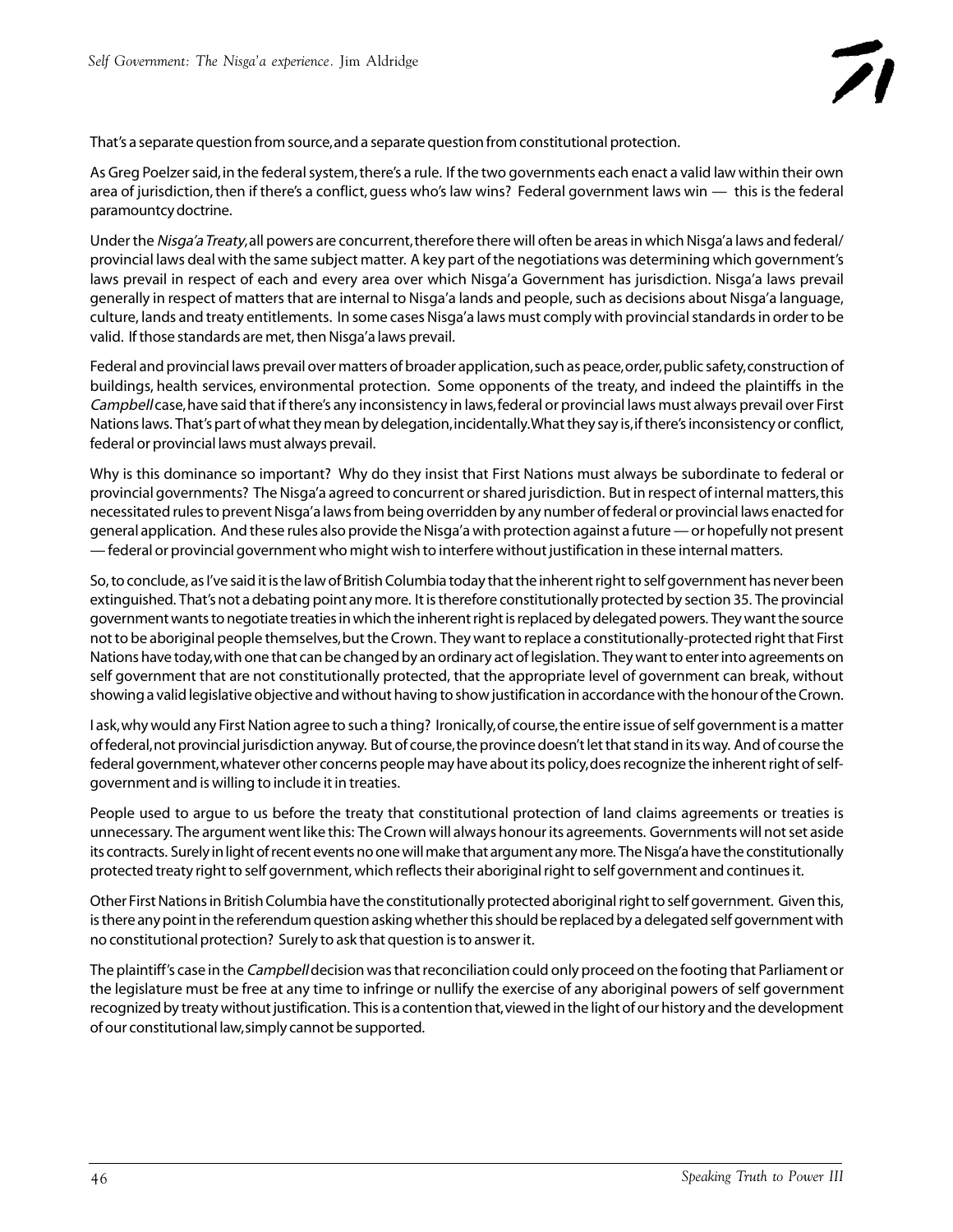That's a separate question from source, and a separate question from constitutional protection.

As Greg Poelzer said, in the federal system, there's a rule. If the two governments each enact a valid law within their own area of jurisdiction, then if there's a conflict, guess who's law wins? Federal government laws win — this is the federal paramountcy doctrine.

Under the *Nisga'a Treaty*, all powers are concurrent, therefore there will often be areas in which Nisga'a laws and federal/provincial laws deal with the same subject matter. A key part of the negotiations was determining which government's laws prevail in respect of each and every area over which Nisga'a Government has jurisdiction. Nisga'a laws prevail generally in respect of matters that are internal to Nisga'a lands and people, such as decisions about Nisga'a language, culture, lands and treaty entitlements. In some cases Nisga'a laws must comply with provincial standards in order to be valid. If those standards are met, then Nisga'a laws prevail.

Federal and provincial laws prevail over matters of broader application, such as peace, order, public safety, construction of buildings, health services, environmental protection. Some opponents of the treaty, and indeed the plaintiffs in the *Campbell* case, have said that if there's any inconsistency in laws, federal or provincial laws must always prevail over First Nations laws. That's part of what they mean by delegation, incidentally. What they say is, if there's inconsistency or conflict, federal or provincial laws must always prevail.

Why is this dominance so important? Why do they insist that First Nations must always be subordinate to federal or provincial governments? The Nisga'a agreed to concurrent or shared jurisdiction. But in respect of internal matters, this necessitated rules to prevent Nisga'a laws from being overridden by any number of federal or provincial laws enacted for general application. And these rules also provide the Nisga'a with protection against a future — or hopefully not present — federal or provincial government who might wish to interfere without justification in these internal matters.

So, to conclude, as I've said it is the law of British Columbia today that the inherent right to self government has never been extinguished. That's not a debating point any more. It is therefore constitutionally protected by section 35. The provincial government wants to negotiate treaties in which the inherent right is replaced by delegated powers. They want the source not to be aboriginal people themselves, but the Crown. They want to replace a constitutionally-protected right that First Nations have today, with one that can be changed by an ordinary act of legislation. They want to enter into agreements on self government that are not constitutionally protected, that the appropriate level of government can break, without showing a valid legislative objective and without having to show justification in accordance with the honour of the Crown.

I ask, why would any First Nation agree to such a thing? Ironically, of course, the entire issue of self government is a matter of federal, not provincial jurisdiction anyway. But of course, the province doesn't let that stand in its way. And of course the federal government, whatever other concerns people may have about its policy, does recognize the inherent right of self-government and is willing to include it in treaties.

People used to argue to us before the treaty that constitutional protection of land claims agreements or treaties is unnecessary. The argument went like this: The Crown will always honour its agreements. Governments will not set aside its contracts. Surely in light of recent events no one will make that argument any more. The Nisga'a have the constitutionally protected treaty right to self government, which reflects their aboriginal right to self government and continues it.

Other First Nations in British Columbia have the constitutionally protected aboriginal right to self government. Given this, is there any point in the referendum question asking whether this should be replaced by a delegated self government with no constitutional protection? Surely to ask that question is to answer it.

The plaintiff's case in the *Campbell* decision was that reconciliation could only proceed on the footing that Parliament or the legislature must be free at any time to infringe or nullify the exercise of any aboriginal powers of self government recognized by treaty without justification. This is a contention that, viewed in the light of our history and the development of our constitutional law, simply cannot be supported.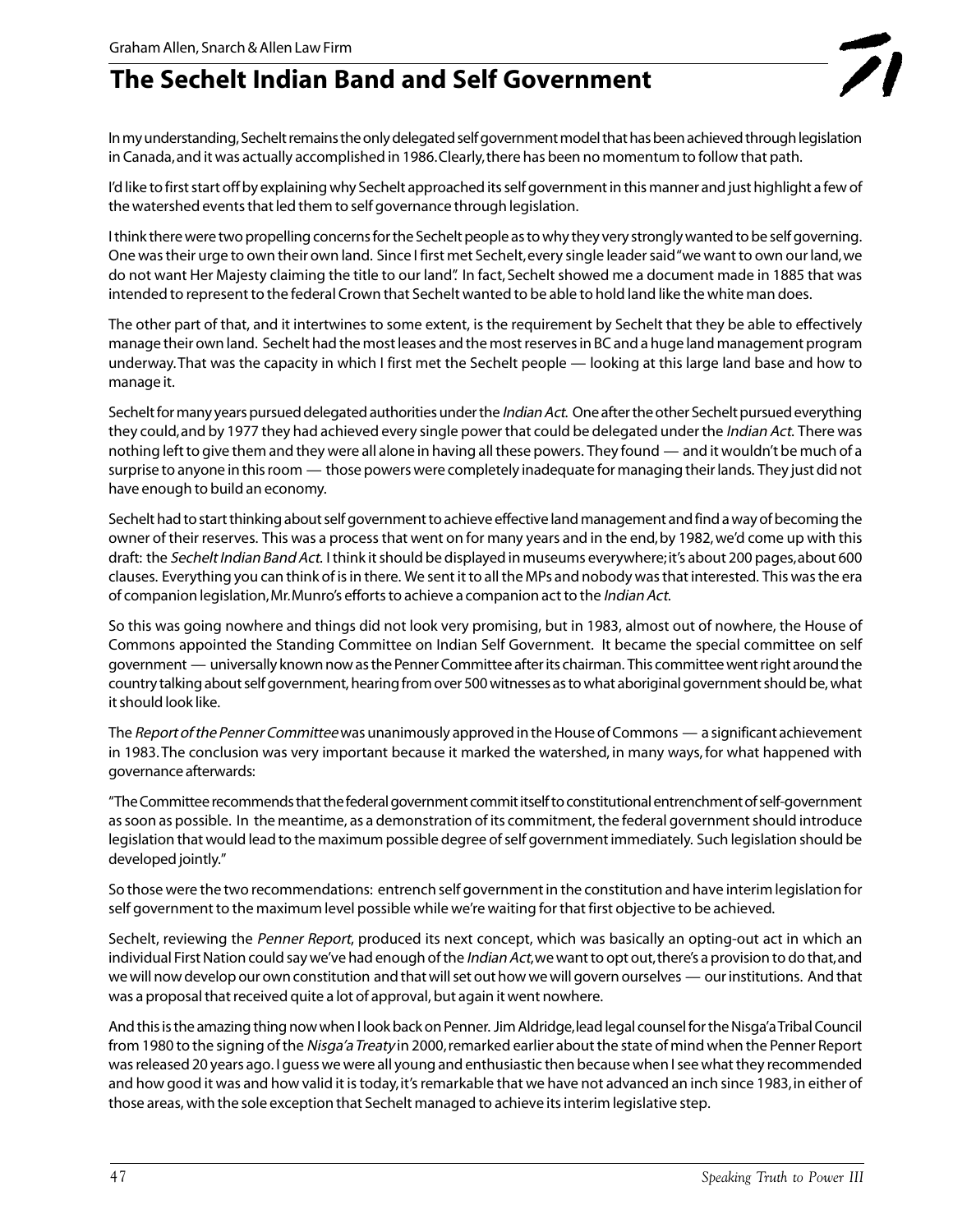Graham Allen, Snarch & Allen Law Firm

# The Sechelt Indian Band and Self Government

In my understanding, Sechelt remains the only delegated self government model that has been achieved through legislation in Canada, and it was actually accomplished in 1986. Clearly, there has been no momentum to follow that path.

I'd like to first start off by explaining why Sechelt approached its self government in this manner and just highlight a few of the watershed events that led them to self governance through legislation.

I think there were two propelling concerns for the Sechelt people as to why they very strongly wanted to be self governing. One was their urge to own their own land. Since I first met Sechelt, every single leader said "we want to own our land, we do not want Her Majesty claiming the title to our land". In fact, Sechelt showed me a document made in 1885 that was intended to represent to the federal Crown that Sechelt wanted to be able to hold land like the white man does.

The other part of that, and it intertwines to some extent, is the requirement by Sechelt that they be able to effectively manage their own land. Sechelt had the most leases and the most reserves in BC and a huge land management program underway. That was the capacity in which I first met the Sechelt people — looking at this large land base and how to manage it.

Sechelt for many years pursued delegated authorities under the *Indian Act*. One after the other Sechelt pursued everything they could, and by 1977 they had achieved every single power that could be delegated under the *Indian Act*. There was nothing left to give them and they were all alone in having all these powers. They found — and it wouldn't be much of a surprise to anyone in this room — those powers were completely inadequate for managing their lands. They just did not have enough to build an economy.

Sechelt had to start thinking about self government to achieve effective land management and find a way of becoming the owner of their reserves. This was a process that went on for many years and in the end, by 1982, we'd come up with this draft: the *Sechelt Indian Band Act*. I think it should be displayed in museums everywhere; it's about 200 pages, about 600 clauses. Everything you can think of is in there. We sent it to all the MPs and nobody was that interested. This was the era of companion legislation, Mr. Munro's efforts to achieve a companion act to the *Indian Act*.

So this was going nowhere and things did not look very promising, but in 1983, almost out of nowhere, the House of Commons appointed the Standing Committee on Indian Self Government. It became the special committee on self government — universally known now as the Penner Committee after its chairman. This committee went right around the country talking about self government, hearing from over 500 witnesses as to what aboriginal government should be, what it should look like.

The *Report of the Penner Committee* was unanimously approved in the House of Commons — a significant achievement in 1983. The conclusion was very important because it marked the watershed, in many ways, for what happened with governance afterwards:

"The Committee recommends that the federal government commit itself to constitutional entrenchment of self-government as soon as possible. In the meantime, as a demonstration of its commitment, the federal government should introduce legislation that would lead to the maximum possible degree of self government immediately. Such legislation should be developed jointly."

So those were the two recommendations: entrench self government in the constitution and have interim legislation for self government to the maximum level possible while we're waiting for that first objective to be achieved.

Sechelt, reviewing the *Penner Report*, produced its next concept, which was basically an opting-out act in which an individual First Nation could say we've had enough of the *Indian Act*, we want to opt out, there's a provision to do that, and we will now develop our own constitution and that will set out how we will govern ourselves — our institutions. And that was a proposal that received quite a lot of approval, but again it went nowhere.

And this is the amazing thing now when I look back on Penner. Jim Aldridge, lead legal counsel for the Nisga'a Tribal Council from 1980 to the signing of the *Nisga'a Treaty* in 2000, remarked earlier about the state of mind when the Penner Report was released 20 years ago. I guess we were all young and enthusiastic then because when I see what they recommended and how good it was and how valid it is today, it's remarkable that we have not advanced an inch since 1983, in either of those areas, with the sole exception that Sechelt managed to achieve its interim legislative step.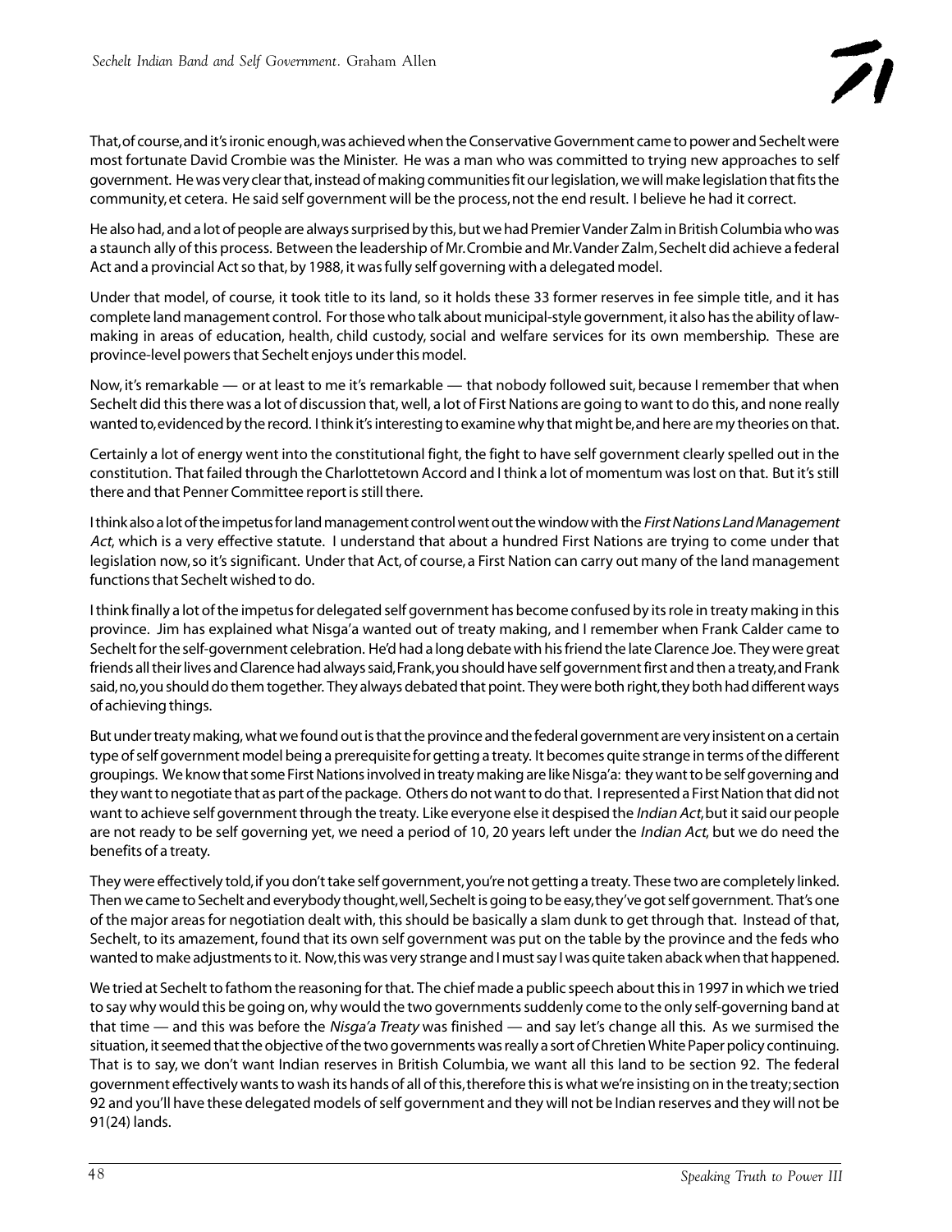That, of course, and it's ironic enough, was achieved when the Conservative Government came to power and Sechelt were most fortunate David Crombie was the Minister. He was a man who was committed to trying new approaches to self government. He was very clear that, instead of making communities fit our legislation, we will make legislation that fits the community, et cetera. He said self government will be the process, not the end result. I believe he had it correct.

He also had, and a lot of people are always surprised by this, but we had Premier Vander Zalm in British Columbia who was a staunch ally of this process. Between the leadership of Mr. Crombie and Mr. Vander Zalm, Sechelt did achieve a federal Act and a provincial Act so that, by 1988, it was fully self governing with a delegated model.

Under that model, of course, it took title to its land, so it holds these 33 former reserves in fee simple title, and it has complete land management control. For those who talk about municipal-style government, it also has the ability of law-making in areas of education, health, child custody, social and welfare services for its own membership. These are province-level powers that Sechelt enjoys under this model.

Now, it's remarkable — or at least to me it's remarkable — that nobody followed suit, because I remember that when Sechelt did this there was a lot of discussion that, well, a lot of First Nations are going to want to do this, and none really wanted to, evidenced by the record. I think it's interesting to examine why that might be, and here are my theories on that.

Certainly a lot of energy went into the constitutional fight, the fight to have self government clearly spelled out in the constitution. That failed through the Charlottetown Accord and I think a lot of momentum was lost on that. But it's still there and that Penner Committee report is still there.

I think also a lot of the impetus for land management control went out the window with the *First Nations Land Management Act*, which is a very effective statute. I understand that about a hundred First Nations are trying to come under that legislation now, so it's significant. Under that Act, of course, a First Nation can carry out many of the land management functions that Sechelt wished to do.

I think finally a lot of the impetus for delegated self government has become confused by its role in treaty making in this province. Jim has explained what Nisga'a wanted out of treaty making, and I remember when Frank Calder came to Sechelt for the self-government celebration. He'd had a long debate with his friend the late Clarence Joe. They were great friends all their lives and Clarence had always said, Frank, you should have self government first and then a treaty, and Frank said, no, you should do them together. They always debated that point. They were both right, they both had different ways of achieving things.

But under treaty making, what we found out is that the province and the federal government are very insistent on a certain type of self government model being a prerequisite for getting a treaty. It becomes quite strange in terms of the different groupings. We know that some First Nations involved in treaty making are like Nisga'a: they want to be self governing and they want to negotiate that as part of the package. Others do not want to do that. I represented a First Nation that did not want to achieve self government through the treaty. Like everyone else it despised the *Indian Act*, but it said our people are not ready to be self governing yet, we need a period of 10, 20 years left under the *Indian Act*, but we do need the benefits of a treaty.

They were effectively told, if you don't take self government, you're not getting a treaty. These two are completely linked. Then we came to Sechelt and everybody thought, well, Sechelt is going to be easy, they've got self government. That's one of the major areas for negotiation dealt with, this should be basically a slam dunk to get through that. Instead of that, Sechelt, to its amazement, found that its own self government was put on the table by the province and the feds who wanted to make adjustments to it. Now, this was very strange and I must say I was quite taken aback when that happened.

We tried at Sechelt to fathom the reasoning for that. The chief made a public speech about this in 1997 in which we tried to say why would this be going on, why would the two governments suddenly come to the only self-governing band at that time — and this was before the *Nisga'a Treaty* was finished — and say let's change all this. As we surmised the situation, it seemed that the objective of the two governments was really a sort of Chretien White Paper policy continuing. That is to say, we don't want Indian reserves in British Columbia, we want all this land to be section 92. The federal government effectively wants to wash its hands of all of this, therefore this is what we're insisting on in the treaty; section 92 and you'll have these delegated models of self government and they will not be Indian reserves and they will not be 91(24) lands.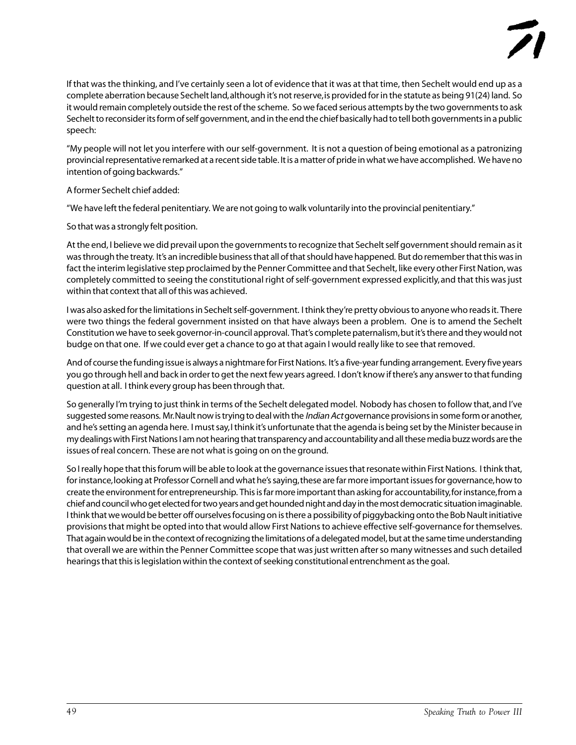If that was the thinking, and I've certainly seen a lot of evidence that it was at that time, then Sechelt would end up as a complete aberration because Sechelt land, although it's not reserve, is provided for in the statute as being 91(24) land. So it would remain completely outside the rest of the scheme. So we faced serious attempts by the two governments to ask Sechelt to reconsider its form of self government, and in the end the chief basically had to tell both governments in a public speech:

"My people will not let you interfere with our self-government. It is not a question of being emotional as a patronizing provincial representative remarked at a recent side table. It is a matter of pride in what we have accomplished. We have no intention of going backwards."

A former Sechelt chief added:

"We have left the federal penitentiary. We are not going to walk voluntarily into the provincial penitentiary."

So that was a strongly felt position.

At the end, I believe we did prevail upon the governments to recognize that Sechelt self government should remain as it was through the treaty. It's an incredible business that all of that should have happened. But do remember that this was in fact the interim legislative step proclaimed by the Penner Committee and that Sechelt, like every other First Nation, was completely committed to seeing the constitutional right of self-government expressed explicitly, and that this was just within that context that all of this was achieved.

I was also asked for the limitations in Sechelt self-government. I think they're pretty obvious to anyone who reads it. There were two things the federal government insisted on that have always been a problem. One is to amend the Sechelt Constitution we have to seek governor-in-council approval. That's complete paternalism, but it's there and they would not budge on that one. If we could ever get a chance to go at that again I would really like to see that removed.

And of course the funding issue is always a nightmare for First Nations. It's a five-year funding arrangement. Every five years you go through hell and back in order to get the next few years agreed. I don't know if there's any answer to that funding question at all. I think every group has been through that.

So generally I'm trying to just think in terms of the Sechelt delegated model. Nobody has chosen to follow that, and I've suggested some reasons. Mr. Nault now is trying to deal with the *Indian Act* governance provisions in some form or another, and he's setting an agenda here. I must say, I think it's unfortunate that the agenda is being set by the Minister because in my dealings with First Nations I am not hearing that transparency and accountability and all these media buzz words are the issues of real concern. These are not what is going on on the ground.

So I really hope that this forum will be able to look at the governance issues that resonate within First Nations. I think that, for instance, looking at Professor Cornell and what he's saying, these are far more important issues for governance, how to create the environment for entrepreneurship. This is far more important than asking for accountability, for instance, from a chief and council who get elected for two years and get hounded night and day in the most democratic situation imaginable. I think that we would be better off ourselves focusing on is there a possibility of piggybacking onto the Bob Nault initiative provisions that might be opted into that would allow First Nations to achieve effective self-governance for themselves. That again would be in the context of recognizing the limitations of a delegated model, but at the same time understanding that overall we are within the Penner Committee scope that was just written after so many witnesses and such detailed hearings that this is legislation within the context of seeking constitutional entrenchment as the goal.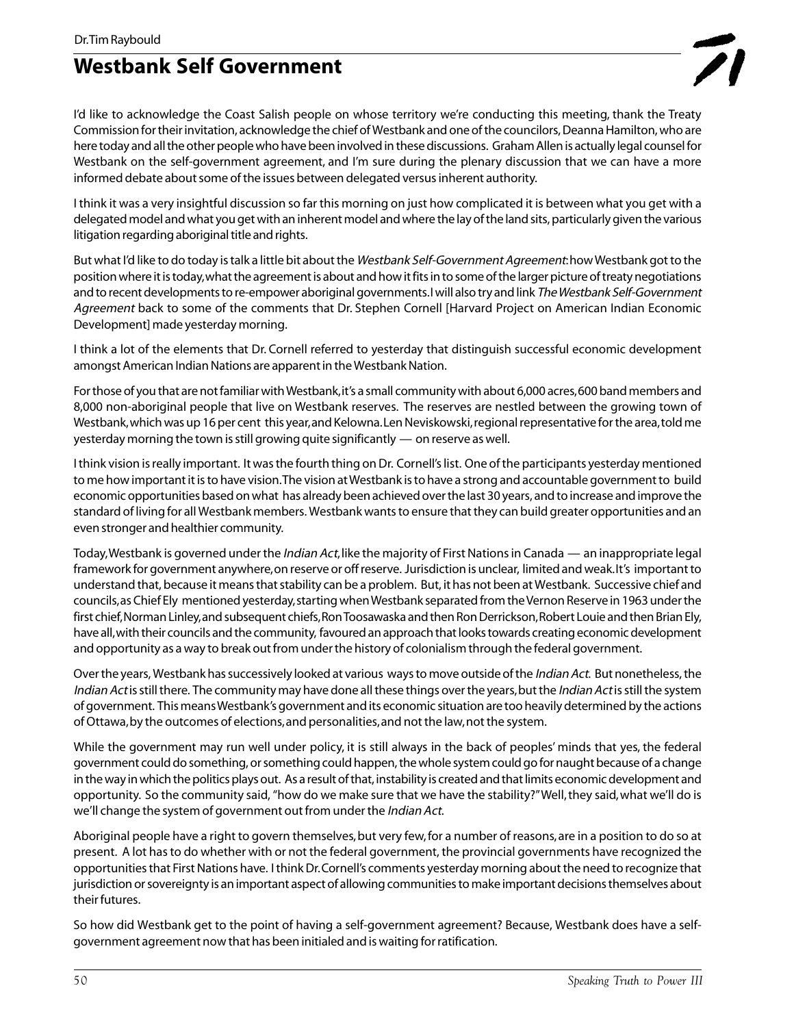Dr. Tim Raybould

# Westbank Self Government

I'd like to acknowledge the Coast Salish people on whose territory we're conducting this meeting, thank the Treaty Commission for their invitation, acknowledge the chief of Westbank and one of the councilors, Deanna Hamilton, who are here today and all the other people who have been involved in these discussions. Graham Allen is actually legal counsel for Westbank on the self-government agreement, and I'm sure during the plenary discussion that we can have a more informed debate about some of the issues between delegated versus inherent authority.

I think it was a very insightful discussion so far this morning on just how complicated it is between what you get with a delegated model and what you get with an inherent model and where the lay of the land sits, particularly given the various litigation regarding aboriginal title and rights.

But what I'd like to do today is talk a little bit about the *Westbank Self-Government Agreement*: how Westbank got to the position where it is today, what the agreement is about and how it fits in to some of the larger picture of treaty negotiations and to recent developments to re-empower aboriginal governments. I will also try and link *The Westbank Self-Government Agreement* back to some of the comments that Dr. Stephen Cornell [Harvard Project on American Indian Economic Development] made yesterday morning.

I think a lot of the elements that Dr. Cornell referred to yesterday that distinguish successful economic development amongst American Indian Nations are apparent in the Westbank Nation.

For those of you that are not familiar with Westbank, it's a small community with about 6,000 acres, 600 band members and 8,000 non-aboriginal people that live on Westbank reserves. The reserves are nestled between the growing town of Westbank, which was up 16 per cent this year, and Kelowna. Len Neviskowski, regional representative for the area, told me yesterday morning the town is still growing quite significantly — on reserve as well.

I think vision is really important. It was the fourth thing on Dr. Cornell's list. One of the participants yesterday mentioned to me how important it is to have vision. The vision at Westbank is to have a strong and accountable government to build economic opportunities based on what has already been achieved over the last 30 years, and to increase and improve the standard of living for all Westbank members. Westbank wants to ensure that they can build greater opportunities and an even stronger and healthier community.

Today, Westbank is governed under the *Indian Act*, like the majority of First Nations in Canada — an inappropriate legal framework for government anywhere, on reserve or off reserve. Jurisdiction is unclear, limited and weak. It's important to understand that, because it means that stability can be a problem. But, it has not been at Westbank. Successive chief and councils, as Chief Ely mentioned yesterday, starting when Westbank separated from the Vernon Reserve in 1963 under the first chief, Norman Linley, and subsequent chiefs, Ron Toosawaska and then Ron Derrickson, Robert Louie and then Brian Ely, have all, with their councils and the community, favoured an approach that looks towards creating economic development and opportunity as a way to break out from under the history of colonialism through the federal government.

Over the years, Westbank has successively looked at various ways to move outside of the *Indian Act*. But nonetheless, the *Indian Act* is still there. The community may have done all these things over the years, but the *Indian Act* is still the system of government. This means Westbank's government and its economic situation are too heavily determined by the actions of Ottawa, by the outcomes of elections, and personalities, and not the law, not the system.

While the government may run well under policy, it is still always in the back of peoples' minds that yes, the federal government could do something, or something could happen, the whole system could go for naught because of a change in the way in which the politics plays out. As a result of that, instability is created and that limits economic development and opportunity. So the community said, "how do we make sure that we have the stability?" Well, they said, what we'll do is we'll change the system of government out from under the *Indian Act*.

Aboriginal people have a right to govern themselves, but very few, for a number of reasons, are in a position to do so at present. A lot has to do whether with or not the federal government, the provincial governments have recognized the opportunities that First Nations have. I think Dr. Cornell's comments yesterday morning about the need to recognize that jurisdiction or sovereignty is an important aspect of allowing communities to make important decisions themselves about their futures.

So how did Westbank get to the point of having a self-government agreement? Because, Westbank does have a self-government agreement now that has been initialed and is waiting for ratification.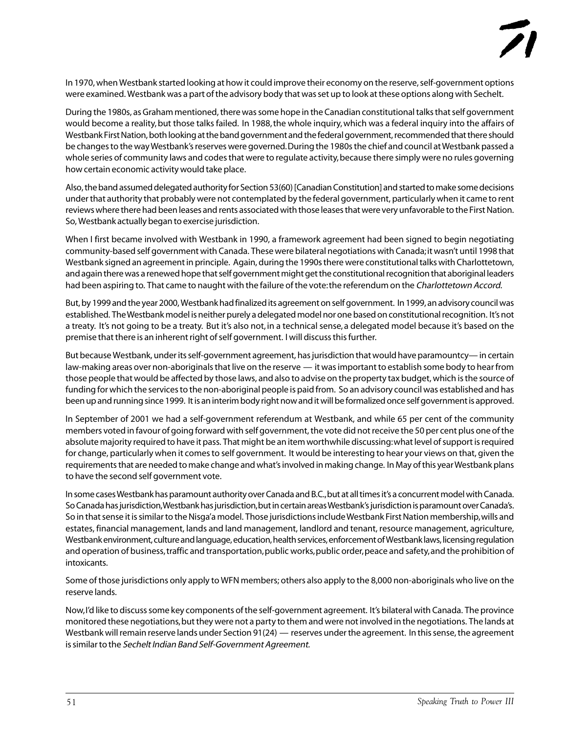In 1970, when Westbank started looking at how it could improve their economy on the reserve, self-government options were examined. Westbank was a part of the advisory body that was set up to look at these options along with Sechelt.

During the 1980s, as Graham mentioned, there was some hope in the Canadian constitutional talks that self government would become a reality, but those talks failed. In 1988, the whole inquiry, which was a federal inquiry into the affairs of Westbank First Nation, both looking at the band government and the federal government, recommended that there should be changes to the way Westbank's reserves were governed. During the 1980s the chief and council at Westbank passed a whole series of community laws and codes that were to regulate activity, because there simply were no rules governing how certain economic activity would take place.

Also, the band assumed delegated authority for Section 53(60) [Canadian Constitution] and started to make some decisions under that authority that probably were not contemplated by the federal government, particularly when it came to rent reviews where there had been leases and rents associated with those leases that were very unfavorable to the First Nation. So, Westbank actually began to exercise jurisdiction.

When I first became involved with Westbank in 1990, a framework agreement had been signed to begin negotiating community-based self government with Canada. These were bilateral negotiations with Canada; it wasn't until 1998 that Westbank signed an agreement in principle. Again, during the 1990s there were constitutional talks with Charlottetown, and again there was a renewed hope that self government might get the constitutional recognition that aboriginal leaders had been aspiring to. That came to naught with the failure of the vote: the referendum on the *Charlottetown Accord*.

But, by 1999 and the year 2000, Westbank had finalized its agreement on self government. In 1999, an advisory council was established. The Westbank model is neither purely a delegated model nor one based on constitutional recognition. It's not a treaty. It's not going to be a treaty. But it's also not, in a technical sense, a delegated model because it's based on the premise that there is an inherent right of self government. I will discuss this further.

But because Westbank, under its self-government agreement, has jurisdiction that would have paramountcy— in certain law-making areas over non-aboriginals that live on the reserve — it was important to establish some body to hear from those people that would be affected by those laws, and also to advise on the property tax budget, which is the source of funding for which the services to the non-aboriginal people is paid from. So an advisory council was established and has been up and running since 1999. It is an interim body right now and it will be formalized once self government is approved.

In September of 2001 we had a self-government referendum at Westbank, and while 65 per cent of the community members voted in favour of going forward with self government, the vote did not receive the 50 per cent plus one of the absolute majority required to have it pass. That might be an item worthwhile discussing: what level of support is required for change, particularly when it comes to self government. It would be interesting to hear your views on that, given the requirements that are needed to make change and what's involved in making change. In May of this year Westbank plans to have the second self government vote.

In some cases Westbank has paramount authority over Canada and B.C., but at all times it's a concurrent model with Canada. So Canada has jurisdiction, Westbank has jurisdiction, but in certain areas Westbank's jurisdiction is paramount over Canada's. So in that sense it is similar to the Nisga'a model. Those jurisdictions include Westbank First Nation membership, wills and estates, financial management, lands and land management, landlord and tenant, resource management, agriculture, Westbank environment, culture and language, education, health services, enforcement of Westbank laws, licensing regulation and operation of business, traffic and transportation, public works, public order, peace and safety, and the prohibition of intoxicants.

Some of those jurisdictions only apply to WFN members; others also apply to the 8,000 non-aboriginals who live on the reserve lands.

Now, I'd like to discuss some key components of the self-government agreement. It's bilateral with Canada. The province monitored these negotiations, but they were not a party to them and were not involved in the negotiations. The lands at Westbank will remain reserve lands under Section 91(24) — reserves under the agreement. In this sense, the agreement is similar to the *Sechelt Indian Band Self-Government Agreement.*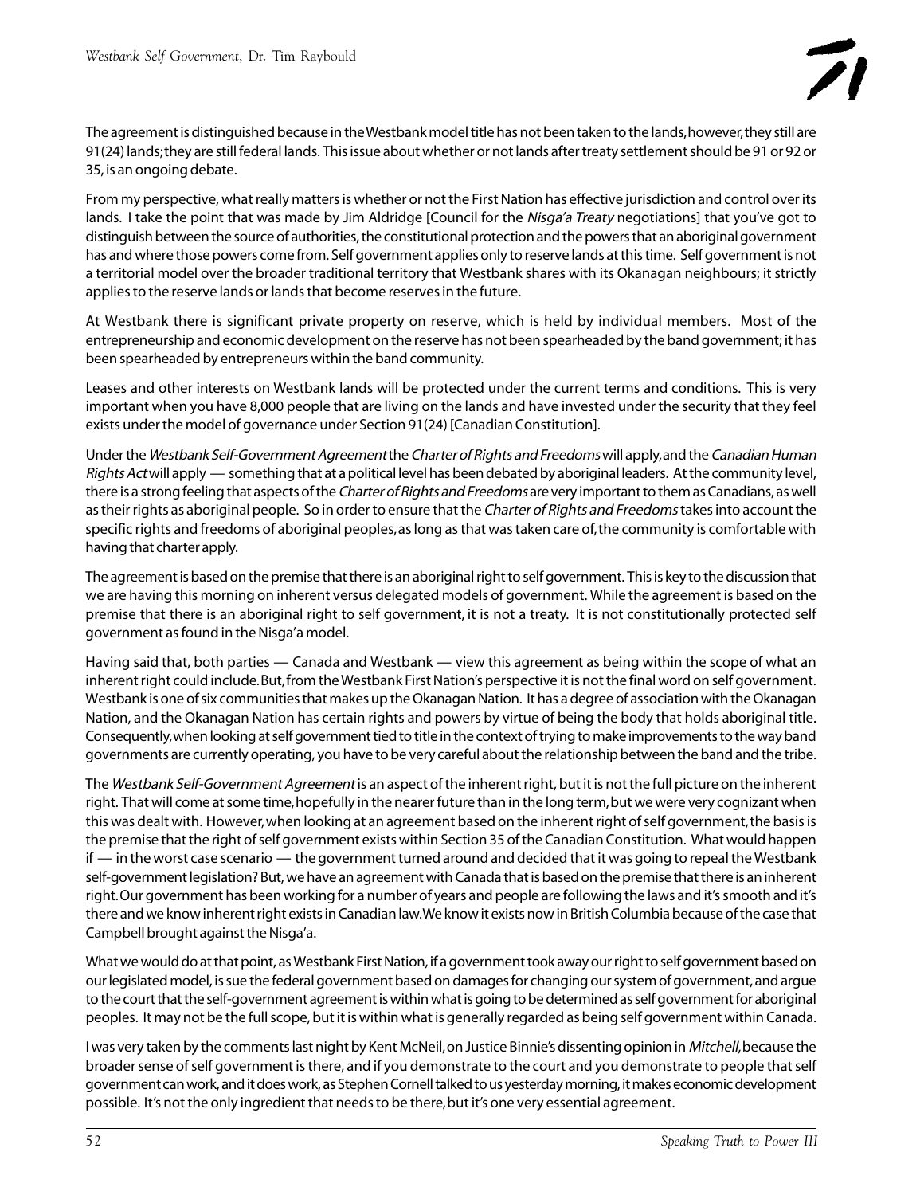The agreement is distinguished because in the Westbank model title has not been taken to the lands, however, they still are 91(24) lands; they are still federal lands. This issue about whether or not lands after treaty settlement should be 91 or 92 or 35, is an ongoing debate.

From my perspective, what really matters is whether or not the First Nation has effective jurisdiction and control over its lands. I take the point that was made by Jim Aldridge [Council for the *Nisga'a Treaty* negotiations] that you've got to distinguish between the source of authorities, the constitutional protection and the powers that an aboriginal government has and where those powers come from. Self government applies only to reserve lands at this time. Self government is not a territorial model over the broader traditional territory that Westbank shares with its Okanagan neighbours; it strictly applies to the reserve lands or lands that become reserves in the future.

At Westbank there is significant private property on reserve, which is held by individual members. Most of the entrepreneurship and economic development on the reserve has not been spearheaded by the band government; it has been spearheaded by entrepreneurs within the band community.

Leases and other interests on Westbank lands will be protected under the current terms and conditions. This is very important when you have 8,000 people that are living on the lands and have invested under the security that they feel exists under the model of governance under Section 91(24) [Canadian Constitution].

Under the *Westbank Self-Government Agreement* the *Charter of Rights and Freedoms* will apply, and the *Canadian Human Rights Act* will apply — something that at a political level has been debated by aboriginal leaders. At the community level, there is a strong feeling that aspects of the *Charter of Rights and Freedoms* are very important to them as Canadians, as well as their rights as aboriginal people. So in order to ensure that the *Charter of Rights and Freedoms* takes into account the specific rights and freedoms of aboriginal peoples, as long as that was taken care of, the community is comfortable with having that charter apply.

The agreement is based on the premise that there is an aboriginal right to self government. This is key to the discussion that we are having this morning on inherent versus delegated models of government. While the agreement is based on the premise that there is an aboriginal right to self government, it is not a treaty. It is not constitutionally protected self government as found in the Nisga'a model.

Having said that, both parties — Canada and Westbank — view this agreement as being within the scope of what an inherent right could include. But, from the Westbank First Nation's perspective it is not the final word on self government. Westbank is one of six communities that makes up the Okanagan Nation. It has a degree of association with the Okanagan Nation, and the Okanagan Nation has certain rights and powers by virtue of being the body that holds aboriginal title. Consequently, when looking at self government tied to title in the context of trying to make improvements to the way band governments are currently operating, you have to be very careful about the relationship between the band and the tribe.

The *Westbank Self-Government Agreement* is an aspect of the inherent right, but it is not the full picture on the inherent right. That will come at some time, hopefully in the nearer future than in the long term, but we were very cognizant when this was dealt with. However, when looking at an agreement based on the inherent right of self government, the basis is the premise that the right of self government exists within Section 35 of the Canadian Constitution. What would happen if — in the worst case scenario — the government turned around and decided that it was going to repeal the Westbank self-government legislation? But, we have an agreement with Canada that is based on the premise that there is an inherent right. Our government has been working for a number of years and people are following the laws and it's smooth and it's there and we know inherent right exists in Canadian law. We know it exists now in British Columbia because of the case that Campbell brought against the Nisga'a.

What we would do at that point, as Westbank First Nation, if a government took away our right to self government based on our legislated model, is sue the federal government based on damages for changing our system of government, and argue to the court that the self-government agreement is within what is going to be determined as self government for aboriginal peoples. It may not be the full scope, but it is within what is generally regarded as being self government within Canada.

I was very taken by the comments last night by Kent McNeil, on Justice Binnie's dissenting opinion in *Mitchell*, because the broader sense of self government is there, and if you demonstrate to the court and you demonstrate to people that self government can work, and it does work, as Stephen Cornell talked to us yesterday morning, it makes economic development possible. It's not the only ingredient that needs to be there, but it's one very essential agreement.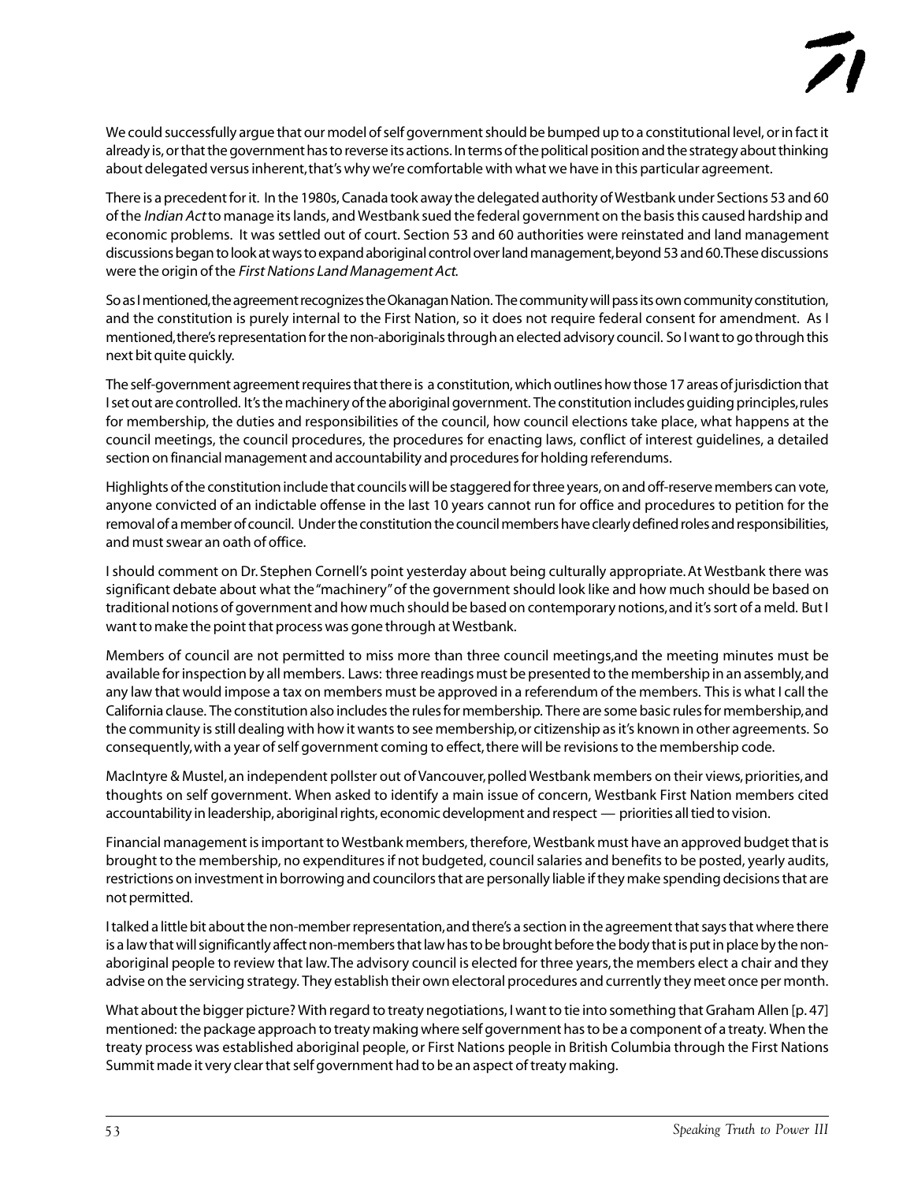We could successfully argue that our model of self government should be bumped up to a constitutional level, or in fact it already is, or that the government has to reverse its actions. In terms of the political position and the strategy about thinking about delegated versus inherent, that's why we're comfortable with what we have in this particular agreement.

There is a precedent for it. In the 1980s, Canada took away the delegated authority of Westbank under Sections 53 and 60 of the *Indian Act* to manage its lands, and Westbank sued the federal government on the basis this caused hardship and economic problems. It was settled out of court. Section 53 and 60 authorities were reinstated and land management discussions began to look at ways to expand aboriginal control over land management, beyond 53 and 60. These discussions were the origin of the *First Nations Land Management Act*.

So as I mentioned, the agreement recognizes the Okanagan Nation. The community will pass its own community constitution, and the constitution is purely internal to the First Nation, so it does not require federal consent for amendment. As I mentioned, there's representation for the non-aboriginals through an elected advisory council. So I want to go through this next bit quite quickly.

The self-government agreement requires that there is a constitution, which outlines how those 17 areas of jurisdiction that I set out are controlled. It's the machinery of the aboriginal government. The constitution includes guiding principles, rules for membership, the duties and responsibilities of the council, how council elections take place, what happens at the council meetings, the council procedures, the procedures for enacting laws, conflict of interest guidelines, a detailed section on financial management and accountability and procedures for holding referendums.

Highlights of the constitution include that councils will be staggered for three years, on and off-reserve members can vote, anyone convicted of an indictable offense in the last 10 years cannot run for office and procedures to petition for the removal of a member of council. Under the constitution the council members have clearly defined roles and responsibilities, and must swear an oath of office.

I should comment on Dr. Stephen Cornell's point yesterday about being culturally appropriate. At Westbank there was significant debate about what the "machinery" of the government should look like and how much should be based on traditional notions of government and how much should be based on contemporary notions, and it's sort of a meld. But I want to make the point that process was gone through at Westbank.

Members of council are not permitted to miss more than three council meetings, and the meeting minutes must be available for inspection by all members. Laws: three readings must be presented to the membership in an assembly, and any law that would impose a tax on members must be approved in a referendum of the members. This is what I call the California clause. The constitution also includes the rules for membership. There are some basic rules for membership, and the community is still dealing with how it wants to see membership, or citizenship as it's known in other agreements. So consequently, with a year of self government coming to effect, there will be revisions to the membership code.

MacIntyre & Mustel, an independent pollster out of Vancouver, polled Westbank members on their views, priorities, and thoughts on self government. When asked to identify a main issue of concern, Westbank First Nation members cited accountability in leadership, aboriginal rights, economic development and respect — priorities all tied to vision.

Financial management is important to Westbank members, therefore, Westbank must have an approved budget that is brought to the membership, no expenditures if not budgeted, council salaries and benefits to be posted, yearly audits, restrictions on investment in borrowing and councilors that are personally liable if they make spending decisions that are not permitted.

I talked a little bit about the non-member representation, and there's a section in the agreement that says that where there is a law that will significantly affect non-members that law has to be brought before the body that is put in place by the non-aboriginal people to review that law. The advisory council is elected for three years, the members elect a chair and they advise on the servicing strategy. They establish their own electoral procedures and currently they meet once per month.

What about the bigger picture? With regard to treaty negotiations, I want to tie into something that Graham Allen [p. 47] mentioned: the package approach to treaty making where self government has to be a component of a treaty. When the treaty process was established aboriginal people, or First Nations people in British Columbia through the First Nations Summit made it very clear that self government had to be an aspect of treaty making.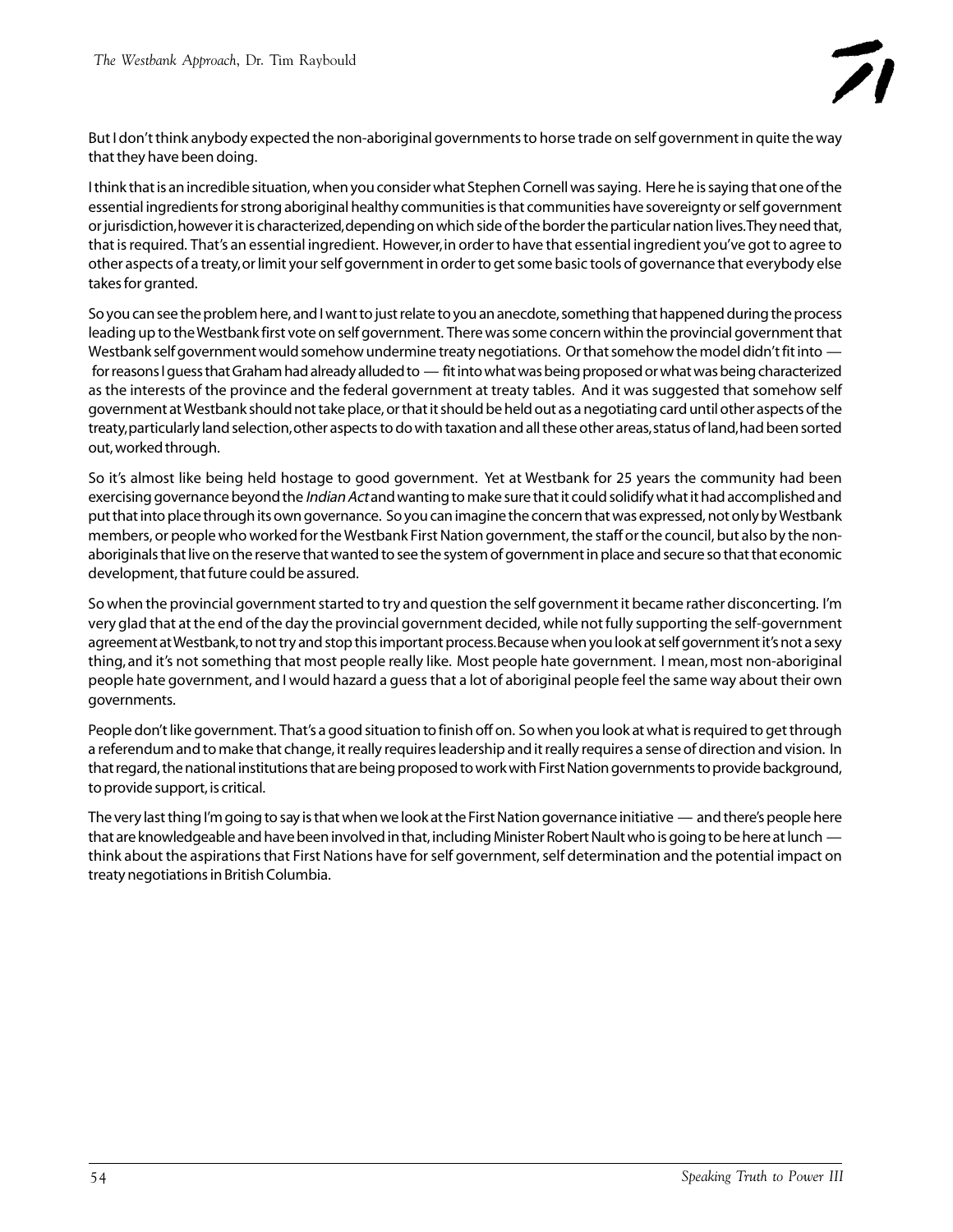But I don't think anybody expected the non-aboriginal governments to horse trade on self government in quite the way that they have been doing.

I think that is an incredible situation, when you consider what Stephen Cornell was saying. Here he is saying that one of the essential ingredients for strong aboriginal healthy communities is that communities have sovereignty or self government or jurisdiction, however it is characterized, depending on which side of the border the particular nation lives. They need that, that is required. That's an essential ingredient. However, in order to have that essential ingredient you've got to agree to other aspects of a treaty, or limit your self government in order to get some basic tools of governance that everybody else takes for granted.

So you can see the problem here, and I want to just relate to you an anecdote, something that happened during the process leading up to the Westbank first vote on self government. There was some concern within the provincial government that Westbank self government would somehow undermine treaty negotiations. Or that somehow the model didn't fit into — for reasons I guess that Graham had already alluded to — fit into what was being proposed or what was being characterized as the interests of the province and the federal government at treaty tables. And it was suggested that somehow self government at Westbank should not take place, or that it should be held out as a negotiating card until other aspects of the treaty, particularly land selection, other aspects to do with taxation and all these other areas, status of land, had been sorted out, worked through.

So it's almost like being held hostage to good government. Yet at Westbank for 25 years the community had been exercising governance beyond the *Indian Act* and wanting to make sure that it could solidify what it had accomplished and put that into place through its own governance. So you can imagine the concern that was expressed, not only by Westbank members, or people who worked for the Westbank First Nation government, the staff or the council, but also by the non-aboriginals that live on the reserve that wanted to see the system of government in place and secure so that that economic development, that future could be assured.

So when the provincial government started to try and question the self government it became rather disconcerting. I'm very glad that at the end of the day the provincial government decided, while not fully supporting the self-government agreement at Westbank, to not try and stop this important process. Because when you look at self government it's not a sexy thing, and it's not something that most people really like. Most people hate government. I mean, most non-aboriginal people hate government, and I would hazard a guess that a lot of aboriginal people feel the same way about their own governments.

People don't like government. That's a good situation to finish off on. So when you look at what is required to get through a referendum and to make that change, it really requires leadership and it really requires a sense of direction and vision. In that regard, the national institutions that are being proposed to work with First Nation governments to provide background, to provide support, is critical.

The very last thing I'm going to say is that when we look at the First Nation governance initiative — and there's people here that are knowledgeable and have been involved in that, including Minister Robert Nault who is going to be here at lunch — think about the aspirations that First Nations have for self government, self determination and the potential impact on treaty negotiations in British Columbia.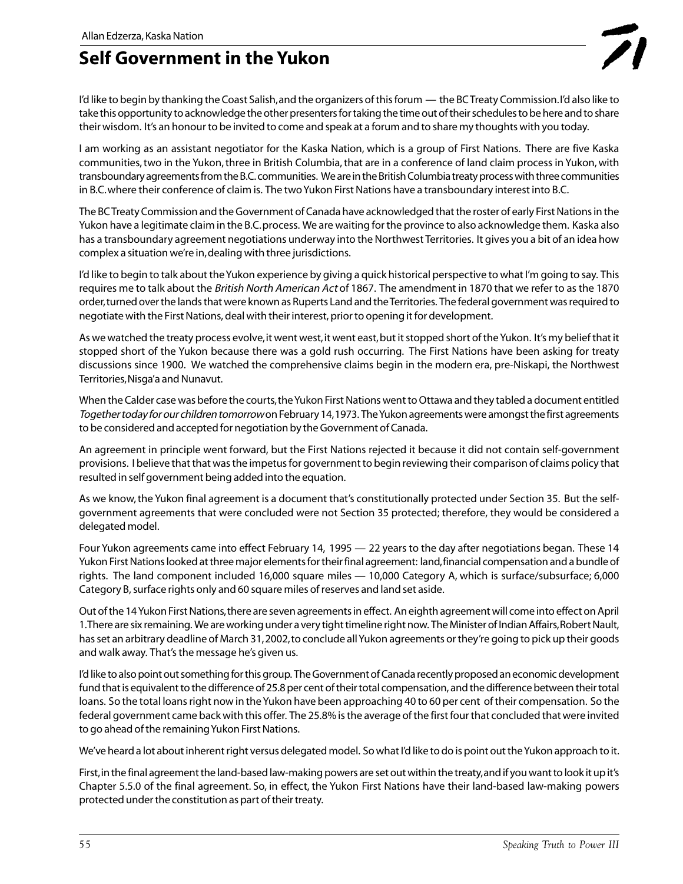Allan Edzerza, Kaska Nation

# Self Government in the Yukon

I'd like to begin by thanking the Coast Salish, and the organizers of this forum — the BC Treaty Commission. I'd also like to take this opportunity to acknowledge the other presenters for taking the time out of their schedules to be here and to share their wisdom. It's an honour to be invited to come and speak at a forum and to share my thoughts with you today.

I am working as an assistant negotiator for the Kaska Nation, which is a group of First Nations. There are five Kaska communities, two in the Yukon, three in British Columbia, that are in a conference of land claim process in Yukon, with transboundary agreements from the B.C. communities. We are in the British Columbia treaty process with three communities in B.C. where their conference of claim is. The two Yukon First Nations have a transboundary interest into B.C.

The BC Treaty Commission and the Government of Canada have acknowledged that the roster of early First Nations in the Yukon have a legitimate claim in the B.C. process. We are waiting for the province to also acknowledge them. Kaska also has a transboundary agreement negotiations underway into the Northwest Territories. It gives you a bit of an idea how complex a situation we're in, dealing with three jurisdictions.

I'd like to begin to talk about the Yukon experience by giving a quick historical perspective to what I'm going to say. This requires me to talk about the *British North American Act* of 1867. The amendment in 1870 that we refer to as the 1870 order, turned over the lands that were known as Ruperts Land and the Territories. The federal government was required to negotiate with the First Nations, deal with their interest, prior to opening it for development.

As we watched the treaty process evolve, it went west, it went east, but it stopped short of the Yukon. It's my belief that it stopped short of the Yukon because there was a gold rush occurring. The First Nations have been asking for treaty discussions since 1900. We watched the comprehensive claims begin in the modern era, pre-Niskapi, the Northwest Territories, Nisga'a and Nunavut.

When the Calder case was before the courts, the Yukon First Nations went to Ottawa and they tabled a document entitled *Together today for our children tomorrow* on February 14, 1973. The Yukon agreements were amongst the first agreements to be considered and accepted for negotiation by the Government of Canada.

An agreement in principle went forward, but the First Nations rejected it because it did not contain self-government provisions. I believe that that was the impetus for government to begin reviewing their comparison of claims policy that resulted in self government being added into the equation.

As we know, the Yukon final agreement is a document that's constitutionally protected under Section 35. But the self-government agreements that were concluded were not Section 35 protected; therefore, they would be considered a delegated model.

Four Yukon agreements came into effect February 14, 1995 — 22 years to the day after negotiations began. These 14 Yukon First Nations looked at three major elements for their final agreement: land, financial compensation and a bundle of rights. The land component included 16,000 square miles — 10,000 Category A, which is surface/subsurface; 6,000 Category B, surface rights only and 60 square miles of reserves and land set aside.

Out of the 14 Yukon First Nations, there are seven agreements in effect. An eighth agreement will come into effect on April 1. There are six remaining. We are working under a very tight timeline right now. The Minister of Indian Affairs, Robert Nault, has set an arbitrary deadline of March 31, 2002, to conclude all Yukon agreements or they're going to pick up their goods and walk away. That's the message he's given us.

I'd like to also point out something for this group. The Government of Canada recently proposed an economic development fund that is equivalent to the difference of 25.8 per cent of their total compensation, and the difference between their total loans. So the total loans right now in the Yukon have been approaching 40 to 60 per cent of their compensation. So the federal government came back with this offer. The 25.8% is the average of the first four that concluded that were invited to go ahead of the remaining Yukon First Nations.

We've heard a lot about inherent right versus delegated model. So what I'd like to do is point out the Yukon approach to it.

First, in the final agreement the land-based law-making powers are set out within the treaty, and if you want to look it up it's Chapter 5.5.0 of the final agreement. So, in effect, the Yukon First Nations have their land-based law-making powers protected under the constitution as part of their treaty.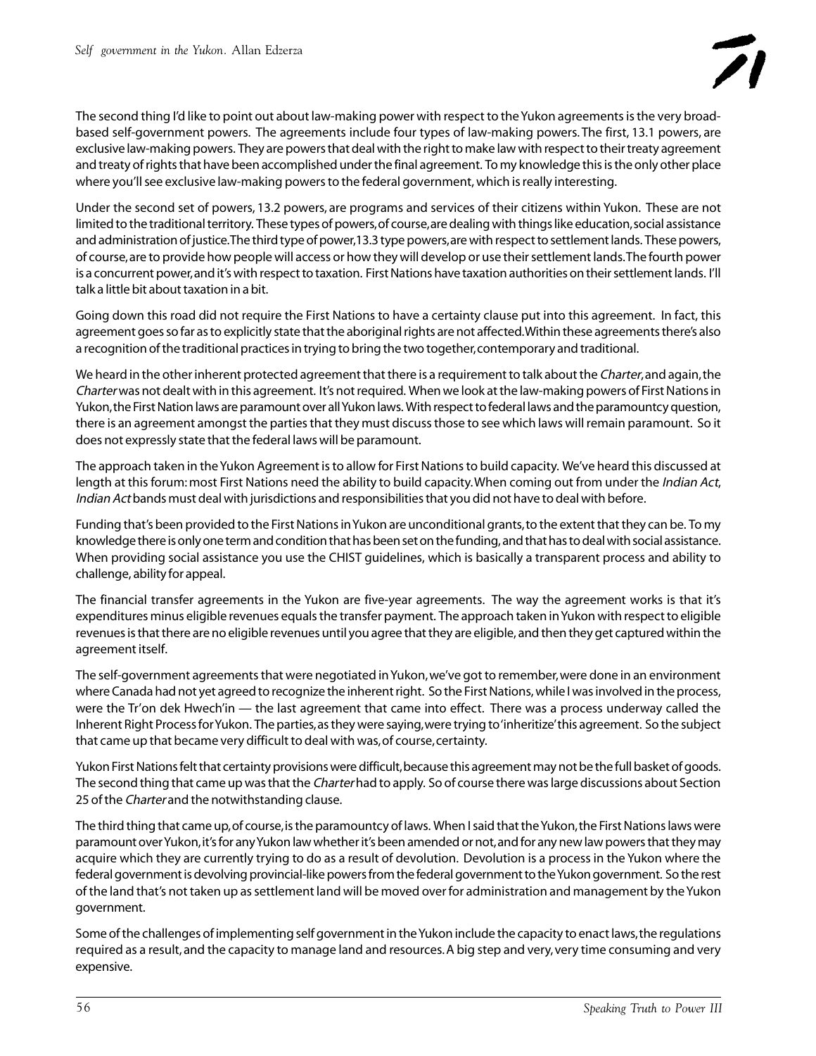The second thing I'd like to point out about law-making power with respect to the Yukon agreements is the very broad-based self-government powers. The agreements include four types of law-making powers. The first, 13.1 powers, are exclusive law-making powers. They are powers that deal with the right to make law with respect to their treaty agreement and treaty of rights that have been accomplished under the final agreement. To my knowledge this is the only other place where you'll see exclusive law-making powers to the federal government, which is really interesting.

Under the second set of powers, 13.2 powers, are programs and services of their citizens within Yukon. These are not limited to the traditional territory. These types of powers, of course, are dealing with things like education, social assistance and administration of justice. The third type of power, 13.3 type powers, are with respect to settlement lands. These powers, of course, are to provide how people will access or how they will develop or use their settlement lands. The fourth power is a concurrent power, and it's with respect to taxation. First Nations have taxation authorities on their settlement lands. I'll talk a little bit about taxation in a bit.

Going down this road did not require the First Nations to have a certainty clause put into this agreement. In fact, this agreement goes so far as to explicitly state that the aboriginal rights are not affected. Within these agreements there's also a recognition of the traditional practices in trying to bring the two together, contemporary and traditional.

We heard in the other inherent protected agreement that there is a requirement to talk about the *Charter*, and again, the *Charter* was not dealt with in this agreement. It's not required. When we look at the law-making powers of First Nations in Yukon, the First Nation laws are paramount over all Yukon laws. With respect to federal laws and the paramountcy question, there is an agreement amongst the parties that they must discuss those to see which laws will remain paramount. So it does not expressly state that the federal laws will be paramount.

The approach taken in the Yukon Agreement is to allow for First Nations to build capacity. We've heard this discussed at length at this forum: most First Nations need the ability to build capacity. When coming out from under the *Indian Act*, *Indian Act* bands must deal with jurisdictions and responsibilities that you did not have to deal with before.

Funding that's been provided to the First Nations in Yukon are unconditional grants, to the extent that they can be. To my knowledge there is only one term and condition that has been set on the funding, and that has to deal with social assistance. When providing social assistance you use the CHIST guidelines, which is basically a transparent process and ability to challenge, ability for appeal.

The financial transfer agreements in the Yukon are five-year agreements. The way the agreement works is that it's expenditures minus eligible revenues equals the transfer payment. The approach taken in Yukon with respect to eligible revenues is that there are no eligible revenues until you agree that they are eligible, and then they get captured within the agreement itself.

The self-government agreements that were negotiated in Yukon, we've got to remember, were done in an environment where Canada had not yet agreed to recognize the inherent right. So the First Nations, while I was involved in the process, were the Tr'on dek Hwech'in — the last agreement that came into effect. There was a process underway called the Inherent Right Process for Yukon. The parties, as they were saying, were trying to 'inheritize' this agreement. So the subject that came up that became very difficult to deal with was, of course, certainty.

Yukon First Nations felt that certainty provisions were difficult, because this agreement may not be the full basket of goods. The second thing that came up was that the *Charter* had to apply. So of course there was large discussions about Section 25 of the *Charter* and the notwithstanding clause.

The third thing that came up, of course, is the paramountcy of laws. When I said that the Yukon, the First Nations laws were paramount over Yukon, it's for any Yukon law whether it's been amended or not, and for any new law powers that they may acquire which they are currently trying to do as a result of devolution. Devolution is a process in the Yukon where the federal government is devolving provincial-like powers from the federal government to the Yukon government. So the rest of the land that's not taken up as settlement land will be moved over for administration and management by the Yukon government.

Some of the challenges of implementing self government in the Yukon include the capacity to enact laws, the regulations required as a result, and the capacity to manage land and resources. A big step and very, very time consuming and very expensive.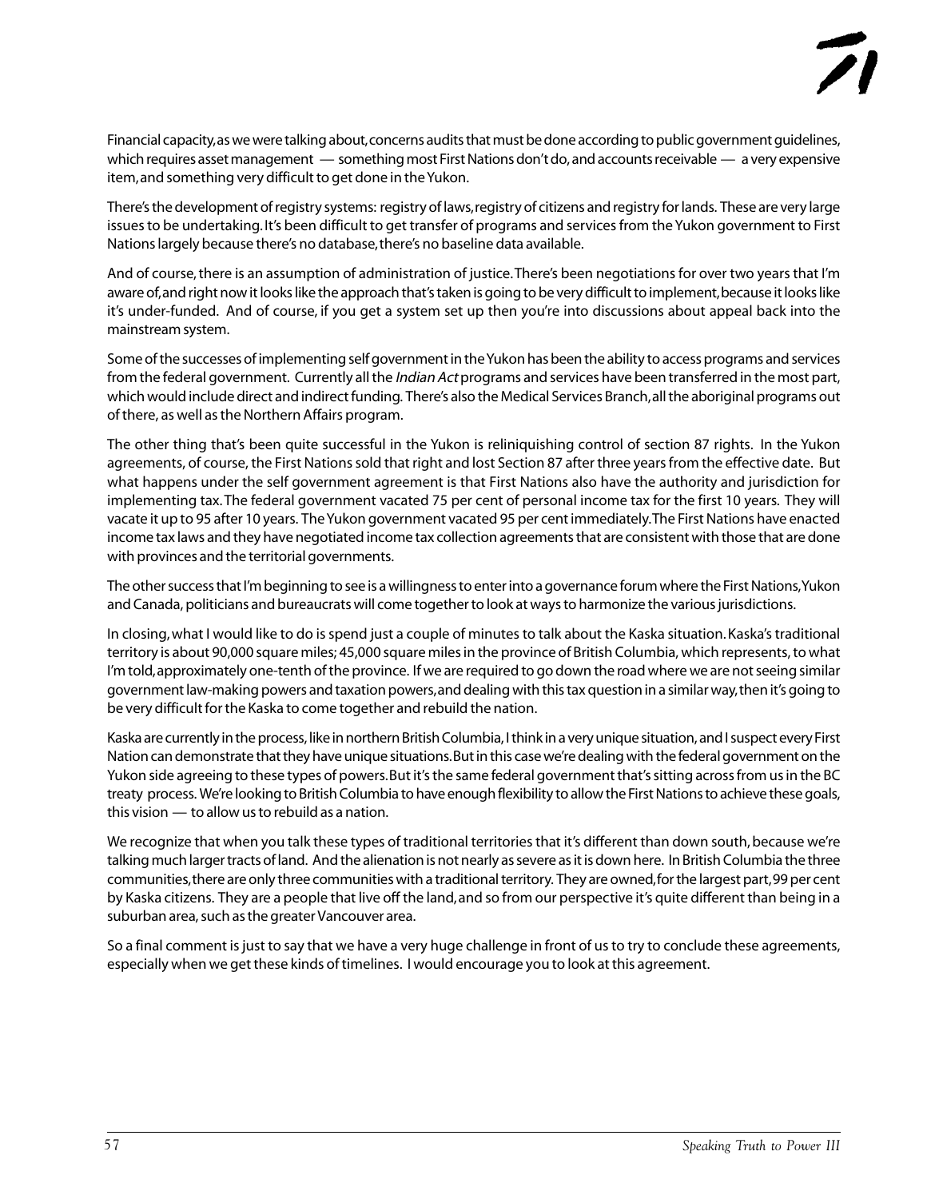Financial capacity, as we were talking about, concerns audits that must be done according to public government guidelines, which requires asset management — something most First Nations don't do, and accounts receivable — a very expensive item, and something very difficult to get done in the Yukon.

There's the development of registry systems: registry of laws, registry of citizens and registry for lands. These are very large issues to be undertaking. It's been difficult to get transfer of programs and services from the Yukon government to First Nations largely because there's no database, there's no baseline data available.

And of course, there is an assumption of administration of justice. There's been negotiations for over two years that I'm aware of, and right now it looks like the approach that's taken is going to be very difficult to implement, because it looks like it's under-funded. And of course, if you get a system set up then you're into discussions about appeal back into the mainstream system.

Some of the successes of implementing self government in the Yukon has been the ability to access programs and services from the federal government. Currently all the *Indian Act* programs and services have been transferred in the most part, which would include direct and indirect funding. There's also the Medical Services Branch, all the aboriginal programs out of there, as well as the Northern Affairs program.

The other thing that's been quite successful in the Yukon is reliniquishing control of section 87 rights. In the Yukon agreements, of course, the First Nations sold that right and lost Section 87 after three years from the effective date. But what happens under the self government agreement is that First Nations also have the authority and jurisdiction for implementing tax. The federal government vacated 75 per cent of personal income tax for the first 10 years. They will vacate it up to 95 after 10 years. The Yukon government vacated 95 per cent immediately. The First Nations have enacted income tax laws and they have negotiated income tax collection agreements that are consistent with those that are done with provinces and the territorial governments.

The other success that I'm beginning to see is a willingness to enter into a governance forum where the First Nations, Yukon and Canada, politicians and bureaucrats will come together to look at ways to harmonize the various jurisdictions.

In closing, what I would like to do is spend just a couple of minutes to talk about the Kaska situation. Kaska's traditional territory is about 90,000 square miles; 45,000 square miles in the province of British Columbia, which represents, to what I'm told, approximately one-tenth of the province. If we are required to go down the road where we are not seeing similar government law-making powers and taxation powers, and dealing with this tax question in a similar way, then it's going to be very difficult for the Kaska to come together and rebuild the nation.

Kaska are currently in the process, like in northern British Columbia, I think in a very unique situation, and I suspect every First Nation can demonstrate that they have unique situations. But in this case we're dealing with the federal government on the Yukon side agreeing to these types of powers. But it's the same federal government that's sitting across from us in the BC treaty process. We're looking to British Columbia to have enough flexibility to allow the First Nations to achieve these goals, this vision — to allow us to rebuild as a nation.

We recognize that when you talk these types of traditional territories that it's different than down south, because we're talking much larger tracts of land. And the alienation is not nearly as severe as it is down here. In British Columbia the three communities, there are only three communities with a traditional territory. They are owned, for the largest part, 99 per cent by Kaska citizens. They are a people that live off the land, and so from our perspective it's quite different than being in a suburban area, such as the greater Vancouver area.

So a final comment is just to say that we have a very huge challenge in front of us to try to conclude these agreements, especially when we get these kinds of timelines. I would encourage you to look at this agreement.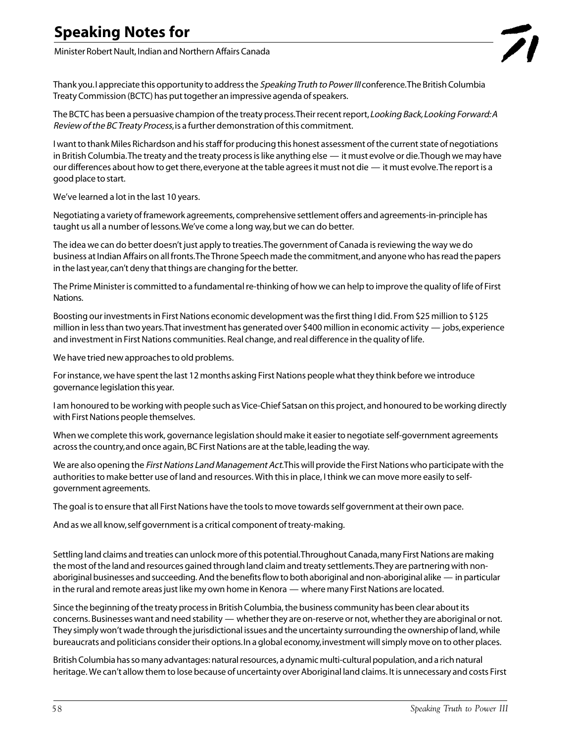# Speaking Notes for

Minister Robert Nault, Indian and Northern Affairs Canada

Thank you. I appreciate this opportunity to address the *Speaking Truth to Power III* conference. The British Columbia Treaty Commission (BCTC) has put together an impressive agenda of speakers.

The BCTC has been a persuasive champion of the treaty process. Their recent report, *Looking Back, Looking Forward: A Review of the BC Treaty Process*, is a further demonstration of this commitment.

I want to thank Miles Richardson and his staff for producing this honest assessment of the current state of negotiations in British Columbia. The treaty and the treaty process is like anything else — it must evolve or die. Though we may have our differences about how to get there, everyone at the table agrees it must not die — it must evolve. The report is a good place to start.

We've learned a lot in the last 10 years.

Negotiating a variety of framework agreements, comprehensive settlement offers and agreements-in-principle has taught us all a number of lessons. We've come a long way, but we can do better.

The idea we can do better doesn't just apply to treaties. The government of Canada is reviewing the way we do business at Indian Affairs on all fronts. The Throne Speech made the commitment, and anyone who has read the papers in the last year, can't deny that things are changing for the better.

The Prime Minister is committed to a fundamental re-thinking of how we can help to improve the quality of life of First Nations.

Boosting our investments in First Nations economic development was the first thing I did. From $25 million to $125 million in less than two years. That investment has generated over $400 million in economic activity — jobs, experience and investment in First Nations communities. Real change, and real difference in the quality of life.

We have tried new approaches to old problems.

For instance, we have spent the last 12 months asking First Nations people what they think before we introduce governance legislation this year.

I am honoured to be working with people such as Vice-Chief Satsan on this project, and honoured to be working directly with First Nations people themselves.

When we complete this work, governance legislation should make it easier to negotiate self-government agreements across the country, and once again, BC First Nations are at the table, leading the way.

We are also opening the *First Nations Land Management Act*. This will provide the First Nations who participate with the authorities to make better use of land and resources. With this in place, I think we can move more easily to self-government agreements.

The goal is to ensure that all First Nations have the tools to move towards self government at their own pace.

And as we all know, self government is a critical component of treaty-making.

Settling land claims and treaties can unlock more of this potential. Throughout Canada, many First Nations are making the most of the land and resources gained through land claim and treaty settlements. They are partnering with non-aboriginal businesses and succeeding. And the benefits flow to both aboriginal and non-aboriginal alike — in particular in the rural and remote areas just like my own home in Kenora — where many First Nations are located.

Since the beginning of the treaty process in British Columbia, the business community has been clear about its concerns. Businesses want and need stability — whether they are on-reserve or not, whether they are aboriginal or not. They simply won't wade through the jurisdictional issues and the uncertainty surrounding the ownership of land, while bureaucrats and politicians consider their options. In a global economy, investment will simply move on to other places.

British Columbia has so many advantages: natural resources, a dynamic multi-cultural population, and a rich natural heritage. We can't allow them to lose because of uncertainty over Aboriginal land claims. It is unnecessary and costs First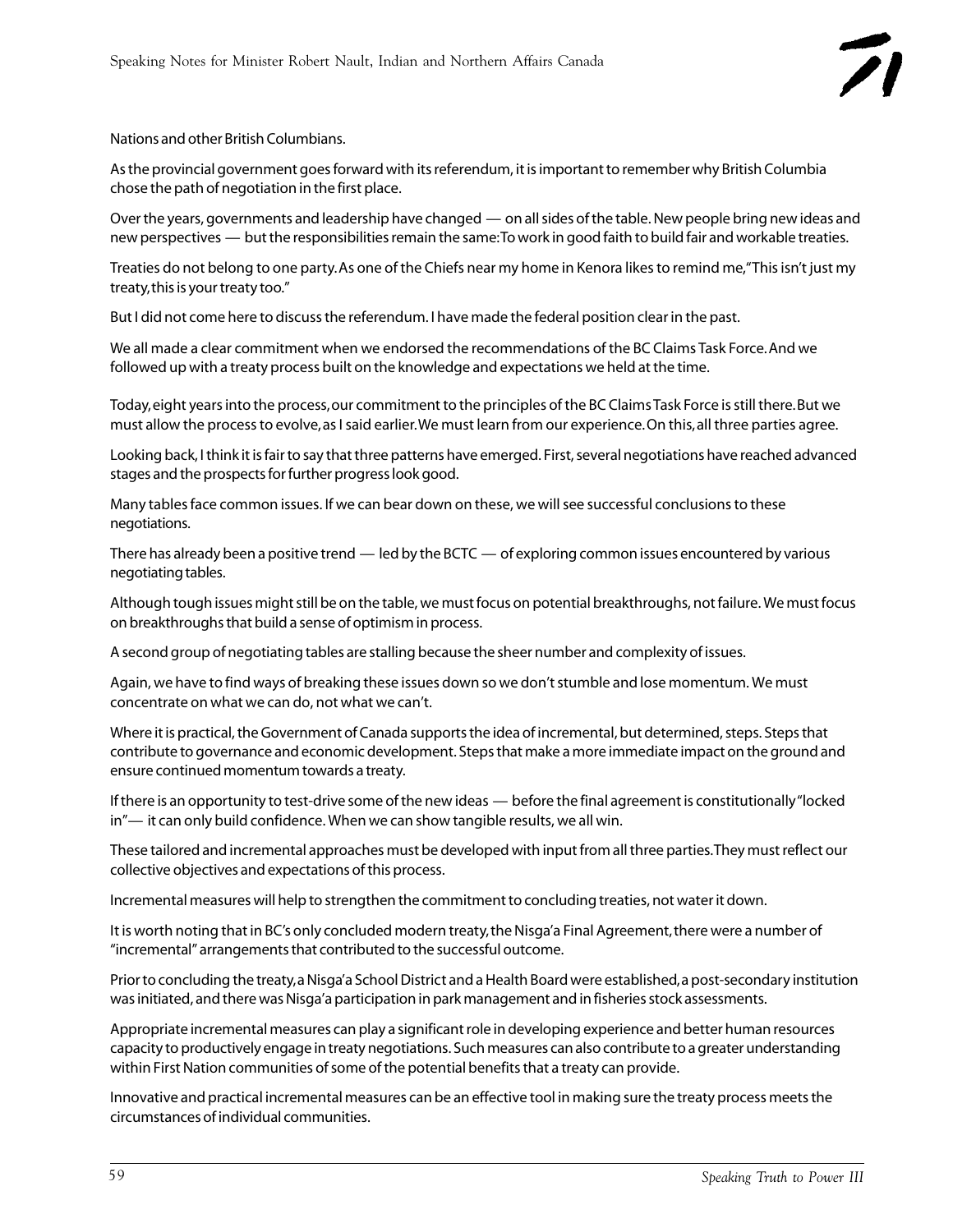Nations and other British Columbians.

As the provincial government goes forward with its referendum, it is important to remember why British Columbia chose the path of negotiation in the first place.

Over the years, governments and leadership have changed — on all sides of the table. New people bring new ideas and new perspectives — but the responsibilities remain the same: To work in good faith to build fair and workable treaties.

Treaties do not belong to one party. As one of the Chiefs near my home in Kenora likes to remind me, "This isn't just my treaty, this is your treaty too."

But I did not come here to discuss the referendum. I have made the federal position clear in the past.

We all made a clear commitment when we endorsed the recommendations of the BC Claims Task Force. And we followed up with a treaty process built on the knowledge and expectations we held at the time.

Today, eight years into the process, our commitment to the principles of the BC Claims Task Force is still there. But we must allow the process to evolve, as I said earlier. We must learn from our experience. On this, all three parties agree.

Looking back, I think it is fair to say that three patterns have emerged. First, several negotiations have reached advanced stages and the prospects for further progress look good.

Many tables face common issues. If we can bear down on these, we will see successful conclusions to these negotiations.

There has already been a positive trend — led by the BCTC — of exploring common issues encountered by various negotiating tables.

Although tough issues might still be on the table, we must focus on potential breakthroughs, not failure. We must focus on breakthroughs that build a sense of optimism in process.

A second group of negotiating tables are stalling because the sheer number and complexity of issues.

Again, we have to find ways of breaking these issues down so we don't stumble and lose momentum. We must concentrate on what we can do, not what we can't.

Where it is practical, the Government of Canada supports the idea of incremental, but determined, steps. Steps that contribute to governance and economic development. Steps that make a more immediate impact on the ground and ensure continued momentum towards a treaty.

If there is an opportunity to test-drive some of the new ideas — before the final agreement is constitutionally "locked in"— it can only build confidence. When we can show tangible results, we all win.

These tailored and incremental approaches must be developed with input from all three parties. They must reflect our collective objectives and expectations of this process.

Incremental measures will help to strengthen the commitment to concluding treaties, not water it down.

It is worth noting that in BC's only concluded modern treaty, the Nisga'a Final Agreement, there were a number of "incremental" arrangements that contributed to the successful outcome.

Prior to concluding the treaty, a Nisga'a School District and a Health Board were established, a post-secondary institution was initiated, and there was Nisga'a participation in park management and in fisheries stock assessments.

Appropriate incremental measures can play a significant role in developing experience and better human resources capacity to productively engage in treaty negotiations. Such measures can also contribute to a greater understanding within First Nation communities of some of the potential benefits that a treaty can provide.

Innovative and practical incremental measures can be an effective tool in making sure the treaty process meets the circumstances of individual communities.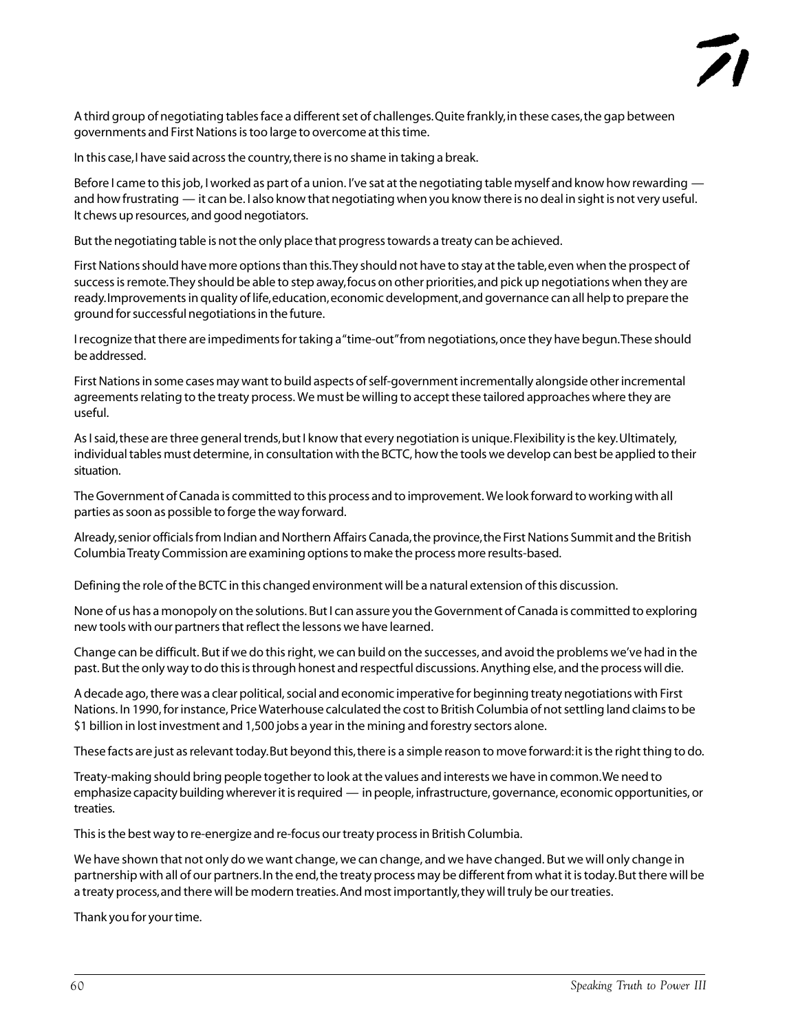A third group of negotiating tables face a different set of challenges. Quite frankly, in these cases, the gap between governments and First Nations is too large to overcome at this time.

In this case, I have said across the country, there is no shame in taking a break.

Before I came to this job, I worked as part of a union. I've sat at the negotiating table myself and know how rewarding — and how frustrating — it can be. I also know that negotiating when you know there is no deal in sight is not very useful. It chews up resources, and good negotiators.

But the negotiating table is not the only place that progress towards a treaty can be achieved.

First Nations should have more options than this. They should not have to stay at the table, even when the prospect of success is remote. They should be able to step away, focus on other priorities, and pick up negotiations when they are ready. Improvements in quality of life, education, economic development, and governance can all help to prepare the ground for successful negotiations in the future.

I recognize that there are impediments for taking a "time-out" from negotiations, once they have begun. These should be addressed.

First Nations in some cases may want to build aspects of self-government incrementally alongside other incremental agreements relating to the treaty process. We must be willing to accept these tailored approaches where they are useful.

As I said, these are three general trends, but I know that every negotiation is unique. Flexibility is the key. Ultimately, individual tables must determine, in consultation with the BCTC, how the tools we develop can best be applied to their situation.

The Government of Canada is committed to this process and to improvement. We look forward to working with all parties as soon as possible to forge the way forward.

Already, senior officials from Indian and Northern Affairs Canada, the province, the First Nations Summit and the British Columbia Treaty Commission are examining options to make the process more results-based.

Defining the role of the BCTC in this changed environment will be a natural extension of this discussion.

None of us has a monopoly on the solutions. But I can assure you the Government of Canada is committed to exploring new tools with our partners that reflect the lessons we have learned.

Change can be difficult. But if we do this right, we can build on the successes, and avoid the problems we've had in the past. But the only way to do this is through honest and respectful discussions. Anything else, and the process will die.

A decade ago, there was a clear political, social and economic imperative for beginning treaty negotiations with First Nations. In 1990, for instance, Price Waterhouse calculated the cost to British Columbia of not settling land claims to be $1 billion in lost investment and 1,500 jobs a year in the mining and forestry sectors alone.

These facts are just as relevant today. But beyond this, there is a simple reason to move forward: it is the right thing to do.

Treaty-making should bring people together to look at the values and interests we have in common. We need to emphasize capacity building wherever it is required — in people, infrastructure, governance, economic opportunities, or treaties.

This is the best way to re-energize and re-focus our treaty process in British Columbia.

We have shown that not only do we want change, we can change, and we have changed. But we will only change in partnership with all of our partners. In the end, the treaty process may be different from what it is today. But there will be a treaty process, and there will be modern treaties. And most importantly, they will truly be our treaties.

Thank you for your time.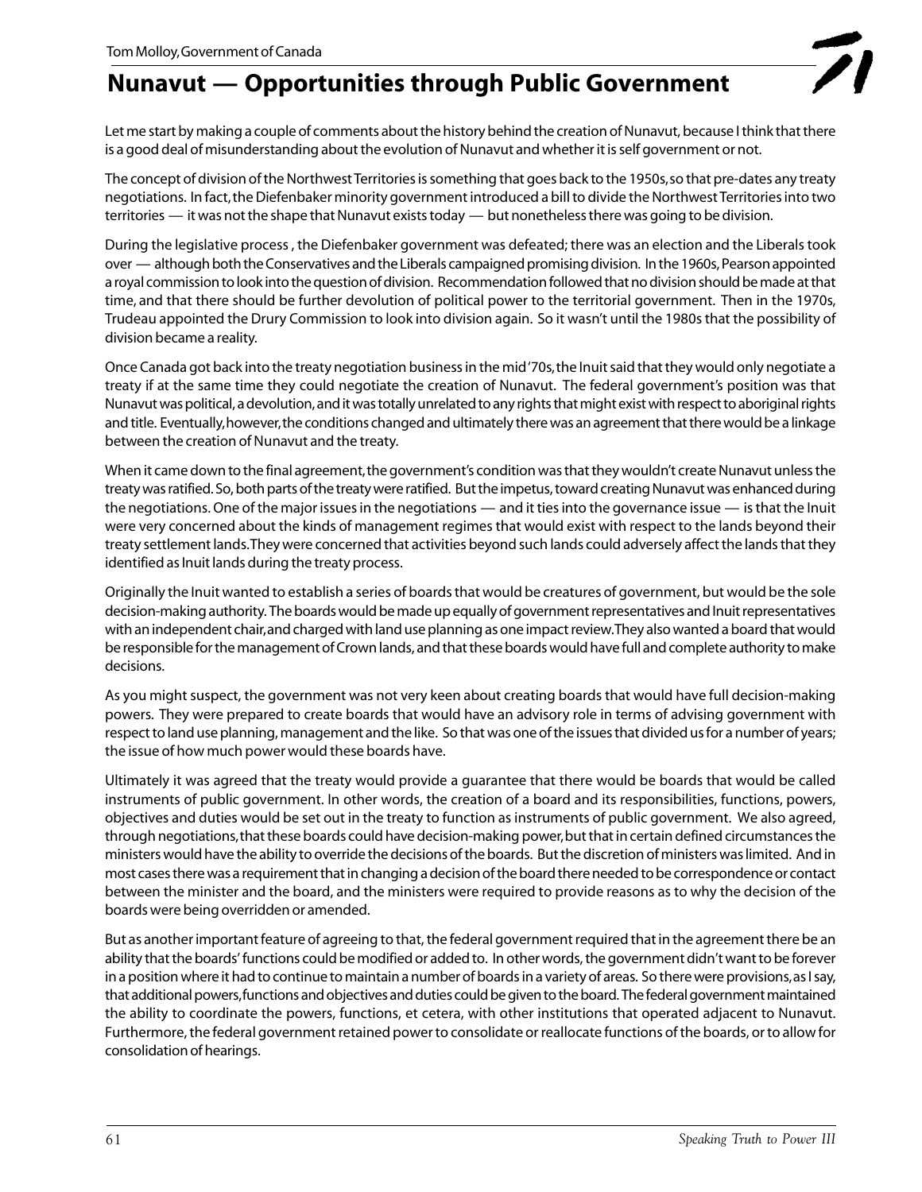Tom Molloy, Government of Canada

# Nunavut — Opportunities through Public Government

Let me start by making a couple of comments about the history behind the creation of Nunavut, because I think that there is a good deal of misunderstanding about the evolution of Nunavut and whether it is self government or not.

The concept of division of the Northwest Territories is something that goes back to the 1950s, so that pre-dates any treaty negotiations. In fact, the Diefenbaker minority government introduced a bill to divide the Northwest Territories into two territories — it was not the shape that Nunavut exists today — but nonetheless there was going to be division.

During the legislative process , the Diefenbaker government was defeated; there was an election and the Liberals took over — although both the Conservatives and the Liberals campaigned promising division. In the 1960s, Pearson appointed a royal commission to look into the question of division. Recommendation followed that no division should be made at that time, and that there should be further devolution of political power to the territorial government. Then in the 1970s, Trudeau appointed the Drury Commission to look into division again. So it wasn't until the 1980s that the possibility of division became a reality.

Once Canada got back into the treaty negotiation business in the mid '70s, the Inuit said that they would only negotiate a treaty if at the same time they could negotiate the creation of Nunavut. The federal government's position was that Nunavut was political, a devolution, and it was totally unrelated to any rights that might exist with respect to aboriginal rights and title. Eventually, however, the conditions changed and ultimately there was an agreement that there would be a linkage between the creation of Nunavut and the treaty.

When it came down to the final agreement, the government's condition was that they wouldn't create Nunavut unless the treaty was ratified. So, both parts of the treaty were ratified. But the impetus, toward creating Nunavut was enhanced during the negotiations. One of the major issues in the negotiations — and it ties into the governance issue — is that the Inuit were very concerned about the kinds of management regimes that would exist with respect to the lands beyond their treaty settlement lands. They were concerned that activities beyond such lands could adversely affect the lands that they identified as Inuit lands during the treaty process.

Originally the Inuit wanted to establish a series of boards that would be creatures of government, but would be the sole decision-making authority. The boards would be made up equally of government representatives and Inuit representatives with an independent chair, and charged with land use planning as one impact review. They also wanted a board that would be responsible for the management of Crown lands, and that these boards would have full and complete authority to make decisions.

As you might suspect, the government was not very keen about creating boards that would have full decision-making powers. They were prepared to create boards that would have an advisory role in terms of advising government with respect to land use planning, management and the like. So that was one of the issues that divided us for a number of years; the issue of how much power would these boards have.

Ultimately it was agreed that the treaty would provide a guarantee that there would be boards that would be called instruments of public government. In other words, the creation of a board and its responsibilities, functions, powers, objectives and duties would be set out in the treaty to function as instruments of public government. We also agreed, through negotiations, that these boards could have decision-making power, but that in certain defined circumstances the ministers would have the ability to override the decisions of the boards. But the discretion of ministers was limited. And in most cases there was a requirement that in changing a decision of the board there needed to be correspondence or contact between the minister and the board, and the ministers were required to provide reasons as to why the decision of the boards were being overridden or amended.

But as another important feature of agreeing to that, the federal government required that in the agreement there be an ability that the boards' functions could be modified or added to. In other words, the government didn't want to be forever in a position where it had to continue to maintain a number of boards in a variety of areas. So there were provisions, as I say, that additional powers, functions and objectives and duties could be given to the board. The federal government maintained the ability to coordinate the powers, functions, et cetera, with other institutions that operated adjacent to Nunavut. Furthermore, the federal government retained power to consolidate or reallocate functions of the boards, or to allow for consolidation of hearings.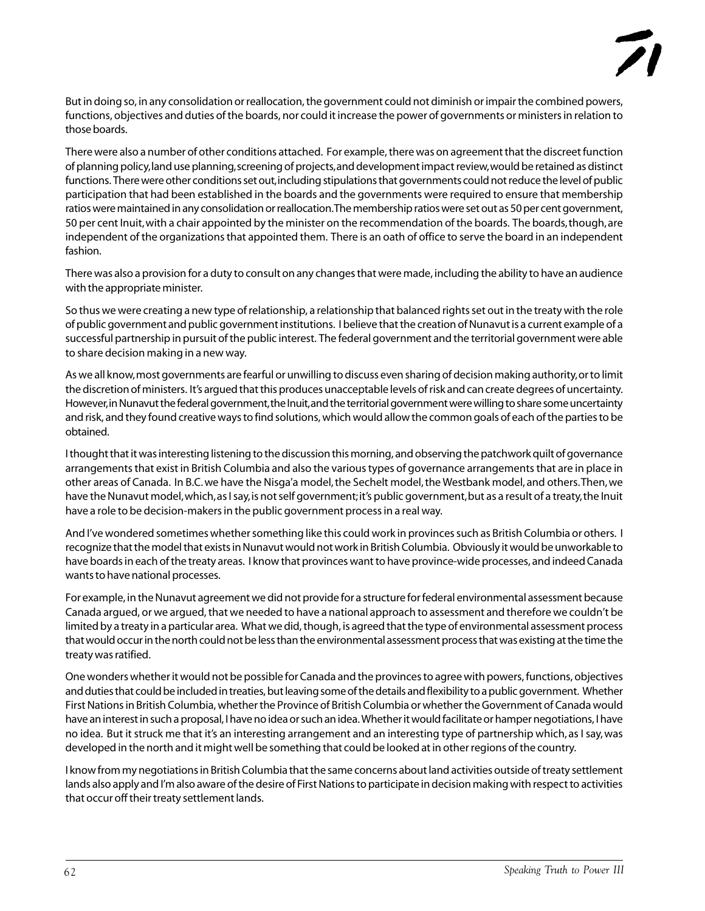But in doing so, in any consolidation or reallocation, the government could not diminish or impair the combined powers, functions, objectives and duties of the boards, nor could it increase the power of governments or ministers in relation to those boards.

There were also a number of other conditions attached. For example, there was on agreement that the discreet function of planning policy, land use planning, screening of projects, and development impact review, would be retained as distinct functions. There were other conditions set out, including stipulations that governments could not reduce the level of public participation that had been established in the boards and the governments were required to ensure that membership ratios were maintained in any consolidation or reallocation. The membership ratios were set out as 50 per cent government, 50 per cent Inuit, with a chair appointed by the minister on the recommendation of the boards. The boards, though, are independent of the organizations that appointed them. There is an oath of office to serve the board in an independent fashion.

There was also a provision for a duty to consult on any changes that were made, including the ability to have an audience with the appropriate minister.

So thus we were creating a new type of relationship, a relationship that balanced rights set out in the treaty with the role of public government and public government institutions. I believe that the creation of Nunavut is a current example of a successful partnership in pursuit of the public interest. The federal government and the territorial government were able to share decision making in a new way.

As we all know, most governments are fearful or unwilling to discuss even sharing of decision making authority, or to limit the discretion of ministers. It's argued that this produces unacceptable levels of risk and can create degrees of uncertainty. However, in Nunavut the federal government, the Inuit, and the territorial government were willing to share some uncertainty and risk, and they found creative ways to find solutions, which would allow the common goals of each of the parties to be obtained.

I thought that it was interesting listening to the discussion this morning, and observing the patchwork quilt of governance arrangements that exist in British Columbia and also the various types of governance arrangements that are in place in other areas of Canada. In B.C. we have the Nisga'a model, the Sechelt model, the Westbank model, and others. Then, we have the Nunavut model, which, as I say, is not self government; it's public government, but as a result of a treaty, the Inuit have a role to be decision-makers in the public government process in a real way.

And I've wondered sometimes whether something like this could work in provinces such as British Columbia or others. I recognize that the model that exists in Nunavut would not work in British Columbia. Obviously it would be unworkable to have boards in each of the treaty areas. I know that provinces want to have province-wide processes, and indeed Canada wants to have national processes.

For example, in the Nunavut agreement we did not provide for a structure for federal environmental assessment because Canada argued, or we argued, that we needed to have a national approach to assessment and therefore we couldn't be limited by a treaty in a particular area. What we did, though, is agreed that the type of environmental assessment process that would occur in the north could not be less than the environmental assessment process that was existing at the time the treaty was ratified.

One wonders whether it would not be possible for Canada and the provinces to agree with powers, functions, objectives and duties that could be included in treaties, but leaving some of the details and flexibility to a public government. Whether First Nations in British Columbia, whether the Province of British Columbia or whether the Government of Canada would have an interest in such a proposal, I have no idea or such an idea. Whether it would facilitate or hamper negotiations, I have no idea. But it struck me that it's an interesting arrangement and an interesting type of partnership which, as I say, was developed in the north and it might well be something that could be looked at in other regions of the country.

I know from my negotiations in British Columbia that the same concerns about land activities outside of treaty settlement lands also apply and I'm also aware of the desire of First Nations to participate in decision making with respect to activities that occur off their treaty settlement lands.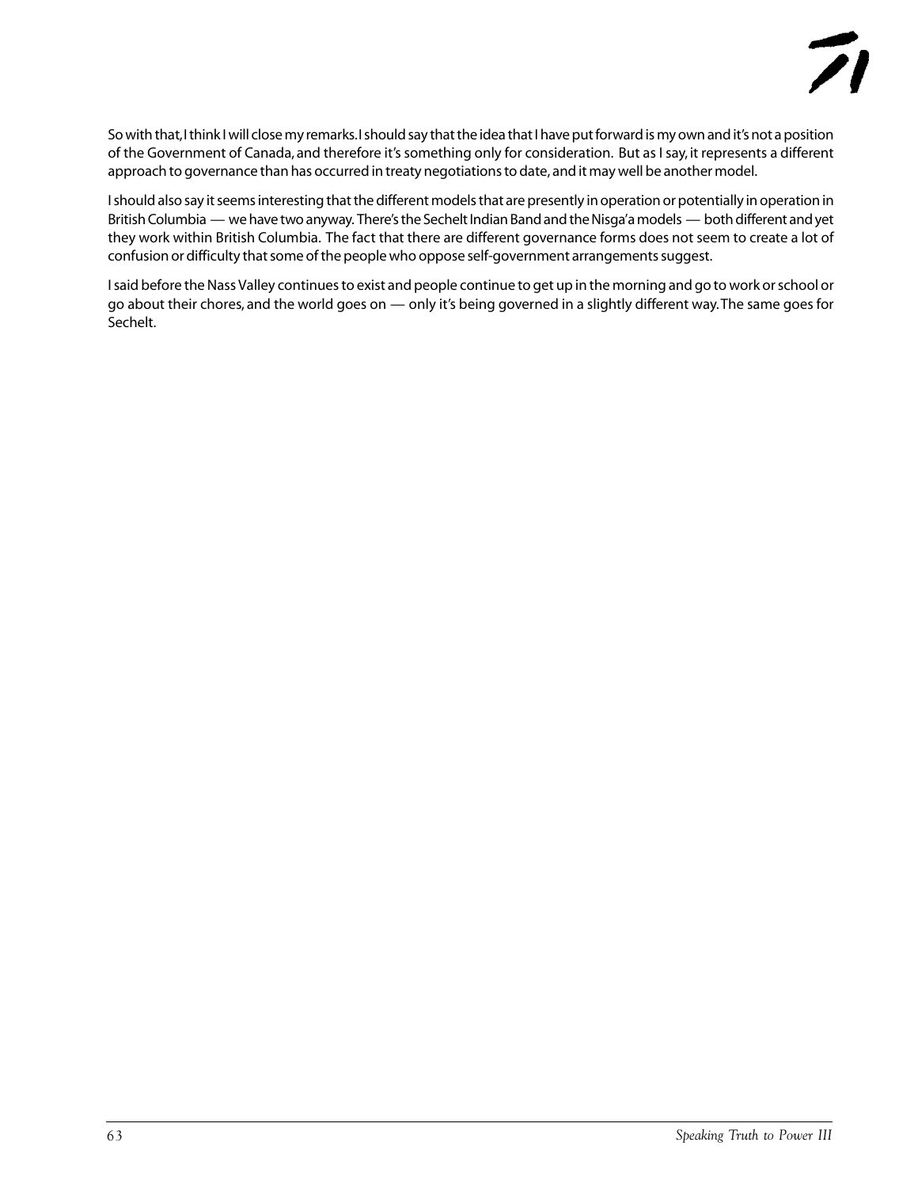So with that, I think I will close my remarks. I should say that the idea that I have put forward is my own and it's not a position of the Government of Canada, and therefore it's something only for consideration. But as I say, it represents a different approach to governance than has occurred in treaty negotiations to date, and it may well be another model.

I should also say it seems interesting that the different models that are presently in operation or potentially in operation in British Columbia — we have two anyway. There's the Sechelt Indian Band and the Nisga'a models — both different and yet they work within British Columbia. The fact that there are different governance forms does not seem to create a lot of confusion or difficulty that some of the people who oppose self-government arrangements suggest.

I said before the Nass Valley continues to exist and people continue to get up in the morning and go to work or school or go about their chores, and the world goes on — only it's being governed in a slightly different way. The same goes for Sechelt.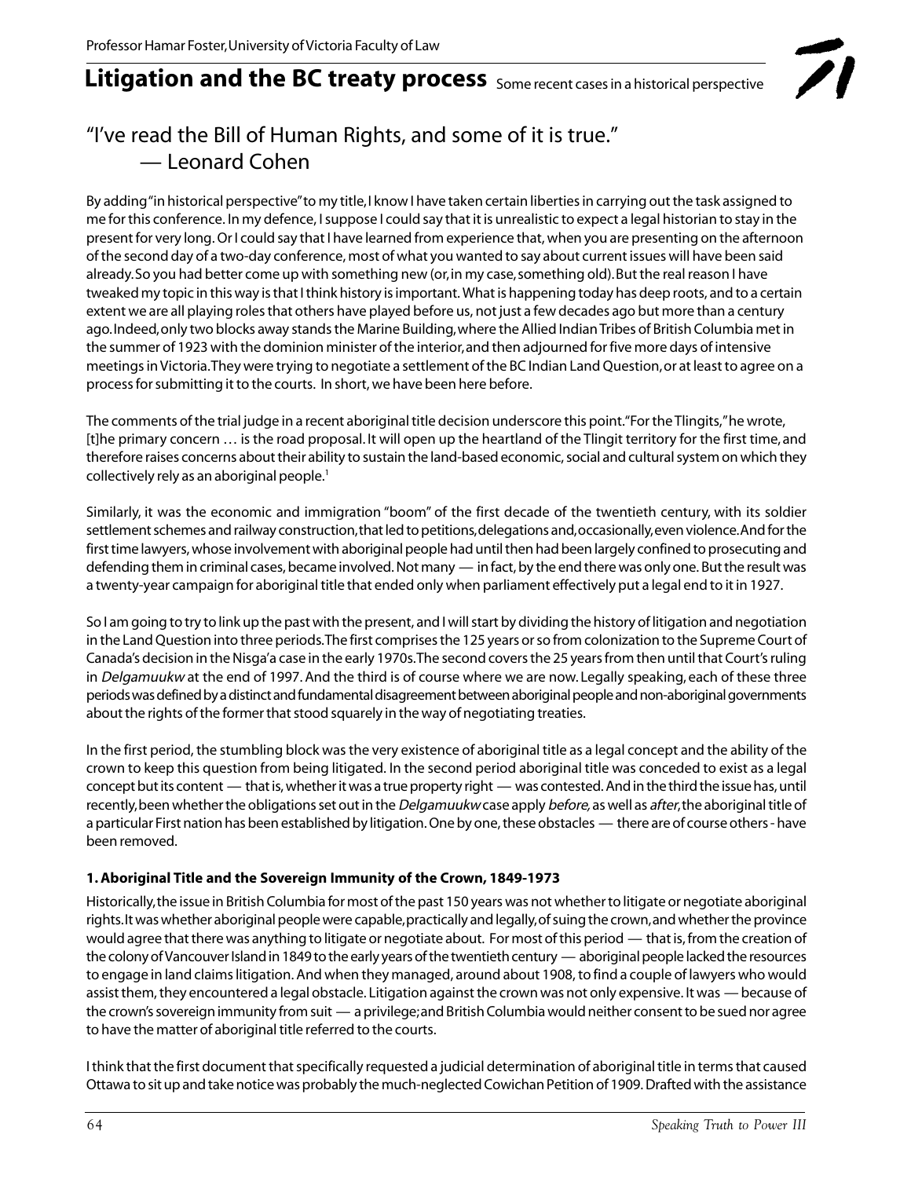Professor Hamar Foster, University of Victoria Faculty of Law

# Litigation and the BC treaty process

Some recent cases in a historical perspective

## "I've read the Bill of Human Rights, and some of it is true."
## — Leonard Cohen

By adding "in historical perspective" to my title, I know I have taken certain liberties in carrying out the task assigned to me for this conference. In my defence, I suppose I could say that it is unrealistic to expect a legal historian to stay in the present for very long. Or I could say that I have learned from experience that, when you are presenting on the afternoon of the second day of a two-day conference, most of what you wanted to say about current issues will have been said already. So you had better come up with something new (or, in my case, something old). But the real reason I have tweaked my topic in this way is that I think history is important. What is happening today has deep roots, and to a certain extent we are all playing roles that others have played before us, not just a few decades ago but more than a century ago. Indeed, only two blocks away stands the Marine Building, where the Allied Indian Tribes of British Columbia met in the summer of 1923 with the dominion minister of the interior, and then adjourned for five more days of intensive meetings in Victoria. They were trying to negotiate a settlement of the BC Indian Land Question, or at least to agree on a process for submitting it to the courts. In short, we have been here before.

The comments of the trial judge in a recent aboriginal title decision underscore this point. "For the Tlingits," he wrote, [t]he primary concern … is the road proposal. It will open up the heartland of the Tlingit territory for the first time, and therefore raises concerns about their ability to sustain the land-based economic, social and cultural system on which they collectively rely as an aboriginal people.[1]

Similarly, it was the economic and immigration "boom" of the first decade of the twentieth century, with its soldier settlement schemes and railway construction, that led to petitions, delegations and, occasionally, even violence. And for the first time lawyers, whose involvement with aboriginal people had until then had been largely confined to prosecuting and defending them in criminal cases, became involved. Not many — in fact, by the end there was only one. But the result was a twenty-year campaign for aboriginal title that ended only when parliament effectively put a legal end to it in 1927.

So I am going to try to link up the past with the present, and I will start by dividing the history of litigation and negotiation in the Land Question into three periods. The first comprises the 125 years or so from colonization to the Supreme Court of Canada's decision in the Nisga'a case in the early 1970s. The second covers the 25 years from then until that Court's ruling in *Delgamuukw* at the end of 1997. And the third is of course where we are now. Legally speaking, each of these three periods was defined by a distinct and fundamental disagreement between aboriginal people and non-aboriginal governments about the rights of the former that stood squarely in the way of negotiating treaties.

In the first period, the stumbling block was the very existence of aboriginal title as a legal concept and the ability of the crown to keep this question from being litigated. In the second period aboriginal title was conceded to exist as a legal concept but its content — that is, whether it was a true property right — was contested. And in the third the issue has, until recently, been whether the obligations set out in the *Delgamuukw* case apply *before,* as well as *after*, the aboriginal title of a particular First nation has been established by litigation. One by one, these obstacles — there are of course others - have been removed.

### 1. Aboriginal Title and the Sovereign Immunity of the Crown, 1849-1973

Historically, the issue in British Columbia for most of the past 150 years was not whether to litigate or negotiate aboriginal rights. It was whether aboriginal people were capable, practically and legally, of suing the crown, and whether the province would agree that there was anything to litigate or negotiate about. For most of this period — that is, from the creation of the colony of Vancouver Island in 1849 to the early years of the twentieth century — aboriginal people lacked the resources to engage in land claims litigation. And when they managed, around about 1908, to find a couple of lawyers who would assist them, they encountered a legal obstacle. Litigation against the crown was not only expensive. It was — because of the crown's sovereign immunity from suit — a privilege; and British Columbia would neither consent to be sued nor agree to have the matter of aboriginal title referred to the courts.

I think that the first document that specifically requested a judicial determination of aboriginal title in terms that caused Ottawa to sit up and take notice was probably the much-neglected Cowichan Petition of 1909. Drafted with the assistance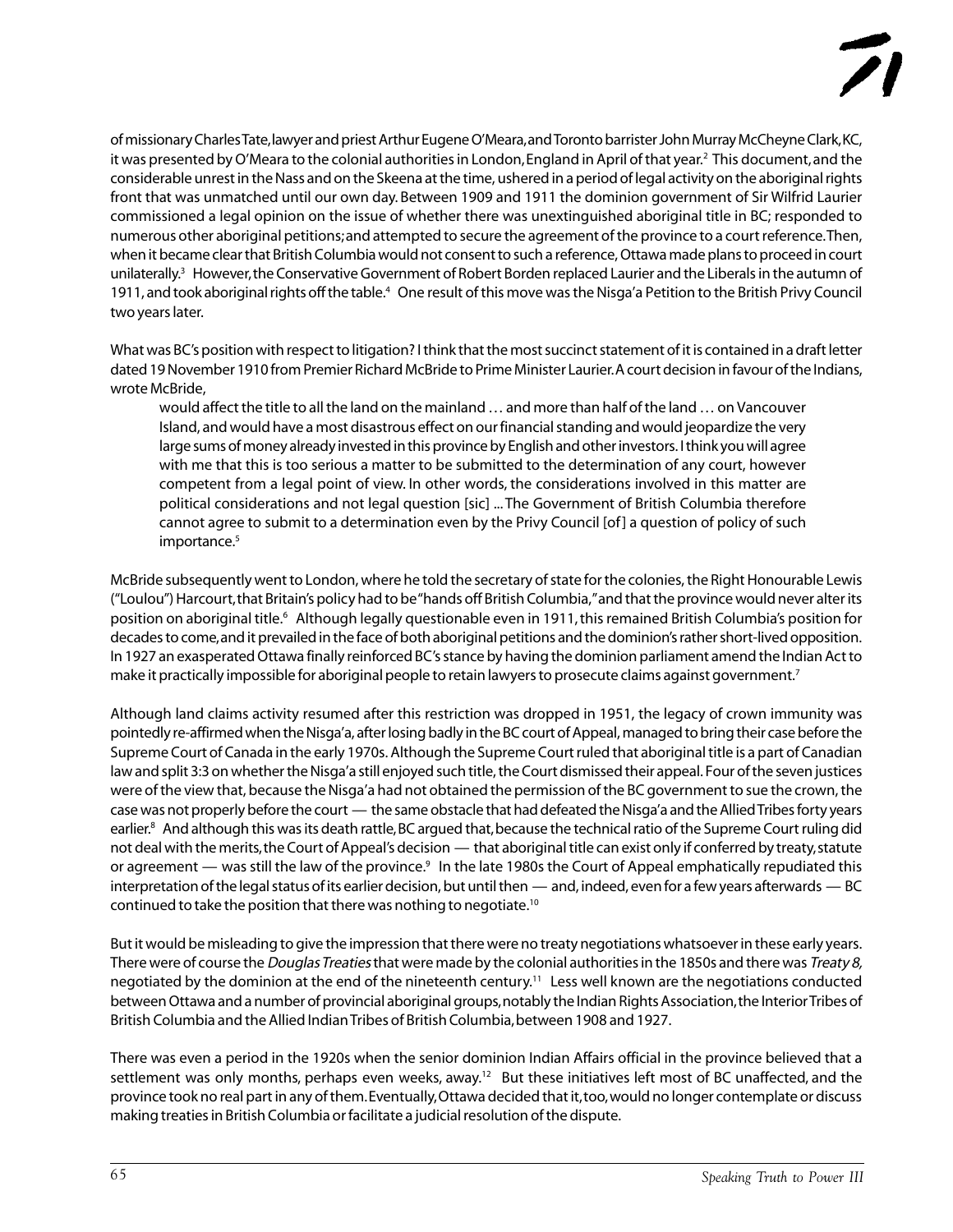of missionary Charles Tate, lawyer and priest Arthur Eugene O'Meara, and Toronto barrister John Murray McCheyne Clark, KC, it was presented by O'Meara to the colonial authorities in London, England in April of that year.[2] This document, and the considerable unrest in the Nass and on the Skeena at the time, ushered in a period of legal activity on the aboriginal rights front that was unmatched until our own day. Between 1909 and 1911 the dominion government of Sir Wilfrid Laurier commissioned a legal opinion on the issue of whether there was unextinguished aboriginal title in BC; responded to numerous other aboriginal petitions; and attempted to secure the agreement of the province to a court reference. Then, when it became clear that British Columbia would not consent to such a reference, Ottawa made plans to proceed in court unilaterally.[3] However, the Conservative Government of Robert Borden replaced Laurier and the Liberals in the autumn of 1911, and took aboriginal rights off the table.[4] One result of this move was the Nisga'a Petition to the British Privy Council two years later.

What was BC's position with respect to litigation? I think that the most succinct statement of it is contained in a draft letter dated 19 November 1910 from Premier Richard McBride to Prime Minister Laurier. A court decision in favour of the Indians, wrote McBride,

> would affect the title to all the land on the mainland … and more than half of the land … on Vancouver Island, and would have a most disastrous effect on our financial standing and would jeopardize the very large sums of money already invested in this province by English and other investors. I think you will agree with me that this is too serious a matter to be submitted to the determination of any court, however competent from a legal point of view. In other words, the considerations involved in this matter are political considerations and not legal question [sic] ... The Government of British Columbia therefore cannot agree to submit to a determination even by the Privy Council [of] a question of policy of such importance.[5]

McBride subsequently went to London, where he told the secretary of state for the colonies, the Right Honourable Lewis ("Loulou") Harcourt, that Britain's policy had to be "hands off British Columbia," and that the province would never alter its position on aboriginal title.[6] Although legally questionable even in 1911, this remained British Columbia's position for decades to come, and it prevailed in the face of both aboriginal petitions and the dominion's rather short-lived opposition. In 1927 an exasperated Ottawa finally reinforced BC's stance by having the dominion parliament amend the Indian Act to make it practically impossible for aboriginal people to retain lawyers to prosecute claims against government.[7]

Although land claims activity resumed after this restriction was dropped in 1951, the legacy of crown immunity was pointedly re-affirmed when the Nisga'a, after losing badly in the BC court of Appeal, managed to bring their case before the Supreme Court of Canada in the early 1970s. Although the Supreme Court ruled that aboriginal title is a part of Canadian law and split 3:3 on whether the Nisga'a still enjoyed such title, the Court dismissed their appeal. Four of the seven justices were of the view that, because the Nisga'a had not obtained the permission of the BC government to sue the crown, the case was not properly before the court — the same obstacle that had defeated the Nisga'a and the Allied Tribes forty years earlier.[8] And although this was its death rattle, BC argued that, because the technical ratio of the Supreme Court ruling did not deal with the merits, the Court of Appeal's decision — that aboriginal title can exist only if conferred by treaty, statute or agreement — was still the law of the province.[9] In the late 1980s the Court of Appeal emphatically repudiated this interpretation of the legal status of its earlier decision, but until then — and, indeed, even for a few years afterwards — BC continued to take the position that there was nothing to negotiate.[10]

But it would be misleading to give the impression that there were no treaty negotiations whatsoever in these early years. There were of course the *Douglas Treaties* that were made by the colonial authorities in the 1850s and there was *Treaty 8,* negotiated by the dominion at the end of the nineteenth century.[11] Less well known are the negotiations conducted between Ottawa and a number of provincial aboriginal groups, notably the Indian Rights Association, the Interior Tribes of British Columbia and the Allied Indian Tribes of British Columbia, between 1908 and 1927.

There was even a period in the 1920s when the senior dominion Indian Affairs official in the province believed that a settlement was only months, perhaps even weeks, away.[12] But these initiatives left most of BC unaffected, and the province took no real part in any of them. Eventually, Ottawa decided that it, too, would no longer contemplate or discuss making treaties in British Columbia or facilitate a judicial resolution of the dispute.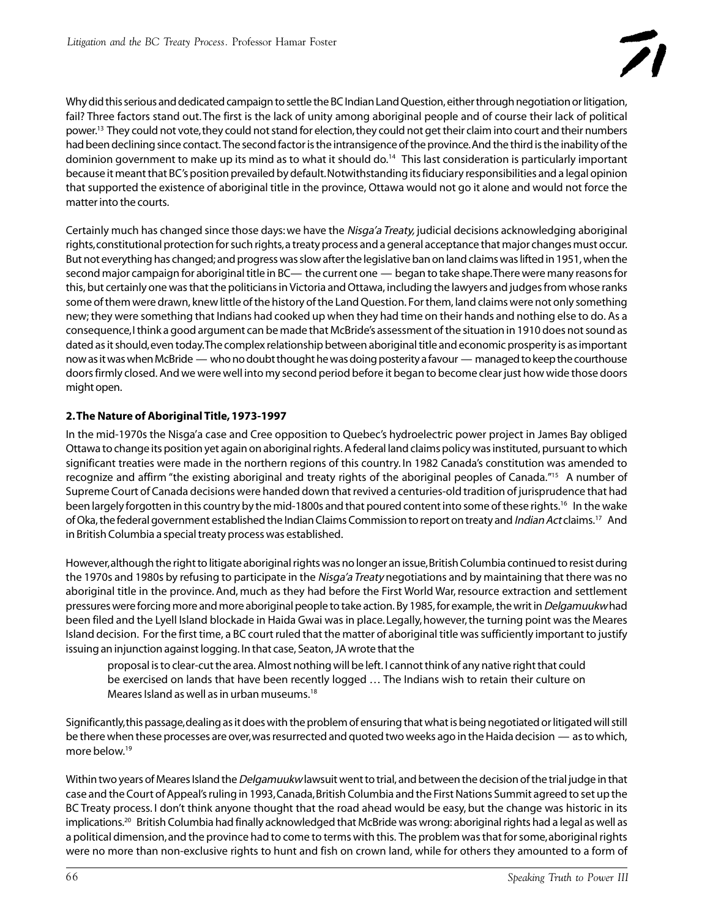Why did this serious and dedicated campaign to settle the BC Indian Land Question, either through negotiation or litigation, fail? Three factors stand out. The first is the lack of unity among aboriginal people and of course their lack of political power.[13] They could not vote, they could not stand for election, they could not get their claim into court and their numbers had been declining since contact. The second factor is the intransigence of the province. And the third is the inability of the dominion government to make up its mind as to what it should do.[14] This last consideration is particularly important because it meant that BC's position prevailed by default. Notwithstanding its fiduciary responsibilities and a legal opinion that supported the existence of aboriginal title in the province, Ottawa would not go it alone and would not force the matter into the courts.

Certainly much has changed since those days: we have the *Nisga'a Treaty,* judicial decisions acknowledging aboriginal rights, constitutional protection for such rights, a treaty process and a general acceptance that major changes must occur. But not everything has changed; and progress was slow after the legislative ban on land claims was lifted in 1951, when the second major campaign for aboriginal title in BC— the current one — began to take shape. There were many reasons for this, but certainly one was that the politicians in Victoria and Ottawa, including the lawyers and judges from whose ranks some of them were drawn, knew little of the history of the Land Question. For them, land claims were not only something new; they were something that Indians had cooked up when they had time on their hands and nothing else to do. As a consequence, I think a good argument can be made that McBride's assessment of the situation in 1910 does not sound as dated as it should, even today. The complex relationship between aboriginal title and economic prosperity is as important now as it was when McBride — who no doubt thought he was doing posterity a favour — managed to keep the courthouse doors firmly closed. And we were well into my second period before it began to become clear just how wide those doors might open.

**2. The Nature of Aboriginal Title, 1973-1997**

In the mid-1970s the Nisga'a case and Cree opposition to Quebec's hydroelectric power project in James Bay obliged Ottawa to change its position yet again on aboriginal rights. A federal land claims policy was instituted, pursuant to which significant treaties were made in the northern regions of this country. In 1982 Canada's constitution was amended to recognize and affirm "the existing aboriginal and treaty rights of the aboriginal peoples of Canada."[15] A number of Supreme Court of Canada decisions were handed down that revived a centuries-old tradition of jurisprudence that had been largely forgotten in this country by the mid-1800s and that poured content into some of these rights.[16] In the wake of Oka, the federal government established the Indian Claims Commission to report on treaty and *Indian Act* claims.[17] And in British Columbia a special treaty process was established.

However, although the right to litigate aboriginal rights was no longer an issue, British Columbia continued to resist during the 1970s and 1980s by refusing to participate in the *Nisga'a Treaty* negotiations and by maintaining that there was no aboriginal title in the province. And, much as they had before the First World War, resource extraction and settlement pressures were forcing more and more aboriginal people to take action. By 1985, for example, the writ in *Delgamuukw* had been filed and the Lyell Island blockade in Haida Gwai was in place. Legally, however, the turning point was the Meares Island decision. For the first time, a BC court ruled that the matter of aboriginal title was sufficiently important to justify issuing an injunction against logging. In that case, Seaton, JA wrote that the

> proposal is to clear-cut the area. Almost nothing will be left. I cannot think of any native right that could be exercised on lands that have been recently logged … The Indians wish to retain their culture on Meares Island as well as in urban museums.[18]

Significantly, this passage, dealing as it does with the problem of ensuring that what is being negotiated or litigated will still be there when these processes are over, was resurrected and quoted two weeks ago in the Haida decision — as to which, more below.[19]

Within two years of Meares Island the *Delgamuukw* lawsuit went to trial, and between the decision of the trial judge in that case and the Court of Appeal's ruling in 1993, Canada, British Columbia and the First Nations Summit agreed to set up the BC Treaty process. I don't think anyone thought that the road ahead would be easy, but the change was historic in its implications.[20] British Columbia had finally acknowledged that McBride was wrong: aboriginal rights had a legal as well as a political dimension, and the province had to come to terms with this. The problem was that for some, aboriginal rights were no more than non-exclusive rights to hunt and fish on crown land, while for others they amounted to a form of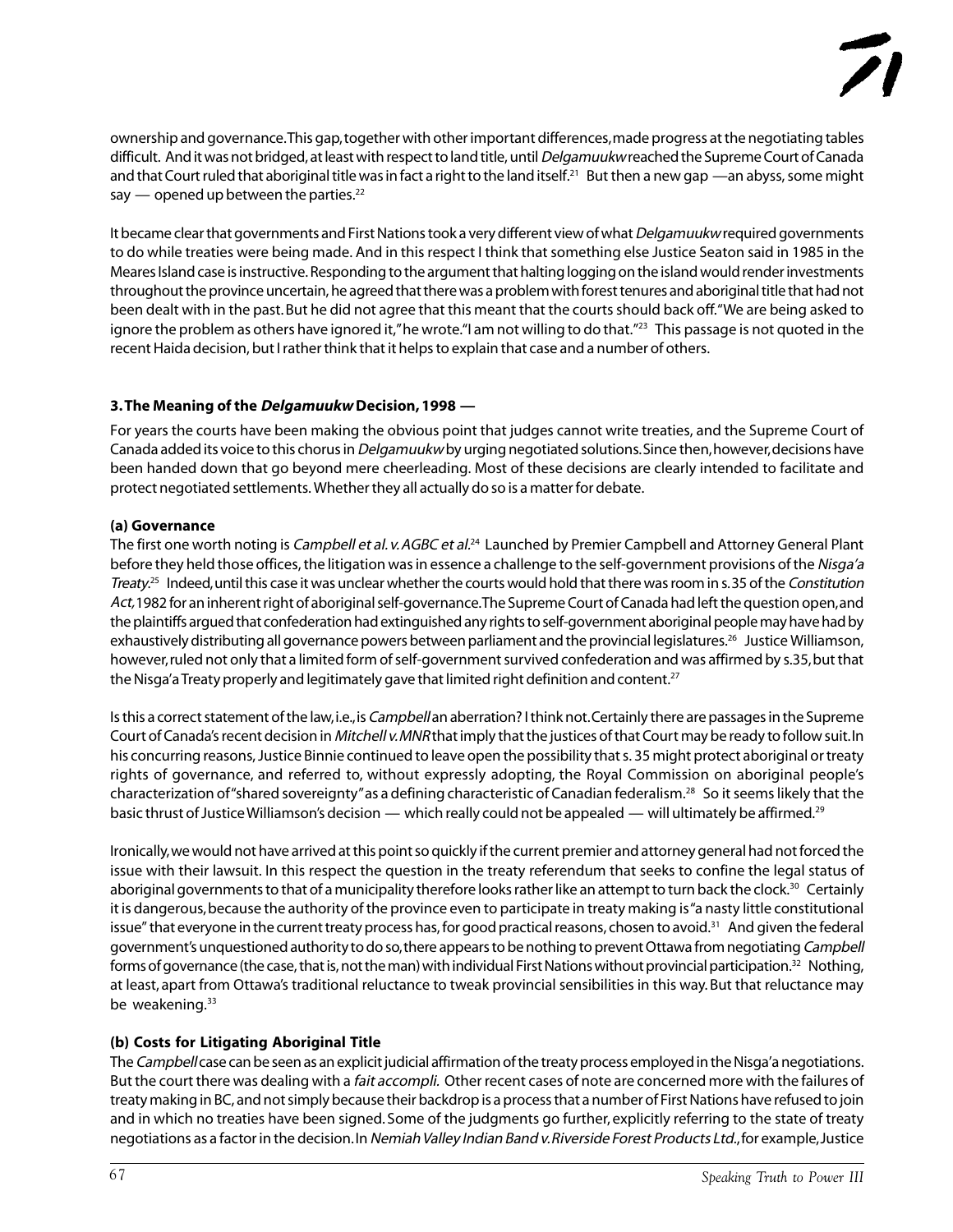ownership and governance. This gap, together with other important differences, made progress at the negotiating tables difficult. And it was not bridged, at least with respect to land title, until *Delgamuukw* reached the Supreme Court of Canada and that Court ruled that aboriginal title was in fact a right to the land itself.[21] But then a new gap —an abyss, some might say — opened up between the parties.[22]

It became clear that governments and First Nations took a very different view of what *Delgamuukw* required governments to do while treaties were being made. And in this respect I think that something else Justice Seaton said in 1985 in the Meares Island case is instructive. Responding to the argument that halting logging on the island would render investments throughout the province uncertain, he agreed that there was a problem with forest tenures and aboriginal title that had not been dealt with in the past. But he did not agree that this meant that the courts should back off. "We are being asked to ignore the problem as others have ignored it," he wrote. "I am not willing to do that."[23] This passage is not quoted in the recent Haida decision, but I rather think that it helps to explain that case and a number of others.

### 3. The Meaning of the *Delgamuukw* Decision, 1998 —

For years the courts have been making the obvious point that judges cannot write treaties, and the Supreme Court of Canada added its voice to this chorus in *Delgamuukw* by urging negotiated solutions. Since then, however, decisions have been handed down that go beyond mere cheerleading. Most of these decisions are clearly intended to facilitate and protect negotiated settlements. Whether they all actually do so is a matter for debate.

#### (a) Governance

The first one worth noting is *Campbell et al. v. AGBC et al.*[24] Launched by Premier Campbell and Attorney General Plant before they held those offices, the litigation was in essence a challenge to the self-government provisions of the *Nisga'a Treaty.*[25] Indeed, until this case it was unclear whether the courts would hold that there was room in s. 35 of the *Constitution Act,* 1982 for an inherent right of aboriginal self-governance. The Supreme Court of Canada had left the question open, and the plaintiffs argued that confederation had extinguished any rights to self-government aboriginal people may have had by exhaustively distributing all governance powers between parliament and the provincial legislatures.[26] Justice Williamson, however, ruled not only that a limited form of self-government survived confederation and was affirmed by s.35, but that the Nisga'a Treaty properly and legitimately gave that limited right definition and content.[27]

Is this a correct statement of the law, i.e., is *Campbell* an aberration? I think not. Certainly there are passages in the Supreme Court of Canada's recent decision in *Mitchell v. MNR* that imply that the justices of that Court may be ready to follow suit. In his concurring reasons, Justice Binnie continued to leave open the possibility that s. 35 might protect aboriginal or treaty rights of governance, and referred to, without expressly adopting, the Royal Commission on aboriginal people's characterization of "shared sovereignty" as a defining characteristic of Canadian federalism.[28] So it seems likely that the basic thrust of Justice Williamson's decision — which really could not be appealed — will ultimately be affirmed.[29]

Ironically, we would not have arrived at this point so quickly if the current premier and attorney general had not forced the issue with their lawsuit. In this respect the question in the treaty referendum that seeks to confine the legal status of aboriginal governments to that of a municipality therefore looks rather like an attempt to turn back the clock.[30] Certainly it is dangerous, because the authority of the province even to participate in treaty making is "a nasty little constitutional issue" that everyone in the current treaty process has, for good practical reasons, chosen to avoid.[31] And given the federal government's unquestioned authority to do so, there appears to be nothing to prevent Ottawa from negotiating *Campbell* forms of governance (the case, that is, not the man) with individual First Nations without provincial participation.[32] Nothing, at least, apart from Ottawa's traditional reluctance to tweak provincial sensibilities in this way. But that reluctance may be weakening.[33]

#### (b) Costs for Litigating Aboriginal Title

The *Campbell* case can be seen as an explicit judicial affirmation of the treaty process employed in the Nisga'a negotiations. But the court there was dealing with a *fait accompli.* Other recent cases of note are concerned more with the failures of treaty making in BC, and not simply because their backdrop is a process that a number of First Nations have refused to join and in which no treaties have been signed. Some of the judgments go further, explicitly referring to the state of treaty negotiations as a factor in the decision. In *Nemiah Valley Indian Band v. Riverside Forest Products Ltd.*, for example, Justice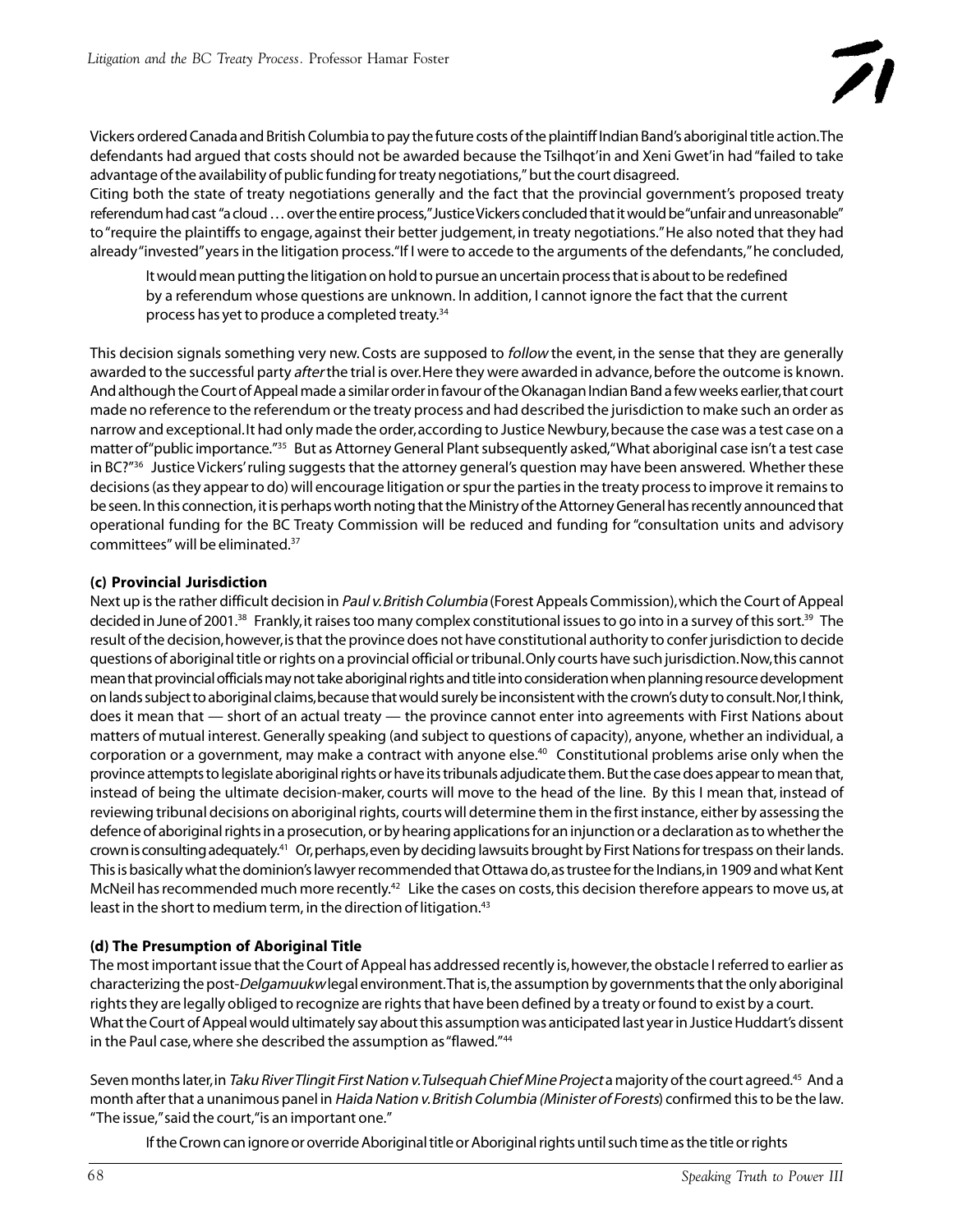Vickers ordered Canada and British Columbia to pay the future costs of the plaintiff Indian Band's aboriginal title action. The defendants had argued that costs should not be awarded because the Tsilhqot'in and Xeni Gwet'in had "failed to take advantage of the availability of public funding for treaty negotiations," but the court disagreed.

Citing both the state of treaty negotiations generally and the fact that the provincial government's proposed treaty referendum had cast "a cloud … over the entire process," Justice Vickers concluded that it would be "unfair and unreasonable" to "require the plaintiffs to engage, against their better judgement, in treaty negotiations." He also noted that they had already "invested" years in the litigation process. "If I were to accede to the arguments of the defendants," he concluded,

> It would mean putting the litigation on hold to pursue an uncertain process that is about to be redefined by a referendum whose questions are unknown. In addition, I cannot ignore the fact that the current process has yet to produce a completed treaty.[34]

This decision signals something very new. Costs are supposed to *follow* the event, in the sense that they are generally awarded to the successful party *after* the trial is over. Here they were awarded in advance, before the outcome is known. And although the Court of Appeal made a similar order in favour of the Okanagan Indian Band a few weeks earlier, that court made no reference to the referendum or the treaty process and had described the jurisdiction to make such an order as narrow and exceptional. It had only made the order, according to Justice Newbury, because the case was a test case on a matter of "public importance."[35] But as Attorney General Plant subsequently asked, "What aboriginal case isn't a test case in BC?"[36] Justice Vickers' ruling suggests that the attorney general's question may have been answered. Whether these decisions (as they appear to do) will encourage litigation or spur the parties in the treaty process to improve it remains to be seen. In this connection, it is perhaps worth noting that the Ministry of the Attorney General has recently announced that operational funding for the BC Treaty Commission will be reduced and funding for "consultation units and advisory committees" will be eliminated.[37]

**(c) Provincial Jurisdiction**

Next up is the rather difficult decision in *Paul v. British Columbia* (Forest Appeals Commission), which the Court of Appeal decided in June of 2001.[38] Frankly, it raises too many complex constitutional issues to go into in a survey of this sort.[39] The result of the decision, however, is that the province does not have constitutional authority to confer jurisdiction to decide questions of aboriginal title or rights on a provincial official or tribunal. Only courts have such jurisdiction. Now, this cannot mean that provincial officials may not take aboriginal rights and title into consideration when planning resource development on lands subject to aboriginal claims, because that would surely be inconsistent with the crown's duty to consult. Nor, I think, does it mean that — short of an actual treaty — the province cannot enter into agreements with First Nations about matters of mutual interest. Generally speaking (and subject to questions of capacity), anyone, whether an individual, a corporation or a government, may make a contract with anyone else.[40] Constitutional problems arise only when the province attempts to legislate aboriginal rights or have its tribunals adjudicate them. But the case does appear to mean that, instead of being the ultimate decision-maker, courts will move to the head of the line. By this I mean that, instead of reviewing tribunal decisions on aboriginal rights, courts will determine them in the first instance, either by assessing the defence of aboriginal rights in a prosecution, or by hearing applications for an injunction or a declaration as to whether the crown is consulting adequately.[41] Or, perhaps, even by deciding lawsuits brought by First Nations for trespass on their lands. This is basically what the dominion's lawyer recommended that Ottawa do, as trustee for the Indians, in 1909 and what Kent McNeil has recommended much more recently.[42] Like the cases on costs, this decision therefore appears to move us, at least in the short to medium term, in the direction of litigation.[43]

**(d) The Presumption of Aboriginal Title**

The most important issue that the Court of Appeal has addressed recently is, however, the obstacle I referred to earlier as characterizing the post-*Delgamuukw* legal environment. That is, the assumption by governments that the only aboriginal rights they are legally obliged to recognize are rights that have been defined by a treaty or found to exist by a court.

What the Court of Appeal would ultimately say about this assumption was anticipated last year in Justice Huddart's dissent in the Paul case, where she described the assumption as "flawed."[44]

Seven months later, in *Taku River Tlingit First Nation v. Tulsequah Chief Mine Project* a majority of the court agreed.[45] And a month after that a unanimous panel in *Haida Nation v. British Columbia (Minister of Forests)* confirmed this to be the law. "The issue," said the court, "is an important one."

> If the Crown can ignore or override Aboriginal title or Aboriginal rights until such time as the title or rights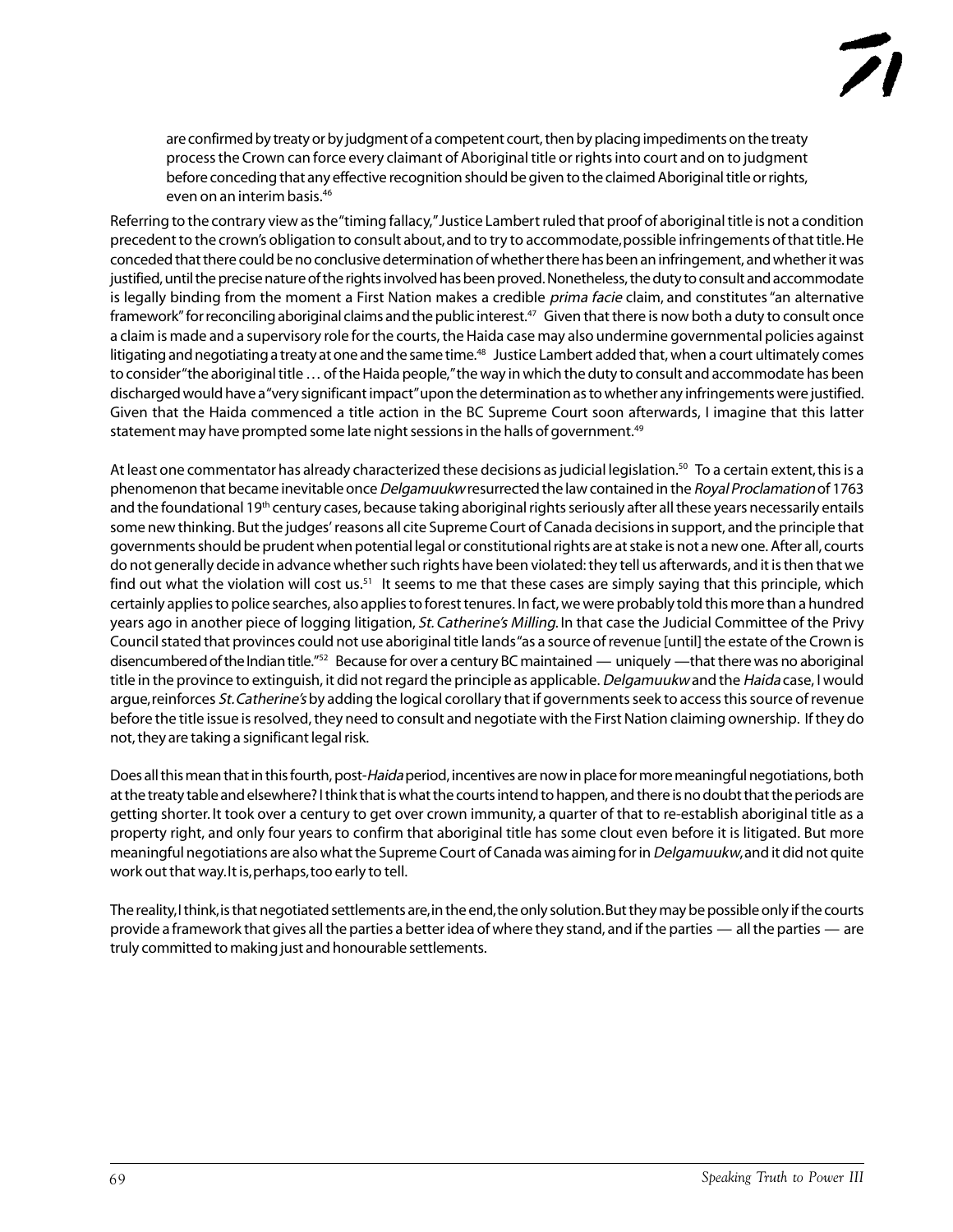> are confirmed by treaty or by judgment of a competent court, then by placing impediments on the treaty process the Crown can force every claimant of Aboriginal title or rights into court and on to judgment before conceding that any effective recognition should be given to the claimed Aboriginal title or rights, even on an interim basis.[46]

Referring to the contrary view as the "timing fallacy," Justice Lambert ruled that proof of aboriginal title is not a condition precedent to the crown's obligation to consult about, and to try to accommodate, possible infringements of that title. He conceded that there could be no conclusive determination of whether there has been an infringement, and whether it was justified, until the precise nature of the rights involved has been proved. Nonetheless, the duty to consult and accommodate is legally binding from the moment a First Nation makes a credible *prima facie* claim, and constitutes "an alternative framework" for reconciling aboriginal claims and the public interest.[47] Given that there is now both a duty to consult once a claim is made and a supervisory role for the courts, the Haida case may also undermine governmental policies against litigating and negotiating a treaty at one and the same time.[48] Justice Lambert added that, when a court ultimately comes to consider "the aboriginal title … of the Haida people," the way in which the duty to consult and accommodate has been discharged would have a "very significant impact" upon the determination as to whether any infringements were justified. Given that the Haida commenced a title action in the BC Supreme Court soon afterwards, I imagine that this latter statement may have prompted some late night sessions in the halls of government.[49]

At least one commentator has already characterized these decisions as judicial legislation.[50] To a certain extent, this is a phenomenon that became inevitable once *Delgamuukw* resurrected the law contained in the *Royal Proclamation* of 1763 and the foundational 19th century cases, because taking aboriginal rights seriously after all these years necessarily entails some new thinking. But the judges' reasons all cite Supreme Court of Canada decisions in support, and the principle that governments should be prudent when potential legal or constitutional rights are at stake is not a new one. After all, courts do not generally decide in advance whether such rights have been violated: they tell us afterwards, and it is then that we find out what the violation will cost us.[51] It seems to me that these cases are simply saying that this principle, which certainly applies to police searches, also applies to forest tenures. In fact, we were probably told this more than a hundred years ago in another piece of logging litigation, *St. Catherine's Milling*. In that case the Judicial Committee of the Privy Council stated that provinces could not use aboriginal title lands "as a source of revenue [until] the estate of the Crown is disencumbered of the Indian title."[52] Because for over a century BC maintained — uniquely — that there was no aboriginal title in the province to extinguish, it did not regard the principle as applicable. *Delgamuukw* and the *Haida* case, I would argue, reinforces *St. Catherine's* by adding the logical corollary that if governments seek to access this source of revenue before the title issue is resolved, they need to consult and negotiate with the First Nation claiming ownership. If they do not, they are taking a significant legal risk.

Does all this mean that in this fourth, post-*Haida* period, incentives are now in place for more meaningful negotiations, both at the treaty table and elsewhere? I think that is what the courts intend to happen, and there is no doubt that the periods are getting shorter. It took over a century to get over crown immunity, a quarter of that to re-establish aboriginal title as a property right, and only four years to confirm that aboriginal title has some clout even before it is litigated. But more meaningful negotiations are also what the Supreme Court of Canada was aiming for in *Delgamuukw*, and it did not quite work out that way. It is, perhaps, too early to tell.

The reality, I think, is that negotiated settlements are, in the end, the only solution. But they may be possible only if the courts provide a framework that gives all the parties a better idea of where they stand, and if the parties — all the parties — are truly committed to making just and honourable settlements.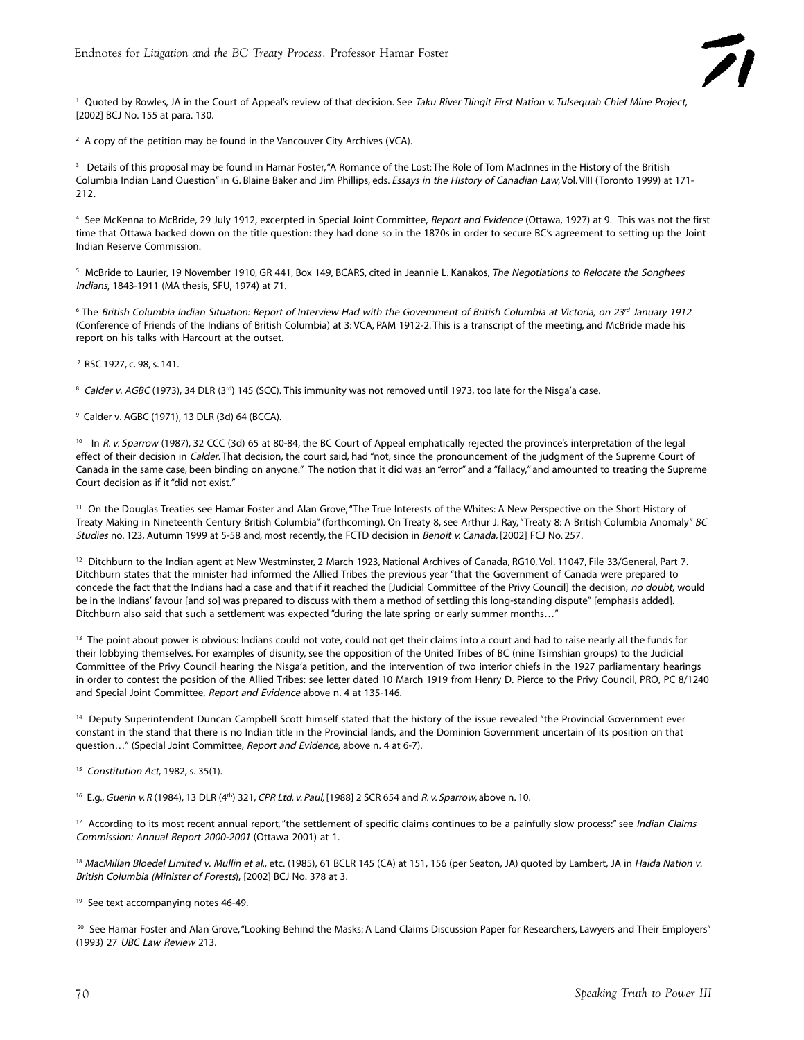[1] Quoted by Rowles, JA in the Court of Appeal's review of that decision. See *Taku River Tlingit First Nation v. Tulsequah Chief Mine Project*, [2002] BCJ No. 155 at para. 130.

[2] A copy of the petition may be found in the Vancouver City Archives (VCA).

[3] Details of this proposal may be found in Hamar Foster, "A Romance of the Lost: The Role of Tom MacInnes in the History of the British Columbia Indian Land Question" in G. Blaine Baker and Jim Phillips, eds. *Essays in the History of Canadian Law*, Vol. VIII (Toronto 1999) at 171-212.

[4] See McKenna to McBride, 29 July 1912, excerpted in Special Joint Committee, *Report and Evidence* (Ottawa, 1927) at 9. This was not the first time that Ottawa backed down on the title question: they had done so in the 1870s in order to secure BC's agreement to setting up the Joint Indian Reserve Commission.

[5] McBride to Laurier, 19 November 1910, GR 441, Box 149, BCARS, cited in Jeannie L. Kanakos, *The Negotiations to Relocate the Songhees Indians*, 1843-1911 (MA thesis, SFU, 1974) at 71.

[6] The *British Columbia Indian Situation: Report of Interview Had with the Government of British Columbia at Victoria, on 23rd January 1912* (Conference of Friends of the Indians of British Columbia) at 3: VCA, PAM 1912-2. This is a transcript of the meeting, and McBride made his report on his talks with Harcourt at the outset.

[7] RSC 1927, c. 98, s. 141.

[8] *Calder v. AGBC* (1973), 34 DLR (3rd) 145 (SCC). This immunity was not removed until 1973, too late for the Nisga'a case.

[9] Calder v. AGBC (1971), 13 DLR (3d) 64 (BCCA).

[10] In *R. v. Sparrow* (1987), 32 CCC (3d) 65 at 80-84, the BC Court of Appeal emphatically rejected the province's interpretation of the legal effect of their decision in *Calder*. That decision, the court said, had "not, since the pronouncement of the judgment of the Supreme Court of Canada in the same case, been binding on anyone." The notion that it did was an "error" and a "fallacy," and amounted to treating the Supreme Court decision as if it "did not exist."

[11] On the Douglas Treaties see Hamar Foster and Alan Grove, "The True Interests of the Whites: A New Perspective on the Short History of Treaty Making in Nineteenth Century British Columbia" (forthcoming). On Treaty 8, see Arthur J. Ray, "Treaty 8: A British Columbia Anomaly" *BC Studies* no. 123, Autumn 1999 at 5-58 and, most recently, the FCTD decision in *Benoit v. Canada*, [2002] FCJ No. 257.

[12] Ditchburn to the Indian agent at New Westminster, 2 March 1923, National Archives of Canada, RG10, Vol. 11047, File 33/General, Part 7. Ditchburn states that the minister had informed the Allied Tribes the previous year "that the Government of Canada were prepared to concede the fact that the Indians had a case and that if it reached the [Judicial Committee of the Privy Council] the decision, *no doubt*, would be in the Indians' favour [and so] was prepared to discuss with them a method of settling this long-standing dispute" [emphasis added]. Ditchburn also said that such a settlement was expected "during the late spring or early summer months…"

[13] The point about power is obvious: Indians could not vote, could not get their claims into a court and had to raise nearly all the funds for their lobbying themselves. For examples of disunity, see the opposition of the United Tribes of BC (nine Tsimshian groups) to the Judicial Committee of the Privy Council hearing the Nisga'a petition, and the intervention of two interior chiefs in the 1927 parliamentary hearings in order to contest the position of the Allied Tribes: see letter dated 10 March 1919 from Henry D. Pierce to the Privy Council, PRO, PC 8/1240 and Special Joint Committee, *Report and Evidence* above n. 4 at 135-146.

[14] Deputy Superintendent Duncan Campbell Scott himself stated that the history of the issue revealed "the Provincial Government ever constant in the stand that there is no Indian title in the Provincial lands, and the Dominion Government uncertain of its position on that question…" (Special Joint Committee, *Report and Evidence*, above n. 4 at 6-7).

[15] *Constitution Act*, 1982, s. 35(1).

[16] E.g., *Guerin v. R* (1984), 13 DLR (4th) 321, *CPR Ltd. v. Paul*, [1988] 2 SCR 654 and *R. v. Sparrow*, above n. 10.

[17] According to its most recent annual report, "the settlement of specific claims continues to be a painfully slow process:" see *Indian Claims Commission: Annual Report 2000-2001* (Ottawa 2001) at 1.

[18] *MacMillan Bloedel Limited v. Mullin et al.*, etc. (1985), 61 BCLR 145 (CA) at 151, 156 (per Seaton, JA) quoted by Lambert, JA in *Haida Nation v. British Columbia (Minister of Forests)*, [2002] BCJ No. 378 at 3.

[19] See text accompanying notes 46-49.

[20] See Hamar Foster and Alan Grove, "Looking Behind the Masks: A Land Claims Discussion Paper for Researchers, Lawyers and Their Employers" (1993) 27 *UBC Law Review* 213.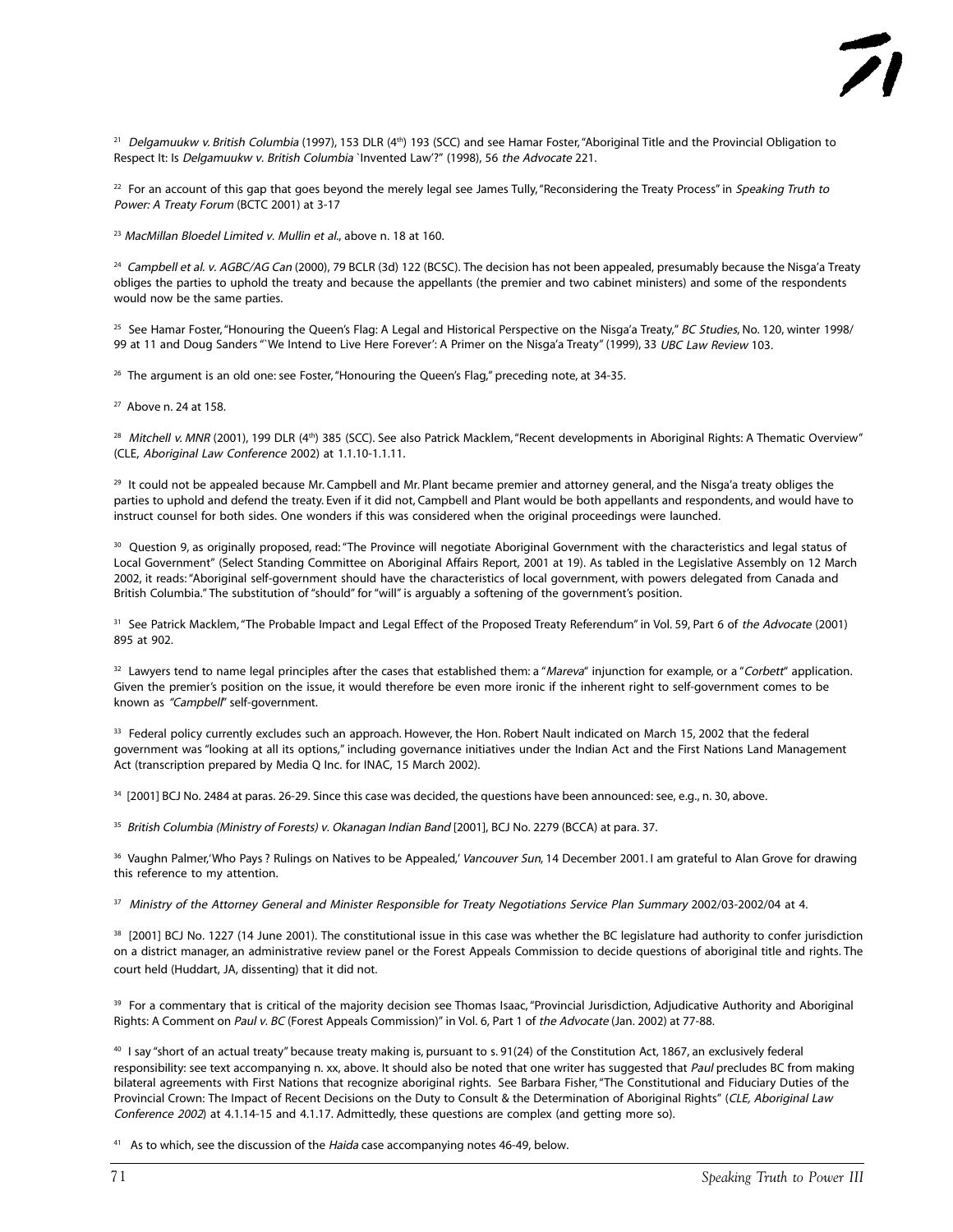[21] *Delgamuukw v. British Columbia* (1997), 153 DLR (4th) 193 (SCC) and see Hamar Foster, "Aboriginal Title and the Provincial Obligation to Respect It: Is *Delgamuukw v. British Columbia* `Invented Law'?" (1998), 56 *the Advocate* 221.

[22] For an account of this gap that goes beyond the merely legal see James Tully, "Reconsidering the Treaty Process" in *Speaking Truth to Power: A Treaty Forum* (BCTC 2001) at 3-17

[23] *MacMillan Bloedel Limited v. Mullin et al.*, above n. 18 at 160.

[24] *Campbell et al. v. AGBC/AG Can* (2000), 79 BCLR (3d) 122 (BCSC). The decision has not been appealed, presumably because the Nisga'a Treaty obliges the parties to uphold the treaty and because the appellants (the premier and two cabinet ministers) and some of the respondents would now be the same parties.

[25] See Hamar Foster, "Honouring the Queen's Flag: A Legal and Historical Perspective on the Nisga'a Treaty," *BC Studies*, No. 120, winter 1998/99 at 11 and Doug Sanders "`We Intend to Live Here Forever': A Primer on the Nisga'a Treaty" (1999), 33 *UBC Law Review* 103.

[26] The argument is an old one: see Foster, "Honouring the Queen's Flag," preceding note, at 34-35.

[27] Above n. 24 at 158.

[28] *Mitchell v. MNR* (2001), 199 DLR (4th) 385 (SCC). See also Patrick Macklem, "Recent developments in Aboriginal Rights: A Thematic Overview" (CLE, *Aboriginal Law Conference* 2002) at 1.1.10-1.1.11.

[29] It could not be appealed because Mr. Campbell and Mr. Plant became premier and attorney general, and the Nisga'a treaty obliges the parties to uphold and defend the treaty. Even if it did not, Campbell and Plant would be both appellants and respondents, and would have to instruct counsel for both sides. One wonders if this was considered when the original proceedings were launched.

[30] Question 9, as originally proposed, read: "The Province will negotiate Aboriginal Government with the characteristics and legal status of Local Government" (Select Standing Committee on Aboriginal Affairs Report, 2001 at 19). As tabled in the Legislative Assembly on 12 March 2002, it reads: "Aboriginal self-government should have the characteristics of local government, with powers delegated from Canada and British Columbia." The substitution of "should" for "will" is arguably a softening of the government's position.

[31] See Patrick Macklem, "The Probable Impact and Legal Effect of the Proposed Treaty Referendum" in Vol. 59, Part 6 of *the Advocate* (2001) 895 at 902.

[32] Lawyers tend to name legal principles after the cases that established them: a "*Mareva*" injunction for example, or a "*Corbett*" application. Given the premier's position on the issue, it would therefore be even more ironic if the inherent right to self-government comes to be known as *"Campbell"* self-government.

[33] Federal policy currently excludes such an approach. However, the Hon. Robert Nault indicated on March 15, 2002 that the federal government was "looking at all its options," including governance initiatives under the Indian Act and the First Nations Land Management Act (transcription prepared by Media Q Inc. for INAC, 15 March 2002).

[34] [2001] BCJ No. 2484 at paras. 26-29. Since this case was decided, the questions have been announced: see, e.g., n. 30, above.

[35] *British Columbia (Ministry of Forests) v. Okanagan Indian Band* [2001], BCJ No. 2279 (BCCA) at para. 37.

[36] Vaughn Palmer, 'Who Pays ? Rulings on Natives to be Appealed,' *Vancouver Sun*, 14 December 2001. I am grateful to Alan Grove for drawing this reference to my attention.

[37] *Ministry of the Attorney General and Minister Responsible for Treaty Negotiations Service Plan Summary* 2002/03-2002/04 at 4.

[38] [2001] BCJ No. 1227 (14 June 2001). The constitutional issue in this case was whether the BC legislature had authority to confer jurisdiction on a district manager, an administrative review panel or the Forest Appeals Commission to decide questions of aboriginal title and rights. The court held (Huddart, JA, dissenting) that it did not.

[39] For a commentary that is critical of the majority decision see Thomas Isaac, "Provincial Jurisdiction, Adjudicative Authority and Aboriginal Rights: A Comment on *Paul v. BC* (Forest Appeals Commission)" in Vol. 6, Part 1 of *the Advocate* (Jan. 2002) at 77-88.

[40] I say "short of an actual treaty" because treaty making is, pursuant to s. 91(24) of the Constitution Act, 1867, an exclusively federal responsibility: see text accompanying n. xx, above. It should also be noted that one writer has suggested that *Paul* precludes BC from making bilateral agreements with First Nations that recognize aboriginal rights. See Barbara Fisher, "The Constitutional and Fiduciary Duties of the Provincial Crown: The Impact of Recent Decisions on the Duty to Consult & the Determination of Aboriginal Rights" (*CLE, Aboriginal Law Conference 2002*) at 4.1.14-15 and 4.1.17. Admittedly, these questions are complex (and getting more so).

[41] As to which, see the discussion of the *Haida* case accompanying notes 46-49, below.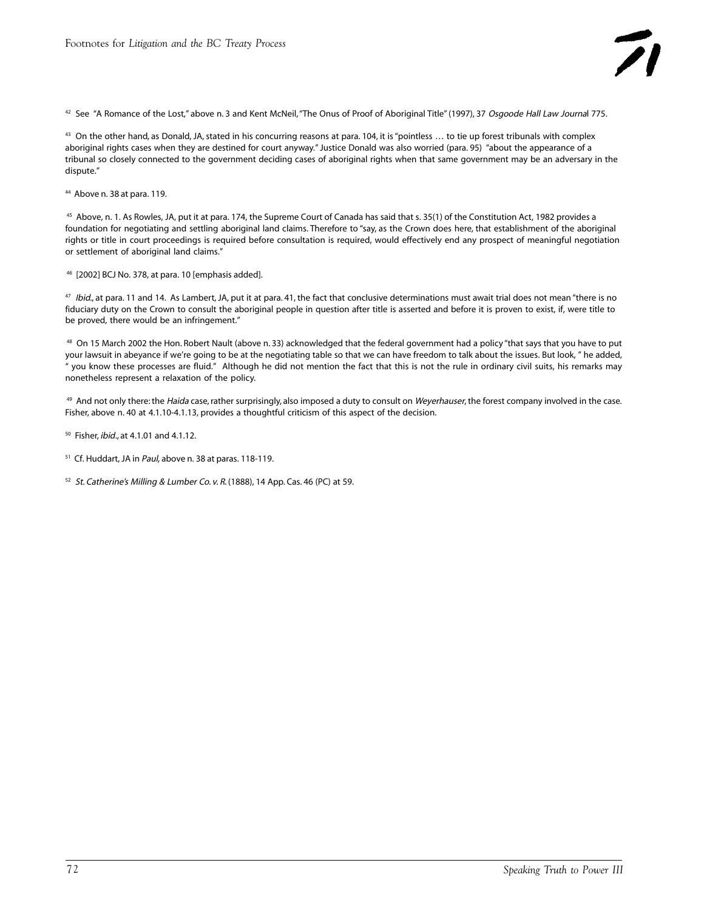[42] See "A Romance of the Lost," above n. 3 and Kent McNeil, "The Onus of Proof of Aboriginal Title" (1997), 37 *Osgoode Hall Law Journa*l 775.

[43] On the other hand, as Donald, JA, stated in his concurring reasons at para. 104, it is "pointless … to tie up forest tribunals with complex aboriginal rights cases when they are destined for court anyway." Justice Donald was also worried (para. 95) "about the appearance of a tribunal so closely connected to the government deciding cases of aboriginal rights when that same government may be an adversary in the dispute."

[44] Above n. 38 at para. 119.

[45] Above, n. 1. As Rowles, JA, put it at para. 174, the Supreme Court of Canada has said that s. 35(1) of the Constitution Act, 1982 provides a foundation for negotiating and settling aboriginal land claims. Therefore to "say, as the Crown does here, that establishment of the aboriginal rights or title in court proceedings is required before consultation is required, would effectively end any prospect of meaningful negotiation or settlement of aboriginal land claims."

[46] [2002] BCJ No. 378, at para. 10 [emphasis added].

[47] *Ibid.*, at para. 11 and 14. As Lambert, JA, put it at para. 41, the fact that conclusive determinations must await trial does not mean "there is no fiduciary duty on the Crown to consult the aboriginal people in question after title is asserted and before it is proven to exist, if, were title to be proved, there would be an infringement."

[48] On 15 March 2002 the Hon. Robert Nault (above n. 33) acknowledged that the federal government had a policy "that says that you have to put your lawsuit in abeyance if we're going to be at the negotiating table so that we can have freedom to talk about the issues. But look, " he added, " you know these processes are fluid." Although he did not mention the fact that this is not the rule in ordinary civil suits, his remarks may nonetheless represent a relaxation of the policy.

[49] And not only there: the *Haida* case, rather surprisingly, also imposed a duty to consult on *Weyerhauser*, the forest company involved in the case. Fisher, above n. 40 at 4.1.10-4.1.13, provides a thoughtful criticism of this aspect of the decision.

[50] Fisher, *ibid*., at 4.1.01 and 4.1.12.

[51] Cf. Huddart, JA in *Paul*, above n. 38 at paras. 118-119.

[52] *St. Catherine's Milling & Lumber Co. v. R.* (1888), 14 App. Cas. 46 (PC) at 59.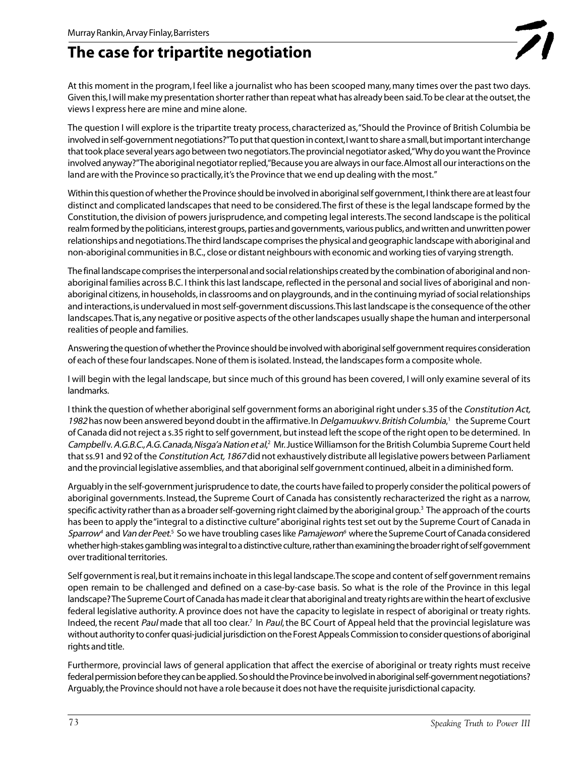Murray Rankin, Arvay Finlay, Barristers

# The case for tripartite negotiation

At this moment in the program, I feel like a journalist who has been scooped many, many times over the past two days. Given this, I will make my presentation shorter rather than repeat what has already been said. To be clear at the outset, the views I express here are mine and mine alone.

The question I will explore is the tripartite treaty process, characterized as, "Should the Province of British Columbia be involved in self-government negotiations?" To put that question in context, I want to share a small, but important interchange that took place several years ago between two negotiators. The provincial negotiator asked, "Why do you want the Province involved anyway?" The aboriginal negotiator replied, "Because you are always in our face. Almost all our interactions on the land are with the Province so practically, it's the Province that we end up dealing with the most."

Within this question of whether the Province should be involved in aboriginal self government, I think there are at least four distinct and complicated landscapes that need to be considered. The first of these is the legal landscape formed by the Constitution, the division of powers jurisprudence, and competing legal interests. The second landscape is the political realm formed by the politicians, interest groups, parties and governments, various publics, and written and unwritten power relationships and negotiations. The third landscape comprises the physical and geographic landscape with aboriginal and non-aboriginal communities in B.C., close or distant neighbours with economic and working ties of varying strength.

The final landscape comprises the interpersonal and social relationships created by the combination of aboriginal and non-aboriginal families across B.C. I think this last landscape, reflected in the personal and social lives of aboriginal and non-aboriginal citizens, in households, in classrooms and on playgrounds, and in the continuing myriad of social relationships and interactions, is undervalued in most self-government discussions. This last landscape is the consequence of the other landscapes. That is, any negative or positive aspects of the other landscapes usually shape the human and interpersonal realities of people and families.

Answering the question of whether the Province should be involved with aboriginal self government requires consideration of each of these four landscapes. None of them is isolated. Instead, the landscapes form a composite whole.

I will begin with the legal landscape, but since much of this ground has been covered, I will only examine several of its landmarks.

I think the question of whether aboriginal self government forms an aboriginal right under s.35 of the *Constitution Act, 1982* has now been answered beyond doubt in the affirmative. In *Delgamuukw* v. *British Columbia*,[1] the Supreme Court of Canada did not reject a s.35 right to self government, but instead left the scope of the right open to be determined. In *Campbell* v. *A.G.B.C., A.G. Canada, Nisga'a Nation et al*,[2] Mr. Justice Williamson for the British Columbia Supreme Court held that ss.91 and 92 of the *Constitution Act, 1867* did not exhaustively distribute all legislative powers between Parliament and the provincial legislative assemblies, and that aboriginal self government continued, albeit in a diminished form.

Arguably in the self-government jurisprudence to date, the courts have failed to properly consider the political powers of aboriginal governments. Instead, the Supreme Court of Canada has consistently recharacterized the right as a narrow, specific activity rather than as a broader self-governing right claimed by the aboriginal group.[3] The approach of the courts has been to apply the "integral to a distinctive culture" aboriginal rights test set out by the Supreme Court of Canada in *Sparrow*[4] and *Van der Peet*.[5] So we have troubling cases like *Pamajewon*[6] where the Supreme Court of Canada considered whether high-stakes gambling was integral to a distinctive culture, rather than examining the broader right of self government over traditional territories.

Self government is real, but it remains inchoate in this legal landscape. The scope and content of self government remains open remain to be challenged and defined on a case-by-case basis. So what is the role of the Province in this legal landscape? The Supreme Court of Canada has made it clear that aboriginal and treaty rights are within the heart of exclusive federal legislative authority. A province does not have the capacity to legislate in respect of aboriginal or treaty rights. Indeed, the recent *Paul* made that all too clear.[7] In *Paul*, the BC Court of Appeal held that the provincial legislature was without authority to confer quasi-judicial jurisdiction on the Forest Appeals Commission to consider questions of aboriginal rights and title.

Furthermore, provincial laws of general application that affect the exercise of aboriginal or treaty rights must receive federal permission before they can be applied. So should the Province be involved in aboriginal self-government negotiations? Arguably, the Province should not have a role because it does not have the requisite jurisdictional capacity.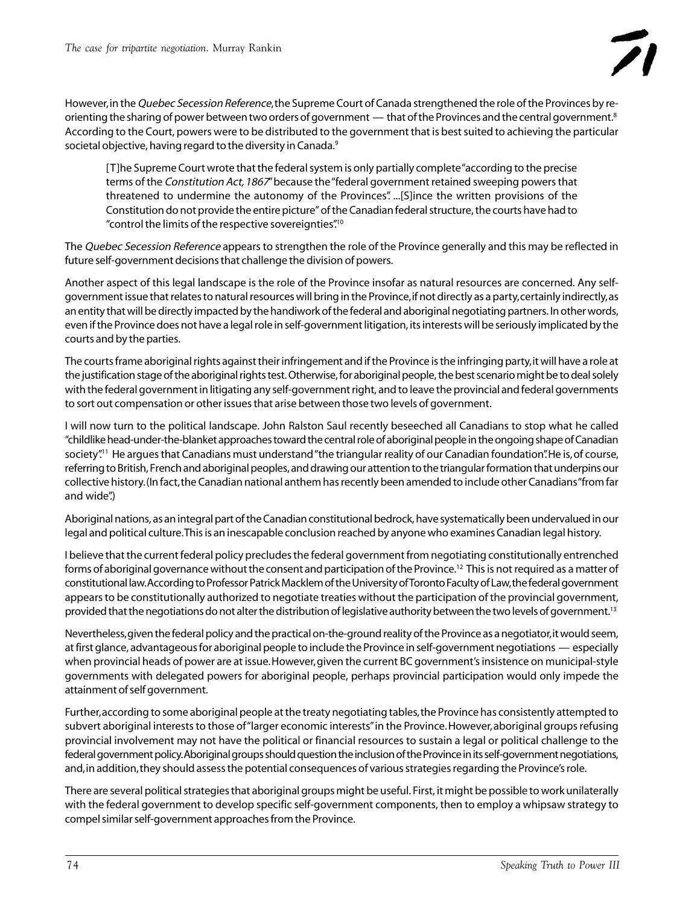However, in the *Quebec Secession Reference*, the Supreme Court of Canada strengthened the role of the Provinces by re-orienting the sharing of power between two orders of government — that of the Provinces and the central government.[8] According to the Court, powers were to be distributed to the government that is best suited to achieving the particular societal objective, having regard to the diversity in Canada.[9]

> [T]he Supreme Court wrote that the federal system is only partially complete "according to the precise terms of the *Constitution Act, 1867*" because the "federal government retained sweeping powers that threatened to undermine the autonomy of the Provinces". ...[S]ince the written provisions of the Constitution do not provide the entire picture" of the Canadian federal structure, the courts have had to "control the limits of the respective sovereignties".[10]

The *Quebec Secession Reference* appears to strengthen the role of the Province generally and this may be reflected in future self-government decisions that challenge the division of powers.

Another aspect of this legal landscape is the role of the Province insofar as natural resources are concerned. Any self-government issue that relates to natural resources will bring in the Province, if not directly as a party, certainly indirectly, as an entity that will be directly impacted by the handiwork of the federal and aboriginal negotiating partners. In other words, even if the Province does not have a legal role in self-government litigation, its interests will be seriously implicated by the courts and by the parties.

The courts frame aboriginal rights against their infringement and if the Province is the infringing party, it will have a role at the justification stage of the aboriginal rights test. Otherwise, for aboriginal people, the best scenario might be to deal solely with the federal government in litigating any self-government right, and to leave the provincial and federal governments to sort out compensation or other issues that arise between those two levels of government.

I will now turn to the political landscape. John Ralston Saul recently beseeched all Canadians to stop what he called "childlike head-under-the-blanket approaches toward the central role of aboriginal people in the ongoing shape of Canadian society".[11] He argues that Canadians must understand "the triangular reality of our Canadian foundation". He is, of course, referring to British, French and aboriginal peoples, and drawing our attention to the triangular formation that underpins our collective history. (In fact, the Canadian national anthem has recently been amended to include other Canadians "from far and wide".)

Aboriginal nations, as an integral part of the Canadian constitutional bedrock, have systematically been undervalued in our legal and political culture. This is an inescapable conclusion reached by anyone who examines Canadian legal history.

I believe that the current federal policy precludes the federal government from negotiating constitutionally entrenched forms of aboriginal governance without the consent and participation of the Province.[12] This is not required as a matter of constitutional law. According to Professor Patrick Macklem of the University of Toronto Faculty of Law, the federal government appears to be constitutionally authorized to negotiate treaties without the participation of the provincial government, provided that the negotiations do not alter the distribution of legislative authority between the two levels of government.[13]

Nevertheless, given the federal policy and the practical on-the-ground reality of the Province as a negotiator, it would seem, at first glance, advantageous for aboriginal people to include the Province in self-government negotiations — especially when provincial heads of power are at issue. However, given the current BC government's insistence on municipal-style governments with delegated powers for aboriginal people, perhaps provincial participation would only impede the attainment of self government.

Further, according to some aboriginal people at the treaty negotiating tables, the Province has consistently attempted to subvert aboriginal interests to those of "larger economic interests" in the Province. However, aboriginal groups refusing provincial involvement may not have the political or financial resources to sustain a legal or political challenge to the federal government policy. Aboriginal groups should question the inclusion of the Province in its self-government negotiations, and, in addition, they should assess the potential consequences of various strategies regarding the Province's role.

There are several political strategies that aboriginal groups might be useful. First, it might be possible to work unilaterally with the federal government to develop specific self-government components, then to employ a whipsaw strategy to compel similar self-government approaches from the Province.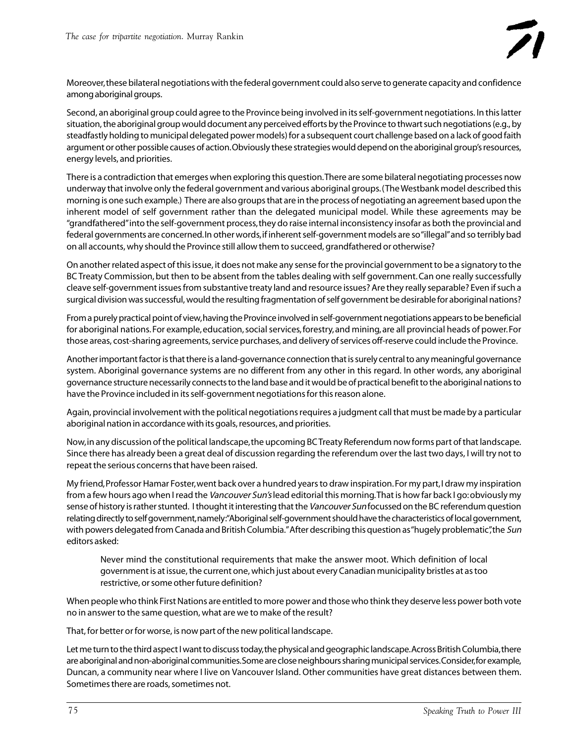Moreover, these bilateral negotiations with the federal government could also serve to generate capacity and confidence among aboriginal groups.

Second, an aboriginal group could agree to the Province being involved in its self-government negotiations. In this latter situation, the aboriginal group would document any perceived efforts by the Province to thwart such negotiations (e.g., by steadfastly holding to municipal delegated power models) for a subsequent court challenge based on a lack of good faith argument or other possible causes of action. Obviously these strategies would depend on the aboriginal group's resources, energy levels, and priorities.

There is a contradiction that emerges when exploring this question. There are some bilateral negotiating processes now underway that involve only the federal government and various aboriginal groups. (The Westbank model described this morning is one such example.) There are also groups that are in the process of negotiating an agreement based upon the inherent model of self government rather than the delegated municipal model. While these agreements may be "grandfathered" into the self-government process, they do raise internal inconsistency insofar as both the provincial and federal governments are concerned. In other words, if inherent self-government models are so "illegal" and so terribly bad on all accounts, why should the Province still allow them to succeed, grandfathered or otherwise?

On another related aspect of this issue, it does not make any sense for the provincial government to be a signatory to the BC Treaty Commission, but then to be absent from the tables dealing with self government. Can one really successfully cleave self-government issues from substantive treaty land and resource issues? Are they really separable? Even if such a surgical division was successful, would the resulting fragmentation of self government be desirable for aboriginal nations?

From a purely practical point of view, having the Province involved in self-government negotiations appears to be beneficial for aboriginal nations. For example, education, social services, forestry, and mining, are all provincial heads of power. For those areas, cost-sharing agreements, service purchases, and delivery of services off-reserve could include the Province.

Another important factor is that there is a land-governance connection that is surely central to any meaningful governance system. Aboriginal governance systems are no different from any other in this regard. In other words, any aboriginal governance structure necessarily connects to the land base and it would be of practical benefit to the aboriginal nations to have the Province included in its self-government negotiations for this reason alone.

Again, provincial involvement with the political negotiations requires a judgment call that must be made by a particular aboriginal nation in accordance with its goals, resources, and priorities.

Now, in any discussion of the political landscape, the upcoming BC Treaty Referendum now forms part of that landscape. Since there has already been a great deal of discussion regarding the referendum over the last two days, I will try not to repeat the serious concerns that have been raised.

My friend, Professor Hamar Foster, went back over a hundred years to draw inspiration. For my part, I draw my inspiration from a few hours ago when I read the *Vancouver Sun's* lead editorial this morning. That is how far back I go: obviously my sense of history is rather stunted. I thought it interesting that the *Vancouver Sun* focussed on the BC referendum question relating directly to self government, namely: "Aboriginal self-government should have the characteristics of local government, with powers delegated from Canada and British Columbia." After describing this question as "hugely problematic", the *Sun* editors asked:

> Never mind the constitutional requirements that make the answer moot. Which definition of local government is at issue, the current one, which just about every Canadian municipality bristles at as too restrictive, or some other future definition?

When people who think First Nations are entitled to more power and those who think they deserve less power both vote no in answer to the same question, what are we to make of the result?

That, for better or for worse, is now part of the new political landscape.

Let me turn to the third aspect I want to discuss today, the physical and geographic landscape. Across British Columbia, there are aboriginal and non-aboriginal communities. Some are close neighbours sharing municipal services. Consider, for example, Duncan, a community near where I live on Vancouver Island. Other communities have great distances between them. Sometimes there are roads, sometimes not.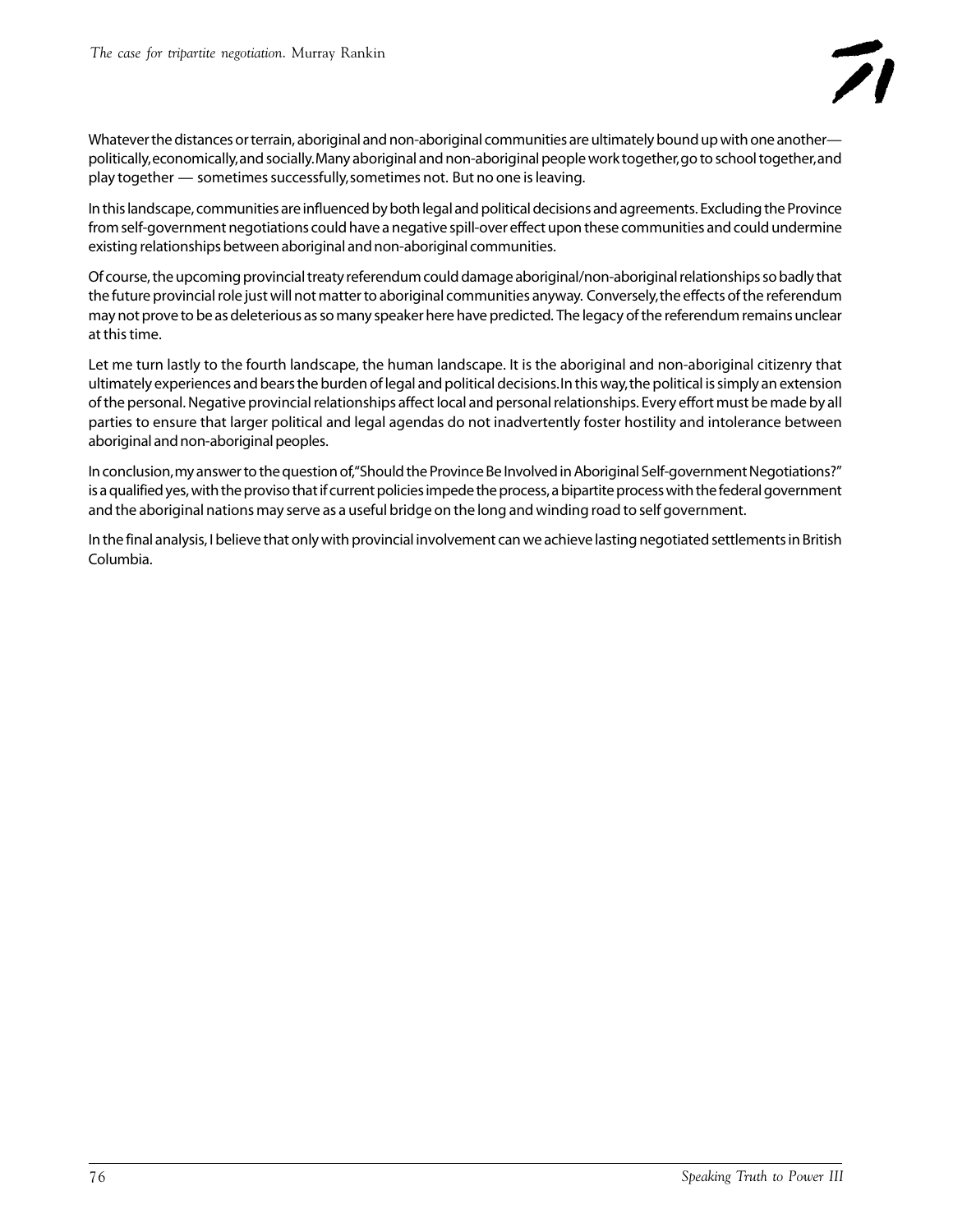Whatever the distances or terrain, aboriginal and non-aboriginal communities are ultimately bound up with one another—politically, economically, and socially. Many aboriginal and non-aboriginal people work together, go to school together, and play together — sometimes successfully, sometimes not. But no one is leaving.

In this landscape, communities are influenced by both legal and political decisions and agreements. Excluding the Province from self-government negotiations could have a negative spill-over effect upon these communities and could undermine existing relationships between aboriginal and non-aboriginal communities.

Of course, the upcoming provincial treaty referendum could damage aboriginal/non-aboriginal relationships so badly that the future provincial role just will not matter to aboriginal communities anyway. Conversely, the effects of the referendum may not prove to be as deleterious as so many speaker here have predicted. The legacy of the referendum remains unclear at this time.

Let me turn lastly to the fourth landscape, the human landscape. It is the aboriginal and non-aboriginal citizenry that ultimately experiences and bears the burden of legal and political decisions. In this way, the political is simply an extension of the personal. Negative provincial relationships affect local and personal relationships. Every effort must be made by all parties to ensure that larger political and legal agendas do not inadvertently foster hostility and intolerance between aboriginal and non-aboriginal peoples.

In conclusion, my answer to the question of, "Should the Province Be Involved in Aboriginal Self-government Negotiations?" is a qualified yes, with the proviso that if current policies impede the process, a bipartite process with the federal government and the aboriginal nations may serve as a useful bridge on the long and winding road to self government.

In the final analysis, I believe that only with provincial involvement can we achieve lasting negotiated settlements in British Columbia.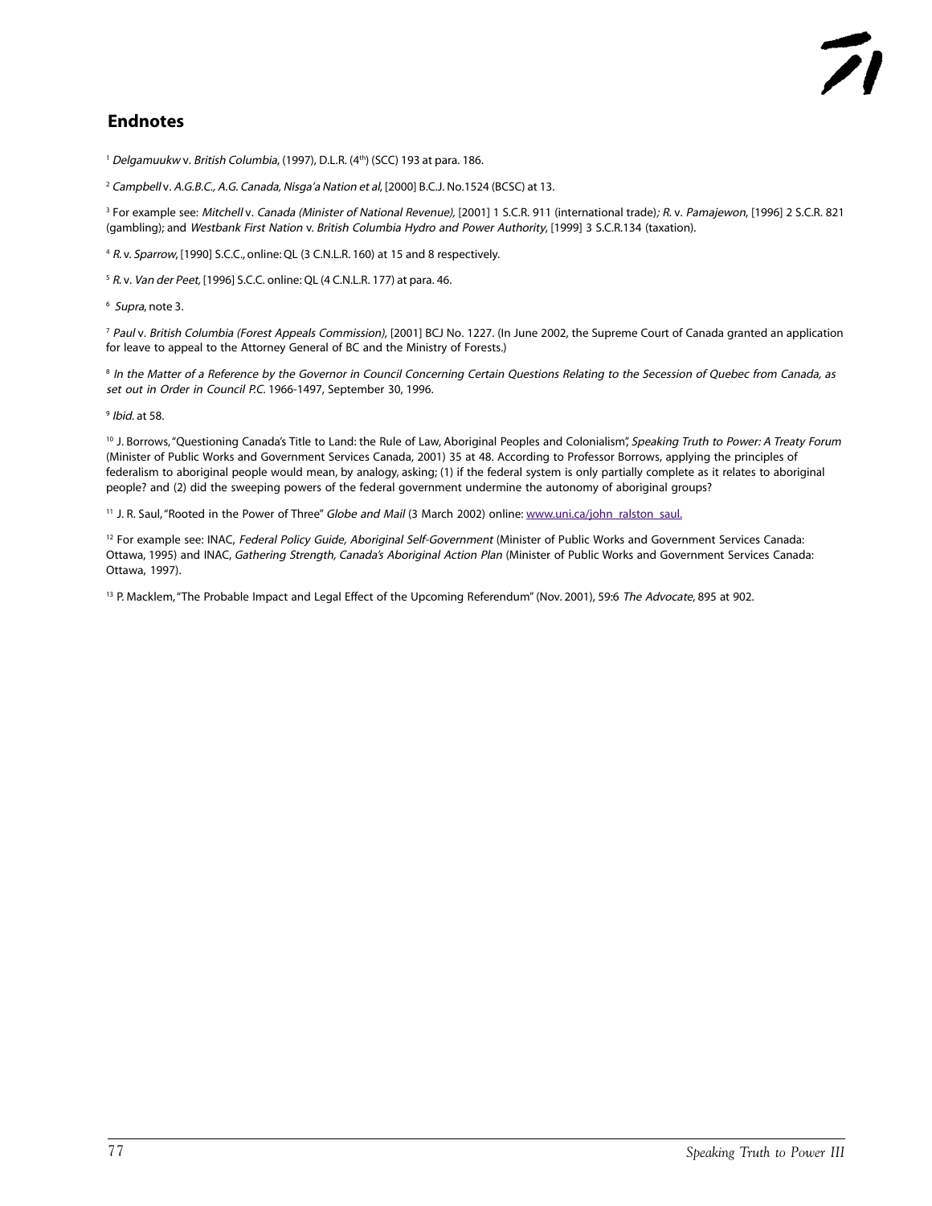## Endnotes

[1] *Delgamuukw* v. *British Columbia*, (1997), D.L.R. (4th) (SCC) 193 at para. 186.

[2] *Campbell* v. *A.G.B.C., A.G. Canada, Nisga'a Nation et al*, [2000] B.C.J. No.1524 (BCSC) at 13.

[3] For example see: *Mitchell* v. *Canada (Minister of National Revenue)*, [2001] 1 S.C.R. 911 (international trade); *R.* v. *Pamajewon*, [1996] 2 S.C.R. 821 (gambling); and *Westbank First Nation* v. *British Columbia Hydro and Power Authority*, [1999] 3 S.C.R.134 (taxation).

[4] *R.* v. *Sparrow*, [1990] S.C.C., online: QL (3 C.N.L.R. 160) at 15 and 8 respectively.

[5] *R.* v. *Van der Peet*, [1996] S.C.C. online: QL (4 C.N.L.R. 177) at para. 46.

[6] *Supra*, note 3.

[7] *Paul* v. *British Columbia (Forest Appeals Commission)*, [2001] BCJ No. 1227. (In June 2002, the Supreme Court of Canada granted an application for leave to appeal to the Attorney General of BC and the Ministry of Forests.)

[8] *In the Matter of a Reference by the Governor in Council Concerning Certain Questions Relating to the Secession of Quebec from Canada, as set out in Order in Council P.C*. 1966-1497, September 30, 1996.

[9] *Ibid.* at 58.

[10] J. Borrows, "Questioning Canada's Title to Land: the Rule of Law, Aboriginal Peoples and Colonialism", *Speaking Truth to Power: A Treaty Forum* (Minister of Public Works and Government Services Canada, 2001) 35 at 48. According to Professor Borrows, applying the principles of federalism to aboriginal people would mean, by analogy, asking; (1) if the federal system is only partially complete as it relates to aboriginal people? and (2) did the sweeping powers of the federal government undermine the autonomy of aboriginal groups?

[11] J. R. Saul, "Rooted in the Power of Three" *Globe and Mail* (3 March 2002) online: www.uni.ca/john_ralston_saul.

[12] For example see: INAC, *Federal Policy Guide, Aboriginal Self-Government* (Minister of Public Works and Government Services Canada: Ottawa, 1995) and INAC, *Gathering Strength, Canada's Aboriginal Action Plan* (Minister of Public Works and Government Services Canada: Ottawa, 1997).

[13] P. Macklem, "The Probable Impact and Legal Effect of the Upcoming Referendum" (Nov. 2001), 59:6 *The Advocate*, 895 at 902.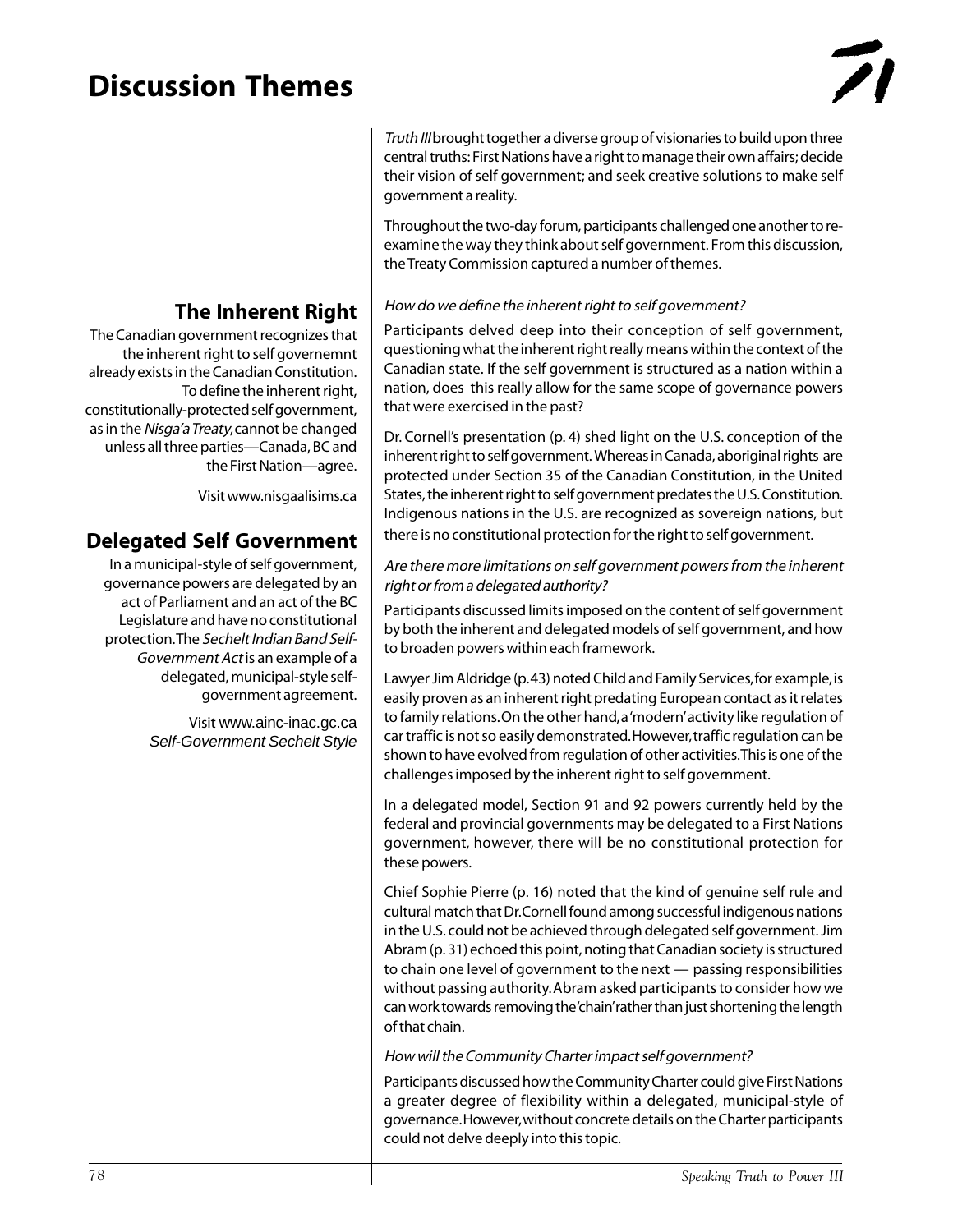# Discussion Themes

*Truth III* brought together a diverse group of visionaries to build upon three central truths: First Nations have a right to manage their own affairs; decide their vision of self government; and seek creative solutions to make self government a reality.

Throughout the two-day forum, participants challenged one another to re-examine the way they think about self government. From this discussion, the Treaty Commission captured a number of themes.

## The Inherent Right

The Canadian government recognizes that the inherent right to self governemnt already exists in the Canadian Constitution. To define the inherent right, constitutionally-protected self government, as in the *Nisga'a Treaty*, cannot be changed unless all three parties—Canada, BC and the First Nation—agree.

Visit www.nisgaalisims.ca

## Delegated Self Government

In a municipal-style of self government, governance powers are delegated by an act of Parliament and an act of the BC Legislature and have no constitutional protection. The *Sechelt Indian Band Self-Government Act* is an example of a delegated, municipal-style self-government agreement.

Visit www.ainc-inac.gc.ca
*Self-Government Sechelt Style*

*How do we define the inherent right to self government?*

Participants delved deep into their conception of self government, questioning what the inherent right really means within the context of the Canadian state. If the self government is structured as a nation within a nation, does this really allow for the same scope of governance powers that were exercised in the past?

Dr. Cornell's presentation (p. 4) shed light on the U.S. conception of the inherent right to self government. Whereas in Canada, aboriginal rights are protected under Section 35 of the Canadian Constitution, in the United States, the inherent right to self government predates the U.S. Constitution. Indigenous nations in the U.S. are recognized as sovereign nations, but there is no constitutional protection for the right to self government.

*Are there more limitations on self government powers from the inherent right or from a delegated authority?*

Participants discussed limits imposed on the content of self government by both the inherent and delegated models of self government, and how to broaden powers within each framework.

Lawyer Jim Aldridge (p.43) noted Child and Family Services, for example, is easily proven as an inherent right predating European contact as it relates to family relations. On the other hand, a 'modern' activity like regulation of car traffic is not so easily demonstrated. However, traffic regulation can be shown to have evolved from regulation of other activities. This is one of the challenges imposed by the inherent right to self government.

In a delegated model, Section 91 and 92 powers currently held by the federal and provincial governments may be delegated to a First Nations government, however, there will be no constitutional protection for these powers.

Chief Sophie Pierre (p. 16) noted that the kind of genuine self rule and cultural match that Dr. Cornell found among successful indigenous nations in the U.S. could not be achieved through delegated self government. Jim Abram (p. 31) echoed this point, noting that Canadian society is structured to chain one level of government to the next — passing responsibilities without passing authority. Abram asked participants to consider how we can work towards removing the 'chain' rather than just shortening the length of that chain.

*How will the Community Charter impact self government?*

Participants discussed how the Community Charter could give First Nations a greater degree of flexibility within a delegated, municipal-style of governance. However, without concrete details on the Charter participants could not delve deeply into this topic.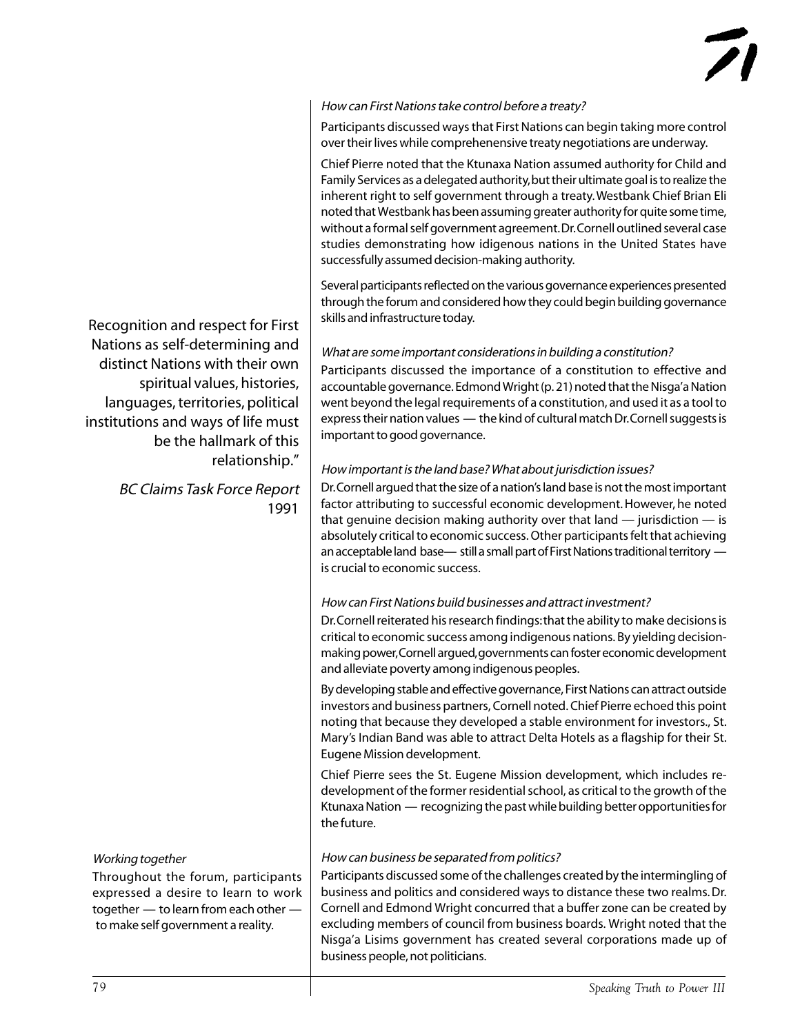*How can First Nations take control before a treaty?*

Participants discussed ways that First Nations can begin taking more control over their lives while comprehenensive treaty negotiations are underway.

Chief Pierre noted that the Ktunaxa Nation assumed authority for Child and Family Services as a delegated authority, but their ultimate goal is to realize the inherent right to self government through a treaty. Westbank Chief Brian Eli noted that Westbank has been assuming greater authority for quite some time, without a formal self government agreement. Dr. Cornell outlined several case studies demonstrating how idigenous nations in the United States have successfully assumed decision-making authority.

Several participants reflected on the various governance experiences presented through the forum and considered how they could begin building governance skills and infrastructure today.

Recognition and respect for First Nations as self-determining and distinct Nations with their own spiritual values, histories, languages, territories, political institutions and ways of life must be the hallmark of this relationship."

*BC Claims Task Force Report* 1991

*What are some important considerations in building a constitution?*

Participants discussed the importance of a constitution to effective and accountable governance. Edmond Wright (p. 21) noted that the Nisga'a Nation went beyond the legal requirements of a constitution, and used it as a tool to express their nation values — the kind of cultural match Dr. Cornell suggests is important to good governance.

*How important is the land base? What about jurisdiction issues?*

Dr. Cornell argued that the size of a nation's land base is not the most important factor attributing to successful economic development. However, he noted that genuine decision making authority over that land — jurisdiction — is absolutely critical to economic success. Other participants felt that achieving an acceptable land base— still a small part of First Nations traditional territory — is crucial to economic success.

*How can First Nations build businesses and attract investment?*

Dr. Cornell reiterated his research findings: that the ability to make decisions is critical to economic success among indigenous nations. By yielding decision-making power, Cornell argued, governments can foster economic development and alleviate poverty among indigenous peoples.

By developing stable and effective governance, First Nations can attract outside investors and business partners, Cornell noted. Chief Pierre echoed this point noting that because they developed a stable environment for investors., St. Mary's Indian Band was able to attract Delta Hotels as a flagship for their St. Eugene Mission development.

Chief Pierre sees the St. Eugene Mission development, which includes re-development of the former residential school, as critical to the growth of the Ktunaxa Nation — recognizing the past while building better opportunities for the future.

*Working together*

Throughout the forum, participants expressed a desire to learn to work together — to learn from each other — to make self government a reality.

*How can business be separated from politics?*

Participants discussed some of the challenges created by the intermingling of business and politics and considered ways to distance these two realms. Dr. Cornell and Edmond Wright concurred that a buffer zone can be created by excluding members of council from business boards. Wright noted that the Nisga'a Lisims government has created several corporations made up of business people, not politicians.